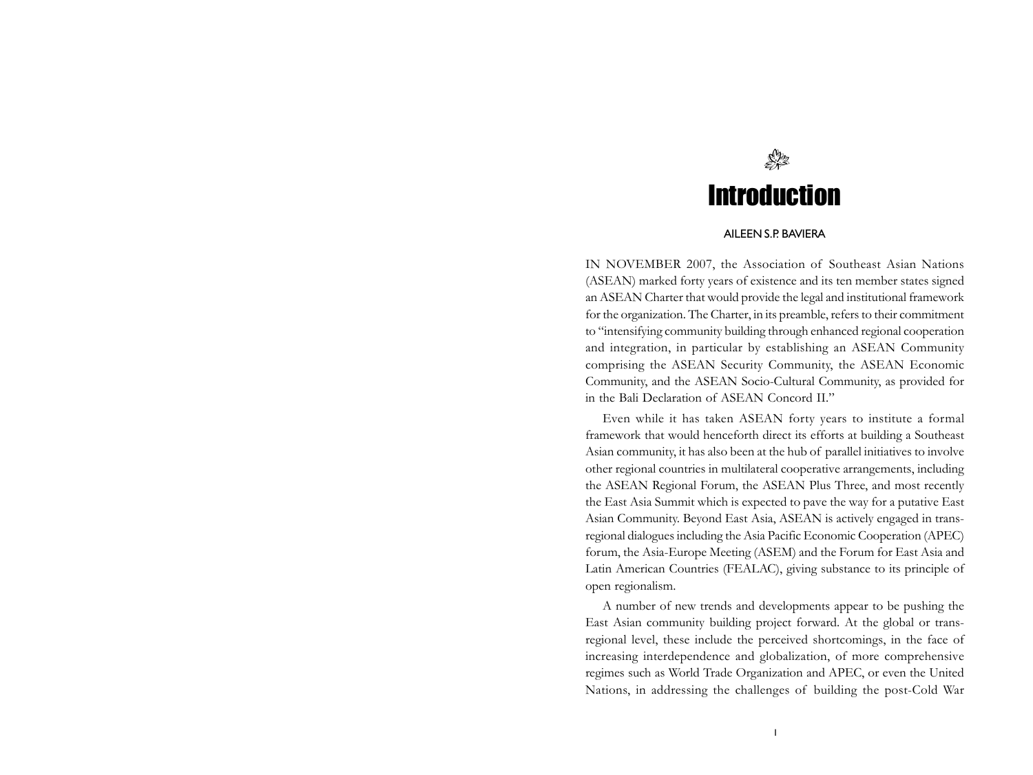# Introduction

AILEEN S.P. BAVIERA

IN NOVEMBER 2007, the Association of Southeast Asian Nations (ASEAN) marked forty years of existence and its ten member states signed an ASEAN Charter that would provide the legal and institutional framework for the organization. The Charter, in its preamble, refers to their commitment to "intensifying community building through enhanced regional cooperation and integration, in particular by establishing an ASEAN Community comprising the ASEAN Security Community, the ASEAN Economic Community, and the ASEAN Socio-Cultural Community, as provided for in the Bali Declaration of ASEAN Concord II."

Even while it has taken ASEAN forty years to institute a formal framework that would henceforth direct its efforts at building a Southeast Asian community, it has also been at the hub of parallel initiatives to involve other regional countries in multilateral cooperative arrangements, including the ASEAN Regional Forum, the ASEAN Plus Three, and most recently the East Asia Summit which is expected to pave the way for a putative East Asian Community. Beyond East Asia, ASEAN is actively engaged in trans-regional dialogues including the Asia Pacific Economic Cooperation (APEC) forum, the Asia-Europe Meeting (ASEM) and the Forum for East Asia and Latin American Countries (FEALAC), giving substance to its principle of open regionalism.

A number of new trends and developments appear to be pushing the East Asian community building project forward. At the global or trans-regional level, these include the perceived shortcomings, in the face of increasing interdependence and globalization, of more comprehensive regimes such as World Trade Organization and APEC, or even the United Nations, in addressing the challenges of building the post-Cold War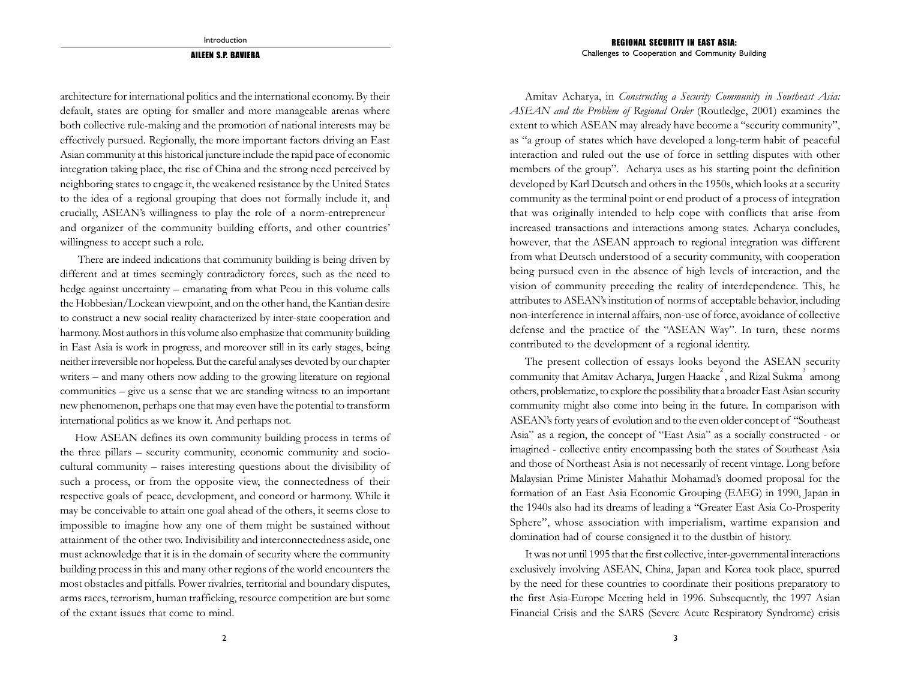architecture for international politics and the international economy. By their default, states are opting for smaller and more manageable arenas where both collective rule-making and the promotion of national interests may be effectively pursued. Regionally, the more important factors driving an East Asian community at this historical juncture include the rapid pace of economic integration taking place, the rise of China and the strong need perceived by neighboring states to engage it, the weakened resistance by the United States to the idea of a regional grouping that does not formally include it, and crucially, ASEAN's willingness to play the role of a norm-entrepreneur[1] and organizer of the community building efforts, and other countries' willingness to accept such a role.

There are indeed indications that community building is being driven by different and at times seemingly contradictory forces, such as the need to hedge against uncertainty – emanating from what Peou in this volume calls the Hobbesian/Lockean viewpoint, and on the other hand, the Kantian desire to construct a new social reality characterized by inter-state cooperation and harmony. Most authors in this volume also emphasize that community building in East Asia is work in progress, and moreover still in its early stages, being neither irreversible nor hopeless. But the careful analyses devoted by our chapter writers – and many others now adding to the growing literature on regional communities – give us a sense that we are standing witness to an important new phenomenon, perhaps one that may even have the potential to transform international politics as we know it. And perhaps not.

How ASEAN defines its own community building process in terms of the three pillars – security community, economic community and socio-cultural community – raises interesting questions about the divisibility of such a process, or from the opposite view, the connectedness of their respective goals of peace, development, and concord or harmony. While it may be conceivable to attain one goal ahead of the others, it seems close to impossible to imagine how any one of them might be sustained without attainment of the other two. Indivisibility and interconnectedness aside, one must acknowledge that it is in the domain of security where the community building process in this and many other regions of the world encounters the most obstacles and pitfalls. Power rivalries, territorial and boundary disputes, arms races, terrorism, human trafficking, resource competition are but some of the extant issues that come to mind.

Amitav Acharya, in *Constructing a Security Community in Southeast Asia: ASEAN and the Problem of Regional Order* (Routledge, 2001) examines the extent to which ASEAN may already have become a "security community", as "a group of states which have developed a long-term habit of peaceful interaction and ruled out the use of force in settling disputes with other members of the group". Acharya uses as his starting point the definition developed by Karl Deutsch and others in the 1950s, which looks at a security community as the terminal point or end product of a process of integration that was originally intended to help cope with conflicts that arise from increased transactions and interactions among states. Acharya concludes, however, that the ASEAN approach to regional integration was different from what Deutsch understood of a security community, with cooperation being pursued even in the absence of high levels of interaction, and the vision of community preceding the reality of interdependence. This, he attributes to ASEAN's institution of norms of acceptable behavior, including non-interference in internal affairs, non-use of force, avoidance of collective defense and the practice of the "ASEAN Way". In turn, these norms contributed to the development of a regional identity.

The present collection of essays looks beyond the ASEAN security community that Amitav Acharya, Jurgen Haacke[2], and Rizal Sukma[3] among others, problematize, to explore the possibility that a broader East Asian security community might also come into being in the future. In comparison with ASEAN's forty years of evolution and to the even older concept of "Southeast Asia" as a region, the concept of "East Asia" as a socially constructed - or imagined - collective entity encompassing both the states of Southeast Asia and those of Northeast Asia is not necessarily of recent vintage. Long before Malaysian Prime Minister Mahathir Mohamad's doomed proposal for the formation of an East Asia Economic Grouping (EAEG) in 1990, Japan in the 1940s also had its dreams of leading a "Greater East Asia Co-Prosperity Sphere", whose association with imperialism, wartime expansion and domination had of course consigned it to the dustbin of history.

It was not until 1995 that the first collective, inter-governmental interactions exclusively involving ASEAN, China, Japan and Korea took place, spurred by the need for these countries to coordinate their positions preparatory to the first Asia-Europe Meeting held in 1996. Subsequently, the 1997 Asian Financial Crisis and the SARS (Severe Acute Respiratory Syndrome) crisis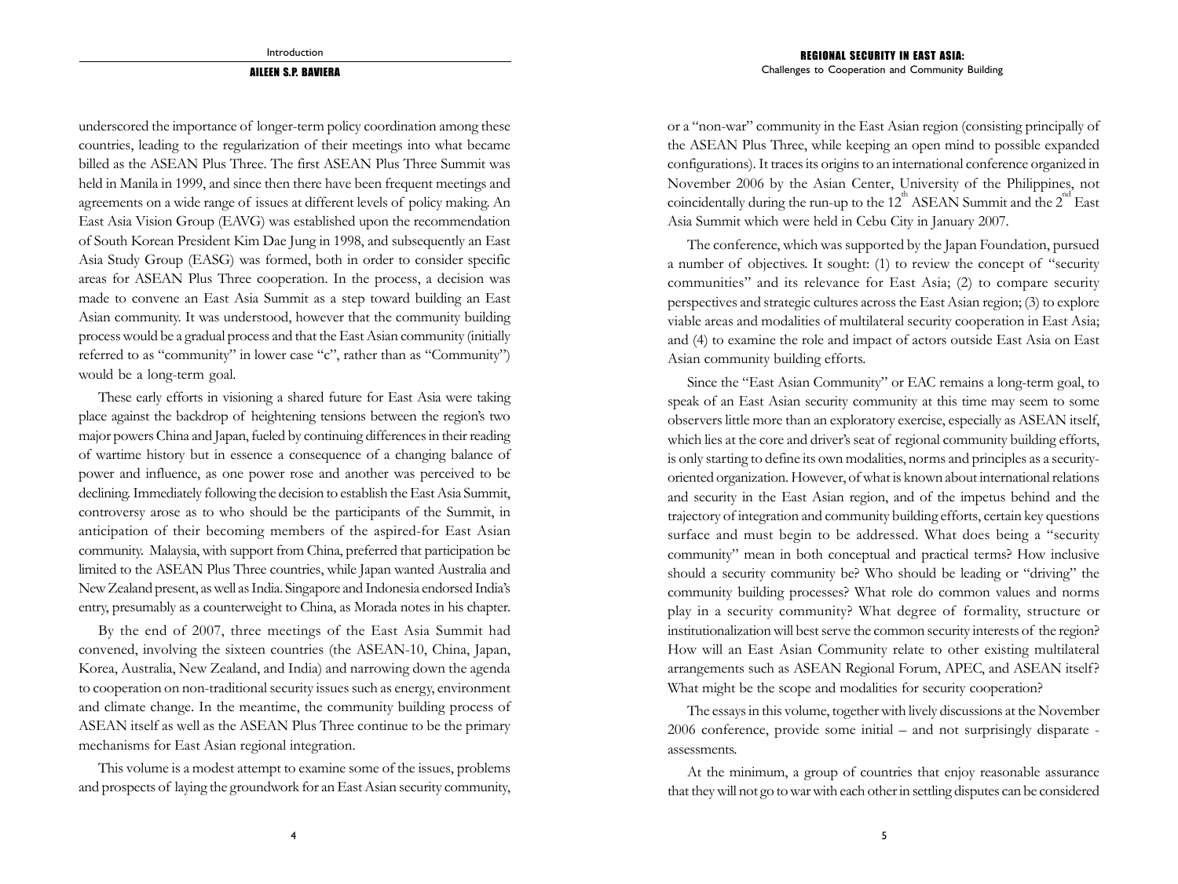underscored the importance of longer-term policy coordination among these countries, leading to the regularization of their meetings into what became billed as the ASEAN Plus Three. The first ASEAN Plus Three Summit was held in Manila in 1999, and since then there have been frequent meetings and agreements on a wide range of issues at different levels of policy making. An East Asia Vision Group (EAVG) was established upon the recommendation of South Korean President Kim Dae Jung in 1998, and subsequently an East Asia Study Group (EASG) was formed, both in order to consider specific areas for ASEAN Plus Three cooperation. In the process, a decision was made to convene an East Asia Summit as a step toward building an East Asian community. It was understood, however that the community building process would be a gradual process and that the East Asian community (initially referred to as "community" in lower case "c", rather than as "Community") would be a long-term goal.

These early efforts in visioning a shared future for East Asia were taking place against the backdrop of heightening tensions between the region's two major powers China and Japan, fueled by continuing differences in their reading of wartime history but in essence a consequence of a changing balance of power and influence, as one power rose and another was perceived to be declining. Immediately following the decision to establish the East Asia Summit, controversy arose as to who should be the participants of the Summit, in anticipation of their becoming members of the aspired-for East Asian community. Malaysia, with support from China, preferred that participation be limited to the ASEAN Plus Three countries, while Japan wanted Australia and New Zealand present, as well as India. Singapore and Indonesia endorsed India's entry, presumably as a counterweight to China, as Morada notes in his chapter.

By the end of 2007, three meetings of the East Asia Summit had convened, involving the sixteen countries (the ASEAN-10, China, Japan, Korea, Australia, New Zealand, and India) and narrowing down the agenda to cooperation on non-traditional security issues such as energy, environment and climate change. In the meantime, the community building process of ASEAN itself as well as the ASEAN Plus Three continue to be the primary mechanisms for East Asian regional integration.

This volume is a modest attempt to examine some of the issues, problems and prospects of laying the groundwork for an East Asian security community, or a "non-war" community in the East Asian region (consisting principally of the ASEAN Plus Three, while keeping an open mind to possible expanded configurations). It traces its origins to an international conference organized in November 2006 by the Asian Center, University of the Philippines, not coincidentally during the run-up to the 12th ASEAN Summit and the 2nd East Asia Summit which were held in Cebu City in January 2007.

The conference, which was supported by the Japan Foundation, pursued a number of objectives. It sought: (1) to review the concept of "security communities" and its relevance for East Asia; (2) to compare security perspectives and strategic cultures across the East Asian region; (3) to explore viable areas and modalities of multilateral security cooperation in East Asia; and (4) to examine the role and impact of actors outside East Asia on East Asian community building efforts.

Since the "East Asian Community" or EAC remains a long-term goal, to speak of an East Asian security community at this time may seem to some observers little more than an exploratory exercise, especially as ASEAN itself, which lies at the core and driver's seat of regional community building efforts, is only starting to define its own modalities, norms and principles as a security-oriented organization. However, of what is known about international relations and security in the East Asian region, and of the impetus behind and the trajectory of integration and community building efforts, certain key questions surface and must begin to be addressed. What does being a "security community" mean in both conceptual and practical terms? How inclusive should a security community be? Who should be leading or "driving" the community building processes? What role do common values and norms play in a security community? What degree of formality, structure or institutionalization will best serve the common security interests of the region? How will an East Asian Community relate to other existing multilateral arrangements such as ASEAN Regional Forum, APEC, and ASEAN itself? What might be the scope and modalities for security cooperation?

The essays in this volume, together with lively discussions at the November 2006 conference, provide some initial – and not surprisingly disparate - assessments.

At the minimum, a group of countries that enjoy reasonable assurance that they will not go to war with each other in settling disputes can be considered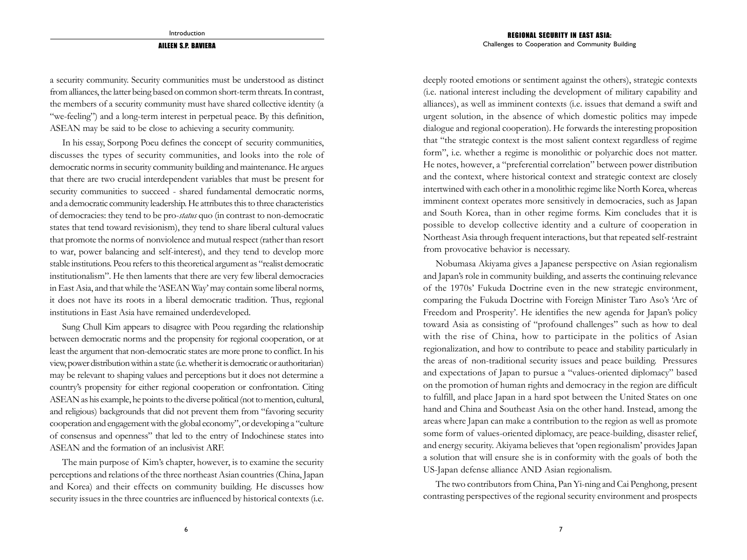a security community. Security communities must be understood as distinct from alliances, the latter being based on common short-term threats. In contrast, the members of a security community must have shared collective identity (a "we-feeling") and a long-term interest in perpetual peace. By this definition, ASEAN may be said to be close to achieving a security community.

In his essay, Sorpong Poeu defines the concept of security communities, discusses the types of security communities, and looks into the role of democratic norms in security community building and maintenance. He argues that there are two crucial interdependent variables that must be present for security communities to succeed - shared fundamental democratic norms, and a democratic community leadership. He attributes this to three characteristics of democracies: they tend to be pro-*status* quo (in contrast to non-democratic states that tend toward revisionism), they tend to share liberal cultural values that promote the norms of nonviolence and mutual respect (rather than resort to war, power balancing and self-interest), and they tend to develop more stable institutions. Peou refers to this theoretical argument as "realist democratic institutionalism". He then laments that there are very few liberal democracies in East Asia, and that while the 'ASEAN Way' may contain some liberal norms, it does not have its roots in a liberal democratic tradition. Thus, regional institutions in East Asia have remained underdeveloped.

Sung Chull Kim appears to disagree with Peou regarding the relationship between democratic norms and the propensity for regional cooperation, or at least the argument that non-democratic states are more prone to conflict. In his view, power distribution within a state (i.e. whether it is democratic or authoritarian) may be relevant to shaping values and perceptions but it does not determine a country's propensity for either regional cooperation or confrontation. Citing ASEAN as his example, he points to the diverse political (not to mention, cultural, and religious) backgrounds that did not prevent them from "favoring security cooperation and engagement with the global economy", or developing a "culture of consensus and openness" that led to the entry of Indochinese states into ASEAN and the formation of an inclusivist ARF.

The main purpose of Kim's chapter, however, is to examine the security perceptions and relations of the three northeast Asian countries (China, Japan and Korea) and their effects on community building. He discusses how security issues in the three countries are influenced by historical contexts (i.e. deeply rooted emotions or sentiment against the others), strategic contexts (i.e. national interest including the development of military capability and alliances), as well as imminent contexts (i.e. issues that demand a swift and urgent solution, in the absence of which domestic politics may impede dialogue and regional cooperation). He forwards the interesting proposition that "the strategic context is the most salient context regardless of regime form", i.e. whether a regime is monolithic or polyarchic does not matter. He notes, however, a "preferential correlation" between power distribution and the context, where historical context and strategic context are closely intertwined with each other in a monolithic regime like North Korea, whereas imminent context operates more sensitively in democracies, such as Japan and South Korea, than in other regime forms. Kim concludes that it is possible to develop collective identity and a culture of cooperation in Northeast Asia through frequent interactions, but that repeated self-restraint from provocative behavior is necessary.

Nobumasa Akiyama gives a Japanese perspective on Asian regionalism and Japan's role in community building, and asserts the continuing relevance of the 1970s' Fukuda Doctrine even in the new strategic environment, comparing the Fukuda Doctrine with Foreign Minister Taro Aso's 'Arc of Freedom and Prosperity'. He identifies the new agenda for Japan's policy toward Asia as consisting of "profound challenges" such as how to deal with the rise of China, how to participate in the politics of Asian regionalization, and how to contribute to peace and stability particularly in the areas of non-traditional security issues and peace building. Pressures and expectations of Japan to pursue a "values-oriented diplomacy" based on the promotion of human rights and democracy in the region are difficult to fulfill, and place Japan in a hard spot between the United States on one hand and China and Southeast Asia on the other hand. Instead, among the areas where Japan can make a contribution to the region as well as promote some form of values-oriented diplomacy, are peace-building, disaster relief, and energy security. Akiyama believes that 'open regionalism' provides Japan a solution that will ensure she is in conformity with the goals of both the US-Japan defense alliance AND Asian regionalism.

The two contributors from China, Pan Yi-ning and Cai Penghong, present contrasting perspectives of the regional security environment and prospects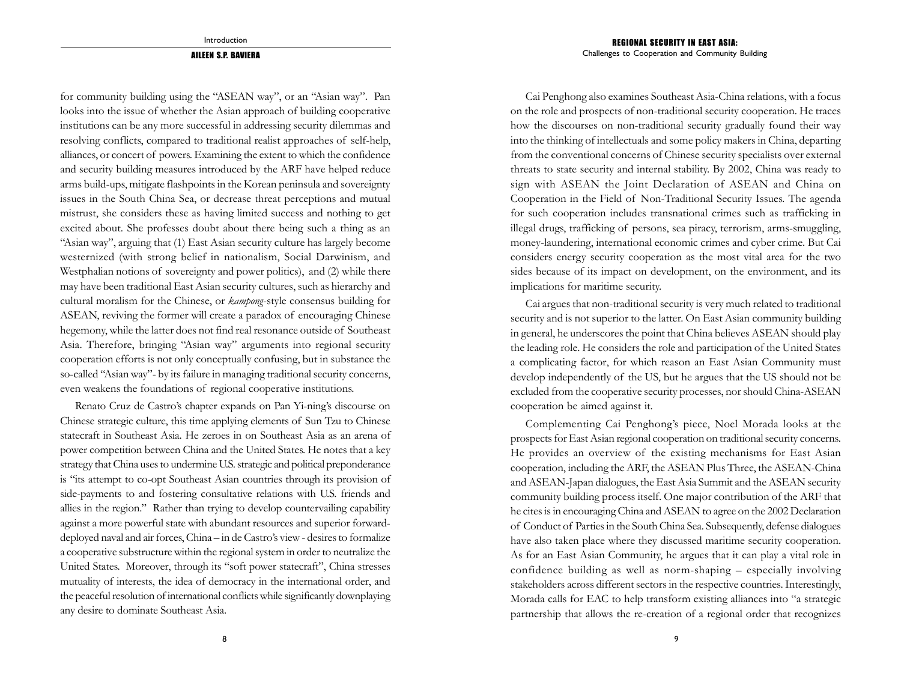for community building using the "ASEAN way", or an "Asian way". Pan looks into the issue of whether the Asian approach of building cooperative institutions can be any more successful in addressing security dilemmas and resolving conflicts, compared to traditional realist approaches of self-help, alliances, or concert of powers. Examining the extent to which the confidence and security building measures introduced by the ARF have helped reduce arms build-ups, mitigate flashpoints in the Korean peninsula and sovereignty issues in the South China Sea, or decrease threat perceptions and mutual mistrust, she considers these as having limited success and nothing to get excited about. She professes doubt about there being such a thing as an "Asian way", arguing that (1) East Asian security culture has largely become westernized (with strong belief in nationalism, Social Darwinism, and Westphalian notions of sovereignty and power politics), and (2) while there may have been traditional East Asian security cultures, such as hierarchy and cultural moralism for the Chinese, or *kampong*-style consensus building for ASEAN, reviving the former will create a paradox of encouraging Chinese hegemony, while the latter does not find real resonance outside of Southeast Asia. Therefore, bringing "Asian way" arguments into regional security cooperation efforts is not only conceptually confusing, but in substance the so-called "Asian way"- by its failure in managing traditional security concerns, even weakens the foundations of regional cooperative institutions.

Renato Cruz de Castro's chapter expands on Pan Yi-ning's discourse on Chinese strategic culture, this time applying elements of Sun Tzu to Chinese statecraft in Southeast Asia. He zeroes in on Southeast Asia as an arena of power competition between China and the United States. He notes that a key strategy that China uses to undermine U.S. strategic and political preponderance is "its attempt to co-opt Southeast Asian countries through its provision of side-payments to and fostering consultative relations with U.S. friends and allies in the region." Rather than trying to develop countervailing capability against a more powerful state with abundant resources and superior forward-deployed naval and air forces, China – in de Castro's view - desires to formalize a cooperative substructure within the regional system in order to neutralize the United States. Moreover, through its "soft power statecraft", China stresses mutuality of interests, the idea of democracy in the international order, and the peaceful resolution of international conflicts while significantly downplaying any desire to dominate Southeast Asia.

Cai Penghong also examines Southeast Asia-China relations, with a focus on the role and prospects of non-traditional security cooperation. He traces how the discourses on non-traditional security gradually found their way into the thinking of intellectuals and some policy makers in China, departing from the conventional concerns of Chinese security specialists over external threats to state security and internal stability. By 2002, China was ready to sign with ASEAN the Joint Declaration of ASEAN and China on Cooperation in the Field of Non-Traditional Security Issues. The agenda for such cooperation includes transnational crimes such as trafficking in illegal drugs, trafficking of persons, sea piracy, terrorism, arms-smuggling, money-laundering, international economic crimes and cyber crime. But Cai considers energy security cooperation as the most vital area for the two sides because of its impact on development, on the environment, and its implications for maritime security.

Cai argues that non-traditional security is very much related to traditional security and is not superior to the latter. On East Asian community building in general, he underscores the point that China believes ASEAN should play the leading role. He considers the role and participation of the United States a complicating factor, for which reason an East Asian Community must develop independently of the US, but he argues that the US should not be excluded from the cooperative security processes, nor should China-ASEAN cooperation be aimed against it.

Complementing Cai Penghong's piece, Noel Morada looks at the prospects for East Asian regional cooperation on traditional security concerns. He provides an overview of the existing mechanisms for East Asian cooperation, including the ARF, the ASEAN Plus Three, the ASEAN-China and ASEAN-Japan dialogues, the East Asia Summit and the ASEAN security community building process itself. One major contribution of the ARF that he cites is in encouraging China and ASEAN to agree on the 2002 Declaration of Conduct of Parties in the South China Sea. Subsequently, defense dialogues have also taken place where they discussed maritime security cooperation. As for an East Asian Community, he argues that it can play a vital role in confidence building as well as norm-shaping – especially involving stakeholders across different sectors in the respective countries. Interestingly, Morada calls for EAC to help transform existing alliances into "a strategic partnership that allows the re-creation of a regional order that recognizes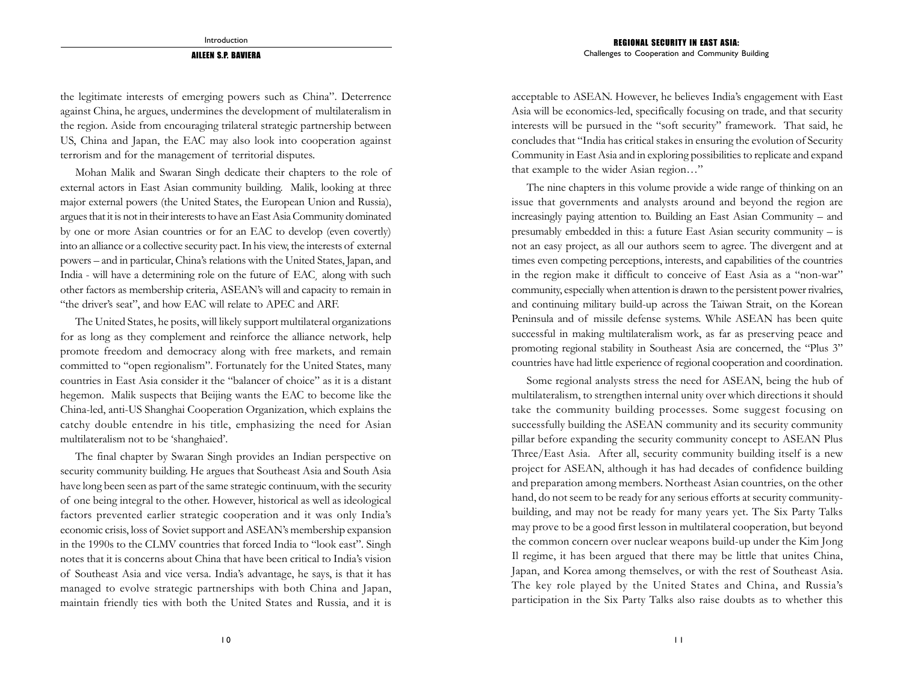the legitimate interests of emerging powers such as China". Deterrence against China, he argues, undermines the development of multilateralism in the region. Aside from encouraging trilateral strategic partnership between US, China and Japan, the EAC may also look into cooperation against terrorism and for the management of territorial disputes.

Mohan Malik and Swaran Singh dedicate their chapters to the role of external actors in East Asian community building. Malik, looking at three major external powers (the United States, the European Union and Russia), argues that it is not in their interests to have an East Asia Community dominated by one or more Asian countries or for an EAC to develop (even covertly) into an alliance or a collective security pact. In his view, the interests of external powers – and in particular, China's relations with the United States, Japan, and India - will have a determining role on the future of EAC¸ along with such other factors as membership criteria, ASEAN's will and capacity to remain in "the driver's seat", and how EAC will relate to APEC and ARF.

The United States, he posits, will likely support multilateral organizations for as long as they complement and reinforce the alliance network, help promote freedom and democracy along with free markets, and remain committed to "open regionalism". Fortunately for the United States, many countries in East Asia consider it the "balancer of choice" as it is a distant hegemon. Malik suspects that Beijing wants the EAC to become like the China-led, anti-US Shanghai Cooperation Organization, which explains the catchy double entendre in his title, emphasizing the need for Asian multilateralism not to be 'shanghaied'.

The final chapter by Swaran Singh provides an Indian perspective on security community building. He argues that Southeast Asia and South Asia have long been seen as part of the same strategic continuum, with the security of one being integral to the other. However, historical as well as ideological factors prevented earlier strategic cooperation and it was only India's economic crisis, loss of Soviet support and ASEAN's membership expansion in the 1990s to the CLMV countries that forced India to "look east". Singh notes that it is concerns about China that have been critical to India's vision of Southeast Asia and vice versa. India's advantage, he says, is that it has managed to evolve strategic partnerships with both China and Japan, maintain friendly ties with both the United States and Russia, and it is acceptable to ASEAN. However, he believes India's engagement with East Asia will be economics-led, specifically focusing on trade, and that security interests will be pursued in the "soft security" framework. That said, he concludes that "India has critical stakes in ensuring the evolution of Security Community in East Asia and in exploring possibilities to replicate and expand that example to the wider Asian region…"

The nine chapters in this volume provide a wide range of thinking on an issue that governments and analysts around and beyond the region are increasingly paying attention to. Building an East Asian Community – and presumably embedded in this: a future East Asian security community – is not an easy project, as all our authors seem to agree. The divergent and at times even competing perceptions, interests, and capabilities of the countries in the region make it difficult to conceive of East Asia as a "non-war" community, especially when attention is drawn to the persistent power rivalries, and continuing military build-up across the Taiwan Strait, on the Korean Peninsula and of missile defense systems. While ASEAN has been quite successful in making multilateralism work, as far as preserving peace and promoting regional stability in Southeast Asia are concerned, the "Plus 3" countries have had little experience of regional cooperation and coordination.

Some regional analysts stress the need for ASEAN, being the hub of multilateralism, to strengthen internal unity over which directions it should take the community building processes. Some suggest focusing on successfully building the ASEAN community and its security community pillar before expanding the security community concept to ASEAN Plus Three/East Asia. After all, security community building itself is a new project for ASEAN, although it has had decades of confidence building and preparation among members. Northeast Asian countries, on the other hand, do not seem to be ready for any serious efforts at security community-building, and may not be ready for many years yet. The Six Party Talks may prove to be a good first lesson in multilateral cooperation, but beyond the common concern over nuclear weapons build-up under the Kim Jong Il regime, it has been argued that there may be little that unites China, Japan, and Korea among themselves, or with the rest of Southeast Asia. The key role played by the United States and China, and Russia's participation in the Six Party Talks also raise doubts as to whether this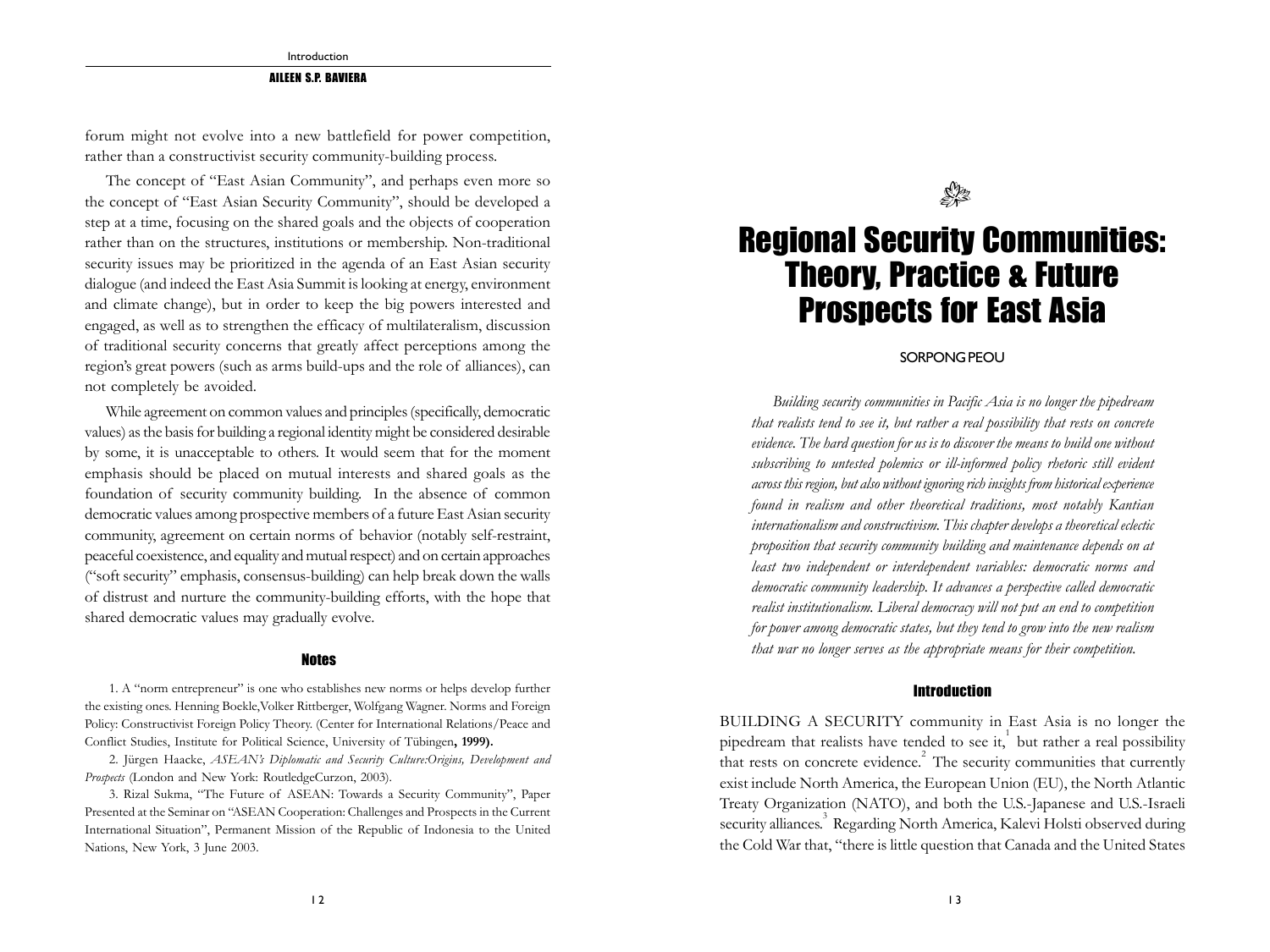forum might not evolve into a new battlefield for power competition, rather than a constructivist security community-building process.

The concept of "East Asian Community", and perhaps even more so the concept of "East Asian Security Community", should be developed a step at a time, focusing on the shared goals and the objects of cooperation rather than on the structures, institutions or membership. Non-traditional security issues may be prioritized in the agenda of an East Asian security dialogue (and indeed the East Asia Summit is looking at energy, environment and climate change), but in order to keep the big powers interested and engaged, as well as to strengthen the efficacy of multilateralism, discussion of traditional security concerns that greatly affect perceptions among the region's great powers (such as arms build-ups and the role of alliances), can not completely be avoided.

While agreement on common values and principles (specifically, democratic values) as the basis for building a regional identity might be considered desirable by some, it is unacceptable to others. It would seem that for the moment emphasis should be placed on mutual interests and shared goals as the foundation of security community building. In the absence of common democratic values among prospective members of a future East Asian security community, agreement on certain norms of behavior (notably self-restraint, peaceful coexistence, and equality and mutual respect) and on certain approaches ("soft security" emphasis, consensus-building) can help break down the walls of distrust and nurture the community-building efforts, with the hope that shared democratic values may gradually evolve.

### Notes

1. A "norm entrepreneur" is one who establishes new norms or helps develop further the existing ones. Henning Boekle, Volker Rittberger, Wolfgang Wagner. Norms and Foreign Policy: Constructivist Foreign Policy Theory. (Center for International Relations/Peace and Conflict Studies, Institute for Political Science, University of Tübingen**, 1999).**

2. Jürgen Haacke, *ASEAN's Diplomatic and Security Culture: Origins, Development and Prospects* (London and New York: RoutledgeCurzon, 2003).

3. Rizal Sukma, "The Future of ASEAN: Towards a Security Community", Paper Presented at the Seminar on "ASEAN Cooperation: Challenges and Prospects in the Current International Situation", Permanent Mission of the Republic of Indonesia to the United Nations, New York, 3 June 2003.

# Regional Security Communities: Theory, Practice & Future Prospects for East Asia

SORPONG PEOU

*Building security communities in Pacific Asia is no longer the pipedream that realists tend to see it, but rather a real possibility that rests on concrete evidence. The hard question for us is to discover the means to build one without subscribing to untested polemics or ill-informed policy rhetoric still evident across this region, but also without ignoring rich insights from historical experience found in realism and other theoretical traditions, most notably Kantian internationalism and constructivism. This chapter develops a theoretical eclectic proposition that security community building and maintenance depends on at least two independent or interdependent variables: democratic norms and democratic community leadership. It advances a perspective called democratic realist institutionalism. Liberal democracy will not put an end to competition for power among democratic states, but they tend to grow into the new realism that war no longer serves as the appropriate means for their competition.*

### Introduction

BUILDING A SECURITY community in East Asia is no longer the pipedream that realists have tended to see it,[1] but rather a real possibility that rests on concrete evidence.[2] The security communities that currently exist include North America, the European Union (EU), the North Atlantic Treaty Organization (NATO), and both the U.S.-Japanese and U.S.-Israeli security alliances.[3] Regarding North America, Kalevi Holsti observed during the Cold War that, "there is little question that Canada and the United States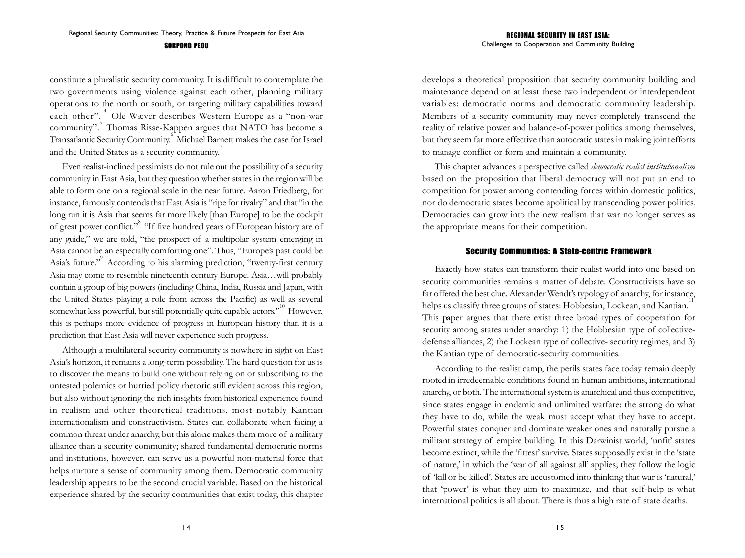constitute a pluralistic security community. It is difficult to contemplate the two governments using violence against each other, planning military operations to the north or south, or targeting military capabilities toward each other".[4] Ole Wæver describes Western Europe as a "non-war community".[5] Thomas Risse-Kappen argues that NATO has become a Transatlantic Security Community.[6] Michael Barnett makes the case for Israel and the United States as a security community.[7]

Even realist-inclined pessimists do not rule out the possibility of a security community in East Asia, but they question whether states in the region will be able to form one on a regional scale in the near future. Aaron Friedberg, for instance, famously contends that East Asia is "ripe for rivalry" and that "in the long run it is Asia that seems far more likely [than Europe] to be the cockpit of great power conflict."[8] "If five hundred years of European history are of any guide," we are told, "the prospect of a multipolar system emerging in Asia cannot be an especially comforting one". Thus, "Europe's past could be Asia's future."[9] According to his alarming prediction, "twenty-first century Asia may come to resemble nineteenth century Europe. Asia…will probably contain a group of big powers (including China, India, Russia and Japan, with the United States playing a role from across the Pacific) as well as several somewhat less powerful, but still potentially quite capable actors."[10] However, this is perhaps more evidence of progress in European history than it is a prediction that East Asia will never experience such progress.

Although a multilateral security community is nowhere in sight on East Asia's horizon, it remains a long-term possibility. The hard question for us is to discover the means to build one without relying on or subscribing to the untested polemics or hurried policy rhetoric still evident across this region, but also without ignoring the rich insights from historical experience found in realism and other theoretical traditions, most notably Kantian internationalism and constructivism. States can collaborate when facing a common threat under anarchy, but this alone makes them more of a military alliance than a security community; shared fundamental democratic norms and institutions, however, can serve as a powerful non-material force that helps nurture a sense of community among them. Democratic community leadership appears to be the second crucial variable. Based on the historical experience shared by the security communities that exist today, this chapter develops a theoretical proposition that security community building and maintenance depend on at least these two independent or interdependent variables: democratic norms and democratic community leadership. Members of a security community may never completely transcend the reality of relative power and balance-of-power politics among themselves, but they seem far more effective than autocratic states in making joint efforts to manage conflict or form and maintain a community.

This chapter advances a perspective called *democratic realist institutionalism* based on the proposition that liberal democracy will not put an end to competition for power among contending forces within domestic politics, nor do democratic states become apolitical by transcending power politics. Democracies can grow into the new realism that war no longer serves as the appropriate means for their competition.

## Security Communities: A State-centric Framework

Exactly how states can transform their realist world into one based on security communities remains a matter of debate. Constructivists have so far offered the best clue. Alexander Wendt's typology of anarchy, for instance, helps us classify three groups of states: Hobbesian, Lockean, and Kantian.[11] This paper argues that there exist three broad types of cooperation for security among states under anarchy: 1) the Hobbesian type of collective-defense alliances, 2) the Lockean type of collective- security regimes, and 3) the Kantian type of democratic-security communities.

According to the realist camp, the perils states face today remain deeply rooted in irredeemable conditions found in human ambitions, international anarchy, or both. The international system is anarchical and thus competitive, since states engage in endemic and unlimited warfare: the strong do what they have to do, while the weak must accept what they have to accept. Powerful states conquer and dominate weaker ones and naturally pursue a militant strategy of empire building. In this Darwinist world, 'unfit' states become extinct, while the 'fittest' survive. States supposedly exist in the 'state of nature,' in which the 'war of all against all' applies; they follow the logic of 'kill or be killed'. States are accustomed into thinking that war is 'natural,' that 'power' is what they aim to maximize, and that self-help is what international politics is all about. There is thus a high rate of state deaths.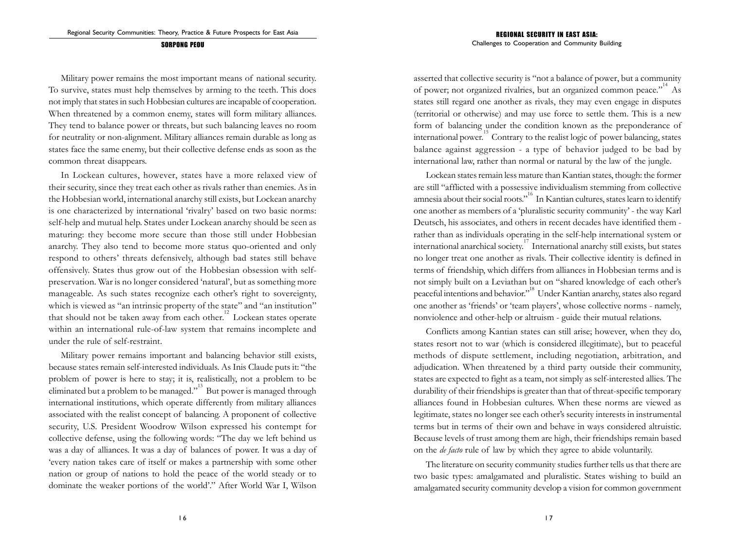Military power remains the most important means of national security. To survive, states must help themselves by arming to the teeth. This does not imply that states in such Hobbesian cultures are incapable of cooperation. When threatened by a common enemy, states will form military alliances. They tend to balance power or threats, but such balancing leaves no room for neutrality or non-alignment. Military alliances remain durable as long as states face the same enemy, but their collective defense ends as soon as the common threat disappears.

In Lockean cultures, however, states have a more relaxed view of their security, since they treat each other as rivals rather than enemies. As in the Hobbesian world, international anarchy still exists, but Lockean anarchy is one characterized by international 'rivalry' based on two basic norms: self-help and mutual help. States under Lockean anarchy should be seen as maturing: they become more secure than those still under Hobbesian anarchy. They also tend to become more status quo-oriented and only respond to others' threats defensively, although bad states still behave offensively. States thus grow out of the Hobbesian obsession with self-preservation. War is no longer considered 'natural', but as something more manageable. As such states recognize each other's right to sovereignty, which is viewed as "an intrinsic property of the state" and "an institution" that should not be taken away from each other.[12] Lockean states operate within an international rule-of-law system that remains incomplete and under the rule of self-restraint.

Military power remains important and balancing behavior still exists, because states remain self-interested individuals. As Inis Claude puts it: "the problem of power is here to stay; it is, realistically, not a problem to be eliminated but a problem to be managed."[13] But power is managed through international institutions, which operate differently from military alliances associated with the realist concept of balancing. A proponent of collective security, U.S. President Woodrow Wilson expressed his contempt for collective defense, using the following words: "The day we left behind us was a day of alliances. It was a day of balances of power. It was a day of 'every nation takes care of itself or makes a partnership with some other nation or group of nations to hold the peace of the world steady or to dominate the weaker portions of the world'." After World War I, Wilson asserted that collective security is "not a balance of power, but a community of power; not organized rivalries, but an organized common peace."[14] As states still regard one another as rivals, they may even engage in disputes (territorial or otherwise) and may use force to settle them. This is a new form of balancing under the condition known as the preponderance of international power.[15] Contrary to the realist logic of power balancing, states balance against aggression - a type of behavior judged to be bad by international law, rather than normal or natural by the law of the jungle.

Lockean states remain less mature than Kantian states, though: the former are still "afflicted with a possessive individualism stemming from collective amnesia about their social roots."[16] In Kantian cultures, states learn to identify one another as members of a 'pluralistic security community' - the way Karl Deutsch, his associates, and others in recent decades have identified them - rather than as individuals operating in the self-help international system or international anarchical society.[17] International anarchy still exists, but states no longer treat one another as rivals. Their collective identity is defined in terms of friendship, which differs from alliances in Hobbesian terms and is not simply built on a Leviathan but on "shared knowledge of each other's peaceful intentions and behavior."[18] Under Kantian anarchy, states also regard one another as 'friends' or 'team players', whose collective norms - namely, nonviolence and other-help or altruism - guide their mutual relations.

Conflicts among Kantian states can still arise; however, when they do, states resort not to war (which is considered illegitimate), but to peaceful methods of dispute settlement, including negotiation, arbitration, and adjudication. When threatened by a third party outside their community, states are expected to fight as a team, not simply as self-interested allies. The durability of their friendships is greater than that of threat-specific temporary alliances found in Hobbesian cultures. When these norms are viewed as legitimate, states no longer see each other's security interests in instrumental terms but in terms of their own and behave in ways considered altruistic. Because levels of trust among them are high, their friendships remain based on the *de facto* rule of law by which they agree to abide voluntarily.

The literature on security community studies further tells us that there are two basic types: amalgamated and pluralistic. States wishing to build an amalgamated security community develop a vision for common government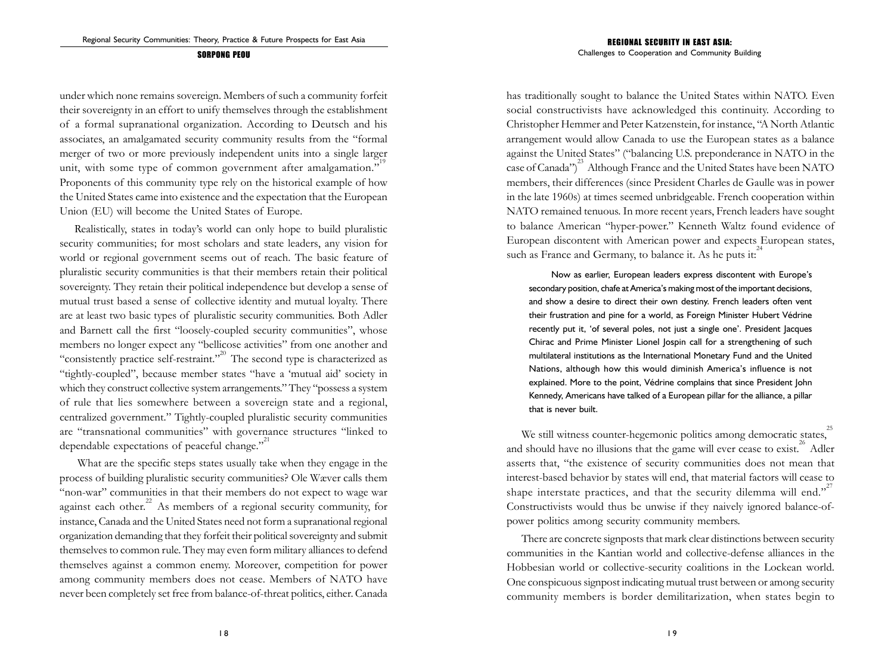under which none remains sovereign. Members of such a community forfeit their sovereignty in an effort to unify themselves through the establishment of a formal supranational organization. According to Deutsch and his associates, an amalgamated security community results from the "formal merger of two or more previously independent units into a single larger unit, with some type of common government after amalgamation."[19] Proponents of this community type rely on the historical example of how the United States came into existence and the expectation that the European Union (EU) will become the United States of Europe.

Realistically, states in today's world can only hope to build pluralistic security communities; for most scholars and state leaders, any vision for world or regional government seems out of reach. The basic feature of pluralistic security communities is that their members retain their political sovereignty. They retain their political independence but develop a sense of mutual trust based a sense of collective identity and mutual loyalty. There are at least two basic types of pluralistic security communities. Both Adler and Barnett call the first "loosely-coupled security communities", whose members no longer expect any "bellicose activities" from one another and "consistently practice self-restraint."[20] The second type is characterized as "tightly-coupled", because member states "have a 'mutual aid' society in which they construct collective system arrangements." They "possess a system of rule that lies somewhere between a sovereign state and a regional, centralized government." Tightly-coupled pluralistic security communities are "transnational communities" with governance structures "linked to dependable expectations of peaceful change."[21]

What are the specific steps states usually take when they engage in the process of building pluralistic security communities? Ole Wæver calls them "non-war" communities in that their members do not expect to wage war against each other.[22] As members of a regional security community, for instance, Canada and the United States need not form a supranational regional organization demanding that they forfeit their political sovereignty and submit themselves to common rule. They may even form military alliances to defend themselves against a common enemy. Moreover, competition for power among community members does not cease. Members of NATO have never been completely set free from balance-of-threat politics, either. Canada has traditionally sought to balance the United States within NATO. Even social constructivists have acknowledged this continuity. According to Christopher Hemmer and Peter Katzenstein, for instance, "A North Atlantic arrangement would allow Canada to use the European states as a balance against the United States" ("balancing U.S. preponderance in NATO in the case of Canada")[23] Although France and the United States have been NATO members, their differences (since President Charles de Gaulle was in power in the late 1960s) at times seemed unbridgeable. French cooperation within NATO remained tenuous. In more recent years, French leaders have sought to balance American "hyper-power." Kenneth Waltz found evidence of European discontent with American power and expects European states, such as France and Germany, to balance it. As he puts it:[24]

> Now as earlier, European leaders express discontent with Europe's secondary position, chafe at America's making most of the important decisions, and show a desire to direct their own destiny. French leaders often vent their frustration and pine for a world, as Foreign Minister Hubert Védrine recently put it, 'of several poles, not just a single one'. President Jacques Chirac and Prime Minister Lionel Jospin call for a strengthening of such multilateral institutions as the International Monetary Fund and the United Nations, although how this would diminish America's influence is not explained. More to the point, Védrine complains that since President John Kennedy, Americans have talked of a European pillar for the alliance, a pillar that is never built.

We still witness counter-hegemonic politics among democratic states,[25] and should have no illusions that the game will ever cease to exist.[26] Adler asserts that, "the existence of security communities does not mean that interest-based behavior by states will end, that material factors will cease to shape interstate practices, and that the security dilemma will end."[27] Constructivists would thus be unwise if they naively ignored balance-of-power politics among security community members.

There are concrete signposts that mark clear distinctions between security communities in the Kantian world and collective-defense alliances in the Hobbesian world or collective-security coalitions in the Lockean world. One conspicuous signpost indicating mutual trust between or among security community members is border demilitarization, when states begin to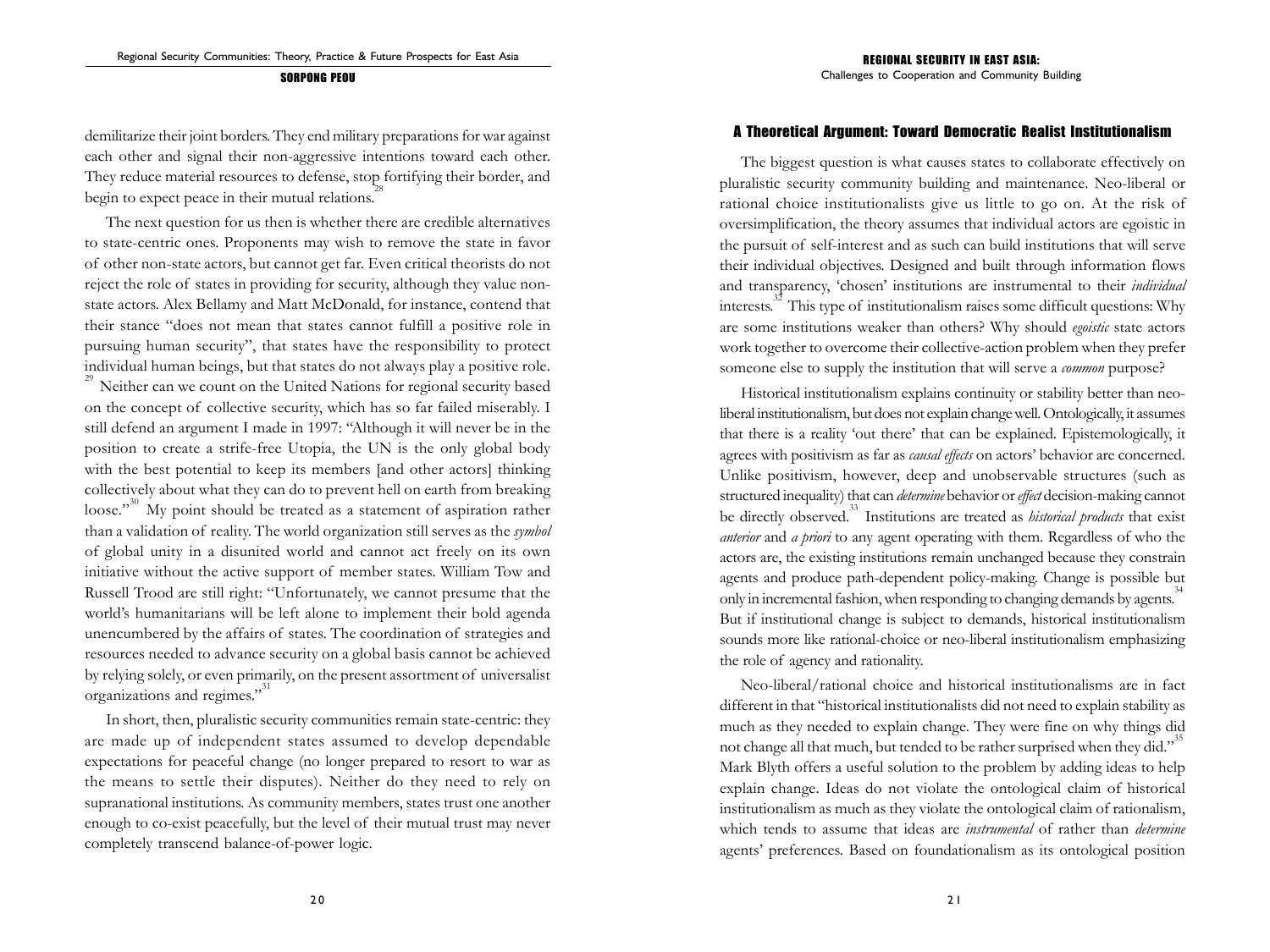demilitarize their joint borders. They end military preparations for war against each other and signal their non-aggressive intentions toward each other. They reduce material resources to defense, stop fortifying their border, and begin to expect peace in their mutual relations.[28]

The next question for us then is whether there are credible alternatives to state-centric ones. Proponents may wish to remove the state in favor of other non-state actors, but cannot get far. Even critical theorists do not reject the role of states in providing for security, although they value non-state actors. Alex Bellamy and Matt McDonald, for instance, contend that their stance "does not mean that states cannot fulfill a positive role in pursuing human security", that states have the responsibility to protect individual human beings, but that states do not always play a positive role.[29] Neither can we count on the United Nations for regional security based on the concept of collective security, which has so far failed miserably. I still defend an argument I made in 1997: "Although it will never be in the position to create a strife-free Utopia, the UN is the only global body with the best potential to keep its members [and other actors] thinking collectively about what they can do to prevent hell on earth from breaking loose."[30] My point should be treated as a statement of aspiration rather than a validation of reality. The world organization still serves as the *symbol* of global unity in a disunited world and cannot act freely on its own initiative without the active support of member states. William Tow and Russell Trood are still right: "Unfortunately, we cannot presume that the world's humanitarians will be left alone to implement their bold agenda unencumbered by the affairs of states. The coordination of strategies and resources needed to advance security on a global basis cannot be achieved by relying solely, or even primarily, on the present assortment of universalist organizations and regimes."[31]

In short, then, pluralistic security communities remain state-centric: they are made up of independent states assumed to develop dependable expectations for peaceful change (no longer prepared to resort to war as the means to settle their disputes). Neither do they need to rely on supranational institutions. As community members, states trust one another enough to co-exist peacefully, but the level of their mutual trust may never completely transcend balance-of-power logic.

## A Theoretical Argument: Toward Democratic Realist Institutionalism

The biggest question is what causes states to collaborate effectively on pluralistic security community building and maintenance. Neo-liberal or rational choice institutionalists give us little to go on. At the risk of oversimplification, the theory assumes that individual actors are egoistic in the pursuit of self-interest and as such can build institutions that will serve their individual objectives. Designed and built through information flows and transparency, 'chosen' institutions are instrumental to their *individual* interests.[32] This type of institutionalism raises some difficult questions: Why are some institutions weaker than others? Why should *egoistic* state actors work together to overcome their collective-action problem when they prefer someone else to supply the institution that will serve a *common* purpose?

Historical institutionalism explains continuity or stability better than neo-liberal institutionalism, but does not explain change well. Ontologically, it assumes that there is a reality 'out there' that can be explained. Epistemologically, it agrees with positivism as far as *causal effects* on actors' behavior are concerned. Unlike positivism, however, deep and unobservable structures (such as structured inequality) that can *determine* behavior or *effect* decision-making cannot be directly observed.[33] Institutions are treated as *historical products* that exist *anterior* and *a priori* to any agent operating with them. Regardless of who the actors are, the existing institutions remain unchanged because they constrain agents and produce path-dependent policy-making. Change is possible but only in incremental fashion, when responding to changing demands by agents.[34] But if institutional change is subject to demands, historical institutionalism sounds more like rational-choice or neo-liberal institutionalism emphasizing the role of agency and rationality.

Neo-liberal/rational choice and historical institutionalisms are in fact different in that "historical institutionalists did not need to explain stability as much as they needed to explain change. They were fine on why things did not change all that much, but tended to be rather surprised when they did."[35] Mark Blyth offers a useful solution to the problem by adding ideas to help explain change. Ideas do not violate the ontological claim of historical institutionalism as much as they violate the ontological claim of rationalism, which tends to assume that ideas are *instrumental* of rather than *determine* agents' preferences. Based on foundationalism as its ontological position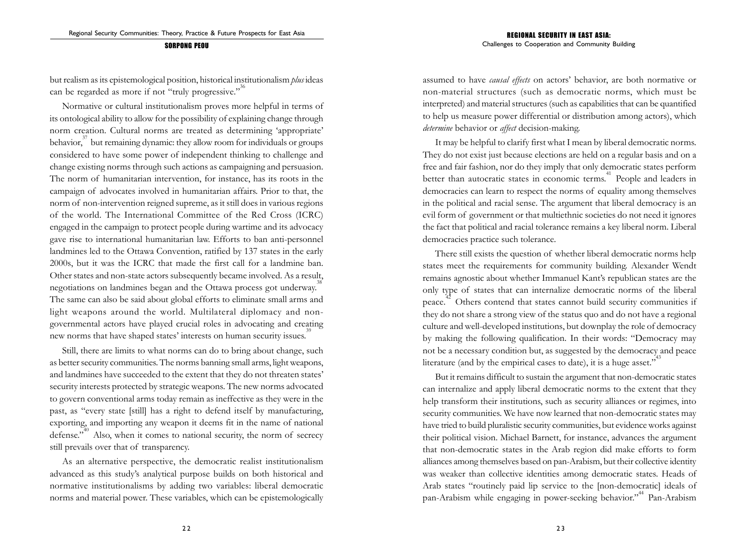but realism as its epistemological position, historical institutionalism *plus* ideas can be regarded as more if not "truly progressive."[36]

Normative or cultural institutionalism proves more helpful in terms of its ontological ability to allow for the possibility of explaining change through norm creation. Cultural norms are treated as determining 'appropriate' behavior,[37] but remaining dynamic: they allow room for individuals or groups considered to have some power of independent thinking to challenge and change existing norms through such actions as campaigning and persuasion. The norm of humanitarian intervention, for instance, has its roots in the campaign of advocates involved in humanitarian affairs. Prior to that, the norm of non-intervention reigned supreme, as it still does in various regions of the world. The International Committee of the Red Cross (ICRC) engaged in the campaign to protect people during wartime and its advocacy gave rise to international humanitarian law. Efforts to ban anti-personnel landmines led to the Ottawa Convention, ratified by 137 states in the early 2000s, but it was the ICRC that made the first call for a landmine ban. Other states and non-state actors subsequently became involved. As a result, negotiations on landmines began and the Ottawa process got underway.[38] The same can also be said about global efforts to eliminate small arms and light weapons around the world. Multilateral diplomacy and non-governmental actors have played crucial roles in advocating and creating new norms that have shaped states' interests on human security issues.[39]

Still, there are limits to what norms can do to bring about change, such as better security communities. The norms banning small arms, light weapons, and landmines have succeeded to the extent that they do not threaten states' security interests protected by strategic weapons. The new norms advocated to govern conventional arms today remain as ineffective as they were in the past, as "every state [still] has a right to defend itself by manufacturing, exporting, and importing any weapon it deems fit in the name of national defense."[40] Also, when it comes to national security, the norm of secrecy still prevails over that of transparency.

As an alternative perspective, the democratic realist institutionalism advanced as this study's analytical purpose builds on both historical and normative institutionalisms by adding two variables: liberal democratic norms and material power. These variables, which can be epistemologically assumed to have *causal effects* on actors' behavior, are both normative or non-material structures (such as democratic norms, which must be interpreted) and material structures (such as capabilities that can be quantified to help us measure power differential or distribution among actors), which *determine* behavior or *affect* decision-making.

It may be helpful to clarify first what I mean by liberal democratic norms. They do not exist just because elections are held on a regular basis and on a free and fair fashion, nor do they imply that only democratic states perform better than autocratic states in economic terms.[41] People and leaders in democracies can learn to respect the norms of equality among themselves in the political and racial sense. The argument that liberal democracy is an evil form of government or that multiethnic societies do not need it ignores the fact that political and racial tolerance remains a key liberal norm. Liberal democracies practice such tolerance.

There still exists the question of whether liberal democratic norms help states meet the requirements for community building. Alexander Wendt remains agnostic about whether Immanuel Kant's republican states are the only type of states that can internalize democratic norms of the liberal peace.[42] Others contend that states cannot build security communities if they do not share a strong view of the status quo and do not have a regional culture and well-developed institutions, but downplay the role of democracy by making the following qualification. In their words: "Democracy may not be a necessary condition but, as suggested by the democracy and peace literature (and by the empirical cases to date), it is a huge asset."[43]

But it remains difficult to sustain the argument that non-democratic states can internalize and apply liberal democratic norms to the extent that they help transform their institutions, such as security alliances or regimes, into security communities. We have now learned that non-democratic states may have tried to build pluralistic security communities, but evidence works against their political vision. Michael Barnett, for instance, advances the argument that non-democratic states in the Arab region did make efforts to form alliances among themselves based on pan-Arabism, but their collective identity was weaker than collective identities among democratic states. Heads of Arab states "routinely paid lip service to the [non-democratic] ideals of pan-Arabism while engaging in power-seeking behavior."[44] Pan-Arabism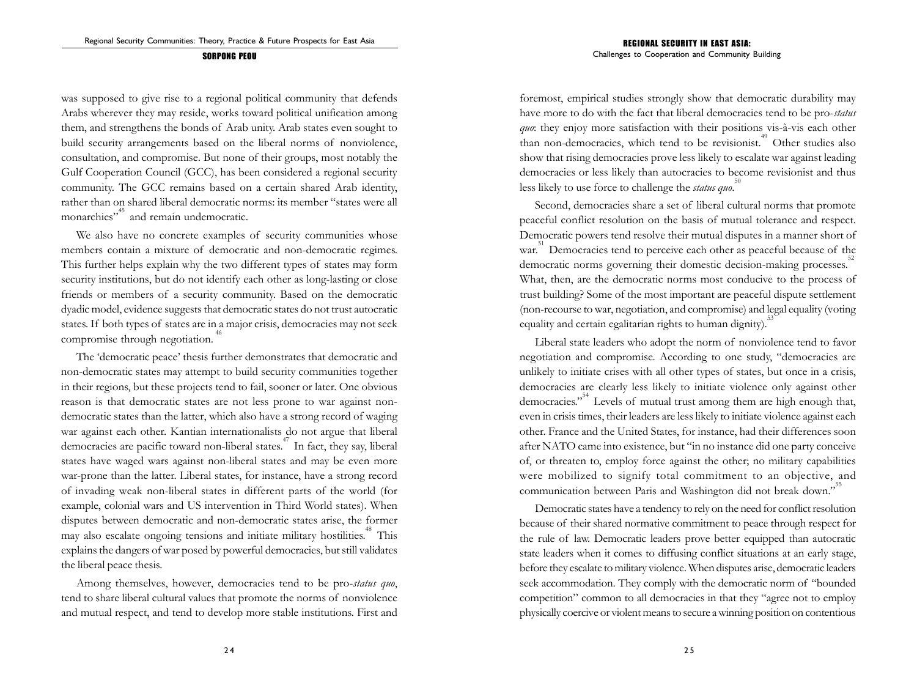was supposed to give rise to a regional political community that defends Arabs wherever they may reside, works toward political unification among them, and strengthens the bonds of Arab unity. Arab states even sought to build security arrangements based on the liberal norms of nonviolence, consultation, and compromise. But none of their groups, most notably the Gulf Cooperation Council (GCC), has been considered a regional security community. The GCC remains based on a certain shared Arab identity, rather than on shared liberal democratic norms: its member "states were all monarchies"[45] and remain undemocratic.

We also have no concrete examples of security communities whose members contain a mixture of democratic and non-democratic regimes. This further helps explain why the two different types of states may form security institutions, but do not identify each other as long-lasting or close friends or members of a security community. Based on the democratic dyadic model, evidence suggests that democratic states do not trust autocratic states. If both types of states are in a major crisis, democracies may not seek compromise through negotiation.[46]

The 'democratic peace' thesis further demonstrates that democratic and non-democratic states may attempt to build security communities together in their regions, but these projects tend to fail, sooner or later. One obvious reason is that democratic states are not less prone to war against non-democratic states than the latter, which also have a strong record of waging war against each other. Kantian internationalists do not argue that liberal democracies are pacific toward non-liberal states.[47] In fact, they say, liberal states have waged wars against non-liberal states and may be even more war-prone than the latter. Liberal states, for instance, have a strong record of invading weak non-liberal states in different parts of the world (for example, colonial wars and US intervention in Third World states). When disputes between democratic and non-democratic states arise, the former may also escalate ongoing tensions and initiate military hostilities.[48] This explains the dangers of war posed by powerful democracies, but still validates the liberal peace thesis.

Among themselves, however, democracies tend to be pro-*status quo*, tend to share liberal cultural values that promote the norms of nonviolence and mutual respect, and tend to develop more stable institutions. First and foremost, empirical studies strongly show that democratic durability may have more to do with the fact that liberal democracies tend to be pro-*status quo*: they enjoy more satisfaction with their positions vis-à-vis each other than non-democracies, which tend to be revisionist.[49] Other studies also show that rising democracies prove less likely to escalate war against leading democracies or less likely than autocracies to become revisionist and thus less likely to use force to challenge the *status quo*.[50]

Second, democracies share a set of liberal cultural norms that promote peaceful conflict resolution on the basis of mutual tolerance and respect. Democratic powers tend resolve their mutual disputes in a manner short of war.[51] Democracies tend to perceive each other as peaceful because of the democratic norms governing their domestic decision-making processes.[52] What, then, are the democratic norms most conducive to the process of trust building? Some of the most important are peaceful dispute settlement (non-recourse to war, negotiation, and compromise) and legal equality (voting equality and certain egalitarian rights to human dignity).[53]

Liberal state leaders who adopt the norm of nonviolence tend to favor negotiation and compromise. According to one study, "democracies are unlikely to initiate crises with all other types of states, but once in a crisis, democracies are clearly less likely to initiate violence only against other democracies."[54] Levels of mutual trust among them are high enough that, even in crisis times, their leaders are less likely to initiate violence against each other. France and the United States, for instance, had their differences soon after NATO came into existence, but "in no instance did one party conceive of, or threaten to, employ force against the other; no military capabilities were mobilized to signify total commitment to an objective, and communication between Paris and Washington did not break down."[55]

Democratic states have a tendency to rely on the need for conflict resolution because of their shared normative commitment to peace through respect for the rule of law. Democratic leaders prove better equipped than autocratic state leaders when it comes to diffusing conflict situations at an early stage, before they escalate to military violence. When disputes arise, democratic leaders seek accommodation. They comply with the democratic norm of "bounded competition" common to all democracies in that they "agree not to employ physically coercive or violent means to secure a winning position on contentious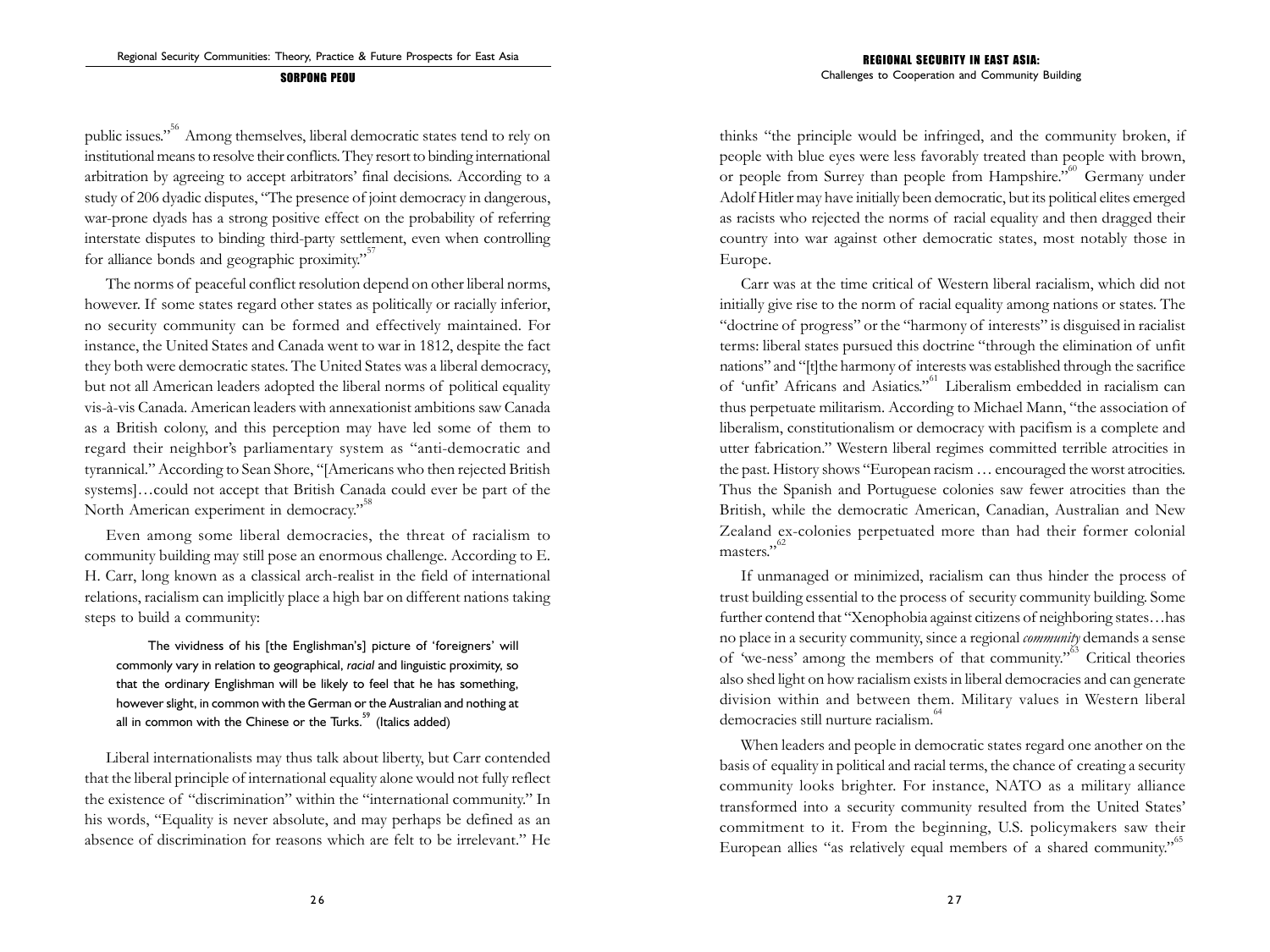public issues."[56] Among themselves, liberal democratic states tend to rely on institutional means to resolve their conflicts. They resort to binding international arbitration by agreeing to accept arbitrators' final decisions. According to a study of 206 dyadic disputes, "The presence of joint democracy in dangerous, war-prone dyads has a strong positive effect on the probability of referring interstate disputes to binding third-party settlement, even when controlling for alliance bonds and geographic proximity."[57]

The norms of peaceful conflict resolution depend on other liberal norms, however. If some states regard other states as politically or racially inferior, no security community can be formed and effectively maintained. For instance, the United States and Canada went to war in 1812, despite the fact they both were democratic states. The United States was a liberal democracy, but not all American leaders adopted the liberal norms of political equality vis-à-vis Canada. American leaders with annexationist ambitions saw Canada as a British colony, and this perception may have led some of them to regard their neighbor's parliamentary system as "anti-democratic and tyrannical." According to Sean Shore, "[Americans who then rejected British systems]…could not accept that British Canada could ever be part of the North American experiment in democracy."[58]

Even among some liberal democracies, the threat of racialism to community building may still pose an enormous challenge. According to E. H. Carr, long known as a classical arch-realist in the field of international relations, racialism can implicitly place a high bar on different nations taking steps to build a community:

> The vividness of his [the Englishman's] picture of 'foreigners' will commonly vary in relation to geographical, *racial* and linguistic proximity, so that the ordinary Englishman will be likely to feel that he has something, however slight, in common with the German or the Australian and nothing at all in common with the Chinese or the Turks.[59] (Italics added)

Liberal internationalists may thus talk about liberty, but Carr contended that the liberal principle of international equality alone would not fully reflect the existence of "discrimination" within the "international community." In his words, "Equality is never absolute, and may perhaps be defined as an absence of discrimination for reasons which are felt to be irrelevant." He thinks "the principle would be infringed, and the community broken, if people with blue eyes were less favorably treated than people with brown, or people from Surrey than people from Hampshire."[60] Germany under Adolf Hitler may have initially been democratic, but its political elites emerged as racists who rejected the norms of racial equality and then dragged their country into war against other democratic states, most notably those in Europe.

Carr was at the time critical of Western liberal racialism, which did not initially give rise to the norm of racial equality among nations or states. The "doctrine of progress" or the "harmony of interests" is disguised in racialist terms: liberal states pursued this doctrine "through the elimination of unfit nations" and "[t]the harmony of interests was established through the sacrifice of 'unfit' Africans and Asiatics."[61] Liberalism embedded in racialism can thus perpetuate militarism. According to Michael Mann, "the association of liberalism, constitutionalism or democracy with pacifism is a complete and utter fabrication." Western liberal regimes committed terrible atrocities in the past. History shows "European racism … encouraged the worst atrocities. Thus the Spanish and Portuguese colonies saw fewer atrocities than the British, while the democratic American, Canadian, Australian and New Zealand ex-colonies perpetuated more than had their former colonial masters."[62]

If unmanaged or minimized, racialism can thus hinder the process of trust building essential to the process of security community building. Some further contend that "Xenophobia against citizens of neighboring states…has no place in a security community, since a regional *community* demands a sense of 'we-ness' among the members of that community."[63] Critical theories also shed light on how racialism exists in liberal democracies and can generate division within and between them. Military values in Western liberal democracies still nurture racialism.[64]

When leaders and people in democratic states regard one another on the basis of equality in political and racial terms, the chance of creating a security community looks brighter. For instance, NATO as a military alliance transformed into a security community resulted from the United States' commitment to it. From the beginning, U.S. policymakers saw their European allies "as relatively equal members of a shared community."[65]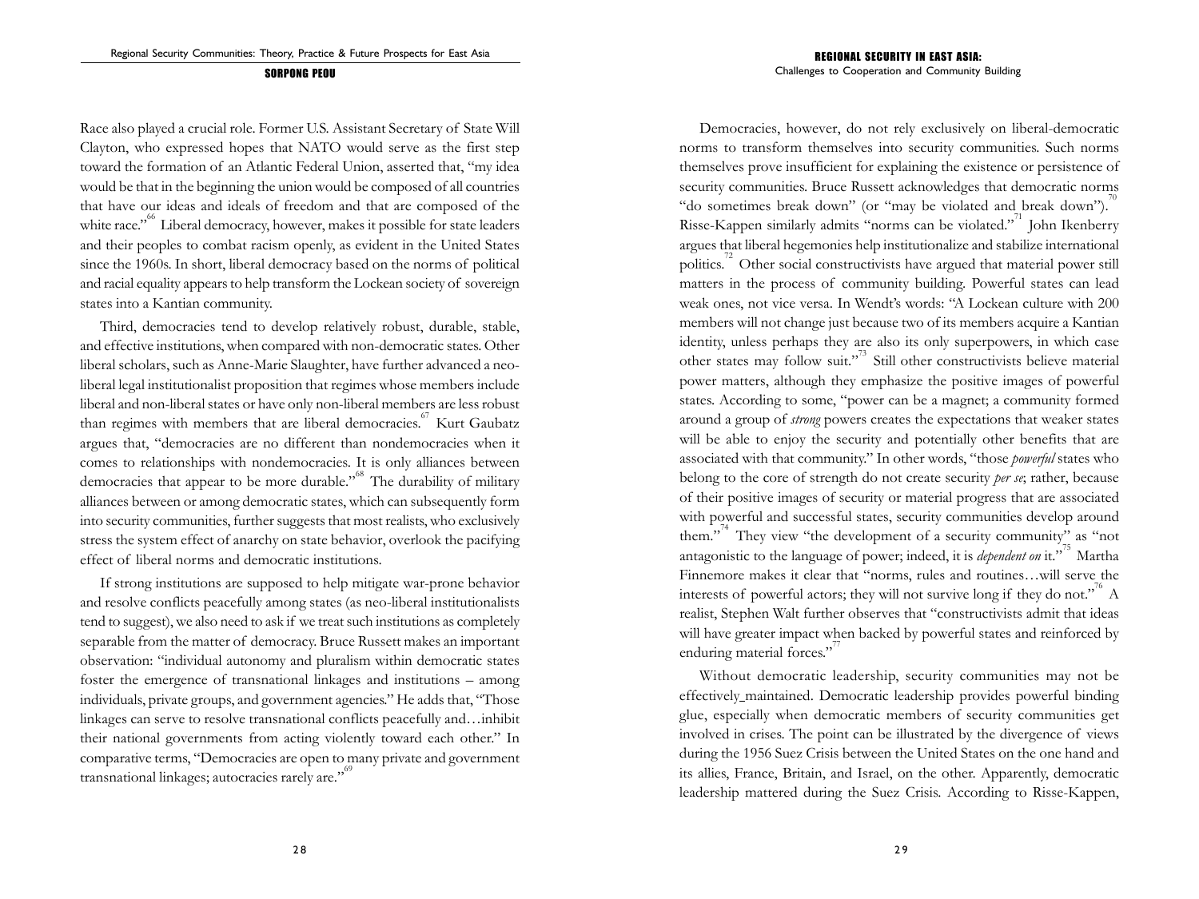Race also played a crucial role. Former U.S. Assistant Secretary of State Will Clayton, who expressed hopes that NATO would serve as the first step toward the formation of an Atlantic Federal Union, asserted that, "my idea would be that in the beginning the union would be composed of all countries that have our ideas and ideals of freedom and that are composed of the white race."[66] Liberal democracy, however, makes it possible for state leaders and their peoples to combat racism openly, as evident in the United States since the 1960s. In short, liberal democracy based on the norms of political and racial equality appears to help transform the Lockean society of sovereign states into a Kantian community.

Third, democracies tend to develop relatively robust, durable, stable, and effective institutions, when compared with non-democratic states. Other liberal scholars, such as Anne-Marie Slaughter, have further advanced a neo-liberal legal institutionalist proposition that regimes whose members include liberal and non-liberal states or have only non-liberal members are less robust than regimes with members that are liberal democracies.[67] Kurt Gaubatz argues that, "democracies are no different than nondemocracies when it comes to relationships with nondemocracies. It is only alliances between democracies that appear to be more durable."[68] The durability of military alliances between or among democratic states, which can subsequently form into security communities, further suggests that most realists, who exclusively stress the system effect of anarchy on state behavior, overlook the pacifying effect of liberal norms and democratic institutions.

If strong institutions are supposed to help mitigate war-prone behavior and resolve conflicts peacefully among states (as neo-liberal institutionalists tend to suggest), we also need to ask if we treat such institutions as completely separable from the matter of democracy. Bruce Russett makes an important observation: "individual autonomy and pluralism within democratic states foster the emergence of transnational linkages and institutions – among individuals, private groups, and government agencies." He adds that, "Those linkages can serve to resolve transnational conflicts peacefully and…inhibit their national governments from acting violently toward each other." In comparative terms, "Democracies are open to many private and government transnational linkages; autocracies rarely are."[69]

Democracies, however, do not rely exclusively on liberal-democratic norms to transform themselves into security communities. Such norms themselves prove insufficient for explaining the existence or persistence of security communities. Bruce Russett acknowledges that democratic norms "do sometimes break down" (or "may be violated and break down").[70] Risse-Kappen similarly admits "norms can be violated."[71] John Ikenberry argues that liberal hegemonies help institutionalize and stabilize international politics.[72] Other social constructivists have argued that material power still matters in the process of community building. Powerful states can lead weak ones, not vice versa. In Wendt's words: "A Lockean culture with 200 members will not change just because two of its members acquire a Kantian identity, unless perhaps they are also its only superpowers, in which case other states may follow suit."[73] Still other constructivists believe material power matters, although they emphasize the positive images of powerful states. According to some, "power can be a magnet; a community formed around a group of *strong* powers creates the expectations that weaker states will be able to enjoy the security and potentially other benefits that are associated with that community." In other words, "those *powerful* states who belong to the core of strength do not create security *per se*; rather, because of their positive images of security or material progress that are associated with powerful and successful states, security communities develop around them."[74] They view "the development of a security community" as "not antagonistic to the language of power; indeed, it is *dependent on* it."[75] Martha Finnemore makes it clear that "norms, rules and routines…will serve the interests of powerful actors; they will not survive long if they do not."[76] A realist, Stephen Walt further observes that "constructivists admit that ideas will have greater impact when backed by powerful states and reinforced by enduring material forces."[77]

Without democratic leadership, security communities may not be effectively maintained. Democratic leadership provides powerful binding glue, especially when democratic members of security communities get involved in crises. The point can be illustrated by the divergence of views during the 1956 Suez Crisis between the United States on the one hand and its allies, France, Britain, and Israel, on the other. Apparently, democratic leadership mattered during the Suez Crisis. According to Risse-Kappen,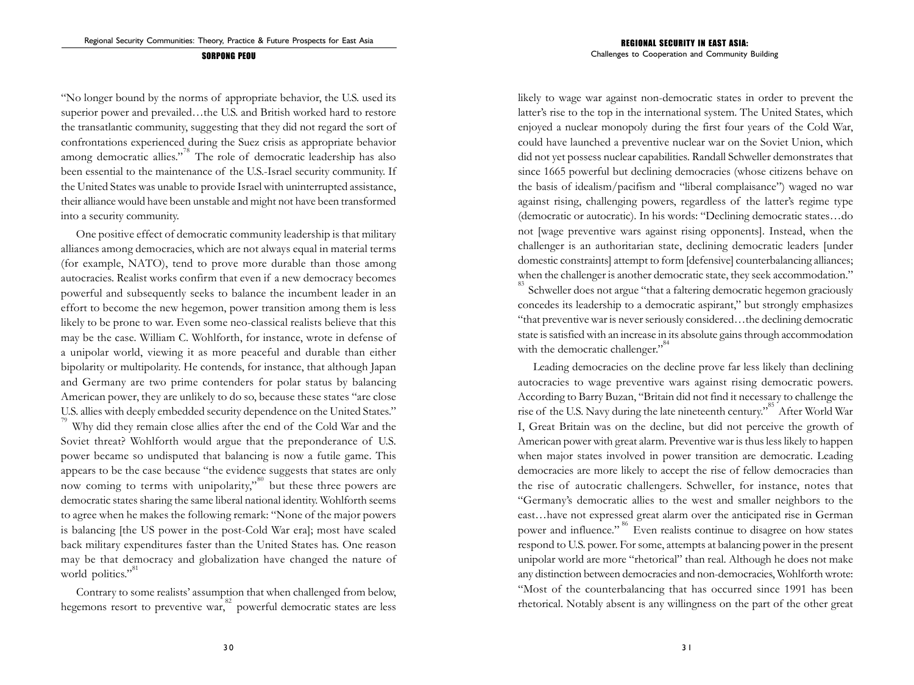"No longer bound by the norms of appropriate behavior, the U.S. used its superior power and prevailed…the U.S. and British worked hard to restore the transatlantic community, suggesting that they did not regard the sort of confrontations experienced during the Suez crisis as appropriate behavior among democratic allies."[78] The role of democratic leadership has also been essential to the maintenance of the U.S.-Israel security community. If the United States was unable to provide Israel with uninterrupted assistance, their alliance would have been unstable and might not have been transformed into a security community.

One positive effect of democratic community leadership is that military alliances among democracies, which are not always equal in material terms (for example, NATO), tend to prove more durable than those among autocracies. Realist works confirm that even if a new democracy becomes powerful and subsequently seeks to balance the incumbent leader in an effort to become the new hegemon, power transition among them is less likely to be prone to war. Even some neo-classical realists believe that this may be the case. William C. Wohlforth, for instance, wrote in defense of a unipolar world, viewing it as more peaceful and durable than either bipolarity or multipolarity. He contends, for instance, that although Japan and Germany are two prime contenders for polar status by balancing American power, they are unlikely to do so, because these states "are close U.S. allies with deeply embedded security dependence on the United States."[79] Why did they remain close allies after the end of the Cold War and the Soviet threat? Wohlforth would argue that the preponderance of U.S. power became so undisputed that balancing is now a futile game. This appears to be the case because "the evidence suggests that states are only now coming to terms with unipolarity,"[80] but these three powers are democratic states sharing the same liberal national identity. Wohlforth seems to agree when he makes the following remark: "None of the major powers is balancing [the US power in the post-Cold War era]; most have scaled back military expenditures faster than the United States has. One reason may be that democracy and globalization have changed the nature of world politics."[81]

Contrary to some realists' assumption that when challenged from below, hegemons resort to preventive war,[82] powerful democratic states are less likely to wage war against non-democratic states in order to prevent the latter's rise to the top in the international system. The United States, which enjoyed a nuclear monopoly during the first four years of the Cold War, could have launched a preventive nuclear war on the Soviet Union, which did not yet possess nuclear capabilities. Randall Schweller demonstrates that since 1665 powerful but declining democracies (whose citizens behave on the basis of idealism/pacifism and "liberal complaisance") waged no war against rising, challenging powers, regardless of the latter's regime type (democratic or autocratic). In his words: "Declining democratic states…do not [wage preventive wars against rising opponents]. Instead, when the challenger is an authoritarian state, declining democratic leaders [under domestic constraints] attempt to form [defensive] counterbalancing alliances; when the challenger is another democratic state, they seek accommodation."[83] Schweller does not argue "that a faltering democratic hegemon graciously concedes its leadership to a democratic aspirant," but strongly emphasizes "that preventive war is never seriously considered…the declining democratic state is satisfied with an increase in its absolute gains through accommodation with the democratic challenger."[84]

Leading democracies on the decline prove far less likely than declining autocracies to wage preventive wars against rising democratic powers. According to Barry Buzan, "Britain did not find it necessary to challenge the rise of the U.S. Navy during the late nineteenth century."[85] After World War I, Great Britain was on the decline, but did not perceive the growth of American power with great alarm. Preventive war is thus less likely to happen when major states involved in power transition are democratic. Leading democracies are more likely to accept the rise of fellow democracies than the rise of autocratic challengers. Schweller, for instance, notes that "Germany's democratic allies to the west and smaller neighbors to the east…have not expressed great alarm over the anticipated rise in German power and influence."[86] Even realists continue to disagree on how states respond to U.S. power. For some, attempts at balancing power in the present unipolar world are more "rhetorical" than real. Although he does not make any distinction between democracies and non-democracies, Wohlforth wrote: "Most of the counterbalancing that has occurred since 1991 has been rhetorical. Notably absent is any willingness on the part of the other great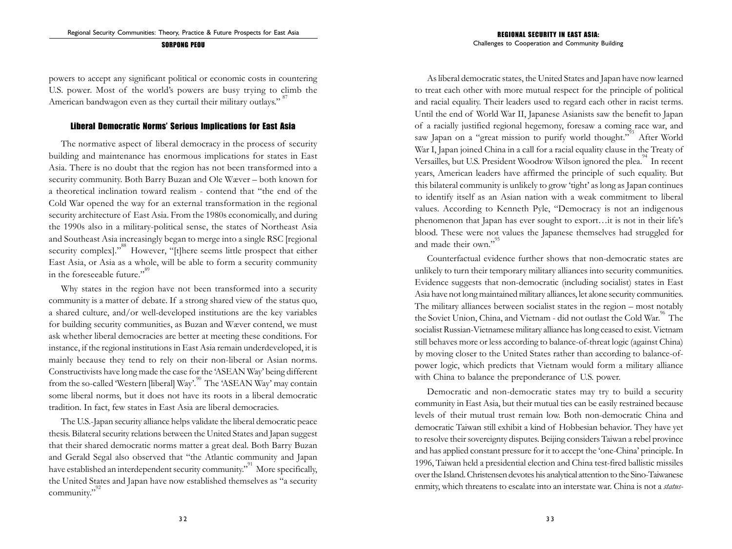powers to accept any significant political or economic costs in countering U.S. power. Most of the world's powers are busy trying to climb the American bandwagon even as they curtail their military outlays."[87]

## Liberal Democratic Norms' Serious Implications for East Asia

The normative aspect of liberal democracy in the process of security building and maintenance has enormous implications for states in East Asia. There is no doubt that the region has not been transformed into a security community. Both Barry Buzan and Ole Wæver – both known for a theoretical inclination toward realism - contend that "the end of the Cold War opened the way for an external transformation in the regional security architecture of East Asia. From the 1980s economically, and during the 1990s also in a military-political sense, the states of Northeast Asia and Southeast Asia increasingly began to merge into a single RSC [regional security complex]."[88] However, "[t]here seems little prospect that either East Asia, or Asia as a whole, will be able to form a security community in the foreseeable future."[89]

Why states in the region have not been transformed into a security community is a matter of debate. If a strong shared view of the status quo, a shared culture, and/or well-developed institutions are the key variables for building security communities, as Buzan and Wæver contend, we must ask whether liberal democracies are better at meeting these conditions. For instance, if the regional institutions in East Asia remain underdeveloped, it is mainly because they tend to rely on their non-liberal or Asian norms. Constructivists have long made the case for the 'ASEAN Way' being different from the so-called 'Western [liberal] Way'.[90] The 'ASEAN Way' may contain some liberal norms, but it does not have its roots in a liberal democratic tradition. In fact, few states in East Asia are liberal democracies.

The U.S.-Japan security alliance helps validate the liberal democratic peace thesis. Bilateral security relations between the United States and Japan suggest that their shared democratic norms matter a great deal. Both Barry Buzan and Gerald Segal also observed that "the Atlantic community and Japan have established an interdependent security community."[91] More specifically, the United States and Japan have now established themselves as "a security community."[92]

As liberal democratic states, the United States and Japan have now learned to treat each other with more mutual respect for the principle of political and racial equality. Their leaders used to regard each other in racist terms. Until the end of World War II, Japanese Asianists saw the benefit to Japan of a racially justified regional hegemony, foresaw a coming race war, and saw Japan on a "great mission to purify world thought."[93] After World War I, Japan joined China in a call for a racial equality clause in the Treaty of Versailles, but U.S. President Woodrow Wilson ignored the plea.[94] In recent years, American leaders have affirmed the principle of such equality. But this bilateral community is unlikely to grow 'tight' as long as Japan continues to identify itself as an Asian nation with a weak commitment to liberal values. According to Kenneth Pyle, "Democracy is not an indigenous phenomenon that Japan has ever sought to export…it is not in their life's blood. These were not values the Japanese themselves had struggled for and made their own."[95]

Counterfactual evidence further shows that non-democratic states are unlikely to turn their temporary military alliances into security communities. Evidence suggests that non-democratic (including socialist) states in East Asia have not long maintained military alliances, let alone security communities. The military alliances between socialist states in the region – most notably the Soviet Union, China, and Vietnam - did not outlast the Cold War.[96] The socialist Russian-Vietnamese military alliance has long ceased to exist. Vietnam still behaves more or less according to balance-of-threat logic (against China) by moving closer to the United States rather than according to balance-of-power logic, which predicts that Vietnam would form a military alliance with China to balance the preponderance of U.S. power.

Democratic and non-democratic states may try to build a security community in East Asia, but their mutual ties can be easily restrained because levels of their mutual trust remain low. Both non-democratic China and democratic Taiwan still exhibit a kind of Hobbesian behavior. They have yet to resolve their sovereignty disputes. Beijing considers Taiwan a rebel province and has applied constant pressure for it to accept the 'one-China' principle. In 1996, Taiwan held a presidential election and China test-fired ballistic missiles over the Island. Christensen devotes his analytical attention to the Sino-Taiwanese enmity, which threatens to escalate into an interstate war. China is not a *status-*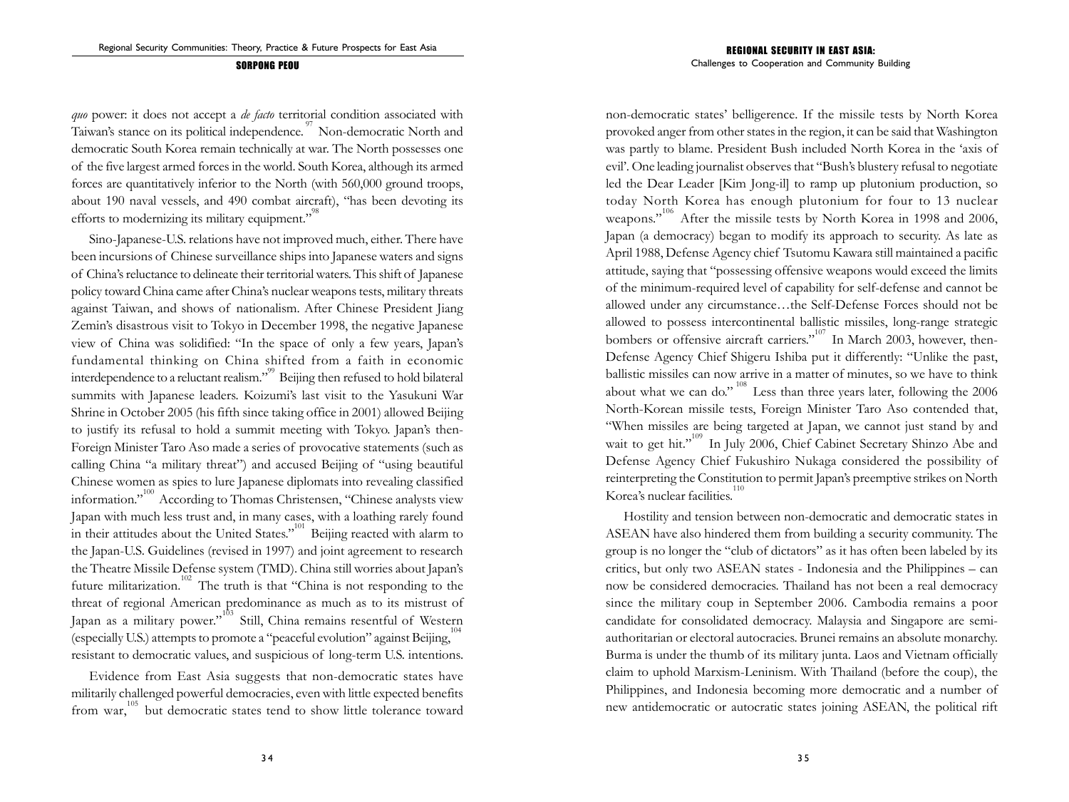*quo* power: it does not accept a *de facto* territorial condition associated with Taiwan's stance on its political independence.[97] Non-democratic North and democratic South Korea remain technically at war. The North possesses one of the five largest armed forces in the world. South Korea, although its armed forces are quantitatively inferior to the North (with 560,000 ground troops, about 190 naval vessels, and 490 combat aircraft), "has been devoting its efforts to modernizing its military equipment."[98]

Sino-Japanese-U.S. relations have not improved much, either. There have been incursions of Chinese surveillance ships into Japanese waters and signs of China's reluctance to delineate their territorial waters. This shift of Japanese policy toward China came after China's nuclear weapons tests, military threats against Taiwan, and shows of nationalism. After Chinese President Jiang Zemin's disastrous visit to Tokyo in December 1998, the negative Japanese view of China was solidified: "In the space of only a few years, Japan's fundamental thinking on China shifted from a faith in economic interdependence to a reluctant realism."[99] Beijing then refused to hold bilateral summits with Japanese leaders. Koizumi's last visit to the Yasukuni War Shrine in October 2005 (his fifth since taking office in 2001) allowed Beijing to justify its refusal to hold a summit meeting with Tokyo. Japan's then-Foreign Minister Taro Aso made a series of provocative statements (such as calling China "a military threat") and accused Beijing of "using beautiful Chinese women as spies to lure Japanese diplomats into revealing classified information."[100] According to Thomas Christensen, "Chinese analysts view Japan with much less trust and, in many cases, with a loathing rarely found in their attitudes about the United States."[101] Beijing reacted with alarm to the Japan-U.S. Guidelines (revised in 1997) and joint agreement to research the Theatre Missile Defense system (TMD). China still worries about Japan's future militarization.[102] The truth is that "China is not responding to the threat of regional American predominance as much as to its mistrust of Japan as a military power."[103] Still, China remains resentful of Western (especially U.S.) attempts to promote a "peaceful evolution" against Beijing,[104] resistant to democratic values, and suspicious of long-term U.S. intentions.

Evidence from East Asia suggests that non-democratic states have militarily challenged powerful democracies, even with little expected benefits from war,[105] but democratic states tend to show little tolerance toward non-democratic states' belligerence. If the missile tests by North Korea provoked anger from other states in the region, it can be said that Washington was partly to blame. President Bush included North Korea in the 'axis of evil'. One leading journalist observes that "Bush's blustery refusal to negotiate led the Dear Leader [Kim Jong-il] to ramp up plutonium production, so today North Korea has enough plutonium for four to 13 nuclear weapons."[106] After the missile tests by North Korea in 1998 and 2006, Japan (a democracy) began to modify its approach to security. As late as April 1988, Defense Agency chief Tsutomu Kawara still maintained a pacific attitude, saying that "possessing offensive weapons would exceed the limits of the minimum-required level of capability for self-defense and cannot be allowed under any circumstance…the Self-Defense Forces should not be allowed to possess intercontinental ballistic missiles, long-range strategic bombers or offensive aircraft carriers."[107] In March 2003, however, then-Defense Agency Chief Shigeru Ishiba put it differently: "Unlike the past, ballistic missiles can now arrive in a matter of minutes, so we have to think about what we can do."[108] Less than three years later, following the 2006 North-Korean missile tests, Foreign Minister Taro Aso contended that, "When missiles are being targeted at Japan, we cannot just stand by and wait to get hit."[109] In July 2006, Chief Cabinet Secretary Shinzo Abe and Defense Agency Chief Fukushiro Nukaga considered the possibility of reinterpreting the Constitution to permit Japan's preemptive strikes on North Korea's nuclear facilities.[110]

Hostility and tension between non-democratic and democratic states in ASEAN have also hindered them from building a security community. The group is no longer the "club of dictators" as it has often been labeled by its critics, but only two ASEAN states - Indonesia and the Philippines – can now be considered democracies. Thailand has not been a real democracy since the military coup in September 2006. Cambodia remains a poor candidate for consolidated democracy. Malaysia and Singapore are semi-authoritarian or electoral autocracies. Brunei remains an absolute monarchy. Burma is under the thumb of its military junta. Laos and Vietnam officially claim to uphold Marxism-Leninism. With Thailand (before the coup), the Philippines, and Indonesia becoming more democratic and a number of new antidemocratic or autocratic states joining ASEAN, the political rift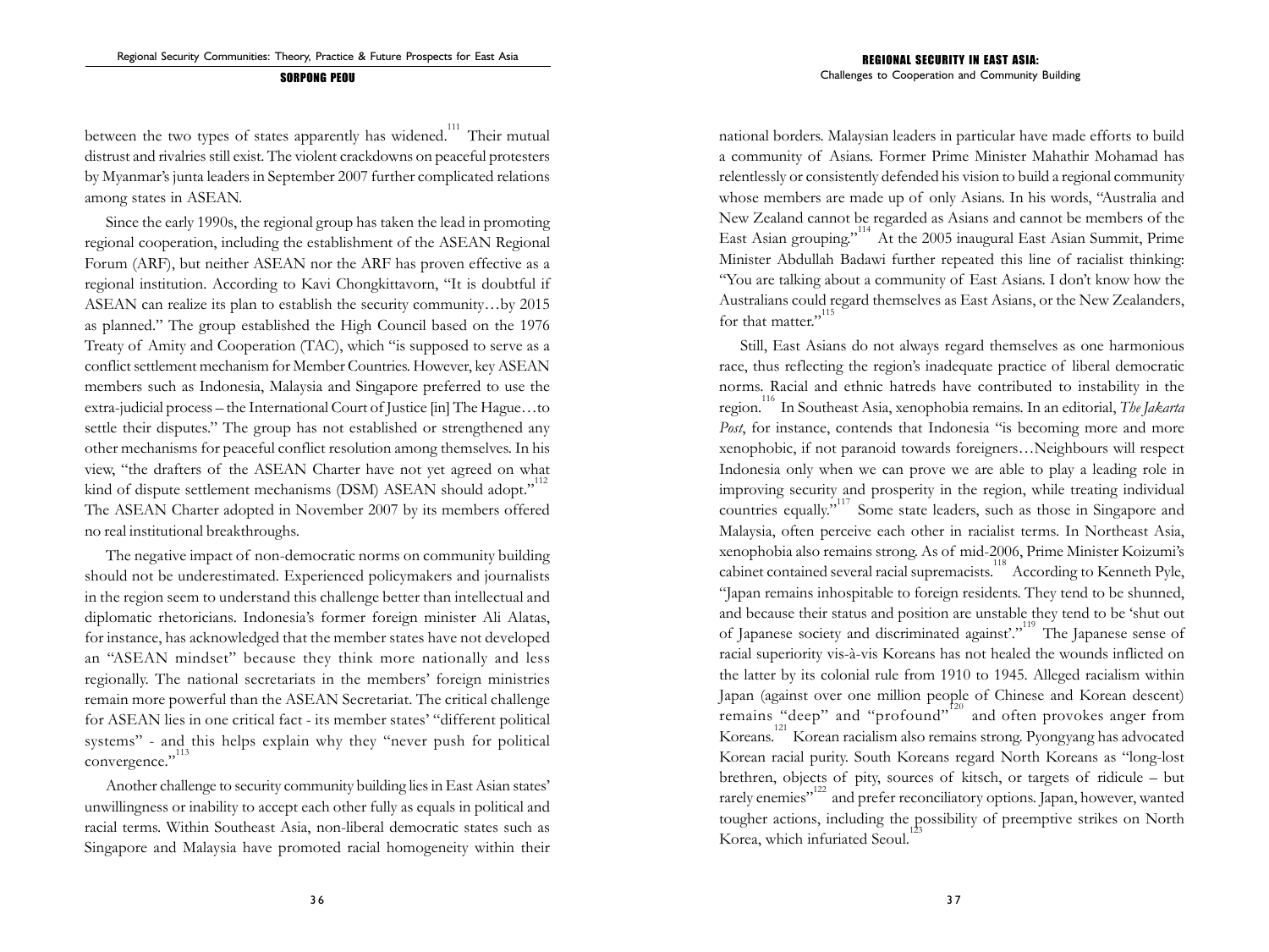between the two types of states apparently has widened.[111] Their mutual distrust and rivalries still exist. The violent crackdowns on peaceful protesters by Myanmar's junta leaders in September 2007 further complicated relations among states in ASEAN.

Since the early 1990s, the regional group has taken the lead in promoting regional cooperation, including the establishment of the ASEAN Regional Forum (ARF), but neither ASEAN nor the ARF has proven effective as a regional institution. According to Kavi Chongkittavorn, "It is doubtful if ASEAN can realize its plan to establish the security community…by 2015 as planned." The group established the High Council based on the 1976 Treaty of Amity and Cooperation (TAC), which "is supposed to serve as a conflict settlement mechanism for Member Countries. However, key ASEAN members such as Indonesia, Malaysia and Singapore preferred to use the extra-judicial process – the International Court of Justice [in] The Hague…to settle their disputes." The group has not established or strengthened any other mechanisms for peaceful conflict resolution among themselves. In his view, "the drafters of the ASEAN Charter have not yet agreed on what kind of dispute settlement mechanisms (DSM) ASEAN should adopt."[112] The ASEAN Charter adopted in November 2007 by its members offered no real institutional breakthroughs.

The negative impact of non-democratic norms on community building should not be underestimated. Experienced policymakers and journalists in the region seem to understand this challenge better than intellectual and diplomatic rhetoricians. Indonesia's former foreign minister Ali Alatas, for instance, has acknowledged that the member states have not developed an "ASEAN mindset" because they think more nationally and less regionally. The national secretariats in the members' foreign ministries remain more powerful than the ASEAN Secretariat. The critical challenge for ASEAN lies in one critical fact - its member states' "different political systems" - and this helps explain why they "never push for political convergence."[113]

Another challenge to security community building lies in East Asian states' unwillingness or inability to accept each other fully as equals in political and racial terms. Within Southeast Asia, non-liberal democratic states such as Singapore and Malaysia have promoted racial homogeneity within their national borders. Malaysian leaders in particular have made efforts to build a community of Asians. Former Prime Minister Mahathir Mohamad has relentlessly or consistently defended his vision to build a regional community whose members are made up of only Asians. In his words, "Australia and New Zealand cannot be regarded as Asians and cannot be members of the East Asian grouping."[114] At the 2005 inaugural East Asian Summit, Prime Minister Abdullah Badawi further repeated this line of racialist thinking: "You are talking about a community of East Asians. I don't know how the Australians could regard themselves as East Asians, or the New Zealanders, for that matter."[115]

Still, East Asians do not always regard themselves as one harmonious race, thus reflecting the region's inadequate practice of liberal democratic norms. Racial and ethnic hatreds have contributed to instability in the region.[116] In Southeast Asia, xenophobia remains. In an editorial, *The Jakarta Post*, for instance, contends that Indonesia "is becoming more and more xenophobic, if not paranoid towards foreigners…Neighbours will respect Indonesia only when we can prove we are able to play a leading role in improving security and prosperity in the region, while treating individual countries equally."[117] Some state leaders, such as those in Singapore and Malaysia, often perceive each other in racialist terms. In Northeast Asia, xenophobia also remains strong. As of mid-2006, Prime Minister Koizumi's cabinet contained several racial supremacists.[118] According to Kenneth Pyle, "Japan remains inhospitable to foreign residents. They tend to be shunned, and because their status and position are unstable they tend to be 'shut out of Japanese society and discriminated against'."[119] The Japanese sense of racial superiority vis-à-vis Koreans has not healed the wounds inflicted on the latter by its colonial rule from 1910 to 1945. Alleged racialism within Japan (against over one million people of Chinese and Korean descent) remains "deep" and "profound"[120] and often provokes anger from Koreans.[121] Korean racialism also remains strong. Pyongyang has advocated Korean racial purity. South Koreans regard North Koreans as "long-lost brethren, objects of pity, sources of kitsch, or targets of ridicule – but rarely enemies"[122] and prefer reconciliatory options. Japan, however, wanted tougher actions, including the possibility of preemptive strikes on North Korea, which infuriated Seoul.[123]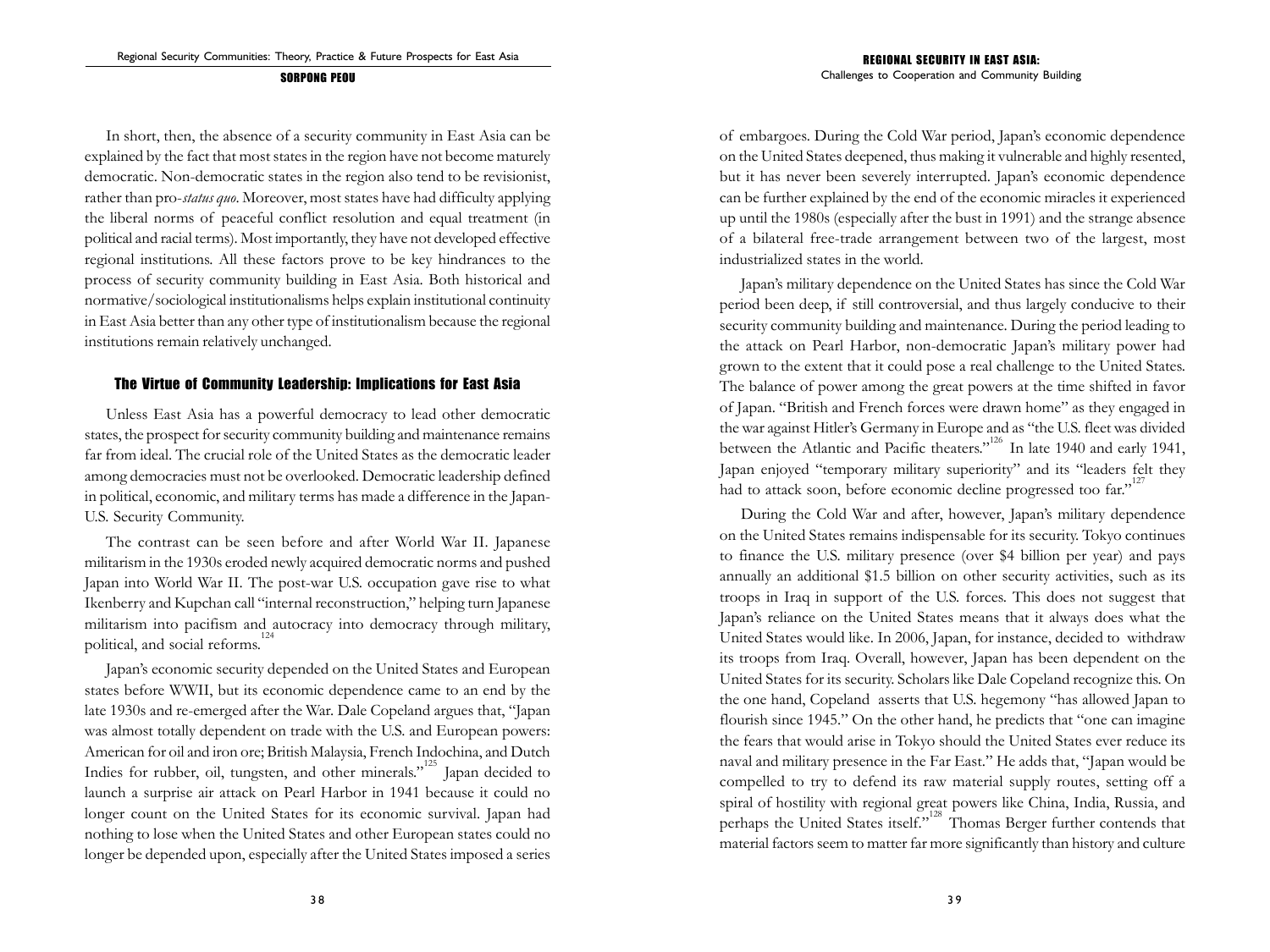In short, then, the absence of a security community in East Asia can be explained by the fact that most states in the region have not become maturely democratic. Non-democratic states in the region also tend to be revisionist, rather than pro-*status quo*. Moreover, most states have had difficulty applying the liberal norms of peaceful conflict resolution and equal treatment (in political and racial terms). Most importantly, they have not developed effective regional institutions. All these factors prove to be key hindrances to the process of security community building in East Asia. Both historical and normative/sociological institutionalisms helps explain institutional continuity in East Asia better than any other type of institutionalism because the regional institutions remain relatively unchanged.

## The Virtue of Community Leadership: Implications for East Asia

Unless East Asia has a powerful democracy to lead other democratic states, the prospect for security community building and maintenance remains far from ideal. The crucial role of the United States as the democratic leader among democracies must not be overlooked. Democratic leadership defined in political, economic, and military terms has made a difference in the Japan-U.S. Security Community.

The contrast can be seen before and after World War II. Japanese militarism in the 1930s eroded newly acquired democratic norms and pushed Japan into World War II. The post-war U.S. occupation gave rise to what Ikenberry and Kupchan call "internal reconstruction," helping turn Japanese militarism into pacifism and autocracy into democracy through military, political, and social reforms.[124]

Japan's economic security depended on the United States and European states before WWII, but its economic dependence came to an end by the late 1930s and re-emerged after the War. Dale Copeland argues that, "Japan was almost totally dependent on trade with the U.S. and European powers: American for oil and iron ore; British Malaysia, French Indochina, and Dutch Indies for rubber, oil, tungsten, and other minerals."[125] Japan decided to launch a surprise air attack on Pearl Harbor in 1941 because it could no longer count on the United States for its economic survival. Japan had nothing to lose when the United States and other European states could no longer be depended upon, especially after the United States imposed a series of embargoes. During the Cold War period, Japan's economic dependence on the United States deepened, thus making it vulnerable and highly resented, but it has never been severely interrupted. Japan's economic dependence can be further explained by the end of the economic miracles it experienced up until the 1980s (especially after the bust in 1991) and the strange absence of a bilateral free-trade arrangement between two of the largest, most industrialized states in the world.

Japan's military dependence on the United States has since the Cold War period been deep, if still controversial, and thus largely conducive to their security community building and maintenance. During the period leading to the attack on Pearl Harbor, non-democratic Japan's military power had grown to the extent that it could pose a real challenge to the United States. The balance of power among the great powers at the time shifted in favor of Japan. "British and French forces were drawn home" as they engaged in the war against Hitler's Germany in Europe and as "the U.S. fleet was divided between the Atlantic and Pacific theaters."[126] In late 1940 and early 1941, Japan enjoyed "temporary military superiority" and its "leaders felt they had to attack soon, before economic decline progressed too far."[127]

During the Cold War and after, however, Japan's military dependence on the United States remains indispensable for its security. Tokyo continues to finance the U.S. military presence (over $4 billion per year) and pays annually an additional $1.5 billion on other security activities, such as its troops in Iraq in support of the U.S. forces. This does not suggest that Japan's reliance on the United States means that it always does what the United States would like. In 2006, Japan, for instance, decided to withdraw its troops from Iraq. Overall, however, Japan has been dependent on the United States for its security. Scholars like Dale Copeland recognize this. On the one hand, Copeland asserts that U.S. hegemony "has allowed Japan to flourish since 1945." On the other hand, he predicts that "one can imagine the fears that would arise in Tokyo should the United States ever reduce its naval and military presence in the Far East." He adds that, "Japan would be compelled to try to defend its raw material supply routes, setting off a spiral of hostility with regional great powers like China, India, Russia, and perhaps the United States itself."[128] Thomas Berger further contends that material factors seem to matter far more significantly than history and culture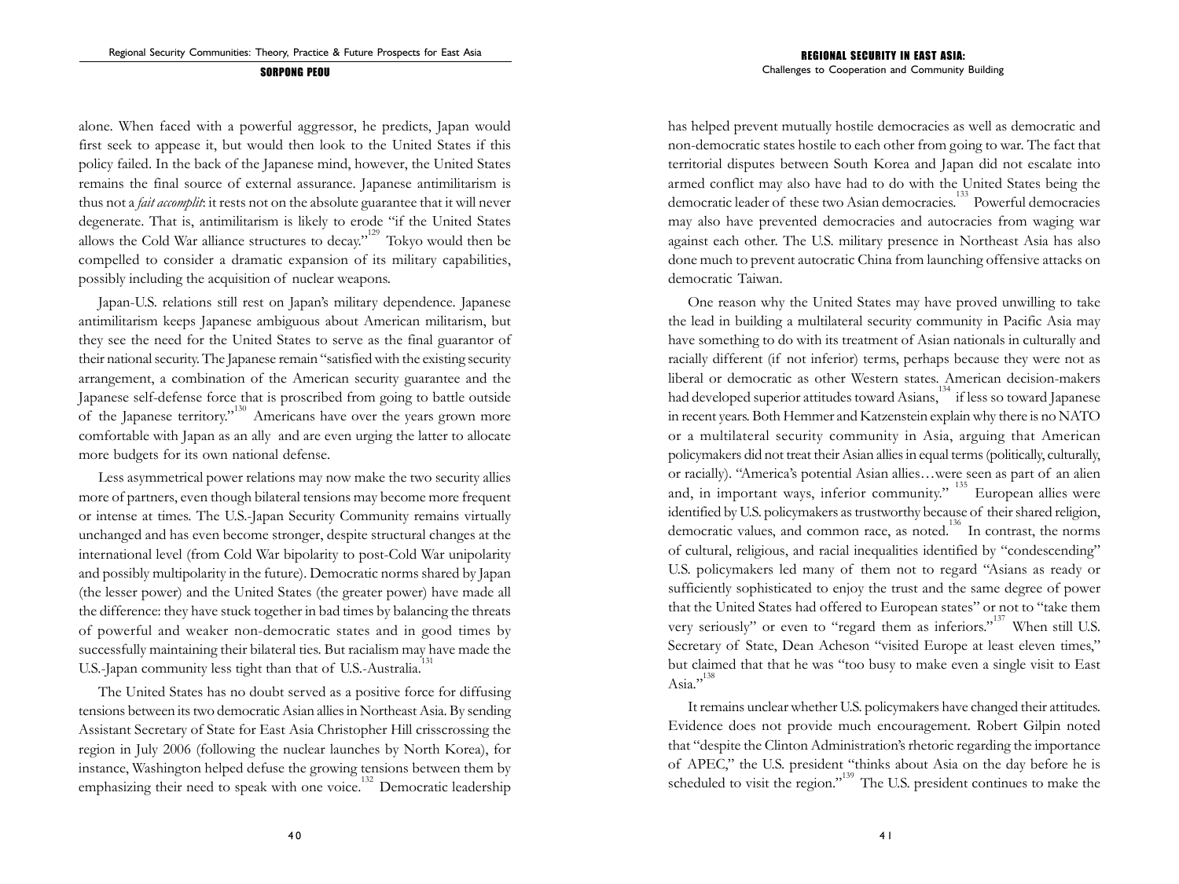alone. When faced with a powerful aggressor, he predicts, Japan would first seek to appease it, but would then look to the United States if this policy failed. In the back of the Japanese mind, however, the United States remains the final source of external assurance. Japanese antimilitarism is thus not a *fait accomplit*: it rests not on the absolute guarantee that it will never degenerate. That is, antimilitarism is likely to erode "if the United States allows the Cold War alliance structures to decay."[129] Tokyo would then be compelled to consider a dramatic expansion of its military capabilities, possibly including the acquisition of nuclear weapons.

Japan-U.S. relations still rest on Japan's military dependence. Japanese antimilitarism keeps Japanese ambiguous about American militarism, but they see the need for the United States to serve as the final guarantor of their national security. The Japanese remain "satisfied with the existing security arrangement, a combination of the American security guarantee and the Japanese self-defense force that is proscribed from going to battle outside of the Japanese territory."[130] Americans have over the years grown more comfortable with Japan as an ally and are even urging the latter to allocate more budgets for its own national defense.

Less asymmetrical power relations may now make the two security allies more of partners, even though bilateral tensions may become more frequent or intense at times. The U.S.-Japan Security Community remains virtually unchanged and has even become stronger, despite structural changes at the international level (from Cold War bipolarity to post-Cold War unipolarity and possibly multipolarity in the future). Democratic norms shared by Japan (the lesser power) and the United States (the greater power) have made all the difference: they have stuck together in bad times by balancing the threats of powerful and weaker non-democratic states and in good times by successfully maintaining their bilateral ties. But racialism may have made the U.S.-Japan community less tight than that of U.S.-Australia.[131]

The United States has no doubt served as a positive force for diffusing tensions between its two democratic Asian allies in Northeast Asia. By sending Assistant Secretary of State for East Asia Christopher Hill crisscrossing the region in July 2006 (following the nuclear launches by North Korea), for instance, Washington helped defuse the growing tensions between them by emphasizing their need to speak with one voice.[132] Democratic leadership has helped prevent mutually hostile democracies as well as democratic and non-democratic states hostile to each other from going to war. The fact that territorial disputes between South Korea and Japan did not escalate into armed conflict may also have had to do with the United States being the democratic leader of these two Asian democracies.[133] Powerful democracies may also have prevented democracies and autocracies from waging war against each other. The U.S. military presence in Northeast Asia has also done much to prevent autocratic China from launching offensive attacks on democratic Taiwan.

One reason why the United States may have proved unwilling to take the lead in building a multilateral security community in Pacific Asia may have something to do with its treatment of Asian nationals in culturally and racially different (if not inferior) terms, perhaps because they were not as liberal or democratic as other Western states. American decision-makers had developed superior attitudes toward Asians,[134] if less so toward Japanese in recent years. Both Hemmer and Katzenstein explain why there is no NATO or a multilateral security community in Asia, arguing that American policymakers did not treat their Asian allies in equal terms (politically, culturally, or racially). "America's potential Asian allies…were seen as part of an alien and, in important ways, inferior community."[135] European allies were identified by U.S. policymakers as trustworthy because of their shared religion, democratic values, and common race, as noted.[136] In contrast, the norms of cultural, religious, and racial inequalities identified by "condescending" U.S. policymakers led many of them not to regard "Asians as ready or sufficiently sophisticated to enjoy the trust and the same degree of power that the United States had offered to European states" or not to "take them very seriously" or even to "regard them as inferiors."[137] When still U.S. Secretary of State, Dean Acheson "visited Europe at least eleven times," but claimed that that he was "too busy to make even a single visit to East Asia."[138]

It remains unclear whether U.S. policymakers have changed their attitudes. Evidence does not provide much encouragement. Robert Gilpin noted that "despite the Clinton Administration's rhetoric regarding the importance of APEC," the U.S. president "thinks about Asia on the day before he is scheduled to visit the region."[139] The U.S. president continues to make the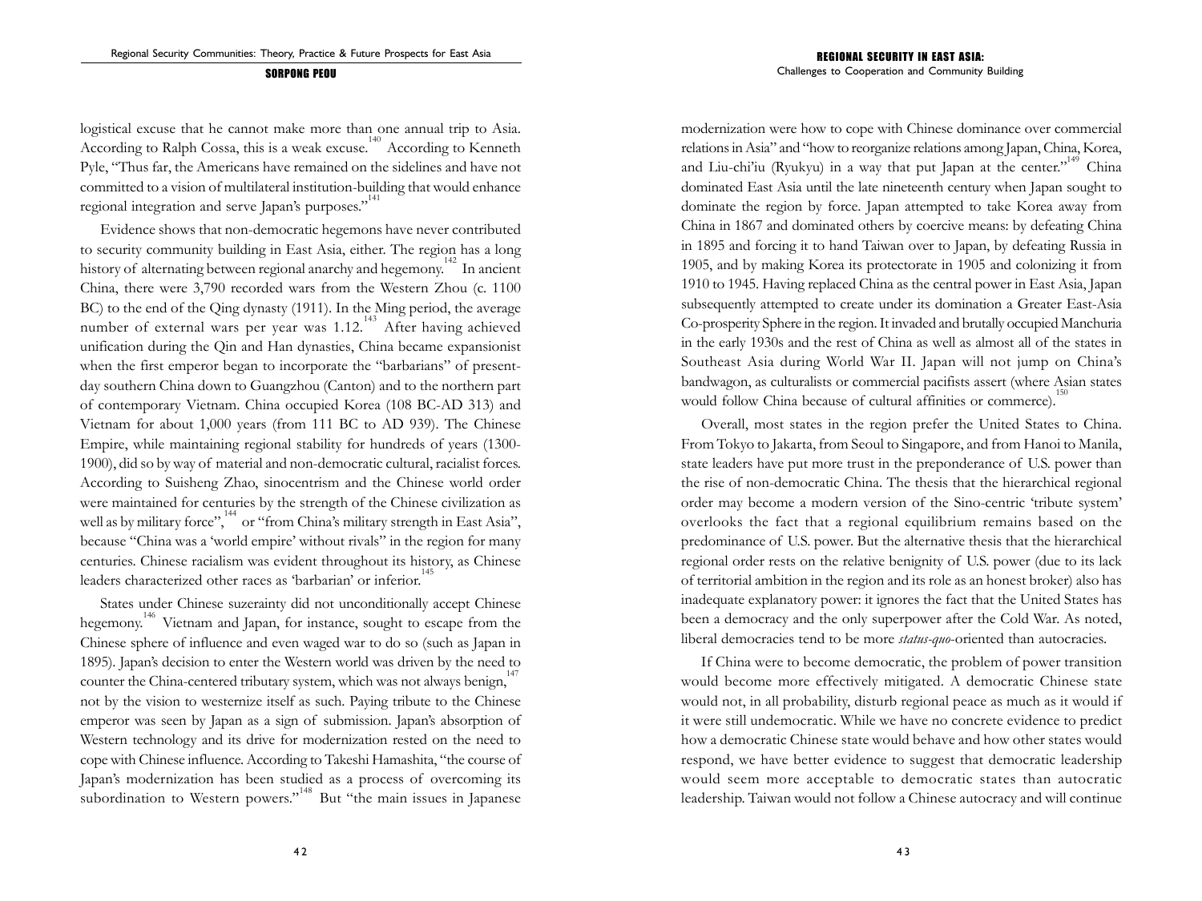logistical excuse that he cannot make more than one annual trip to Asia. According to Ralph Cossa, this is a weak excuse.[140] According to Kenneth Pyle, "Thus far, the Americans have remained on the sidelines and have not committed to a vision of multilateral institution-building that would enhance regional integration and serve Japan's purposes."[141]

Evidence shows that non-democratic hegemons have never contributed to security community building in East Asia, either. The region has a long history of alternating between regional anarchy and hegemony.[142] In ancient China, there were 3,790 recorded wars from the Western Zhou (c. 1100 BC) to the end of the Qing dynasty (1911). In the Ming period, the average number of external wars per year was 1.12.[143] After having achieved unification during the Qin and Han dynasties, China became expansionist when the first emperor began to incorporate the "barbarians" of present-day southern China down to Guangzhou (Canton) and to the northern part of contemporary Vietnam. China occupied Korea (108 BC-AD 313) and Vietnam for about 1,000 years (from 111 BC to AD 939). The Chinese Empire, while maintaining regional stability for hundreds of years (1300-1900), did so by way of material and non-democratic cultural, racialist forces. According to Suisheng Zhao, sinocentrism and the Chinese world order were maintained for centuries by the strength of the Chinese civilization as well as by military force",[144] or "from China's military strength in East Asia", because "China was a 'world empire' without rivals" in the region for many centuries. Chinese racialism was evident throughout its history, as Chinese leaders characterized other races as 'barbarian' or inferior.[145]

States under Chinese suzerainty did not unconditionally accept Chinese hegemony.[146] Vietnam and Japan, for instance, sought to escape from the Chinese sphere of influence and even waged war to do so (such as Japan in 1895). Japan's decision to enter the Western world was driven by the need to counter the China-centered tributary system, which was not always benign,[147] not by the vision to westernize itself as such. Paying tribute to the Chinese emperor was seen by Japan as a sign of submission. Japan's absorption of Western technology and its drive for modernization rested on the need to cope with Chinese influence. According to Takeshi Hamashita, "the course of Japan's modernization has been studied as a process of overcoming its subordination to Western powers."[148] But "the main issues in Japanese modernization were how to cope with Chinese dominance over commercial relations in Asia" and "how to reorganize relations among Japan, China, Korea, and Liu-chi'iu (Ryukyu) in a way that put Japan at the center."[149] China dominated East Asia until the late nineteenth century when Japan sought to dominate the region by force. Japan attempted to take Korea away from China in 1867 and dominated others by coercive means: by defeating China in 1895 and forcing it to hand Taiwan over to Japan, by defeating Russia in 1905, and by making Korea its protectorate in 1905 and colonizing it from 1910 to 1945. Having replaced China as the central power in East Asia, Japan subsequently attempted to create under its domination a Greater East-Asia Co-prosperity Sphere in the region. It invaded and brutally occupied Manchuria in the early 1930s and the rest of China as well as almost all of the states in Southeast Asia during World War II. Japan will not jump on China's bandwagon, as culturalists or commercial pacifists assert (where Asian states would follow China because of cultural affinities or commerce).[150]

Overall, most states in the region prefer the United States to China. From Tokyo to Jakarta, from Seoul to Singapore, and from Hanoi to Manila, state leaders have put more trust in the preponderance of U.S. power than the rise of non-democratic China. The thesis that the hierarchical regional order may become a modern version of the Sino-centric 'tribute system' overlooks the fact that a regional equilibrium remains based on the predominance of U.S. power. But the alternative thesis that the hierarchical regional order rests on the relative benignity of U.S. power (due to its lack of territorial ambition in the region and its role as an honest broker) also has inadequate explanatory power: it ignores the fact that the United States has been a democracy and the only superpower after the Cold War. As noted, liberal democracies tend to be more *status-quo*-oriented than autocracies.

If China were to become democratic, the problem of power transition would become more effectively mitigated. A democratic Chinese state would not, in all probability, disturb regional peace as much as it would if it were still undemocratic. While we have no concrete evidence to predict how a democratic Chinese state would behave and how other states would respond, we have better evidence to suggest that democratic leadership would seem more acceptable to democratic states than autocratic leadership. Taiwan would not follow a Chinese autocracy and will continue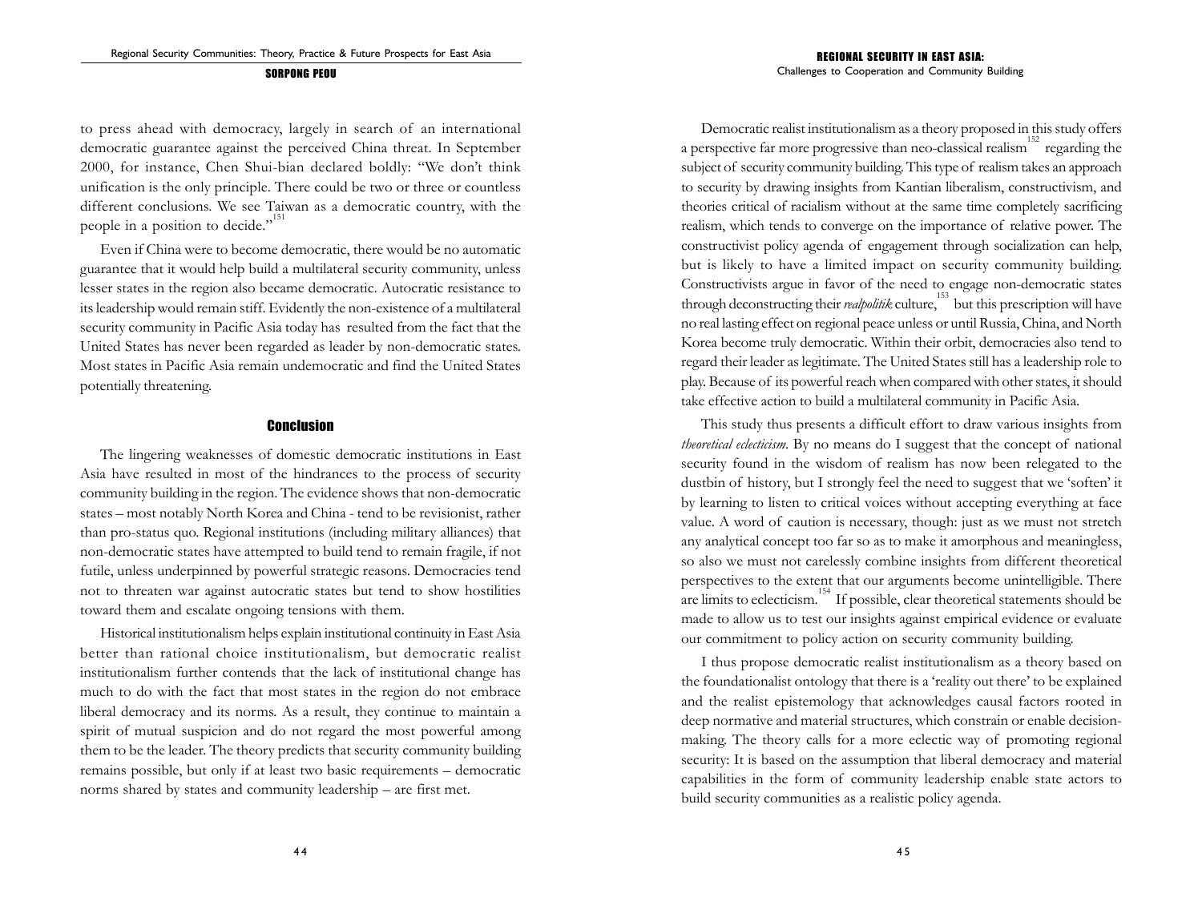to press ahead with democracy, largely in search of an international democratic guarantee against the perceived China threat. In September 2000, for instance, Chen Shui-bian declared boldly: "We don't think unification is the only principle. There could be two or three or countless different conclusions. We see Taiwan as a democratic country, with the people in a position to decide."[151]

Even if China were to become democratic, there would be no automatic guarantee that it would help build a multilateral security community, unless lesser states in the region also became democratic. Autocratic resistance to its leadership would remain stiff. Evidently the non-existence of a multilateral security community in Pacific Asia today has resulted from the fact that the United States has never been regarded as leader by non-democratic states. Most states in Pacific Asia remain undemocratic and find the United States potentially threatening.

## Conclusion

The lingering weaknesses of domestic democratic institutions in East Asia have resulted in most of the hindrances to the process of security community building in the region. The evidence shows that non-democratic states – most notably North Korea and China - tend to be revisionist, rather than pro-status quo. Regional institutions (including military alliances) that non-democratic states have attempted to build tend to remain fragile, if not futile, unless underpinned by powerful strategic reasons. Democracies tend not to threaten war against autocratic states but tend to show hostilities toward them and escalate ongoing tensions with them.

Historical institutionalism helps explain institutional continuity in East Asia better than rational choice institutionalism, but democratic realist institutionalism further contends that the lack of institutional change has much to do with the fact that most states in the region do not embrace liberal democracy and its norms. As a result, they continue to maintain a spirit of mutual suspicion and do not regard the most powerful among them to be the leader. The theory predicts that security community building remains possible, but only if at least two basic requirements – democratic norms shared by states and community leadership – are first met.

Democratic realist institutionalism as a theory proposed in this study offers a perspective far more progressive than neo-classical realism[152] regarding the subject of security community building. This type of realism takes an approach to security by drawing insights from Kantian liberalism, constructivism, and theories critical of racialism without at the same time completely sacrificing realism, which tends to converge on the importance of relative power. The constructivist policy agenda of engagement through socialization can help, but is likely to have a limited impact on security community building. Constructivists argue in favor of the need to engage non-democratic states through deconstructing their *realpolitik* culture,[153] but this prescription will have no real lasting effect on regional peace unless or until Russia, China, and North Korea become truly democratic. Within their orbit, democracies also tend to regard their leader as legitimate. The United States still has a leadership role to play. Because of its powerful reach when compared with other states, it should take effective action to build a multilateral community in Pacific Asia.

This study thus presents a difficult effort to draw various insights from *theoretical eclecticism*. By no means do I suggest that the concept of national security found in the wisdom of realism has now been relegated to the dustbin of history, but I strongly feel the need to suggest that we 'soften' it by learning to listen to critical voices without accepting everything at face value. A word of caution is necessary, though: just as we must not stretch any analytical concept too far so as to make it amorphous and meaningless, so also we must not carelessly combine insights from different theoretical perspectives to the extent that our arguments become unintelligible. There are limits to eclecticism.[154] If possible, clear theoretical statements should be made to allow us to test our insights against empirical evidence or evaluate our commitment to policy action on security community building.

I thus propose democratic realist institutionalism as a theory based on the foundationalist ontology that there is a 'reality out there' to be explained and the realist epistemology that acknowledges causal factors rooted in deep normative and material structures, which constrain or enable decision-making. The theory calls for a more eclectic way of promoting regional security: It is based on the assumption that liberal democracy and material capabilities in the form of community leadership enable state actors to build security communities as a realistic policy agenda.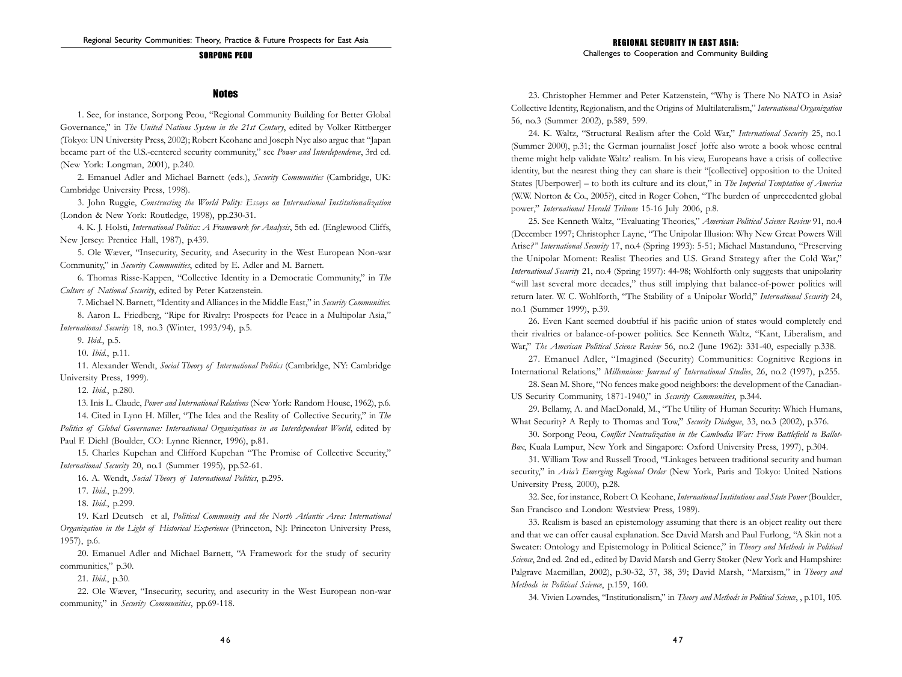## Notes

1. See, for instance, Sorpong Peou, "Regional Community Building for Better Global Governance," in *The United Nations System in the 21st Century*, edited by Volker Rittberger (Tokyo: UN University Press, 2002); Robert Keohane and Joseph Nye also argue that "Japan became part of the U.S.-centered security community," see *Power and Interdependence*, 3rd ed. (New York: Longman, 2001), p.240.

2. Emanuel Adler and Michael Barnett (eds.), *Security Communities* (Cambridge, UK: Cambridge University Press, 1998).

3. John Ruggie, *Constructing the World Polity: Essays on International Institutionalization* (London & New York: Routledge, 1998), pp.230-31.

4. K. J. Holsti, *International Politics: A Framework for Analysis*, 5th ed. (Englewood Cliffs, New Jersey: Prentice Hall, 1987), p.439.

5. Ole Wæver, "Insecurity, Security, and Asecurity in the West European Non-war Community," in *Security Communities*, edited by E. Adler and M. Barnett.

6. Thomas Risse-Kappen, "Collective Identity in a Democratic Community," in *The Culture of National Security*, edited by Peter Katzenstein.

7. Michael N. Barnett, "Identity and Alliances in the Middle East," in *Security Communities.*

8. Aaron L. Friedberg, "Ripe for Rivalry: Prospects for Peace in a Multipolar Asia," *International Security* 18, no.3 (Winter, 1993/94), p.5.

9. *Ibid.*, p.5.

10. *Ibid.*, p.11.

11. Alexander Wendt, *Social Theory of International Politics* (Cambridge, NY: Cambridge University Press, 1999).

12. *Ibid.*, p.280.

13. Inis L. Claude, *Power and International Relations* (New York: Random House, 1962), p.6.

14. Cited in Lynn H. Miller, "The Idea and the Reality of Collective Security," in *The Politics of Global Governance: International Organizations in an Interdependent World*, edited by Paul F. Diehl (Boulder, CO: Lynne Rienner, 1996), p.81.

15. Charles Kupchan and Clifford Kupchan "The Promise of Collective Security," *International Security* 20, no.1 (Summer 1995), pp.52-61.

16. A. Wendt, *Social Theory of International Politics*, p.295.

17. *Ibid.*, p.299.

18. *Ibid.*, p.299.

19. Karl Deutsch et al, *Political Community and the North Atlantic Area: International Organization in the Light of Historical Experience* (Princeton, NJ: Princeton University Press, 1957), p.6.

20. Emanuel Adler and Michael Barnett, "A Framework for the study of security communities," p.30.

21. *Ibid.*, p.30.

22. Ole Wæver, "Insecurity, security, and asecurity in the West European non-war community," in *Security Communities*, pp.69-118.

23. Christopher Hemmer and Peter Katzenstein, "Why is There No NATO in Asia? Collective Identity, Regionalism, and the Origins of Multilateralism," *International Organization* 56, no.3 (Summer 2002), p.589, 599.

24. K. Waltz, "Structural Realism after the Cold War," *International Security* 25, no.1 (Summer 2000), p.31; the German journalist Josef Joffe also wrote a book whose central theme might help validate Waltz' realism. In his view, Europeans have a crisis of collective identity, but the nearest thing they can share is their "[collective] opposition to the United States [Uberpower] – to both its culture and its clout," in *The Imperial Temptation of America* (W.W. Norton & Co., 2005?), cited in Roger Cohen, "The burden of unprecedented global power," *International Herald Tribune* 15-16 July 2006, p.8.

25. See Kenneth Waltz, "Evaluating Theories," *American Political Science Review* 91, no.4 (December 1997; Christopher Layne, "The Unipolar Illusion: Why New Great Powers Will Arise*?" International Security* 17, no.4 (Spring 1993): 5-51; Michael Mastanduno, "Preserving the Unipolar Moment: Realist Theories and U.S. Grand Strategy after the Cold War," *International Security* 21, no.4 (Spring 1997): 44-98; Wohlforth only suggests that unipolarity "will last several more decades," thus still implying that balance-of-power politics will return later. W. C. Wohlforth, "The Stability of a Unipolar World," *International Security* 24, no.1 (Summer 1999), p.39.

26. Even Kant seemed doubtful if his pacific union of states would completely end their rivalries or balance-of-power politics. See Kenneth Waltz, "Kant, Liberalism, and War," *The American Political Science Review* 56, no.2 (June 1962): 331-40, especially p.338.

27. Emanuel Adler, "Imagined (Security) Communities: Cognitive Regions in International Relations," *Millennium: Journal of International Studies*, 26, no.2 (1997), p.255.

28. Sean M. Shore, "No fences make good neighbors: the development of the Canadian-US Security Community, 1871-1940," in *Security Communities*, p.344.

29. Bellamy, A. and MacDonald, M., "The Utility of Human Security: Which Humans, What Security? A Reply to Thomas and Tow," *Security Dialogue*, 33, no.3 (2002), p.376.

30. Sorpong Peou, *Conflict Neutralization in the Cambodia War: From Battlefield to Ballot-Box*, Kuala Lumpur, New York and Singapore: Oxford University Press, 1997), p.304.

31. William Tow and Russell Trood, "Linkages between traditional security and human security," in *Asia's Emerging Regional Order* (New York, Paris and Tokyo: United Nations University Press, 2000), p.28.

32. See, for instance, Robert O. Keohane, *International Institutions and State Power* (Boulder, San Francisco and London: Westview Press, 1989).

33. Realism is based an epistemology assuming that there is an object reality out there and that we can offer causal explanation. See David Marsh and Paul Furlong, "A Skin not a Sweater: Ontology and Epistemology in Political Science," in *Theory and Methods in Political Science*, 2nd ed. 2nd ed., edited by David Marsh and Gerry Stoker (New York and Hampshire: Palgrave Macmillan, 2002), p.30-32, 37, 38, 39; David Marsh, "Marxism," in *Theory and Methods in Political Science*, p.159, 160.

34. Vivien Lowndes, "Institutionalism," in *Theory and Methods in Political Science*, , p.101, 105.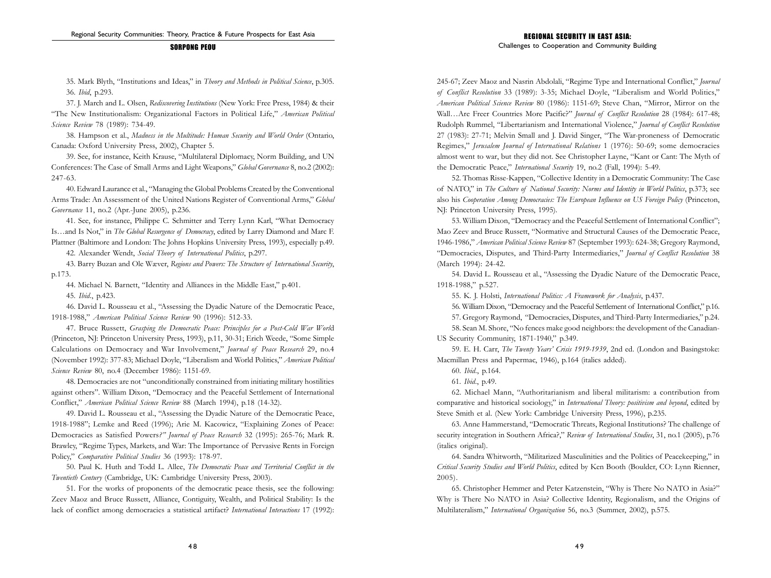35. Mark Blyth, "Institutions and Ideas," in *Theory and Methods in Political Science*, p.305.

36. *Ibid*, p.293.

37. J. March and L. Olsen, *Rediscovering Institutions* (New York: Free Press, 1984) & their "The New Institutionalism: Organizational Factors in Political Life," *American Political Science Review* 78 (1989): 734-49.

38. Hampson et al., *Madness in the Multitude: Human Security and World Order* (Ontario, Canada: Oxford University Press, 2002), Chapter 5.

39. See, for instance, Keith Krause, "Multilateral Diplomacy, Norm Building, and UN Conferences: The Case of Small Arms and Light Weapons," *Global Governance* 8, no.2 (2002): 247-63.

40. Edward Laurance et al., "Managing the Global Problems Created by the Conventional Arms Trade: An Assessment of the United Nations Register of Conventional Arms," *Global Governance* 11, no.2 (Apr.-June 2005), p.236.

41. See, for instance, Philippe C. Schmitter and Terry Lynn Karl, "What Democracy Is…and Is Not," in *The Global Resurgence of Democracy*, edited by Larry Diamond and Marc F. Plattner (Baltimore and London: The Johns Hopkins University Press, 1993), especially p.49.

42. Alexander Wendt, *Social Theory of International Politics*, p.297.

43. Barry Buzan and Ole Wæver, *Regions and Powers: The Structure of International Security*, p.173.

44. Michael N. Barnett, "Identity and Alliances in the Middle East," p.401.

45. *Ibid*., p.423.

46. David L. Rousseau et al., "Assessing the Dyadic Nature of the Democratic Peace, 1918-1988," *American Political Science Review* 90 (1996): 512-33.

47. Bruce Russett, *Grasping the Democratic Peace: Principles for a Post-Cold War World* (Princeton, NJ: Princeton University Press, 1993), p.11, 30-31; Erich Weede, "Some Simple Calculations on Democracy and War Involvement," *Journal of Peace Research* 29, no.4 (November 1992): 377-83; Michael Doyle, "Liberalism and World Politics," *American Political Science Review* 80, no.4 (December 1986): 1151-69.

48. Democracies are not "unconditionally constrained from initiating military hostilities against others". William Dixon, "Democracy and the Peaceful Settlement of International Conflict," *American Political Science Review* 88 (March 1994), p.18 (14-32).

49. David L. Rousseau et al., "Assessing the Dyadic Nature of the Democratic Peace, 1918-1988"; Lemke and Reed (1996); Arie M. Kacowicz, "Explaining Zones of Peace: Democracies as Satisfied Powers?" *Journal of Peace Research* 32 (1995): 265-76; Mark R. Brawley, "Regime Types, Markets, and War: The Importance of Pervasive Rents in Foreign Policy," *Comparative Political Studies* 36 (1993): 178-97.

50. Paul K. Huth and Todd L. Allee, *The Democratic Peace and Territorial Conflict in the Twentieth Century* (Cambridge, UK: Cambridge University Press, 2003).

51. For the works of proponents of the democratic peace thesis, see the following: Zeev Maoz and Bruce Russett, Alliance, Contiguity, Wealth, and Political Stability: Is the lack of conflict among democracies a statistical artifact? *International Interactions* 17 (1992): 245-67; Zeev Maoz and Nasrin Abdolali, "Regime Type and International Conflict," *Journal of Conflict Resolution* 33 (1989): 3-35; Michael Doyle, "Liberalism and World Politics," *American Political Science Review* 80 (1986): 1151-69; Steve Chan, "Mirror, Mirror on the Wall…Are Freer Countries More Pacific?" *Journal of Conflict Resolution* 28 (1984): 617-48; Rudolph Rummel, "Libertarianism and International Violence," *Journal of Conflict Resolution* 27 (1983): 27-71; Melvin Small and J. David Singer, "The War-proneness of Democratic Regimes," *Jerusalem Journal of International Relations* 1 (1976): 50-69; some democracies almost went to war, but they did not. See Christopher Layne, "Kant or Cant: The Myth of the Democratic Peace," *International Security* 19, no.2 (Fall, 1994): 5-49.

52. Thomas Risse-Kappen, "Collective Identity in a Democratic Community: The Case of NATO," in *The Culture of National Security: Norms and Identity in World Politics*, p.373; see also his *Cooperation Among Democracies: The European Influence on US Foreign Policy* (Princeton, NJ: Princeton University Press, 1995).

53. William Dixon, "Democracy and the Peaceful Settlement of International Conflict"; Mao Zeev and Bruce Russett, "Normative and Structural Causes of the Democratic Peace, 1946-1986," *American Political Science Review* 87 (September 1993): 624-38; Gregory Raymond, "Democracies, Disputes, and Third-Party Intermediaries," *Journal of Conflict Resolution* 38 (March 1994): 24-42.

54. David L. Rousseau et al., "Assessing the Dyadic Nature of the Democratic Peace, 1918-1988," p.527.

55. K. J. Holsti, *International Politics: A Framework for Analysis*, p.437.

56. William Dixon, "Democracy and the Peaceful Settlement of International Conflict," p.16.

57. Gregory Raymond, "Democracies, Disputes, and Third-Party Intermediaries," p.24.

58. Sean M. Shore, "No fences make good neighbors: the development of the Canadian-US Security Community, 1871-1940," p.349.

59. E. H. Carr, *The Twenty Years' Crisis 1919-1939*, 2nd ed. (London and Basingstoke: Macmillan Press and Papermac, 1946), p.164 (italics added).

60. *Ibid*., p.164.

61. *Ibid*., p.49.

62. Michael Mann, "Authoritarianism and liberal militarism: a contribution from comparative and historical sociology," in *International Theory: positivism and beyond*, edited by Steve Smith et al. (New York: Cambridge University Press, 1996), p.235.

63. Anne Hammerstand, "Democratic Threats, Regional Institutions? The challenge of security integration in Southern Africa?," *Review of International Studies*, 31, no.1 (2005), p.76 (italics original).

64. Sandra Whitworth, "Militarized Masculinities and the Politics of Peacekeeping," in *Critical Security Studies and World Politics*, edited by Ken Booth (Boulder, CO: Lynn Rienner, 2005).

65. Christopher Hemmer and Peter Katzenstein, "Why is There No NATO in Asia?" Why is There No NATO in Asia? Collective Identity, Regionalism, and the Origins of Multilateralism," *International Organization* 56, no.3 (Summer, 2002), p.575.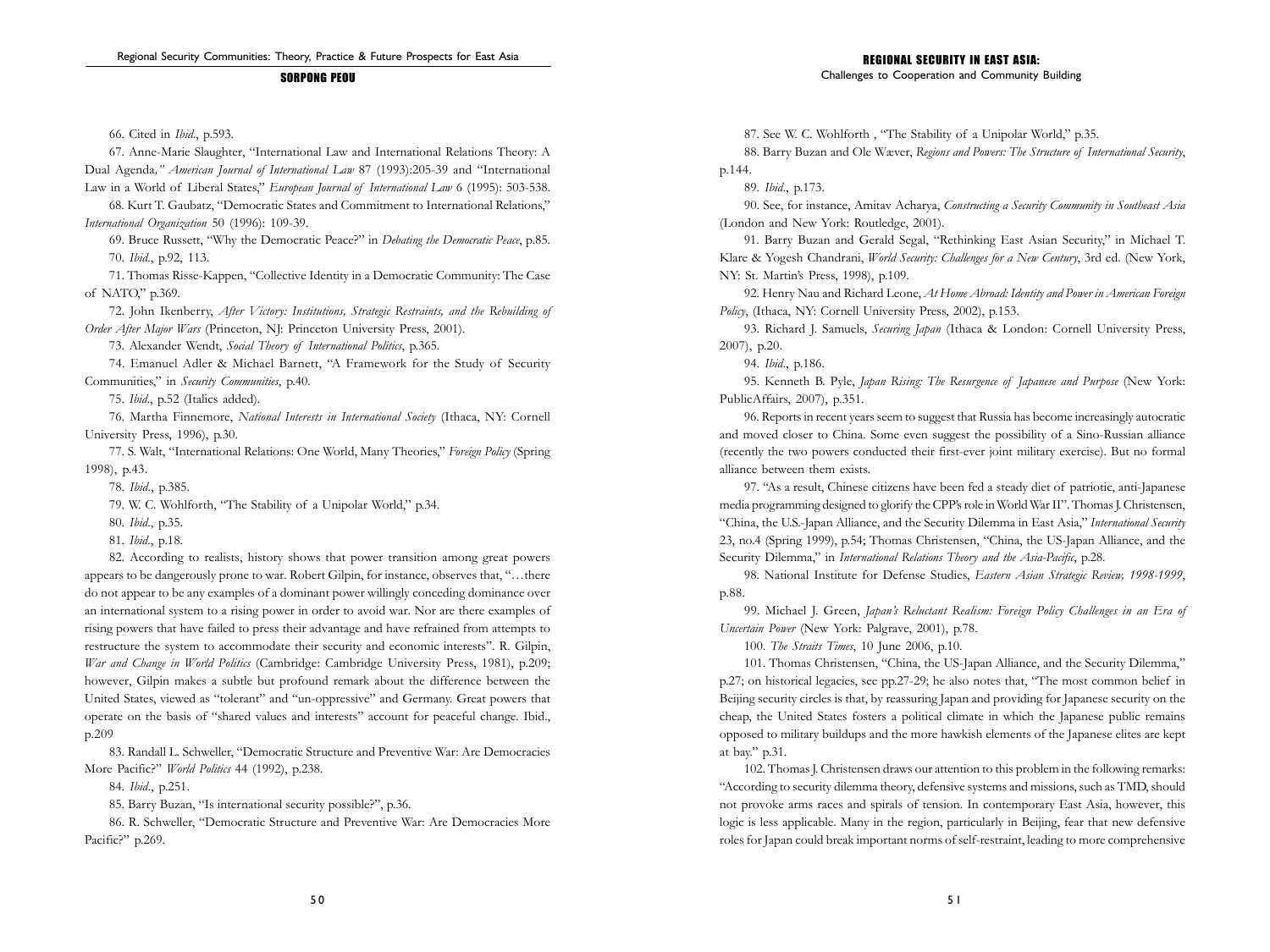66. Cited in *Ibid.*, p.593.

67. Anne-Marie Slaughter, "International Law and International Relations Theory: A Dual Agenda*," American Journal of International Law* 87 (1993):205-39 and "International Law in a World of Liberal States," *European Journal of International Law* 6 (1995): 503-538.

68. Kurt T. Gaubatz, "Democratic States and Commitment to International Relations," *International Organization* 50 (1996): 109-39.

69. Bruce Russett, "Why the Democratic Peace?" in *Debating the Democratic Peace*, p.85.

70. *Ibid.*, p.92, 113.

71. Thomas Risse-Kappen, "Collective Identity in a Democratic Community: The Case of NATO," p.369.

72. John Ikenberry, *After Victory: Institutions, Strategic Restraints, and the Rebuilding of Order After Major Wars* (Princeton, NJ: Princeton University Press, 2001).

73. Alexander Wendt, *Social Theory of International Politics*, p.365.

74. Emanuel Adler & Michael Barnett, "A Framework for the Study of Security Communities," in *Security Communities*, p.40.

75. *Ibid.*, p.52 (Italics added).

76. Martha Finnemore, *National Interests in International Society* (Ithaca, NY: Cornell University Press, 1996), p.30.

77. S. Walt, "International Relations: One World, Many Theories," *Foreign Policy* (Spring 1998), p.43.

78. *Ibid.*, p.385.

79. W. C. Wohlforth, "The Stability of a Unipolar World," p.34.

80. *Ibid.*, p.35.

81. *Ibid.*, p.18.

82. According to realists, history shows that power transition among great powers appears to be dangerously prone to war. Robert Gilpin, for instance, observes that, "…there do not appear to be any examples of a dominant power willingly conceding dominance over an international system to a rising power in order to avoid war. Nor are there examples of rising powers that have failed to press their advantage and have refrained from attempts to restructure the system to accommodate their security and economic interests". R. Gilpin, *War and Change in World Politics* (Cambridge: Cambridge University Press, 1981), p.209; however, Gilpin makes a subtle but profound remark about the difference between the United States, viewed as "tolerant" and "un-oppressive" and Germany. Great powers that operate on the basis of "shared values and interests" account for peaceful change. Ibid., p.209

83. Randall L. Schweller, "Democratic Structure and Preventive War: Are Democracies More Pacific?" *World Politics* 44 (1992), p.238.

84. *Ibid.*, p.251.

85. Barry Buzan, "Is international security possible?", p.36.

86. R. Schweller, "Democratic Structure and Preventive War: Are Democracies More Pacific?" p.269.

87. See W. C. Wohlforth , "The Stability of a Unipolar World," p.35.

88. Barry Buzan and Ole Wæver, *Regions and Powers: The Structure of International Security*, p.144.

89. *Ibid.*, p.173.

90. See, for instance, Amitav Acharya, *Constructing a Security Community in Southeast Asia* (London and New York: Routledge, 2001).

91. Barry Buzan and Gerald Segal, "Rethinking East Asian Security," in Michael T. Klare & Yogesh Chandrani, *World Security: Challenges for a New Century*, 3rd ed. (New York, NY: St. Martin's Press, 1998), p.109.

92. Henry Nau and Richard Leone, *At Home Abroad: Identity and Power in American Foreign Policy*, (Ithaca, NY: Cornell University Press, 2002), p.153.

93. Richard J. Samuels, *Securing Japan* (Ithaca & London: Cornell University Press, 2007), p.20.

94. *Ibid.*, p.186.

95. Kenneth B. Pyle, *Japan Rising: The Resurgence of Japanese and Purpose* (New York: PublicAffairs, 2007), p.351.

96. Reports in recent years seem to suggest that Russia has become increasingly autocratic and moved closer to China. Some even suggest the possibility of a Sino-Russian alliance (recently the two powers conducted their first-ever joint military exercise). But no formal alliance between them exists.

97. "As a result, Chinese citizens have been fed a steady diet of patriotic, anti-Japanese media programming designed to glorify the CPP's role in World War II". Thomas J. Christensen, "China, the U.S.-Japan Alliance, and the Security Dilemma in East Asia," *International Security* 23, no.4 (Spring 1999), p.54; Thomas Christensen, "China, the US-Japan Alliance, and the Security Dilemma," in *International Relations Theory and the Asia-Pacific*, p.28.

98. National Institute for Defense Studies, *Eastern Asian Strategic Review, 1998-1999*, p.88.

99. Michael J. Green, *Japan's Reluctant Realism: Foreign Policy Challenges in an Era of Uncertain Power* (New York: Palgrave, 2001), p.78.

100. *The Straits Times*, 10 June 2006, p.10.

101. Thomas Christensen, "China, the US-Japan Alliance, and the Security Dilemma," p.27; on historical legacies, see pp.27-29; he also notes that, "The most common belief in Beijing security circles is that, by reassuring Japan and providing for Japanese security on the cheap, the United States fosters a political climate in which the Japanese public remains opposed to military buildups and the more hawkish elements of the Japanese elites are kept at bay." p.31.

102. Thomas J. Christensen draws our attention to this problem in the following remarks: "According to security dilemma theory, defensive systems and missions, such as TMD, should not provoke arms races and spirals of tension. In contemporary East Asia, however, this logic is less applicable. Many in the region, particularly in Beijing, fear that new defensive roles for Japan could break important norms of self-restraint, leading to more comprehensive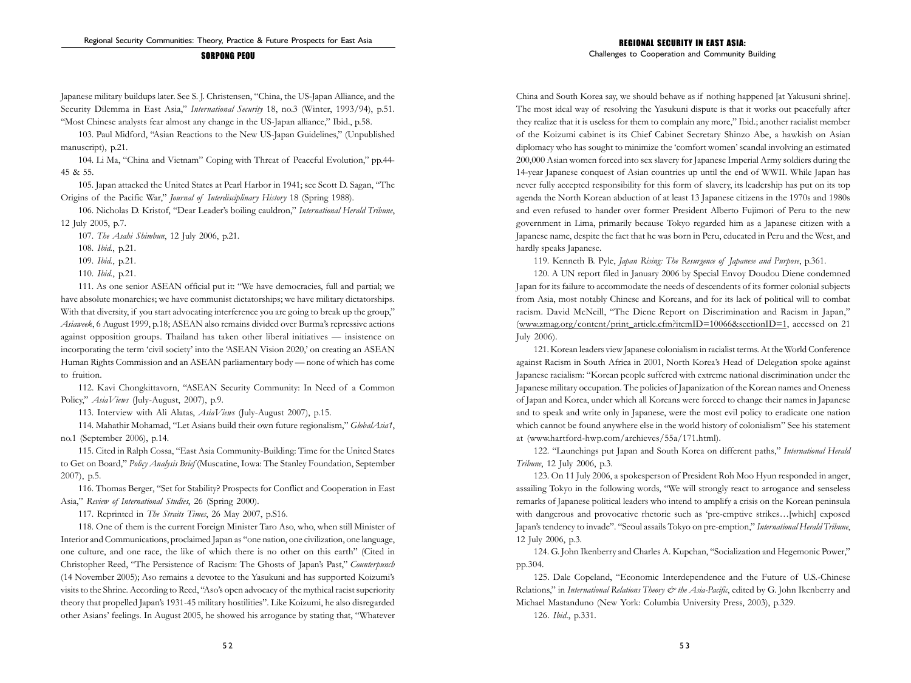Japanese military buildups later. See S. J. Christensen, "China, the US-Japan Alliance, and the Security Dilemma in East Asia," *International Security* 18, no.3 (Winter, 1993/94), p.51. "Most Chinese analysts fear almost any change in the US-Japan alliance," Ibid., p.58.

103. Paul Midford, "Asian Reactions to the New US-Japan Guidelines," (Unpublished manuscript), p.21.

104. Li Ma, "China and Vietnam" Coping with Threat of Peaceful Evolution," pp.44-45 & 55.

105. Japan attacked the United States at Pearl Harbor in 1941; see Scott D. Sagan, "The Origins of the Pacific War," *Journal of Interdisciplinary History* 18 (Spring 1988).

106. Nicholas D. Kristof, "Dear Leader's boiling cauldron," *International Herald Tribune*, 12 July 2005, p.7.

107. *The Asahi Shimbun*, 12 July 2006, p.21.

108. *Ibid.*, p.21.

109. *Ibid.*, p.21.

110. *Ibid.*, p.21.

111. As one senior ASEAN official put it: "We have democracies, full and partial; we have absolute monarchies; we have communist dictatorships; we have military dictatorships. With that diversity, if you start advocating interference you are going to break up the group," *Asiaweek*, 6 August 1999, p.18; ASEAN also remains divided over Burma's repressive actions against opposition groups. Thailand has taken other liberal initiatives — insistence on incorporating the term 'civil society' into the 'ASEAN Vision 2020,' on creating an ASEAN Human Rights Commission and an ASEAN parliamentary body — none of which has come to fruition.

112. Kavi Chongkittavorn, "ASEAN Security Community: In Need of a Common Policy," *AsiaViews* (July-August, 2007), p.9.

113. Interview with Ali Alatas, *AsiaViews* (July-August 2007), p.15.

114. Mahathir Mohamad, "Let Asians build their own future regionalism," *GlobalAsia1*, no.1 (September 2006), p.14.

115. Cited in Ralph Cossa, "East Asia Community-Building: Time for the United States to Get on Board," *Policy Analysis Brief* (Muscatine, Iowa: The Stanley Foundation, September 2007), p.5.

116. Thomas Berger, "Set for Stability? Prospects for Conflict and Cooperation in East Asia," *Review of International Studies*, 26 (Spring 2000).

117. Reprinted in *The Straits Times*, 26 May 2007, p.S16.

118. One of them is the current Foreign Minister Taro Aso, who, when still Minister of Interior and Communications, proclaimed Japan as "one nation, one civilization, one language, one culture, and one race, the like of which there is no other on this earth" (Cited in Christopher Reed, "The Persistence of Racism: The Ghosts of Japan's Past," *Counterpunch* (14 November 2005); Aso remains a devotee to the Yasukuni and has supported Koizumi's visits to the Shrine. According to Reed, "Aso's open advocacy of the mythical racist superiority theory that propelled Japan's 1931-45 military hostilities". Like Koizumi, he also disregarded other Asians' feelings. In August 2005, he showed his arrogance by stating that, "Whatever China and South Korea say, we should behave as if nothing happened [at Yakusuni shrine]. The most ideal way of resolving the Yasukuni dispute is that it works out peacefully after they realize that it is useless for them to complain any more," Ibid.; another racialist member of the Koizumi cabinet is its Chief Cabinet Secretary Shinzo Abe, a hawkish on Asian diplomacy who has sought to minimize the 'comfort women' scandal involving an estimated 200,000 Asian women forced into sex slavery for Japanese Imperial Army soldiers during the 14-year Japanese conquest of Asian countries up until the end of WWII. While Japan has never fully accepted responsibility for this form of slavery, its leadership has put on its top agenda the North Korean abduction of at least 13 Japanese citizens in the 1970s and 1980s and even refused to hander over former President Alberto Fujimori of Peru to the new government in Lima, primarily because Tokyo regarded him as a Japanese citizen with a Japanese name, despite the fact that he was born in Peru, educated in Peru and the West, and hardly speaks Japanese.

119. Kenneth B. Pyle, *Japan Rising: The Resurgence of Japanese and Purpose*, p.361.

120. A UN report filed in January 2006 by Special Envoy Doudou Diene condemned Japan for its failure to accommodate the needs of descendents of its former colonial subjects from Asia, most notably Chinese and Koreans, and for its lack of political will to combat racism. David McNeill, "The Diene Report on Discrimination and Racism in Japan," (www.zmag.org/content/print_article.cfm?itemID=10066&sectionID=1, accessed on 21 July 2006).

121. Korean leaders view Japanese colonialism in racialist terms. At the World Conference against Racism in South Africa in 2001, North Korea's Head of Delegation spoke against Japanese racialism: "Korean people suffered with extreme national discrimination under the Japanese military occupation. The policies of Japanization of the Korean names and Oneness of Japan and Korea, under which all Koreans were forced to change their names in Japanese and to speak and write only in Japanese, were the most evil policy to eradicate one nation which cannot be found anywhere else in the world history of colonialism" See his statement at (www.hartford-hwp.com/archieves/55a/171.html).

122. "Launchings put Japan and South Korea on different paths," *International Herald Tribune*, 12 July 2006, p.3.

123. On 11 July 2006, a spokesperson of President Roh Moo Hyun responded in anger, assailing Tokyo in the following words, "We will strongly react to arrogance and senseless remarks of Japanese political leaders who intend to amplify a crisis on the Korean peninsula with dangerous and provocative rhetoric such as 'pre-emptive strikes…[which] exposed Japan's tendency to invade". "Seoul assails Tokyo on pre-emption," *International Herald Tribune*, 12 July 2006, p.3.

124. G. John Ikenberry and Charles A. Kupchan, "Socialization and Hegemonic Power," pp.304.

125. Dale Copeland, "Economic Interdependence and the Future of U.S.-Chinese Relations," in *International Relations Theory & the Asia-Pacific*, edited by G. John Ikenberry and Michael Mastanduno (New York: Columbia University Press, 2003), p.329.

126. *Ibid.*, p.331.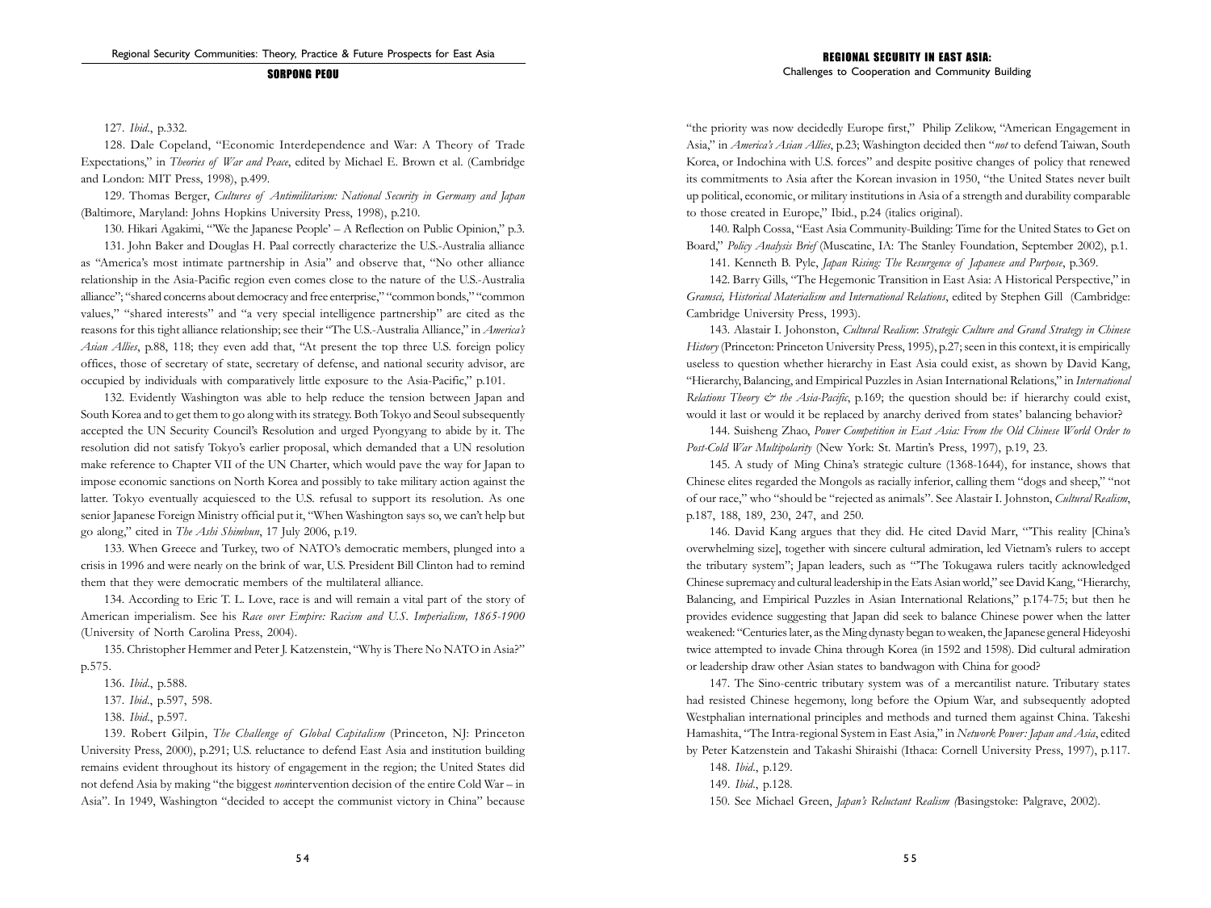127. *Ibid*., p.332.

128. Dale Copeland, "Economic Interdependence and War: A Theory of Trade Expectations," in *Theories of War and Peace*, edited by Michael E. Brown et al. (Cambridge and London: MIT Press, 1998), p.499.

129. Thomas Berger, *Cultures of Antimilitarism: National Security in Germany and Japan* (Baltimore, Maryland: Johns Hopkins University Press, 1998), p.210.

130. Hikari Agakimi, "'We the Japanese People' – A Reflection on Public Opinion," p.3.

131. John Baker and Douglas H. Paal correctly characterize the U.S.-Australia alliance as "America's most intimate partnership in Asia" and observe that, "No other alliance relationship in the Asia-Pacific region even comes close to the nature of the U.S.-Australia alliance"; "shared concerns about democracy and free enterprise," "common bonds," "common values," "shared interests" and "a very special intelligence partnership" are cited as the reasons for this tight alliance relationship; see their "The U.S.-Australia Alliance," in *America's Asian Allies*, p.88, 118; they even add that, "At present the top three U.S. foreign policy offices, those of secretary of state, secretary of defense, and national security advisor, are occupied by individuals with comparatively little exposure to the Asia-Pacific," p.101.

132. Evidently Washington was able to help reduce the tension between Japan and South Korea and to get them to go along with its strategy. Both Tokyo and Seoul subsequently accepted the UN Security Council's Resolution and urged Pyongyang to abide by it. The resolution did not satisfy Tokyo's earlier proposal, which demanded that a UN resolution make reference to Chapter VII of the UN Charter, which would pave the way for Japan to impose economic sanctions on North Korea and possibly to take military action against the latter. Tokyo eventually acquiesced to the U.S. refusal to support its resolution. As one senior Japanese Foreign Ministry official put it, "When Washington says so, we can't help but go along," cited in *The Ashi Shimbun*, 17 July 2006, p.19.

133. When Greece and Turkey, two of NATO's democratic members, plunged into a crisis in 1996 and were nearly on the brink of war, U.S. President Bill Clinton had to remind them that they were democratic members of the multilateral alliance.

134. According to Eric T. L. Love, race is and will remain a vital part of the story of American imperialism. See his *Race over Empire: Racism and U.S. Imperialism, 1865-1900* (University of North Carolina Press, 2004).

135. Christopher Hemmer and Peter J. Katzenstein, "Why is There No NATO in Asia?" p.575.

136. *Ibid*., p.588.

137. *Ibid*., p.597, 598.

138. *Ibid*., p.597.

139. Robert Gilpin, *The Challenge of Global Capitalism* (Princeton, NJ: Princeton University Press, 2000), p.291; U.S. reluctance to defend East Asia and institution building remains evident throughout its history of engagement in the region; the United States did not defend Asia by making "the biggest *non*intervention decision of the entire Cold War – in Asia". In 1949, Washington "decided to accept the communist victory in China" because "the priority was now decidedly Europe first," Philip Zelikow, "American Engagement in Asia," in *America's Asian Allies*, p.23; Washington decided then "*not* to defend Taiwan, South Korea, or Indochina with U.S. forces" and despite positive changes of policy that renewed its commitments to Asia after the Korean invasion in 1950, "the United States never built up political, economic, or military institutions in Asia of a strength and durability comparable to those created in Europe," Ibid., p.24 (italics original).

140. Ralph Cossa, "East Asia Community-Building: Time for the United States to Get on Board," *Policy Analysis Brief* (Muscatine, IA: The Stanley Foundation, September 2002), p.1.

141. Kenneth B. Pyle, *Japan Rising: The Resurgence of Japanese and Purpose*, p.369.

142. Barry Gills, "The Hegemonic Transition in East Asia: A Historical Perspective," in *Gramsci, Historical Materialism and International Relations*, edited by Stephen Gill (Cambridge: Cambridge University Press, 1993).

143. Alastair I. Johonston, *Cultural Realism: Strategic Culture and Grand Strategy in Chinese History* (Princeton: Princeton University Press, 1995), p.27; seen in this context, it is empirically useless to question whether hierarchy in East Asia could exist, as shown by David Kang, "Hierarchy, Balancing, and Empirical Puzzles in Asian International Relations," in *International Relations Theory & the Asia-Pacific*, p.169; the question should be: if hierarchy could exist, would it last or would it be replaced by anarchy derived from states' balancing behavior?

144. Suisheng Zhao, *Power Competition in East Asia: From the Old Chinese World Order to Post-Cold War Multipolarity* (New York: St. Martin's Press, 1997), p.19, 23.

145. A study of Ming China's strategic culture (1368-1644), for instance, shows that Chinese elites regarded the Mongols as racially inferior, calling them "dogs and sheep," "not of our race," who "should be "rejected as animals". See Alastair I. Johnston, *Cultural Realism*, p.187, 188, 189, 230, 247, and 250.

146. David Kang argues that they did. He cited David Marr, "'This reality [China's overwhelming size], together with sincere cultural admiration, led Vietnam's rulers to accept the tributary system"; Japan leaders, such as "'The Tokugawa rulers tacitly acknowledged Chinese supremacy and cultural leadership in the Eats Asian world," see David Kang, "Hierarchy, Balancing, and Empirical Puzzles in Asian International Relations," p.174-75; but then he provides evidence suggesting that Japan did seek to balance Chinese power when the latter weakened: "Centuries later, as the Ming dynasty began to weaken, the Japanese general Hideyoshi twice attempted to invade China through Korea (in 1592 and 1598). Did cultural admiration or leadership draw other Asian states to bandwagon with China for good?

147. The Sino-centric tributary system was of a mercantilist nature. Tributary states had resisted Chinese hegemony, long before the Opium War, and subsequently adopted Westphalian international principles and methods and turned them against China. Takeshi Hamashita, "The Intra-regional System in East Asia," in *Network Power: Japan and Asia*, edited by Peter Katzenstein and Takashi Shiraishi (Ithaca: Cornell University Press, 1997), p.117.

148. *Ibid*., p.129.

149. *Ibid*., p.128.

150. See Michael Green, *Japan's Reluctant Realism (*Basingstoke: Palgrave, 2002).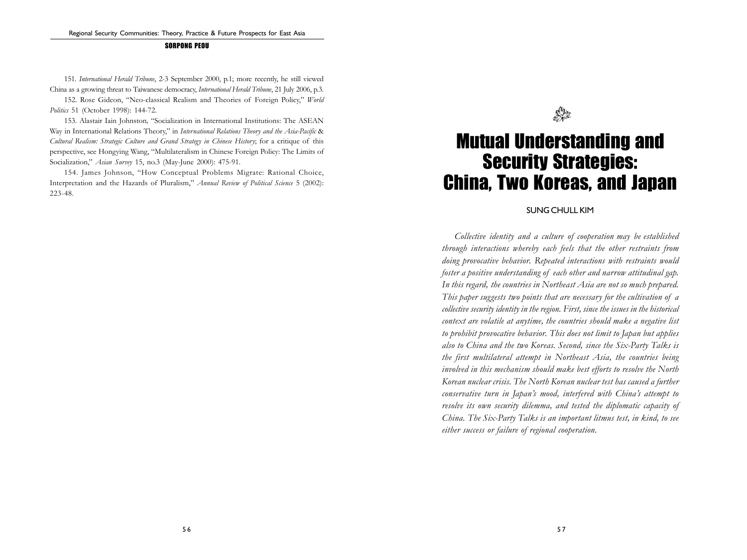151. *International Herald Tribune*, 2-3 September 2000, p.1; more recently, he still viewed China as a growing threat to Taiwanese democracy, *International Herald Tribune*, 21 July 2006, p.3.

152. Rose Gideon, "Neo-classical Realism and Theories of Foreign Policy," *World Politics* 51 (October 1998): 144-72.

153. Alastair Iain Johnston, "Socialization in International Institutions: The ASEAN Way in International Relations Theory," in *International Relations Theory and the Asia-Pacific* & *Cultural Realism: Strategic Culture and Grand Strategy in Chinese History*; for a critique of this perspective, see Hongying Wang, "Multilateralism in Chinese Foreign Policy: The Limits of Socialization," *Asian Survey* 15, no.3 (May-June 2000): 475-91.

154. James Johnson, "How Conceptual Problems Migrate: Rational Choice, Interpretation and the Hazards of Pluralism," *Annual Review of Political Science* 5 (2002): 223-48.

# Mutual Understanding and Security Strategies: China, Two Koreas, and Japan

SUNG CHULL KIM

*Collective identity and a culture of cooperation may be established through interactions whereby each feels that the other restraints from doing provocative behavior. Repeated interactions with restraints would foster a positive understanding of each other and narrow attitudinal gap. In this regard, the countries in Northeast Asia are not so much prepared. This paper suggests two points that are necessary for the cultivation of a collective security identity in the region. First, since the issues in the historical context are volatile at anytime, the countries should make a negative list to prohibit provocative behavior. This does not limit to Japan but applies also to China and the two Koreas. Second, since the Six-Party Talks is the first multilateral attempt in Northeast Asia, the countries being involved in this mechanism should make best efforts to resolve the North Korean nuclear crisis. The North Korean nuclear test has caused a further conservative turn in Japan's mood, interfered with China's attempt to resolve its own security dilemma, and tested the diplomatic capacity of China. The Six-Party Talks is an important litmus test, in kind, to see either success or failure of regional cooperation.*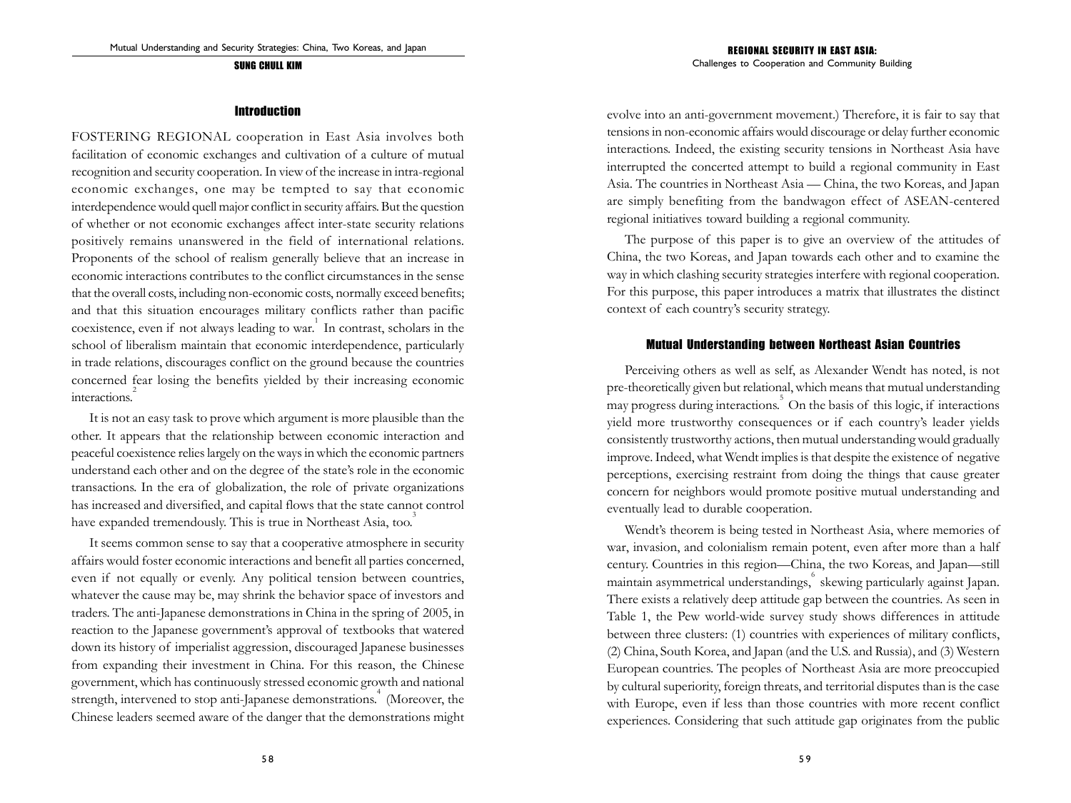## Introduction

FOSTERING REGIONAL cooperation in East Asia involves both facilitation of economic exchanges and cultivation of a culture of mutual recognition and security cooperation. In view of the increase in intra-regional economic exchanges, one may be tempted to say that economic interdependence would quell major conflict in security affairs. But the question of whether or not economic exchanges affect inter-state security relations positively remains unanswered in the field of international relations. Proponents of the school of realism generally believe that an increase in economic interactions contributes to the conflict circumstances in the sense that the overall costs, including non-economic costs, normally exceed benefits; and that this situation encourages military conflicts rather than pacific coexistence, even if not always leading to war.[1] In contrast, scholars in the school of liberalism maintain that economic interdependence, particularly in trade relations, discourages conflict on the ground because the countries concerned fear losing the benefits yielded by their increasing economic interactions.[2]

It is not an easy task to prove which argument is more plausible than the other. It appears that the relationship between economic interaction and peaceful coexistence relies largely on the ways in which the economic partners understand each other and on the degree of the state's role in the economic transactions. In the era of globalization, the role of private organizations has increased and diversified, and capital flows that the state cannot control have expanded tremendously. This is true in Northeast Asia, too.[3]

It seems common sense to say that a cooperative atmosphere in security affairs would foster economic interactions and benefit all parties concerned, even if not equally or evenly. Any political tension between countries, whatever the cause may be, may shrink the behavior space of investors and traders. The anti-Japanese demonstrations in China in the spring of 2005, in reaction to the Japanese government's approval of textbooks that watered down its history of imperialist aggression, discouraged Japanese businesses from expanding their investment in China. For this reason, the Chinese government, which has continuously stressed economic growth and national strength, intervened to stop anti-Japanese demonstrations.[4] (Moreover, the Chinese leaders seemed aware of the danger that the demonstrations might evolve into an anti-government movement.) Therefore, it is fair to say that tensions in non-economic affairs would discourage or delay further economic interactions. Indeed, the existing security tensions in Northeast Asia have interrupted the concerted attempt to build a regional community in East Asia. The countries in Northeast Asia — China, the two Koreas, and Japan are simply benefiting from the bandwagon effect of ASEAN-centered regional initiatives toward building a regional community.

The purpose of this paper is to give an overview of the attitudes of China, the two Koreas, and Japan towards each other and to examine the way in which clashing security strategies interfere with regional cooperation. For this purpose, this paper introduces a matrix that illustrates the distinct context of each country's security strategy.

## Mutual Understanding between Northeast Asian Countries

Perceiving others as well as self, as Alexander Wendt has noted, is not pre-theoretically given but relational, which means that mutual understanding may progress during interactions.[5] On the basis of this logic, if interactions yield more trustworthy consequences or if each country's leader yields consistently trustworthy actions, then mutual understanding would gradually improve. Indeed, what Wendt implies is that despite the existence of negative perceptions, exercising restraint from doing the things that cause greater concern for neighbors would promote positive mutual understanding and eventually lead to durable cooperation.

Wendt's theorem is being tested in Northeast Asia, where memories of war, invasion, and colonialism remain potent, even after more than a half century. Countries in this region—China, the two Koreas, and Japan—still maintain asymmetrical understandings,[6] skewing particularly against Japan. There exists a relatively deep attitude gap between the countries. As seen in Table 1, the Pew world-wide survey study shows differences in attitude between three clusters: (1) countries with experiences of military conflicts, (2) China, South Korea, and Japan (and the U.S. and Russia), and (3) Western European countries. The peoples of Northeast Asia are more preoccupied by cultural superiority, foreign threats, and territorial disputes than is the case with Europe, even if less than those countries with more recent conflict experiences. Considering that such attitude gap originates from the public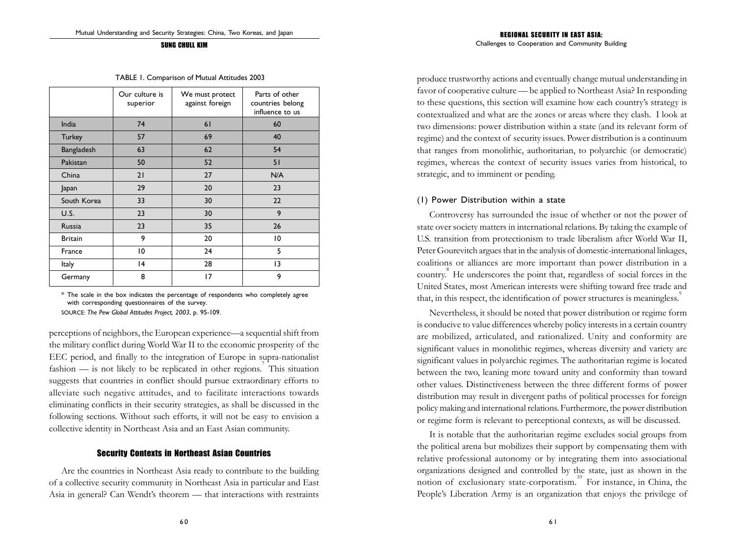TABLE 1. Comparison of Mutual Attitudes 2003

| | Our culture is superior | We must protect against foreign | Parts of other countries belong influence to us |
|---|---|---|---|
| India | 74 | 61 | 60 |
| Turkey | 57 | 69 | 40 |
| Bangladesh | 63 | 62 | 54 |
| Pakistan | 50 | 52 | 51 |
| China | 21 | 27 | N/A |
| Japan | 29 | 20 | 23 |
| South Korea | 33 | 30 | 22 |
| U.S. | 23 | 30 | 9 |
| Russia | 23 | 35 | 26 |
| Britain | 9 | 20 | 10 |
| France | 10 | 24 | 5 |
| Italy | 14 | 28 | 13 |
| Germany | 8 | 17 | 9 |

* The scale in the box indicates the percentage of respondents who completely agree with corresponding questionnaires of the survey.

SOURCE: *The Pew Global Attitudes Project, 2003*, p. 95-109.

perceptions of neighbors, the European experience—a sequential shift from the military conflict during World War II to the economic prosperity of the EEC period, and finally to the integration of Europe in supra-nationalist fashion — is not likely to be replicated in other regions.[7] This situation suggests that countries in conflict should pursue extraordinary efforts to alleviate such negative attitudes, and to facilitate interactions towards eliminating conflicts in their security strategies, as shall be discussed in the following sections. Without such efforts, it will not be easy to envision a collective identity in Northeast Asia and an East Asian community.

## Security Contexts in Northeast Asian Countries

Are the countries in Northeast Asia ready to contribute to the building of a collective security community in Northeast Asia in particular and East Asia in general? Can Wendt's theorem — that interactions with restraints produce trustworthy actions and eventually change mutual understanding in favor of cooperative culture — be applied to Northeast Asia? In responding to these questions, this section will examine how each country's strategy is contextualized and what are the zones or areas where they clash. I look at two dimensions: power distribution within a state (and its relevant form of regime) and the context of security issues. Power distribution is a continuum that ranges from monolithic, authoritarian, to polyarchic (or democratic) regimes, whereas the context of security issues varies from historical, to strategic, and to imminent or pending.

### (1) Power Distribution within a state

Controversy has surrounded the issue of whether or not the power of state over society matters in international relations. By taking the example of U.S. transition from protectionism to trade liberalism after World War II, Peter Gourevitch argues that in the analysis of domestic-international linkages, coalitions or alliances are more important than power distribution in a country.[8] He underscores the point that, regardless of social forces in the United States, most American interests were shifting toward free trade and that, in this respect, the identification of power structures is meaningless.[9]

Nevertheless, it should be noted that power distribution or regime form is conducive to value differences whereby policy interests in a certain country are mobilized, articulated, and rationalized. Unity and conformity are significant values in monolithic regimes, whereas diversity and variety are significant values in polyarchic regimes. The authoritarian regime is located between the two, leaning more toward unity and conformity than toward other values. Distinctiveness between the three different forms of power distribution may result in divergent paths of political processes for foreign policy making and international relations. Furthermore, the power distribution or regime form is relevant to perceptional contexts, as will be discussed.

It is notable that the authoritarian regime excludes social groups from the political arena but mobilizes their support by compensating them with relative professional autonomy or by integrating them into associational organizations designed and controlled by the state, just as shown in the notion of exclusionary state-corporatism.[10] For instance, in China, the People's Liberation Army is an organization that enjoys the privilege of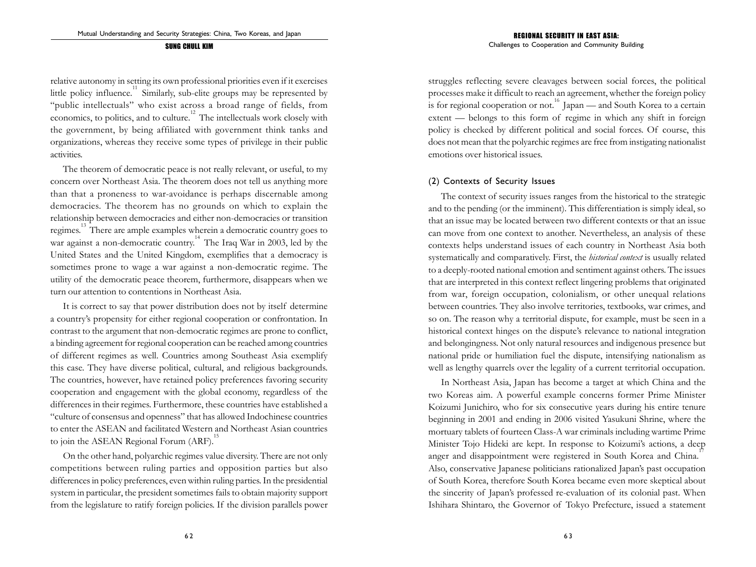relative autonomy in setting its own professional priorities even if it exercises little policy influence.[11] Similarly, sub-elite groups may be represented by "public intellectuals" who exist across a broad range of fields, from economics, to politics, and to culture.[12] The intellectuals work closely with the government, by being affiliated with government think tanks and organizations, whereas they receive some types of privilege in their public activities.

The theorem of democratic peace is not really relevant, or useful, to my concern over Northeast Asia. The theorem does not tell us anything more than that a proneness to war-avoidance is perhaps discernable among democracies. The theorem has no grounds on which to explain the relationship between democracies and either non-democracies or transition regimes.[13] There are ample examples wherein a democratic country goes to war against a non-democratic country.[14] The Iraq War in 2003, led by the United States and the United Kingdom, exemplifies that a democracy is sometimes prone to wage a war against a non-democratic regime. The utility of the democratic peace theorem, furthermore, disappears when we turn our attention to contentions in Northeast Asia.

It is correct to say that power distribution does not by itself determine a country's propensity for either regional cooperation or confrontation. In contrast to the argument that non-democratic regimes are prone to conflict, a binding agreement for regional cooperation can be reached among countries of different regimes as well. Countries among Southeast Asia exemplify this case. They have diverse political, cultural, and religious backgrounds. The countries, however, have retained policy preferences favoring security cooperation and engagement with the global economy, regardless of the differences in their regimes. Furthermore, these countries have established a "culture of consensus and openness" that has allowed Indochinese countries to enter the ASEAN and facilitated Western and Northeast Asian countries to join the ASEAN Regional Forum (ARF).[15]

On the other hand, polyarchic regimes value diversity. There are not only competitions between ruling parties and opposition parties but also differences in policy preferences, even within ruling parties. In the presidential system in particular, the president sometimes fails to obtain majority support from the legislature to ratify foreign policies. If the division parallels power struggles reflecting severe cleavages between social forces, the political processes make it difficult to reach an agreement, whether the foreign policy is for regional cooperation or not.[16] Japan — and South Korea to a certain extent — belongs to this form of regime in which any shift in foreign policy is checked by different political and social forces. Of course, this does not mean that the polyarchic regimes are free from instigating nationalist emotions over historical issues.

### (2) Contexts of Security Issues

The context of security issues ranges from the historical to the strategic and to the pending (or the imminent). This differentiation is simply ideal, so that an issue may be located between two different contexts or that an issue can move from one context to another. Nevertheless, an analysis of these contexts helps understand issues of each country in Northeast Asia both systematically and comparatively. First, the *historical context* is usually related to a deeply-rooted national emotion and sentiment against others. The issues that are interpreted in this context reflect lingering problems that originated from war, foreign occupation, colonialism, or other unequal relations between countries. They also involve territories, textbooks, war crimes, and so on. The reason why a territorial dispute, for example, must be seen in a historical context hinges on the dispute's relevance to national integration and belongingness. Not only natural resources and indigenous presence but national pride or humiliation fuel the dispute, intensifying nationalism as well as lengthy quarrels over the legality of a current territorial occupation.

In Northeast Asia, Japan has become a target at which China and the two Koreas aim. A powerful example concerns former Prime Minister Koizumi Junichiro, who for six consecutive years during his entire tenure beginning in 2001 and ending in 2006 visited Yasukuni Shrine, where the mortuary tablets of fourteen Class-A war criminals including wartime Prime Minister Tojo Hideki are kept. In response to Koizumi's actions, a deep anger and disappointment were registered in South Korea and China.[17] Also, conservative Japanese politicians rationalized Japan's past occupation of South Korea, therefore South Korea became even more skeptical about the sincerity of Japan's professed re-evaluation of its colonial past. When Ishihara Shintaro, the Governor of Tokyo Prefecture, issued a statement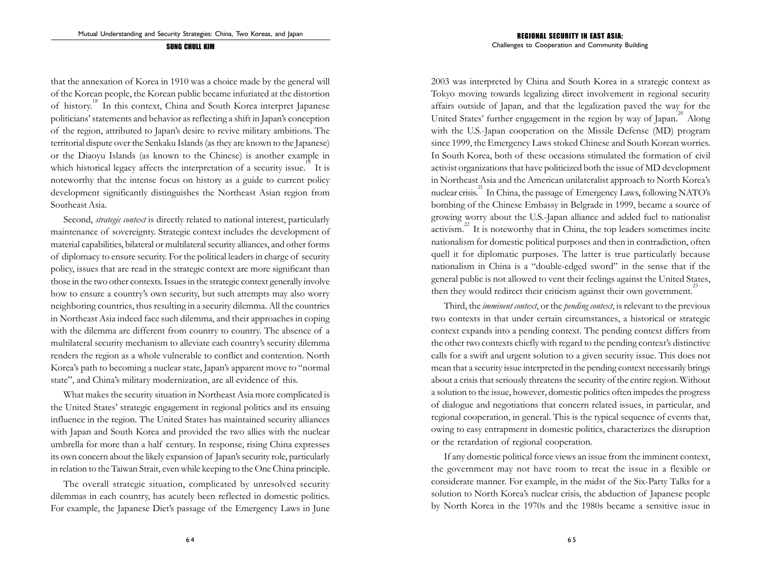that the annexation of Korea in 1910 was a choice made by the general will of the Korean people, the Korean public became infuriated at the distortion of history.[18] In this context, China and South Korea interpret Japanese politicians' statements and behavior as reflecting a shift in Japan's conception of the region, attributed to Japan's desire to revive military ambitions. The territorial dispute over the Senkaku Islands (as they are known to the Japanese) or the Diaoyu Islands (as known to the Chinese) is another example in which historical legacy affects the interpretation of a security issue.[19] It is noteworthy that the intense focus on history as a guide to current policy development significantly distinguishes the Northeast Asian region from Southeast Asia.

Second, *strategic context* is directly related to national interest, particularly maintenance of sovereignty. Strategic context includes the development of material capabilities, bilateral or multilateral security alliances, and other forms of diplomacy to ensure security. For the political leaders in charge of security policy, issues that are read in the strategic context are more significant than those in the two other contexts. Issues in the strategic context generally involve how to ensure a country's own security, but such attempts may also worry neighboring countries, thus resulting in a security dilemma. All the countries in Northeast Asia indeed face such dilemma, and their approaches in coping with the dilemma are different from country to country. The absence of a multilateral security mechanism to alleviate each country's security dilemma renders the region as a whole vulnerable to conflict and contention. North Korea's path to becoming a nuclear state, Japan's apparent move to "normal state", and China's military modernization, are all evidence of this.

What makes the security situation in Northeast Asia more complicated is the United States' strategic engagement in regional politics and its ensuing influence in the region. The United States has maintained security alliances with Japan and South Korea and provided the two allies with the nuclear umbrella for more than a half century. In response, rising China expresses its own concern about the likely expansion of Japan's security role, particularly in relation to the Taiwan Strait, even while keeping to the One China principle.

The overall strategic situation, complicated by unresolved security dilemmas in each country, has acutely been reflected in domestic politics. For example, the Japanese Diet's passage of the Emergency Laws in June 2003 was interpreted by China and South Korea in a strategic context as Tokyo moving towards legalizing direct involvement in regional security affairs outside of Japan, and that the legalization paved the way for the United States' further engagement in the region by way of Japan.[20] Along with the U.S.-Japan cooperation on the Missile Defense (MD) program since 1999, the Emergency Laws stoked Chinese and South Korean worries. In South Korea, both of these occasions stimulated the formation of civil activist organizations that have politicized both the issue of MD development in Northeast Asia and the American unilateralist approach to North Korea's nuclear crisis.[21] In China, the passage of Emergency Laws, following NATO's bombing of the Chinese Embassy in Belgrade in 1999, became a source of growing worry about the U.S.-Japan alliance and added fuel to nationalist activism.[22] It is noteworthy that in China, the top leaders sometimes incite nationalism for domestic political purposes and then in contradiction, often quell it for diplomatic purposes. The latter is true particularly because nationalism in China is a "double-edged sword" in the sense that if the general public is not allowed to vent their feelings against the United States, then they would redirect their criticism against their own government.[23]

Third, the *imminent context*, or the *pending context*, is relevant to the previous two contexts in that under certain circumstances, a historical or strategic context expands into a pending context. The pending context differs from the other two contexts chiefly with regard to the pending context's distinctive calls for a swift and urgent solution to a given security issue. This does not mean that a security issue interpreted in the pending context necessarily brings about a crisis that seriously threatens the security of the entire region. Without a solution to the issue, however, domestic politics often impedes the progress of dialogue and negotiations that concern related issues, in particular, and regional cooperation, in general. This is the typical sequence of events that, owing to easy entrapment in domestic politics, characterizes the disruption or the retardation of regional cooperation.

If any domestic political force views an issue from the imminent context, the government may not have room to treat the issue in a flexible or considerate manner. For example, in the midst of the Six-Party Talks for a solution to North Korea's nuclear crisis, the abduction of Japanese people by North Korea in the 1970s and the 1980s became a sensitive issue in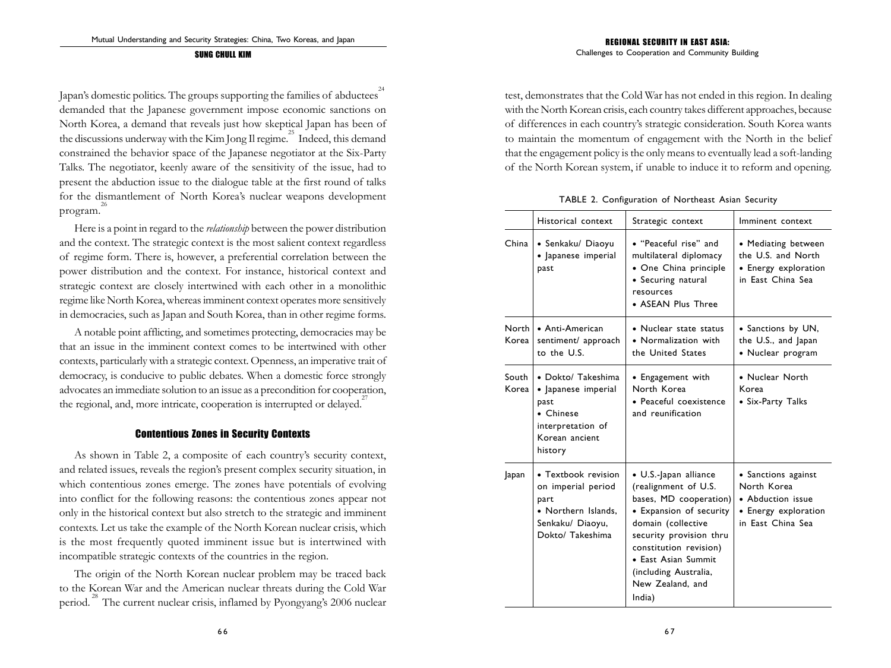Japan's domestic politics. The groups supporting the families of abductees[24] demanded that the Japanese government impose economic sanctions on North Korea, a demand that reveals just how skeptical Japan has been of the discussions underway with the Kim Jong Il regime.[25] Indeed, this demand constrained the behavior space of the Japanese negotiator at the Six-Party Talks. The negotiator, keenly aware of the sensitivity of the issue, had to present the abduction issue to the dialogue table at the first round of talks for the dismantlement of North Korea's nuclear weapons development program.[26]

Here is a point in regard to the *relationship* between the power distribution and the context. The strategic context is the most salient context regardless of regime form. There is, however, a preferential correlation between the power distribution and the context. For instance, historical context and strategic context are closely intertwined with each other in a monolithic regime like North Korea, whereas imminent context operates more sensitively in democracies, such as Japan and South Korea, than in other regime forms.

A notable point afflicting, and sometimes protecting, democracies may be that an issue in the imminent context comes to be intertwined with other contexts, particularly with a strategic context. Openness, an imperative trait of democracy, is conducive to public debates. When a domestic force strongly advocates an immediate solution to an issue as a precondition for cooperation, the regional, and, more intricate, cooperation is interrupted or delayed.[27]

## Contentious Zones in Security Contexts

As shown in Table 2, a composite of each country's security context, and related issues, reveals the region's present complex security situation, in which contentious zones emerge. The zones have potentials of evolving into conflict for the following reasons: the contentious zones appear not only in the historical context but also stretch to the strategic and imminent contexts. Let us take the example of the North Korean nuclear crisis, which is the most frequently quoted imminent issue but is intertwined with incompatible strategic contexts of the countries in the region.

The origin of the North Korean nuclear problem may be traced back to the Korean War and the American nuclear threats during the Cold War period.[28] The current nuclear crisis, inflamed by Pyongyang's 2006 nuclear test, demonstrates that the Cold War has not ended in this region. In dealing with the North Korean crisis, each country takes different approaches, because of differences in each country's strategic consideration. South Korea wants to maintain the momentum of engagement with the North in the belief that the engagement policy is the only means to eventually lead a soft-landing of the North Korean system, if unable to induce it to reform and opening.

TABLE 2. Configuration of Northeast Asian Security

| | Historical context | Strategic context | Imminent context |
|---|---|---|---|
| China | • Senkaku/ Diaoyu<br>• Japanese imperial past | • "Peaceful rise" and multilateral diplomacy<br>• One China principle<br>• Securing natural resources<br>• ASEAN Plus Three | • Mediating between the U.S. and North<br>• Energy exploration in East China Sea |
| North Korea | • Anti-American sentiment/ approach to the U.S. | • Nuclear state status<br>• Normalization with the United States | • Sanctions by UN, the U.S., and Japan<br>• Nuclear program |
| South Korea | • Dokto/ Takeshima<br>• Japanese imperial past<br>• Chinese interpretation of Korean ancient history | • Engagement with North Korea<br>• Peaceful coexistence and reunification | • Nuclear North Korea<br>• Six-Party Talks |
| Japan | • Textbook revision on imperial period part<br>• Northern Islands, Senkaku/ Diaoyu, Dokto/ Takeshima | • U.S.-Japan alliance (realignment of U.S. bases, MD cooperation)<br>• Expansion of security domain (collective security provision thru constitution revision)<br>• East Asian Summit (including Australia, New Zealand, and India) | • Sanctions against North Korea<br>• Abduction issue<br>• Energy exploration in East China Sea |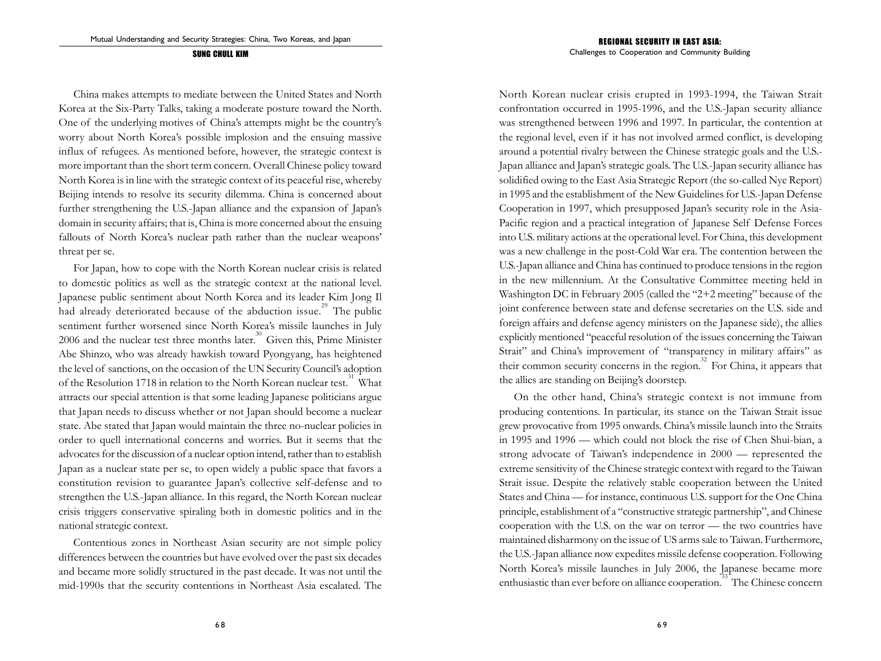China makes attempts to mediate between the United States and North Korea at the Six-Party Talks, taking a moderate posture toward the North. One of the underlying motives of China's attempts might be the country's worry about North Korea's possible implosion and the ensuing massive influx of refugees. As mentioned before, however, the strategic context is more important than the short term concern. Overall Chinese policy toward North Korea is in line with the strategic context of its peaceful rise, whereby Beijing intends to resolve its security dilemma. China is concerned about further strengthening the U.S.-Japan alliance and the expansion of Japan's domain in security affairs; that is, China is more concerned about the ensuing fallouts of North Korea's nuclear path rather than the nuclear weapons' threat per se.

For Japan, how to cope with the North Korean nuclear crisis is related to domestic politics as well as the strategic context at the national level. Japanese public sentiment about North Korea and its leader Kim Jong Il had already deteriorated because of the abduction issue.[29] The public sentiment further worsened since North Korea's missile launches in July 2006 and the nuclear test three months later.[30] Given this, Prime Minister Abe Shinzo, who was already hawkish toward Pyongyang, has heightened the level of sanctions, on the occasion of the UN Security Council's adoption of the Resolution 1718 in relation to the North Korean nuclear test.[31] What attracts our special attention is that some leading Japanese politicians argue that Japan needs to discuss whether or not Japan should become a nuclear state. Abe stated that Japan would maintain the three no-nuclear policies in order to quell international concerns and worries. But it seems that the advocates for the discussion of a nuclear option intend, rather than to establish Japan as a nuclear state per se, to open widely a public space that favors a constitution revision to guarantee Japan's collective self-defense and to strengthen the U.S.-Japan alliance. In this regard, the North Korean nuclear crisis triggers conservative spiraling both in domestic politics and in the national strategic context.

Contentious zones in Northeast Asian security are not simple policy differences between the countries but have evolved over the past six decades and became more solidly structured in the past decade. It was not until the mid-1990s that the security contentions in Northeast Asia escalated. The North Korean nuclear crisis erupted in 1993-1994, the Taiwan Strait confrontation occurred in 1995-1996, and the U.S.-Japan security alliance was strengthened between 1996 and 1997. In particular, the contention at the regional level, even if it has not involved armed conflict, is developing around a potential rivalry between the Chinese strategic goals and the U.S.-Japan alliance and Japan's strategic goals. The U.S.-Japan security alliance has solidified owing to the East Asia Strategic Report (the so-called Nye Report) in 1995 and the establishment of the New Guidelines for U.S.-Japan Defense Cooperation in 1997, which presupposed Japan's security role in the Asia-Pacific region and a practical integration of Japanese Self Defense Forces into U.S. military actions at the operational level. For China, this development was a new challenge in the post-Cold War era. The contention between the U.S.-Japan alliance and China has continued to produce tensions in the region in the new millennium. At the Consultative Committee meeting held in Washington DC in February 2005 (called the "2+2 meeting" because of the joint conference between state and defense secretaries on the U.S. side and foreign affairs and defense agency ministers on the Japanese side), the allies explicitly mentioned "peaceful resolution of the issues concerning the Taiwan Strait" and China's improvement of "transparency in military affairs" as their common security concerns in the region.[32] For China, it appears that the allies are standing on Beijing's doorstep.

On the other hand, China's strategic context is not immune from producing contentions. In particular, its stance on the Taiwan Strait issue grew provocative from 1995 onwards. China's missile launch into the Straits in 1995 and 1996 — which could not block the rise of Chen Shui-bian, a strong advocate of Taiwan's independence in 2000 — represented the extreme sensitivity of the Chinese strategic context with regard to the Taiwan Strait issue. Despite the relatively stable cooperation between the United States and China — for instance, continuous U.S. support for the One China principle, establishment of a "constructive strategic partnership", and Chinese cooperation with the U.S. on the war on terror — the two countries have maintained disharmony on the issue of US arms sale to Taiwan. Furthermore, the U.S.-Japan alliance now expedites missile defense cooperation. Following North Korea's missile launches in July 2006, the Japanese became more enthusiastic than ever before on alliance cooperation.[33] The Chinese concern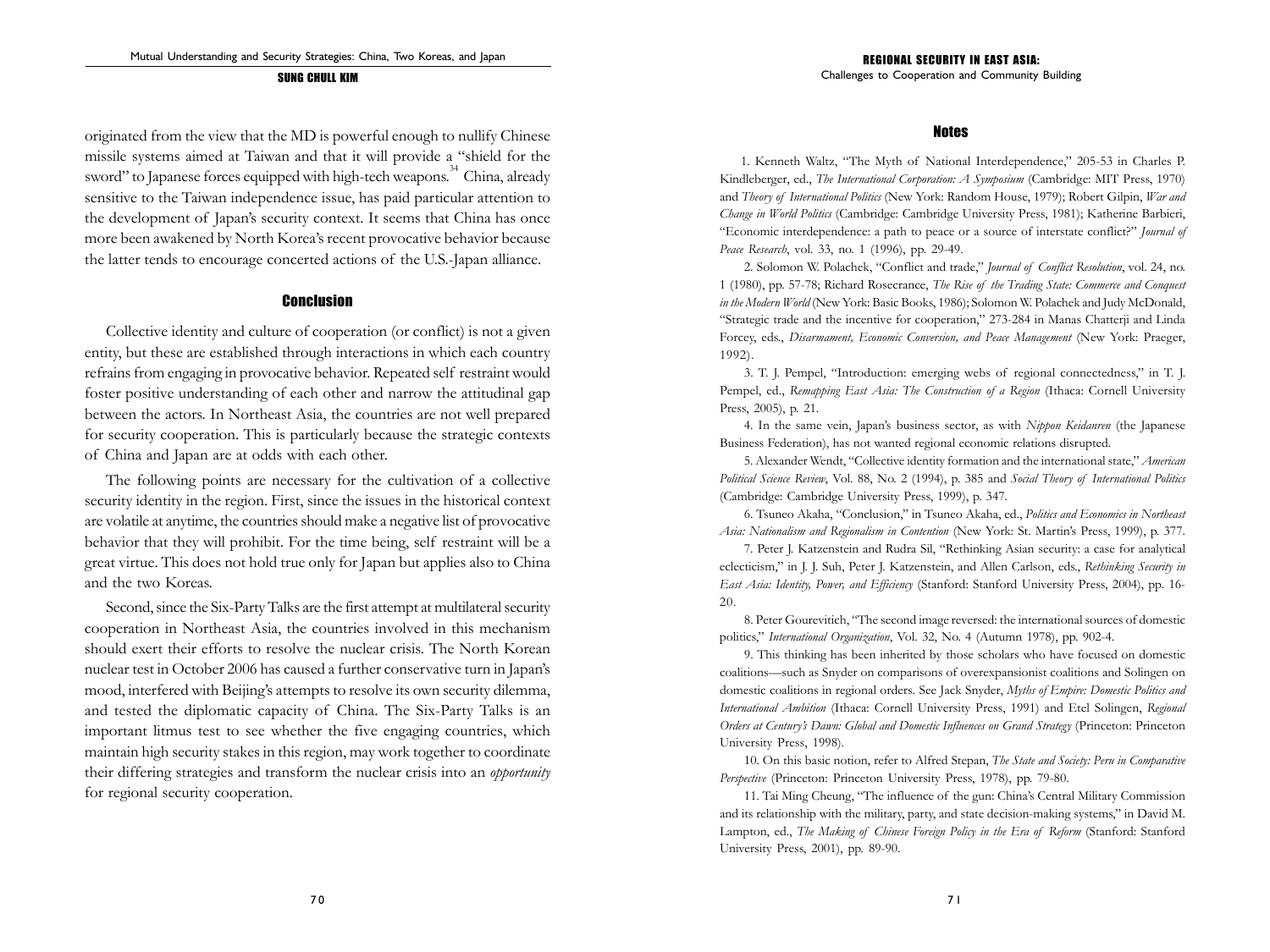originated from the view that the MD is powerful enough to nullify Chinese missile systems aimed at Taiwan and that it will provide a "shield for the sword" to Japanese forces equipped with high-tech weapons.[34] China, already sensitive to the Taiwan independence issue, has paid particular attention to the development of Japan's security context. It seems that China has once more been awakened by North Korea's recent provocative behavior because the latter tends to encourage concerted actions of the U.S.-Japan alliance.

## Conclusion

Collective identity and culture of cooperation (or conflict) is not a given entity, but these are established through interactions in which each country refrains from engaging in provocative behavior. Repeated self restraint would foster positive understanding of each other and narrow the attitudinal gap between the actors. In Northeast Asia, the countries are not well prepared for security cooperation. This is particularly because the strategic contexts of China and Japan are at odds with each other.

The following points are necessary for the cultivation of a collective security identity in the region. First, since the issues in the historical context are volatile at anytime, the countries should make a negative list of provocative behavior that they will prohibit. For the time being, self restraint will be a great virtue. This does not hold true only for Japan but applies also to China and the two Koreas.

Second, since the Six-Party Talks are the first attempt at multilateral security cooperation in Northeast Asia, the countries involved in this mechanism should exert their efforts to resolve the nuclear crisis. The North Korean nuclear test in October 2006 has caused a further conservative turn in Japan's mood, interfered with Beijing's attempts to resolve its own security dilemma, and tested the diplomatic capacity of China. The Six-Party Talks is an important litmus test to see whether the five engaging countries, which maintain high security stakes in this region, may work together to coordinate their differing strategies and transform the nuclear crisis into an *opportunity* for regional security cooperation.

## Notes

1. Kenneth Waltz, "The Myth of National Interdependence," 205-53 in Charles P. Kindleberger, ed., *The International Corporation: A Symposium* (Cambridge: MIT Press, 1970) and *Theory of International Politics* (New York: Random House, 1979); Robert Gilpin, *War and Change in World Politics* (Cambridge: Cambridge University Press, 1981); Katherine Barbieri, "Economic interdependence: a path to peace or a source of interstate conflict?" *Journal of Peace Research*, vol. 33, no. 1 (1996), pp. 29-49.

2. Solomon W. Polachek, "Conflict and trade," *Journal of Conflict Resolution*, vol. 24, no. 1 (1980), pp. 57-78; Richard Rosecrance, *The Rise of the Trading State: Commerce and Conquest in the Modern World* (New York: Basic Books, 1986); Solomon W. Polachek and Judy McDonald, "Strategic trade and the incentive for cooperation," 273-284 in Manas Chatterji and Linda Forcey, eds., *Disarmament, Economic Conversion, and Peace Management* (New York: Praeger, 1992).

3. T. J. Pempel, "Introduction: emerging webs of regional connectedness," in T. J. Pempel, ed., *Remapping East Asia: The Construction of a Region* (Ithaca: Cornell University Press, 2005), p. 21.

4. In the same vein, Japan's business sector, as with *Nippon Keidanren* (the Japanese Business Federation), has not wanted regional economic relations disrupted.

5. Alexander Wendt, "Collective identity formation and the international state," *American Political Science Review*, Vol. 88, No. 2 (1994), p. 385 and *Social Theory of International Politics* (Cambridge: Cambridge University Press, 1999), p. 347.

6. Tsuneo Akaha, "Conclusion," in Tsuneo Akaha, ed., *Politics and Economics in Northeast Asia: Nationalism and Regionalism in Contention* (New York: St. Martin's Press, 1999), p. 377.

7. Peter J. Katzenstein and Rudra Sil, "Rethinking Asian security: a case for analytical eclecticism," in J. J. Suh, Peter J. Katzenstein, and Allen Carlson, eds., *Rethinking Security in East Asia: Identity, Power, and Efficiency* (Stanford: Stanford University Press, 2004), pp. 16-20.

8. Peter Gourevitich, "The second image reversed: the international sources of domestic politics," *International Organization*, Vol. 32, No. 4 (Autumn 1978), pp. 902-4.

9. This thinking has been inherited by those scholars who have focused on domestic coalitions—such as Snyder on comparisons of overexpansionist coalitions and Solingen on domestic coalitions in regional orders. See Jack Snyder, *Myths of Empire: Domestic Politics and International Ambition* (Ithaca: Cornell University Press, 1991) and Etel Solingen, *Regional Orders at Century's Dawn: Global and Domestic Influences on Grand Strategy* (Princeton: Princeton University Press, 1998).

10. On this basic notion, refer to Alfred Stepan, *The State and Society: Peru in Comparative Perspective* (Princeton: Princeton University Press, 1978), pp. 79-80.

11. Tai Ming Cheung, "The influence of the gun: China's Central Military Commission and its relationship with the military, party, and state decision-making systems," in David M. Lampton, ed., *The Making of Chinese Foreign Policy in the Era of Reform* (Stanford: Stanford University Press, 2001), pp. 89-90.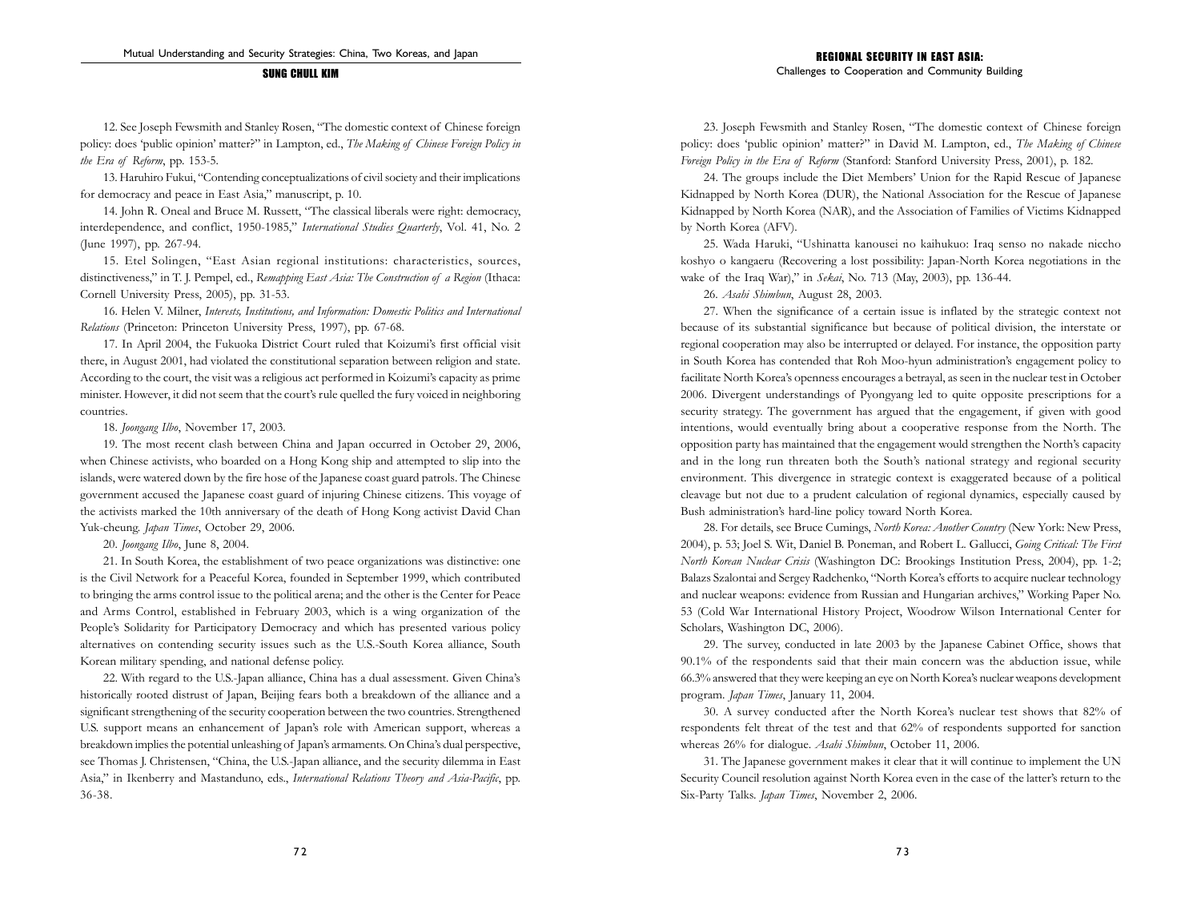12. See Joseph Fewsmith and Stanley Rosen, "The domestic context of Chinese foreign policy: does 'public opinion' matter?" in Lampton, ed., *The Making of Chinese Foreign Policy in the Era of Reform*, pp. 153-5.

13. Haruhiro Fukui, "Contending conceptualizations of civil society and their implications for democracy and peace in East Asia," manuscript, p. 10.

14. John R. Oneal and Bruce M. Russett, "The classical liberals were right: democracy, interdependence, and conflict, 1950-1985," *International Studies Quarterly*, Vol. 41, No. 2 (June 1997), pp. 267-94.

15. Etel Solingen, "East Asian regional institutions: characteristics, sources, distinctiveness," in T. J. Pempel, ed., *Remapping East Asia: The Construction of a Region* (Ithaca: Cornell University Press, 2005), pp. 31-53.

16. Helen V. Milner, *Interests, Institutions, and Information: Domestic Politics and International Relations* (Princeton: Princeton University Press, 1997), pp. 67-68.

17. In April 2004, the Fukuoka District Court ruled that Koizumi's first official visit there, in August 2001, had violated the constitutional separation between religion and state. According to the court, the visit was a religious act performed in Koizumi's capacity as prime minister. However, it did not seem that the court's rule quelled the fury voiced in neighboring countries.

18. *Joongang Ilbo*, November 17, 2003.

19. The most recent clash between China and Japan occurred in October 29, 2006, when Chinese activists, who boarded on a Hong Kong ship and attempted to slip into the islands, were watered down by the fire hose of the Japanese coast guard patrols. The Chinese government accused the Japanese coast guard of injuring Chinese citizens. This voyage of the activists marked the 10th anniversary of the death of Hong Kong activist David Chan Yuk-cheung. *Japan Times*, October 29, 2006.

20. *Joongang Ilbo*, June 8, 2004.

21. In South Korea, the establishment of two peace organizations was distinctive: one is the Civil Network for a Peaceful Korea, founded in September 1999, which contributed to bringing the arms control issue to the political arena; and the other is the Center for Peace and Arms Control, established in February 2003, which is a wing organization of the People's Solidarity for Participatory Democracy and which has presented various policy alternatives on contending security issues such as the U.S.-South Korea alliance, South Korean military spending, and national defense policy.

22. With regard to the U.S.-Japan alliance, China has a dual assessment. Given China's historically rooted distrust of Japan, Beijing fears both a breakdown of the alliance and a significant strengthening of the security cooperation between the two countries. Strengthened U.S. support means an enhancement of Japan's role with American support, whereas a breakdown implies the potential unleashing of Japan's armaments. On China's dual perspective, see Thomas J. Christensen, "China, the U.S.-Japan alliance, and the security dilemma in East Asia," in Ikenberry and Mastanduno, eds., *International Relations Theory and Asia-Pacific*, pp. 36-38.

23. Joseph Fewsmith and Stanley Rosen, "The domestic context of Chinese foreign policy: does 'public opinion' matter?" in David M. Lampton, ed., *The Making of Chinese Foreign Policy in the Era of Reform* (Stanford: Stanford University Press, 2001), p. 182.

24. The groups include the Diet Members' Union for the Rapid Rescue of Japanese Kidnapped by North Korea (DUR), the National Association for the Rescue of Japanese Kidnapped by North Korea (NAR), and the Association of Families of Victims Kidnapped by North Korea (AFV).

25. Wada Haruki, "Ushinatta kanousei no kaihukuo: Iraq senso no nakade niccho koshyo o kangaeru (Recovering a lost possibility: Japan-North Korea negotiations in the wake of the Iraq War)," in *Sekai*, No. 713 (May, 2003), pp. 136-44.

26. *Asahi Shimbun*, August 28, 2003.

27. When the significance of a certain issue is inflated by the strategic context not because of its substantial significance but because of political division, the interstate or regional cooperation may also be interrupted or delayed. For instance, the opposition party in South Korea has contended that Roh Moo-hyun administration's engagement policy to facilitate North Korea's openness encourages a betrayal, as seen in the nuclear test in October 2006. Divergent understandings of Pyongyang led to quite opposite prescriptions for a security strategy. The government has argued that the engagement, if given with good intentions, would eventually bring about a cooperative response from the North. The opposition party has maintained that the engagement would strengthen the North's capacity and in the long run threaten both the South's national strategy and regional security environment. This divergence in strategic context is exaggerated because of a political cleavage but not due to a prudent calculation of regional dynamics, especially caused by Bush administration's hard-line policy toward North Korea.

28. For details, see Bruce Cumings, *North Korea: Another Country* (New York: New Press, 2004), p. 53; Joel S. Wit, Daniel B. Poneman, and Robert L. Gallucci, *Going Critical: The First North Korean Nuclear Crisis* (Washington DC: Brookings Institution Press, 2004), pp. 1-2; Balazs Szalontai and Sergey Radchenko, "North Korea's efforts to acquire nuclear technology and nuclear weapons: evidence from Russian and Hungarian archives," Working Paper No. 53 (Cold War International History Project, Woodrow Wilson International Center for Scholars, Washington DC, 2006).

29. The survey, conducted in late 2003 by the Japanese Cabinet Office, shows that 90.1% of the respondents said that their main concern was the abduction issue, while 66.3% answered that they were keeping an eye on North Korea's nuclear weapons development program. *Japan Times*, January 11, 2004.

30. A survey conducted after the North Korea's nuclear test shows that 82% of respondents felt threat of the test and that 62% of respondents supported for sanction whereas 26% for dialogue. *Asahi Shimbun*, October 11, 2006.

31. The Japanese government makes it clear that it will continue to implement the UN Security Council resolution against North Korea even in the case of the latter's return to the Six-Party Talks. *Japan Times*, November 2, 2006.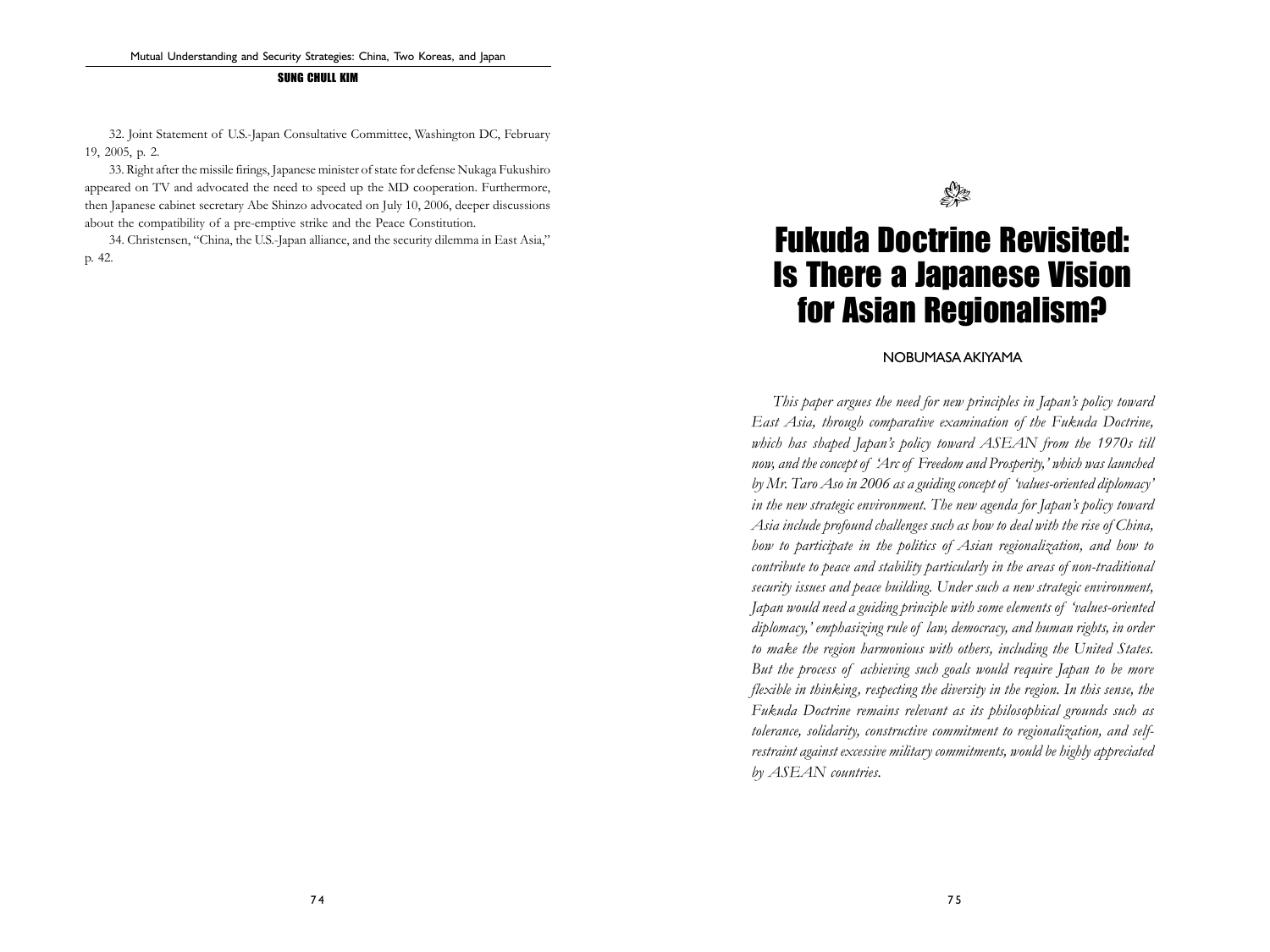32. Joint Statement of U.S.-Japan Consultative Committee, Washington DC, February 19, 2005, p. 2.

33. Right after the missile firings, Japanese minister of state for defense Nukaga Fukushiro appeared on TV and advocated the need to speed up the MD cooperation. Furthermore, then Japanese cabinet secretary Abe Shinzo advocated on July 10, 2006, deeper discussions about the compatibility of a pre-emptive strike and the Peace Constitution.

34. Christensen, "China, the U.S.-Japan alliance, and the security dilemma in East Asia," p. 42.

# Fukuda Doctrine Revisited: Is There a Japanese Vision for Asian Regionalism?

NOBUMASA AKIYAMA

*This paper argues the need for new principles in Japan's policy toward East Asia, through comparative examination of the Fukuda Doctrine, which has shaped Japan's policy toward ASEAN from the 1970s till now, and the concept of 'Arc of Freedom and Prosperity,' which was launched by Mr. Taro Aso in 2006 as a guiding concept of 'values-oriented diplomacy' in the new strategic environment. The new agenda for Japan's policy toward Asia include profound challenges such as how to deal with the rise of China, how to participate in the politics of Asian regionalization, and how to contribute to peace and stability particularly in the areas of non-traditional security issues and peace building. Under such a new strategic environment, Japan would need a guiding principle with some elements of 'values-oriented diplomacy,' emphasizing rule of law, democracy, and human rights, in order to make the region harmonious with others, including the United States. But the process of achieving such goals would require Japan to be more flexible in thinking, respecting the diversity in the region. In this sense, the Fukuda Doctrine remains relevant as its philosophical grounds such as tolerance, solidarity, constructive commitment to regionalization, and self-restraint against excessive military commitments, would be highly appreciated by ASEAN countries.*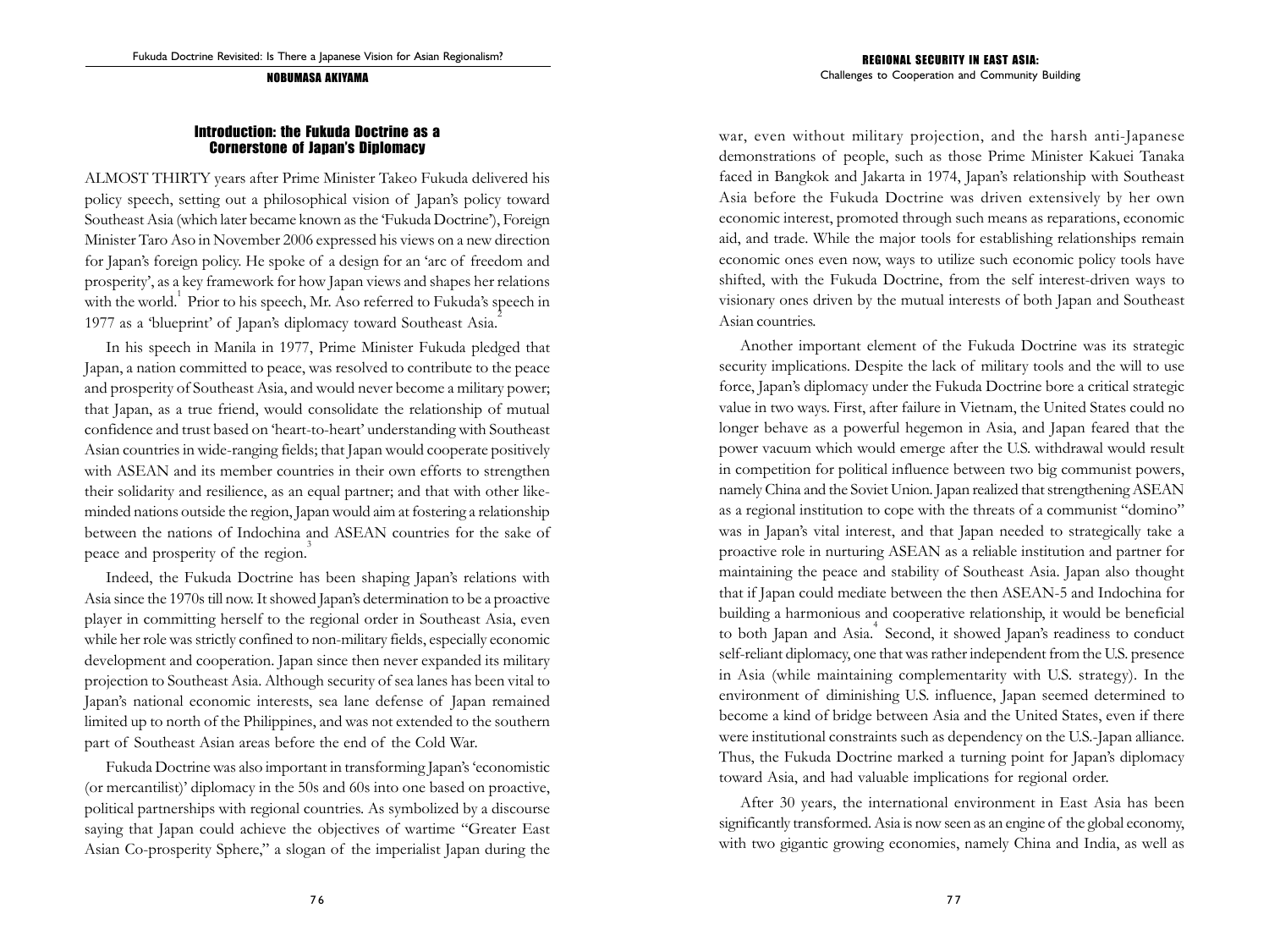## Introduction: the Fukuda Doctrine as a Cornerstone of Japan's Diplomacy

ALMOST THIRTY years after Prime Minister Takeo Fukuda delivered his policy speech, setting out a philosophical vision of Japan's policy toward Southeast Asia (which later became known as the 'Fukuda Doctrine'), Foreign Minister Taro Aso in November 2006 expressed his views on a new direction for Japan's foreign policy. He spoke of a design for an 'arc of freedom and prosperity', as a key framework for how Japan views and shapes her relations with the world.[1] Prior to his speech, Mr. Aso referred to Fukuda's speech in 1977 as a 'blueprint' of Japan's diplomacy toward Southeast Asia.[2]

In his speech in Manila in 1977, Prime Minister Fukuda pledged that Japan, a nation committed to peace, was resolved to contribute to the peace and prosperity of Southeast Asia, and would never become a military power; that Japan, as a true friend, would consolidate the relationship of mutual confidence and trust based on 'heart-to-heart' understanding with Southeast Asian countries in wide-ranging fields; that Japan would cooperate positively with ASEAN and its member countries in their own efforts to strengthen their solidarity and resilience, as an equal partner; and that with other like-minded nations outside the region, Japan would aim at fostering a relationship between the nations of Indochina and ASEAN countries for the sake of peace and prosperity of the region.[3]

Indeed, the Fukuda Doctrine has been shaping Japan's relations with Asia since the 1970s till now. It showed Japan's determination to be a proactive player in committing herself to the regional order in Southeast Asia, even while her role was strictly confined to non-military fields, especially economic development and cooperation. Japan since then never expanded its military projection to Southeast Asia. Although security of sea lanes has been vital to Japan's national economic interests, sea lane defense of Japan remained limited up to north of the Philippines, and was not extended to the southern part of Southeast Asian areas before the end of the Cold War.

Fukuda Doctrine was also important in transforming Japan's 'economistic (or mercantilist)' diplomacy in the 50s and 60s into one based on proactive, political partnerships with regional countries. As symbolized by a discourse saying that Japan could achieve the objectives of wartime "Greater East Asian Co-prosperity Sphere," a slogan of the imperialist Japan during the war, even without military projection, and the harsh anti-Japanese demonstrations of people, such as those Prime Minister Kakuei Tanaka faced in Bangkok and Jakarta in 1974, Japan's relationship with Southeast Asia before the Fukuda Doctrine was driven extensively by her own economic interest, promoted through such means as reparations, economic aid, and trade. While the major tools for establishing relationships remain economic ones even now, ways to utilize such economic policy tools have shifted, with the Fukuda Doctrine, from the self interest-driven ways to visionary ones driven by the mutual interests of both Japan and Southeast Asian countries.

Another important element of the Fukuda Doctrine was its strategic security implications. Despite the lack of military tools and the will to use force, Japan's diplomacy under the Fukuda Doctrine bore a critical strategic value in two ways. First, after failure in Vietnam, the United States could no longer behave as a powerful hegemon in Asia, and Japan feared that the power vacuum which would emerge after the U.S. withdrawal would result in competition for political influence between two big communist powers, namely China and the Soviet Union. Japan realized that strengthening ASEAN as a regional institution to cope with the threats of a communist "domino" was in Japan's vital interest, and that Japan needed to strategically take a proactive role in nurturing ASEAN as a reliable institution and partner for maintaining the peace and stability of Southeast Asia. Japan also thought that if Japan could mediate between the then ASEAN-5 and Indochina for building a harmonious and cooperative relationship, it would be beneficial to both Japan and Asia.[4] Second, it showed Japan's readiness to conduct self-reliant diplomacy, one that was rather independent from the U.S. presence in Asia (while maintaining complementarity with U.S. strategy). In the environment of diminishing U.S. influence, Japan seemed determined to become a kind of bridge between Asia and the United States, even if there were institutional constraints such as dependency on the U.S.-Japan alliance. Thus, the Fukuda Doctrine marked a turning point for Japan's diplomacy toward Asia, and had valuable implications for regional order.

After 30 years, the international environment in East Asia has been significantly transformed. Asia is now seen as an engine of the global economy, with two gigantic growing economies, namely China and India, as well as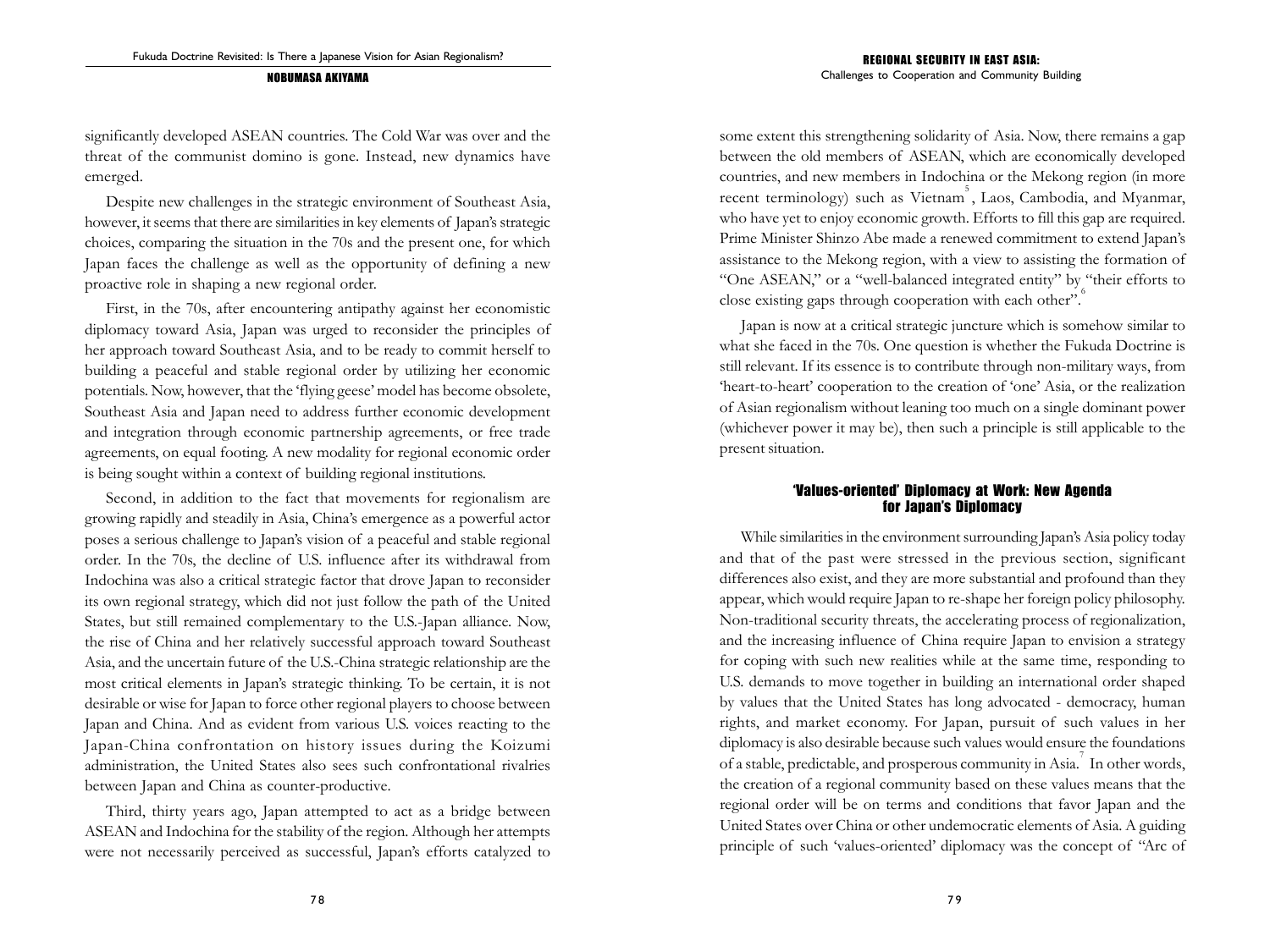significantly developed ASEAN countries. The Cold War was over and the threat of the communist domino is gone. Instead, new dynamics have emerged.

Despite new challenges in the strategic environment of Southeast Asia, however, it seems that there are similarities in key elements of Japan's strategic choices, comparing the situation in the 70s and the present one, for which Japan faces the challenge as well as the opportunity of defining a new proactive role in shaping a new regional order.

First, in the 70s, after encountering antipathy against her economistic diplomacy toward Asia, Japan was urged to reconsider the principles of her approach toward Southeast Asia, and to be ready to commit herself to building a peaceful and stable regional order by utilizing her economic potentials. Now, however, that the 'flying geese' model has become obsolete, Southeast Asia and Japan need to address further economic development and integration through economic partnership agreements, or free trade agreements, on equal footing. A new modality for regional economic order is being sought within a context of building regional institutions.

Second, in addition to the fact that movements for regionalism are growing rapidly and steadily in Asia, China's emergence as a powerful actor poses a serious challenge to Japan's vision of a peaceful and stable regional order. In the 70s, the decline of U.S. influence after its withdrawal from Indochina was also a critical strategic factor that drove Japan to reconsider its own regional strategy, which did not just follow the path of the United States, but still remained complementary to the U.S.-Japan alliance. Now, the rise of China and her relatively successful approach toward Southeast Asia, and the uncertain future of the U.S.-China strategic relationship are the most critical elements in Japan's strategic thinking. To be certain, it is not desirable or wise for Japan to force other regional players to choose between Japan and China. And as evident from various U.S. voices reacting to the Japan-China confrontation on history issues during the Koizumi administration, the United States also sees such confrontational rivalries between Japan and China as counter-productive.

Third, thirty years ago, Japan attempted to act as a bridge between ASEAN and Indochina for the stability of the region. Although her attempts were not necessarily perceived as successful, Japan's efforts catalyzed to some extent this strengthening solidarity of Asia. Now, there remains a gap between the old members of ASEAN, which are economically developed countries, and new members in Indochina or the Mekong region (in more recent terminology) such as Vietnam[5], Laos, Cambodia, and Myanmar, who have yet to enjoy economic growth. Efforts to fill this gap are required. Prime Minister Shinzo Abe made a renewed commitment to extend Japan's assistance to the Mekong region, with a view to assisting the formation of "One ASEAN," or a "well-balanced integrated entity" by "their efforts to close existing gaps through cooperation with each other".[6]

Japan is now at a critical strategic juncture which is somehow similar to what she faced in the 70s. One question is whether the Fukuda Doctrine is still relevant. If its essence is to contribute through non-military ways, from 'heart-to-heart' cooperation to the creation of 'one' Asia, or the realization of Asian regionalism without leaning too much on a single dominant power (whichever power it may be), then such a principle is still applicable to the present situation.

## 'Values-oriented' Diplomacy at Work: New Agenda for Japan's Diplomacy

While similarities in the environment surrounding Japan's Asia policy today and that of the past were stressed in the previous section, significant differences also exist, and they are more substantial and profound than they appear, which would require Japan to re-shape her foreign policy philosophy. Non-traditional security threats, the accelerating process of regionalization, and the increasing influence of China require Japan to envision a strategy for coping with such new realities while at the same time, responding to U.S. demands to move together in building an international order shaped by values that the United States has long advocated - democracy, human rights, and market economy. For Japan, pursuit of such values in her diplomacy is also desirable because such values would ensure the foundations of a stable, predictable, and prosperous community in Asia.[7] In other words, the creation of a regional community based on these values means that the regional order will be on terms and conditions that favor Japan and the United States over China or other undemocratic elements of Asia. A guiding principle of such 'values-oriented' diplomacy was the concept of "Arc of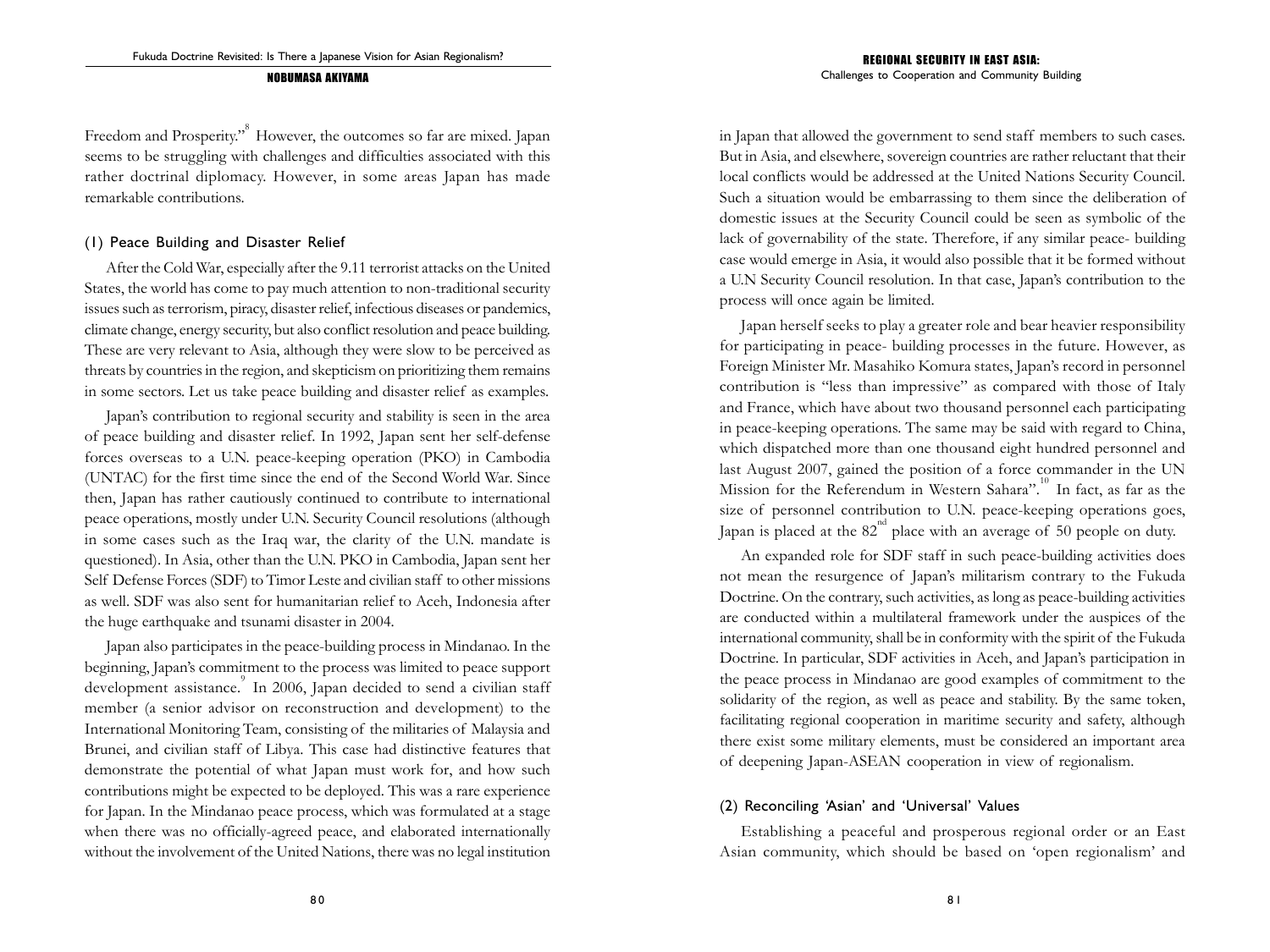Freedom and Prosperity."[8] However, the outcomes so far are mixed. Japan seems to be struggling with challenges and difficulties associated with this rather doctrinal diplomacy. However, in some areas Japan has made remarkable contributions.

### (1) Peace Building and Disaster Relief

After the Cold War, especially after the 9.11 terrorist attacks on the United States, the world has come to pay much attention to non-traditional security issues such as terrorism, piracy, disaster relief, infectious diseases or pandemics, climate change, energy security, but also conflict resolution and peace building. These are very relevant to Asia, although they were slow to be perceived as threats by countries in the region, and skepticism on prioritizing them remains in some sectors. Let us take peace building and disaster relief as examples.

Japan's contribution to regional security and stability is seen in the area of peace building and disaster relief. In 1992, Japan sent her self-defense forces overseas to a U.N. peace-keeping operation (PKO) in Cambodia (UNTAC) for the first time since the end of the Second World War. Since then, Japan has rather cautiously continued to contribute to international peace operations, mostly under U.N. Security Council resolutions (although in some cases such as the Iraq war, the clarity of the U.N. mandate is questioned). In Asia, other than the U.N. PKO in Cambodia, Japan sent her Self Defense Forces (SDF) to Timor Leste and civilian staff to other missions as well. SDF was also sent for humanitarian relief to Aceh, Indonesia after the huge earthquake and tsunami disaster in 2004.

Japan also participates in the peace-building process in Mindanao. In the beginning, Japan's commitment to the process was limited to peace support development assistance.[9] In 2006, Japan decided to send a civilian staff member (a senior advisor on reconstruction and development) to the International Monitoring Team, consisting of the militaries of Malaysia and Brunei, and civilian staff of Libya. This case had distinctive features that demonstrate the potential of what Japan must work for, and how such contributions might be expected to be deployed. This was a rare experience for Japan. In the Mindanao peace process, which was formulated at a stage when there was no officially-agreed peace, and elaborated internationally without the involvement of the United Nations, there was no legal institution in Japan that allowed the government to send staff members to such cases. But in Asia, and elsewhere, sovereign countries are rather reluctant that their local conflicts would be addressed at the United Nations Security Council. Such a situation would be embarrassing to them since the deliberation of domestic issues at the Security Council could be seen as symbolic of the lack of governability of the state. Therefore, if any similar peace- building case would emerge in Asia, it would also possible that it be formed without a U.N Security Council resolution. In that case, Japan's contribution to the process will once again be limited.

Japan herself seeks to play a greater role and bear heavier responsibility for participating in peace- building processes in the future. However, as Foreign Minister Mr. Masahiko Komura states, Japan's record in personnel contribution is "less than impressive" as compared with those of Italy and France, which have about two thousand personnel each participating in peace-keeping operations. The same may be said with regard to China, which dispatched more than one thousand eight hundred personnel and last August 2007, gained the position of a force commander in the UN Mission for the Referendum in Western Sahara".[10] In fact, as far as the size of personnel contribution to U.N. peace-keeping operations goes, Japan is placed at the 82nd place with an average of 50 people on duty.

An expanded role for SDF staff in such peace-building activities does not mean the resurgence of Japan's militarism contrary to the Fukuda Doctrine. On the contrary, such activities, as long as peace-building activities are conducted within a multilateral framework under the auspices of the international community, shall be in conformity with the spirit of the Fukuda Doctrine. In particular, SDF activities in Aceh, and Japan's participation in the peace process in Mindanao are good examples of commitment to the solidarity of the region, as well as peace and stability. By the same token, facilitating regional cooperation in maritime security and safety, although there exist some military elements, must be considered an important area of deepening Japan-ASEAN cooperation in view of regionalism.

### (2) Reconciling 'Asian' and 'Universal' Values

Establishing a peaceful and prosperous regional order or an East Asian community, which should be based on 'open regionalism' and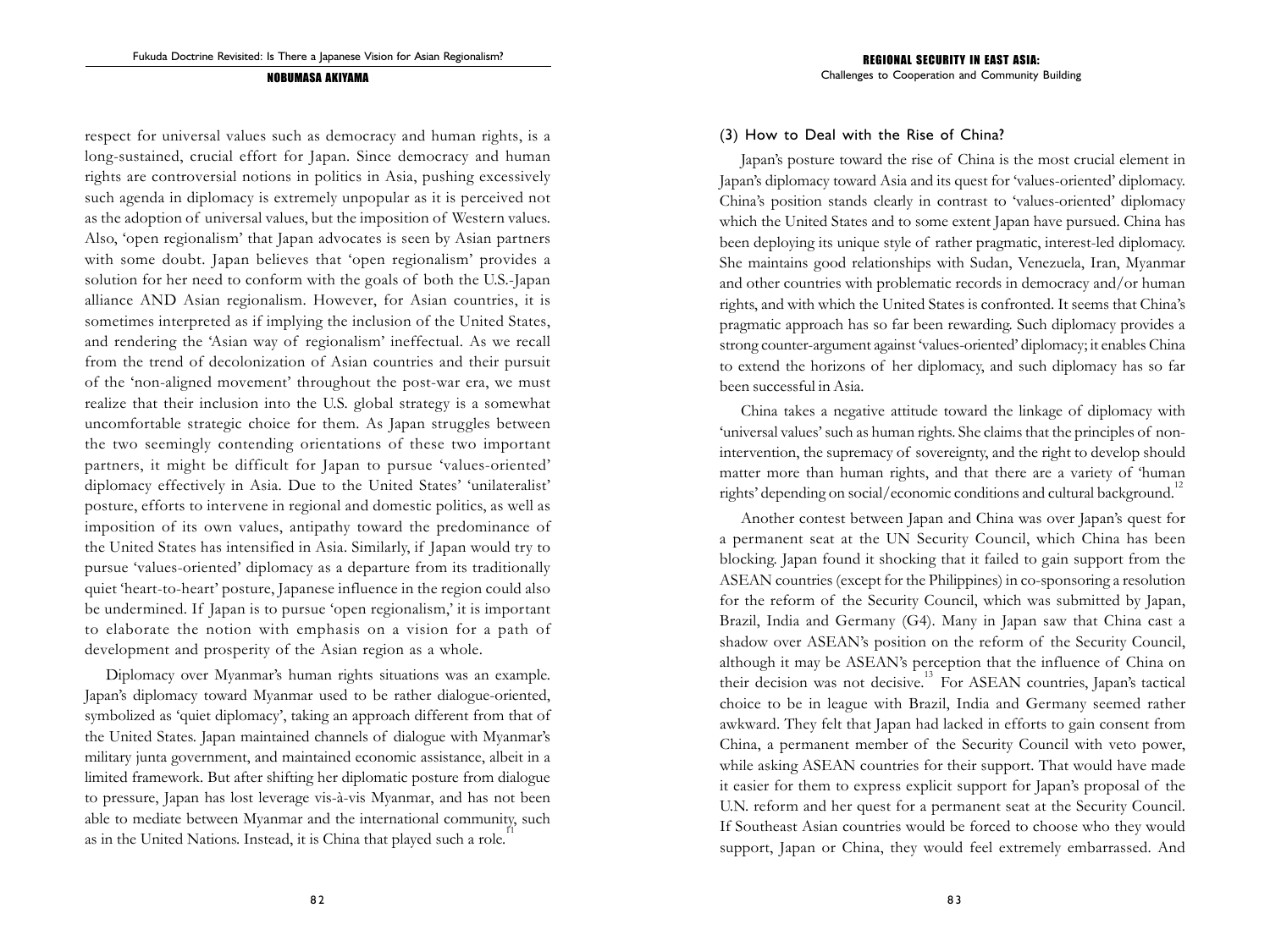respect for universal values such as democracy and human rights, is a long-sustained, crucial effort for Japan. Since democracy and human rights are controversial notions in politics in Asia, pushing excessively such agenda in diplomacy is extremely unpopular as it is perceived not as the adoption of universal values, but the imposition of Western values. Also, 'open regionalism' that Japan advocates is seen by Asian partners with some doubt. Japan believes that 'open regionalism' provides a solution for her need to conform with the goals of both the U.S.-Japan alliance AND Asian regionalism. However, for Asian countries, it is sometimes interpreted as if implying the inclusion of the United States, and rendering the 'Asian way of regionalism' ineffectual. As we recall from the trend of decolonization of Asian countries and their pursuit of the 'non-aligned movement' throughout the post-war era, we must realize that their inclusion into the U.S. global strategy is a somewhat uncomfortable strategic choice for them. As Japan struggles between the two seemingly contending orientations of these two important partners, it might be difficult for Japan to pursue 'values-oriented' diplomacy effectively in Asia. Due to the United States' 'unilateralist' posture, efforts to intervene in regional and domestic politics, as well as imposition of its own values, antipathy toward the predominance of the United States has intensified in Asia. Similarly, if Japan would try to pursue 'values-oriented' diplomacy as a departure from its traditionally quiet 'heart-to-heart' posture, Japanese influence in the region could also be undermined. If Japan is to pursue 'open regionalism,' it is important to elaborate the notion with emphasis on a vision for a path of development and prosperity of the Asian region as a whole.

Diplomacy over Myanmar's human rights situations was an example. Japan's diplomacy toward Myanmar used to be rather dialogue-oriented, symbolized as 'quiet diplomacy', taking an approach different from that of the United States. Japan maintained channels of dialogue with Myanmar's military junta government, and maintained economic assistance, albeit in a limited framework. But after shifting her diplomatic posture from dialogue to pressure, Japan has lost leverage vis-à-vis Myanmar, and has not been able to mediate between Myanmar and the international community, such as in the United Nations. Instead, it is China that played such a role.[11]

### (3) How to Deal with the Rise of China?

Japan's posture toward the rise of China is the most crucial element in Japan's diplomacy toward Asia and its quest for 'values-oriented' diplomacy. China's position stands clearly in contrast to 'values-oriented' diplomacy which the United States and to some extent Japan have pursued. China has been deploying its unique style of rather pragmatic, interest-led diplomacy. She maintains good relationships with Sudan, Venezuela, Iran, Myanmar and other countries with problematic records in democracy and/or human rights, and with which the United States is confronted. It seems that China's pragmatic approach has so far been rewarding. Such diplomacy provides a strong counter-argument against 'values-oriented' diplomacy; it enables China to extend the horizons of her diplomacy, and such diplomacy has so far been successful in Asia.

China takes a negative attitude toward the linkage of diplomacy with 'universal values' such as human rights. She claims that the principles of non-intervention, the supremacy of sovereignty, and the right to develop should matter more than human rights, and that there are a variety of 'human rights' depending on social/economic conditions and cultural background.[12]

Another contest between Japan and China was over Japan's quest for a permanent seat at the UN Security Council, which China has been blocking. Japan found it shocking that it failed to gain support from the ASEAN countries (except for the Philippines) in co-sponsoring a resolution for the reform of the Security Council, which was submitted by Japan, Brazil, India and Germany (G4). Many in Japan saw that China cast a shadow over ASEAN's position on the reform of the Security Council, although it may be ASEAN's perception that the influence of China on their decision was not decisive.[13] For ASEAN countries, Japan's tactical choice to be in league with Brazil, India and Germany seemed rather awkward. They felt that Japan had lacked in efforts to gain consent from China, a permanent member of the Security Council with veto power, while asking ASEAN countries for their support. That would have made it easier for them to express explicit support for Japan's proposal of the U.N. reform and her quest for a permanent seat at the Security Council. If Southeast Asian countries would be forced to choose who they would support, Japan or China, they would feel extremely embarrassed. And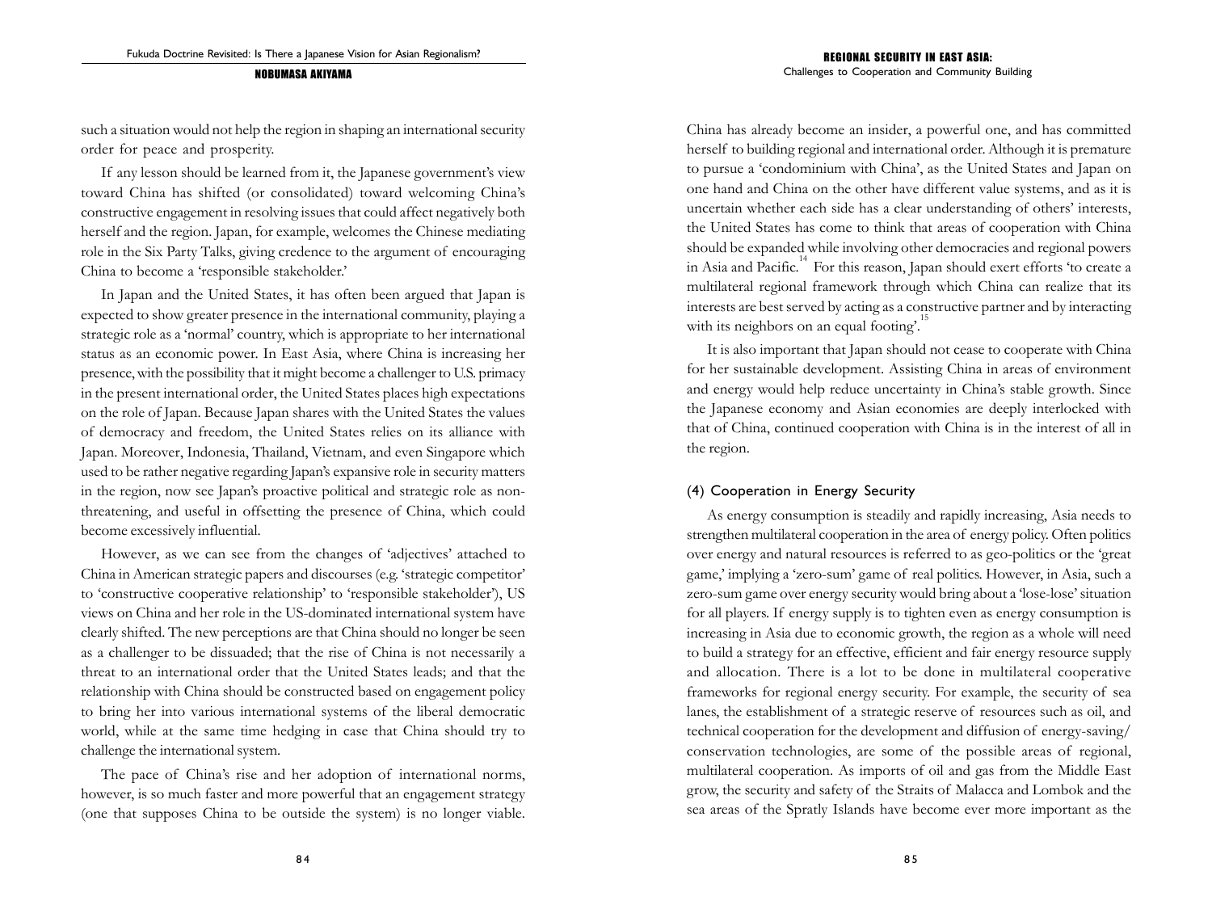such a situation would not help the region in shaping an international security order for peace and prosperity.

If any lesson should be learned from it, the Japanese government's view toward China has shifted (or consolidated) toward welcoming China's constructive engagement in resolving issues that could affect negatively both herself and the region. Japan, for example, welcomes the Chinese mediating role in the Six Party Talks, giving credence to the argument of encouraging China to become a 'responsible stakeholder.'

In Japan and the United States, it has often been argued that Japan is expected to show greater presence in the international community, playing a strategic role as a 'normal' country, which is appropriate to her international status as an economic power. In East Asia, where China is increasing her presence, with the possibility that it might become a challenger to U.S. primacy in the present international order, the United States places high expectations on the role of Japan. Because Japan shares with the United States the values of democracy and freedom, the United States relies on its alliance with Japan. Moreover, Indonesia, Thailand, Vietnam, and even Singapore which used to be rather negative regarding Japan's expansive role in security matters in the region, now see Japan's proactive political and strategic role as non-threatening, and useful in offsetting the presence of China, which could become excessively influential.

However, as we can see from the changes of 'adjectives' attached to China in American strategic papers and discourses (e.g. 'strategic competitor' to 'constructive cooperative relationship' to 'responsible stakeholder'), US views on China and her role in the US-dominated international system have clearly shifted. The new perceptions are that China should no longer be seen as a challenger to be dissuaded; that the rise of China is not necessarily a threat to an international order that the United States leads; and that the relationship with China should be constructed based on engagement policy to bring her into various international systems of the liberal democratic world, while at the same time hedging in case that China should try to challenge the international system.

The pace of China's rise and her adoption of international norms, however, is so much faster and more powerful that an engagement strategy (one that supposes China to be outside the system) is no longer viable. China has already become an insider, a powerful one, and has committed herself to building regional and international order. Although it is premature to pursue a 'condominium with China', as the United States and Japan on one hand and China on the other have different value systems, and as it is uncertain whether each side has a clear understanding of others' interests, the United States has come to think that areas of cooperation with China should be expanded while involving other democracies and regional powers in Asia and Pacific.[14] For this reason, Japan should exert efforts 'to create a multilateral regional framework through which China can realize that its interests are best served by acting as a constructive partner and by interacting with its neighbors on an equal footing'.[15]

It is also important that Japan should not cease to cooperate with China for her sustainable development. Assisting China in areas of environment and energy would help reduce uncertainty in China's stable growth. Since the Japanese economy and Asian economies are deeply interlocked with that of China, continued cooperation with China is in the interest of all in the region.

### (4) Cooperation in Energy Security

As energy consumption is steadily and rapidly increasing, Asia needs to strengthen multilateral cooperation in the area of energy policy. Often politics over energy and natural resources is referred to as geo-politics or the 'great game,' implying a 'zero-sum' game of real politics. However, in Asia, such a zero-sum game over energy security would bring about a 'lose-lose' situation for all players. If energy supply is to tighten even as energy consumption is increasing in Asia due to economic growth, the region as a whole will need to build a strategy for an effective, efficient and fair energy resource supply and allocation. There is a lot to be done in multilateral cooperative frameworks for regional energy security. For example, the security of sea lanes, the establishment of a strategic reserve of resources such as oil, and technical cooperation for the development and diffusion of energy-saving/conservation technologies, are some of the possible areas of regional, multilateral cooperation. As imports of oil and gas from the Middle East grow, the security and safety of the Straits of Malacca and Lombok and the sea areas of the Spratly Islands have become ever more important as the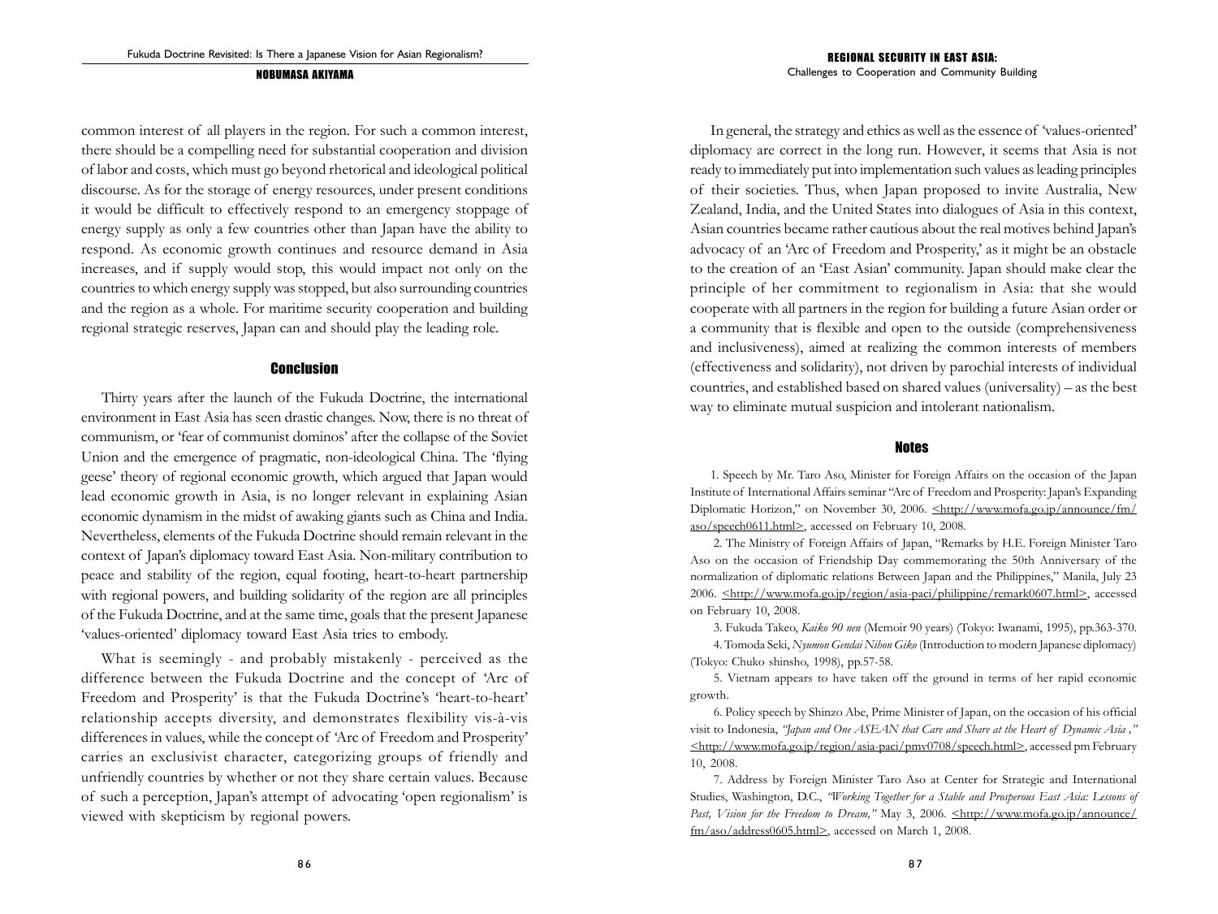common interest of all players in the region. For such a common interest, there should be a compelling need for substantial cooperation and division of labor and costs, which must go beyond rhetorical and ideological political discourse. As for the storage of effective energy resources, under present conditions it would be difficult to effectively respond to an emergency stoppage of energy supply as only a few countries other than Japan have the ability to respond. As economic growth continues and resource demand in Asia increases, and if supply would stop, this would impact not only on the countries to which energy supply was stopped, but also surrounding countries and the region as a whole. For maritime security cooperation and building regional strategic reserves, Japan can and should play the leading role.

## Conclusion

Thirty years after the launch of the Fukuda Doctrine, the international environment in East Asia has seen drastic changes. Now, there is no threat of communism, or 'fear of communist dominos' after the collapse of the Soviet Union and the emergence of pragmatic, non-ideological China. The 'flying geese' theory of regional economic growth, which argued that Japan would lead economic growth in Asia, is no longer relevant in explaining Asian economic dynamism in the midst of awaking giants such as China and India. Nevertheless, elements of the Fukuda Doctrine should remain relevant in the context of Japan's diplomacy toward East Asia. Non-military contribution to peace and stability of the region, equal footing, heart-to-heart partnership with regional powers, and building solidarity of the region are all principles of the Fukuda Doctrine, and at the same time, goals that the present Japanese 'values-oriented' diplomacy toward East Asia tries to embody.

What is seemingly - and probably mistakenly - perceived as the difference between the Fukuda Doctrine and the concept of 'Arc of Freedom and Prosperity' is that the Fukuda Doctrine's 'heart-to-heart' relationship accepts diversity, and demonstrates flexibility vis-à-vis differences in values, while the concept of 'Arc of Freedom and Prosperity' carries an exclusivist character, categorizing groups of friendly and unfriendly countries by whether or not they share certain values. Because of such a perception, Japan's attempt of advocating 'open regionalism' is viewed with skepticism by regional powers.

In general, the strategy and ethics as well as the essence of 'values-oriented' diplomacy are correct in the long run. However, it seems that Asia is not ready to immediately put into implementation such values as leading principles of their societies. Thus, when Japan proposed to invite Australia, New Zealand, India, and the United States into dialogues of Asia in this context, Asian countries became rather cautious about the real motives behind Japan's advocacy of an 'Arc of Freedom and Prosperity,' as it might be an obstacle to the creation of an 'East Asian' community. Japan should make clear the principle of her commitment to regionalism in Asia: that she would cooperate with all partners in the region for building a future Asian order or a community that is flexible and open to the outside (comprehensiveness and inclusiveness), aimed at realizing the common interests of members (effectiveness and solidarity), not driven by parochial interests of individual countries, and established based on shared values (universality) – as the best way to eliminate mutual suspicion and intolerant nationalism.

## Notes

1. Speech by Mr. Taro Aso, Minister for Foreign Affairs on the occasion of the Japan Institute of International Affairs seminar "Arc of Freedom and Prosperity: Japan's Expanding Diplomatic Horizon," on November 30, 2006. <http://www.mofa.go.jp/announce/fm/aso/speech0611.html>, accessed on February 10, 2008.

2. The Ministry of Foreign Affairs of Japan, "Remarks by H.E. Foreign Minister Taro Aso on the occasion of Friendship Day commemorating the 50th Anniversary of the normalization of diplomatic relations Between Japan and the Philippines," Manila, July 23 2006. <http://www.mofa.go.jp/region/asia-paci/philippine/remark0607.html>, accessed on February 10, 2008.

3. Fukuda Takeo, *Kaiko 90 nen* (Memoir 90 years) (Tokyo: Iwanami, 1995), pp.363-370.

4. Tomoda Seki, *Nyumon Gendai Nihon Giko* (Introduction to modern Japanese diplomacy) (Tokyo: Chuko shinsho, 1998), pp.57-58.

5. Vietnam appears to have taken off the ground in terms of her rapid economic growth.

6. Policy speech by Shinzo Abe, Prime Minister of Japan, on the occasion of his official visit to Indonesia, *"Japan and One ASEAN that Care and Share at the Heart of Dynamic Asia ,"* <http://www.mofa.go.jp/region/asia-paci/pmv0708/speech.html>, accessed pm February 10, 2008.

7. Address by Foreign Minister Taro Aso at Center for Strategic and International Studies, Washington, D.C., *"Working Together for a Stable and Prosperous East Asia: Lessons of Past, Vision for the Freedom to Dream,"* May 3, 2006. <http://www.mofa.go.jp/announce/fm/aso/address0605.html>, accessed on March 1, 2008.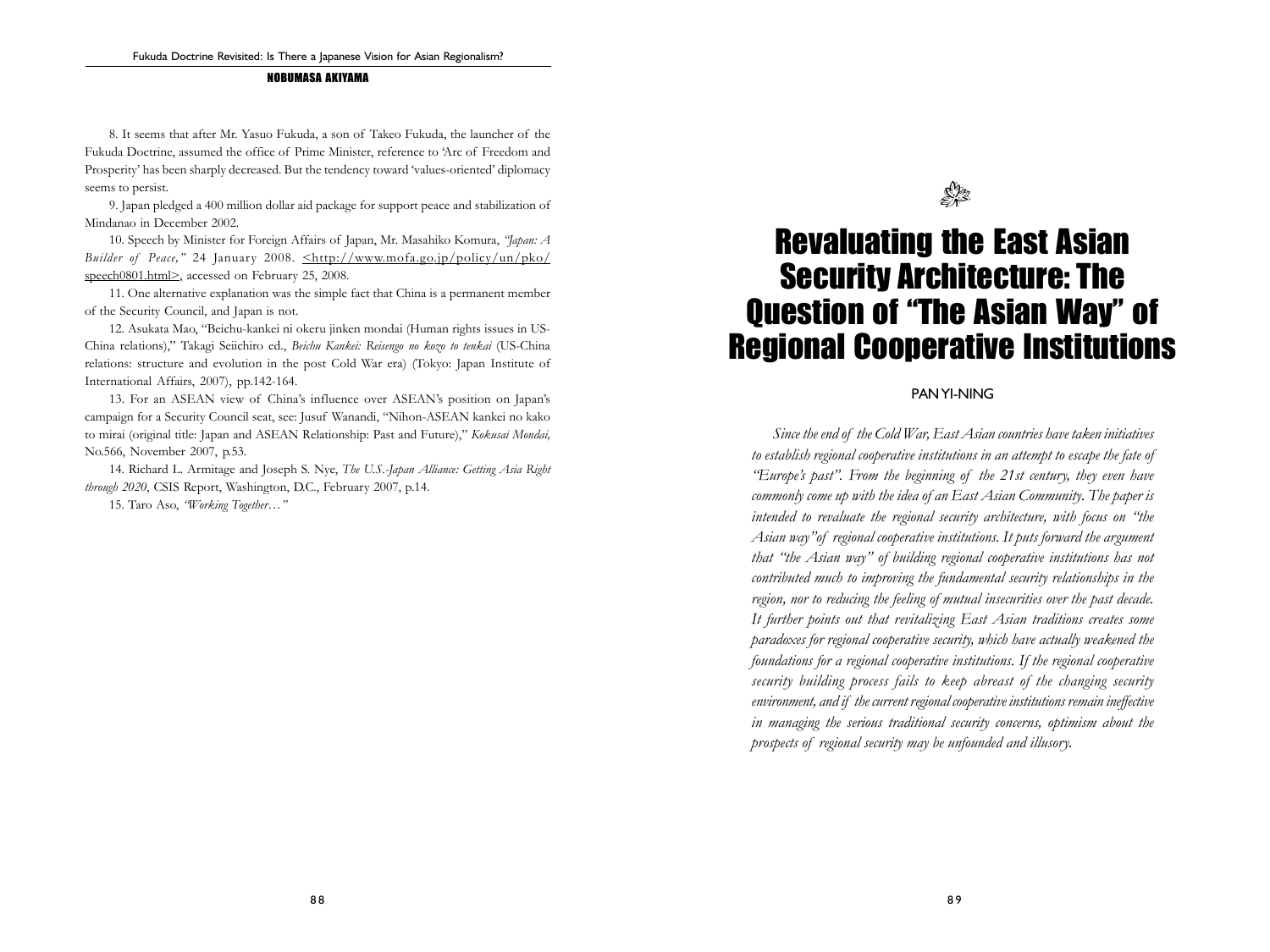8. It seems that after Mr. Yasuo Fukuda, a son of Takeo Fukuda, the launcher of the Fukuda Doctrine, assumed the office of Prime Minister, reference to 'Arc of Freedom and Prosperity' has been sharply decreased. But the tendency toward 'values-oriented' diplomacy seems to persist.

9. Japan pledged a 400 million dollar aid package for support peace and stabilization of Mindanao in December 2002.

10. Speech by Minister for Foreign Affairs of Japan, Mr. Masahiko Komura, *"Japan: A Builder of Peace,"* 24 January 2008. <http://www.mofa.go.jp/policy/un/pko/speech0801.html>, accessed on February 25, 2008.

11. One alternative explanation was the simple fact that China is a permanent member of the Security Council, and Japan is not.

12. Asukata Mao, "Beichu-kankei ni okeru jinken mondai (Human rights issues in US-China relations)," Takagi Seiichiro ed., *Beichu Kankei: Reisengo no kozo to tenkai* (US-China relations: structure and evolution in the post Cold War era) (Tokyo: Japan Institute of International Affairs, 2007), pp.142-164.

13. For an ASEAN view of China's influence over ASEAN's position on Japan's campaign for a Security Council seat, see: Jusuf Wanandi, "Nihon-ASEAN kankei no kako to mirai (original title: Japan and ASEAN Relationship: Past and Future)," *Kokusai Mondai,* No.566, November 2007, p.53.

14. Richard L. Armitage and Joseph S. Nye, *The U.S.-Japan Alliance: Getting Asia Right through 2020*, CSIS Report, Washington, D.C., February 2007, p.14.

15. Taro Aso, *"Working Together…"*

# Revaluating the East Asian Security Architecture: The Question of "The Asian Way" of Regional Cooperative Institutions

PAN YI-NING

*Since the end of the Cold War, East Asian countries have taken initiatives to establish regional cooperative institutions in an attempt to escape the fate of "Europe's past". From the beginning of the 21st century, they even have commonly come up with the idea of an East Asian Community. The paper is intended to revaluate the regional security architecture, with focus on "the Asian way" of regional cooperative institutions. It puts forward the argument that "the Asian way" of building regional cooperative institutions has not contributed much to improving the fundamental security relationships in the region, nor to reducing the feeling of mutual insecurities over the past decade. It further points out that revitalizing East Asian traditions creates some paradoxes for regional cooperative security, which have actually weakened the foundations for a regional cooperative institutions. If the regional cooperative security building process fails to keep abreast of the changing security environment, and if the current regional cooperative institutions remain ineffective in managing the serious traditional security concerns, optimism about the prospects of regional security may be unfounded and illusory.*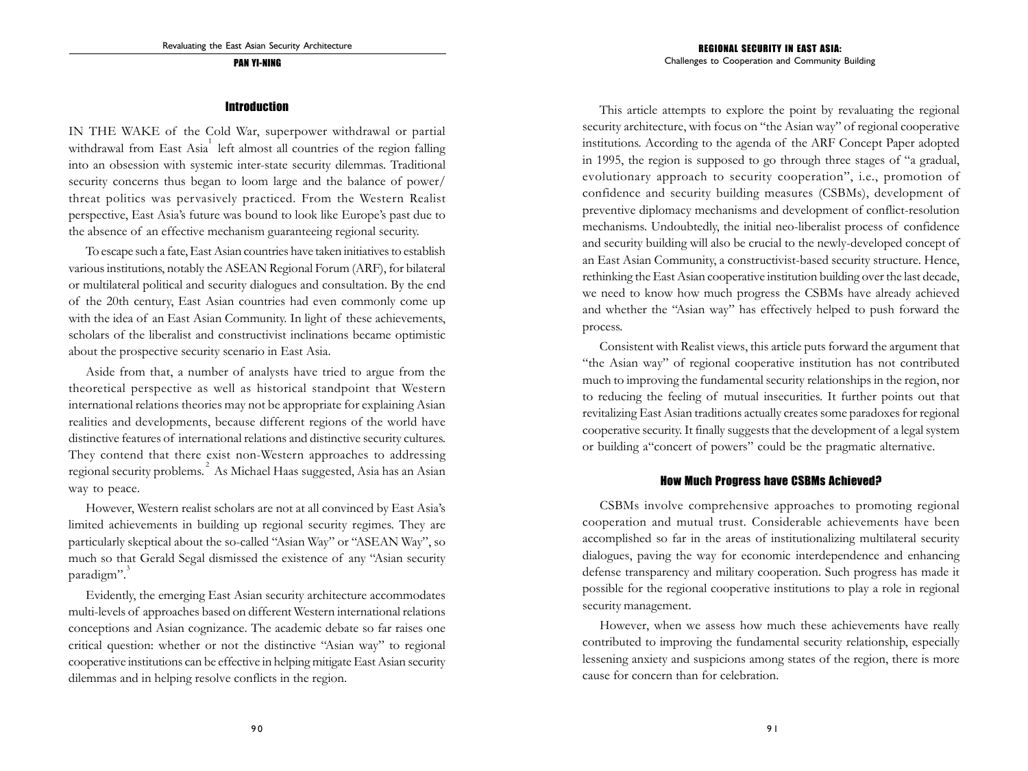## Introduction

IN THE WAKE of the Cold War, superpower withdrawal or partial withdrawal from East Asia[1] left almost all countries of the region falling into an obsession with systemic inter-state security dilemmas. Traditional security concerns thus began to loom large and the balance of power/ threat politics was pervasively practiced. From the Western Realist perspective, East Asia's future was bound to look like Europe's past due to the absence of an effective mechanism guaranteeing regional security.

To escape such a fate, East Asian countries have taken initiatives to establish various institutions, notably the ASEAN Regional Forum (ARF), for bilateral or multilateral political and security dialogues and consultation. By the end of the 20th century, East Asian countries had even commonly come up with the idea of an East Asian Community. In light of these achievements, scholars of the liberalist and constructivist inclinations became optimistic about the prospective security scenario in East Asia.

Aside from that, a number of analysts have tried to argue from the theoretical perspective as well as historical standpoint that Western international relations theories may not be appropriate for explaining Asian realities and developments, because different regions of the world have distinctive features of international relations and distinctive security cultures. They contend that there exist non-Western approaches to addressing regional security problems.[2] As Michael Haas suggested, Asia has an Asian way to peace.

However, Western realist scholars are not at all convinced by East Asia's limited achievements in building up regional security regimes. They are particularly skeptical about the so-called "Asian Way" or "ASEAN Way", so much so that Gerald Segal dismissed the existence of any "Asian security paradigm".[3]

Evidently, the emerging East Asian security architecture accommodates multi-levels of approaches based on different Western international relations conceptions and Asian cognizance. The academic debate so far raises one critical question: whether or not the distinctive "Asian way" to regional cooperative institutions can be effective in helping mitigate East Asian security dilemmas and in helping resolve conflicts in the region.

This article attempts to explore the point by revaluating the regional security architecture, with focus on "the Asian way" of regional cooperative institutions. According to the agenda of the ARF Concept Paper adopted in 1995, the region is supposed to go through three stages of "a gradual, evolutionary approach to security cooperation", i.e., promotion of confidence and security building measures (CSBMs), development of preventive diplomacy mechanisms and development of conflict-resolution mechanisms. Undoubtedly, the initial neo-liberalist process of confidence and security building will also be crucial to the newly-developed concept of an East Asian Community, a constructivist-based security structure. Hence, rethinking the East Asian cooperative institution building over the last decade, we need to know how much progress the CSBMs have already achieved and whether the "Asian way" has effectively helped to push forward the process.

Consistent with Realist views, this article puts forward the argument that "the Asian way" of regional cooperative institution has not contributed much to improving the fundamental security relationships in the region, nor to reducing the feeling of mutual insecurities. It further points out that revitalizing East Asian traditions actually creates some paradoxes for regional cooperative security. It finally suggests that the development of a legal system or building a"concert of powers" could be the pragmatic alternative.

## How Much Progress have CSBMs Achieved?

CSBMs involve comprehensive approaches to promoting regional cooperation and mutual trust. Considerable achievements have been accomplished so far in the areas of institutionalizing multilateral security dialogues, paving the way for economic interdependence and enhancing defense transparency and military cooperation. Such progress has made it possible for the regional cooperative institutions to play a role in regional security management.

However, when we assess how much these achievements have really contributed to improving the fundamental security relationship, especially lessening anxiety and suspicions among states of the region, there is more cause for concern than for celebration.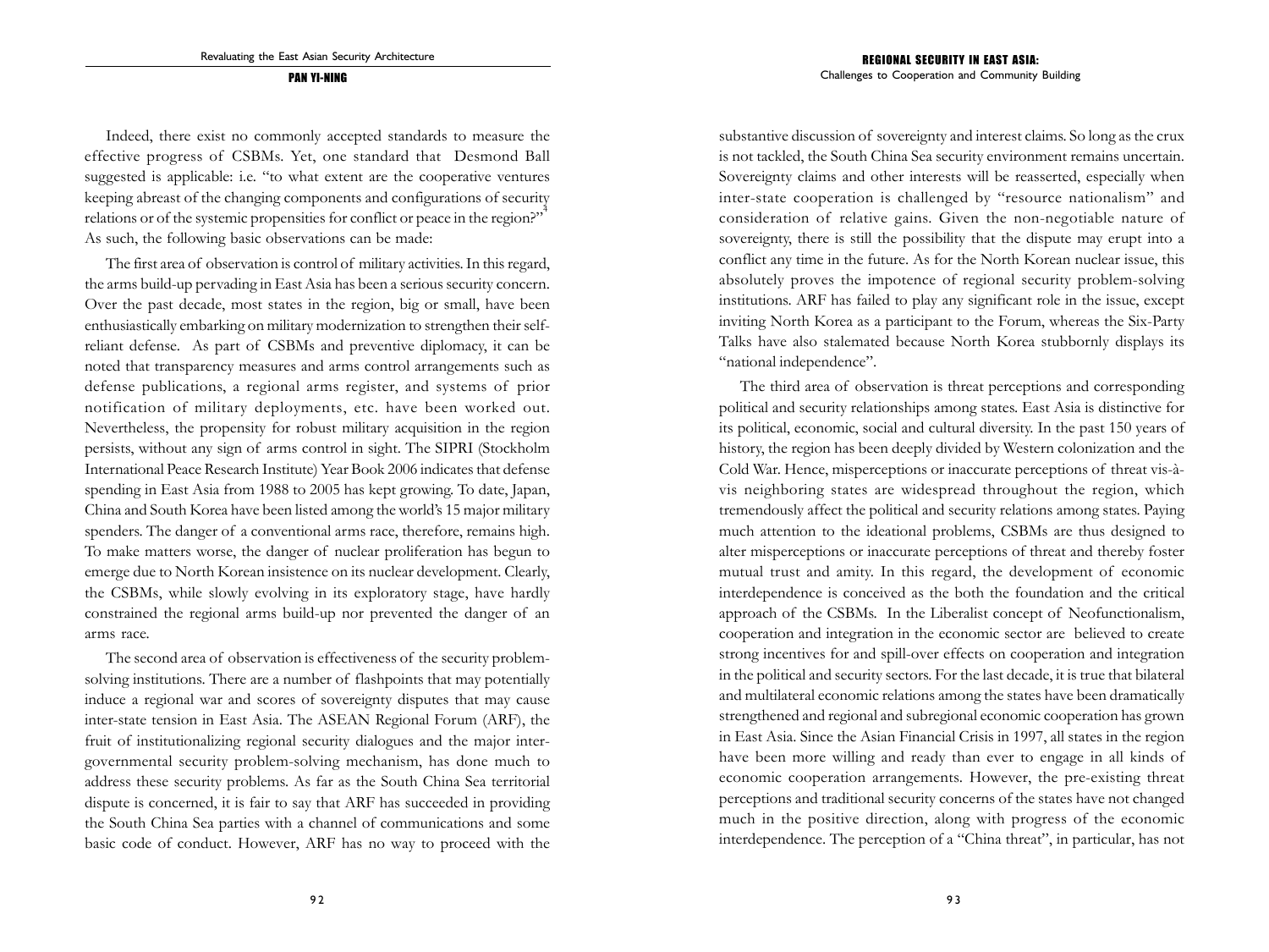Indeed, there exist no commonly accepted standards to measure the effective progress of CSBMs. Yet, one standard that Desmond Ball suggested is applicable: i.e. "to what extent are the cooperative ventures keeping abreast of the changing components and configurations of security relations or of the systemic propensities for conflict or peace in the region?"[4] As such, the following basic observations can be made:

The first area of observation is control of military activities. In this regard, the arms build-up pervading in East Asia has been a serious security concern. Over the past decade, most states in the region, big or small, have been enthusiastically embarking on military modernization to strengthen their self-reliant defense. As part of CSBMs and preventive diplomacy, it can be noted that transparency measures and arms control arrangements such as defense publications, a regional arms register, and systems of prior notification of military deployments, etc. have been worked out. Nevertheless, the propensity for robust military acquisition in the region persists, without any sign of arms control in sight. The SIPRI (Stockholm International Peace Research Institute) Year Book 2006 indicates that defense spending in East Asia from 1988 to 2005 has kept growing. To date, Japan, China and South Korea have been listed among the world's 15 major military spenders. The danger of a conventional arms race, therefore, remains high. To make matters worse, the danger of nuclear proliferation has begun to emerge due to North Korean insistence on its nuclear development. Clearly, the CSBMs, while slowly evolving in its exploratory stage, have hardly constrained the regional arms build-up nor prevented the danger of an arms race.

The second area of observation is effectiveness of the security problem-solving institutions. There are a number of flashpoints that may potentially induce a regional war and scores of sovereignty disputes that may cause inter-state tension in East Asia. The ASEAN Regional Forum (ARF), the fruit of institutionalizing regional security dialogues and the major inter-governmental security problem-solving mechanism, has done much to address these security problems. As far as the South China Sea territorial dispute is concerned, it is fair to say that ARF has succeeded in providing the South China Sea parties with a channel of communications and some basic code of conduct. However, ARF has no way to proceed with the substantive discussion of sovereignty and interest claims. So long as the crux is not tackled, the South China Sea security environment remains uncertain. Sovereignty claims and other interests will be reasserted, especially when inter-state cooperation is challenged by "resource nationalism" and consideration of relative gains. Given the non-negotiable nature of sovereignty, there is still the possibility that the dispute may erupt into a conflict any time in the future. As for the North Korean nuclear issue, this absolutely proves the impotence of regional security problem-solving institutions. ARF has failed to play any significant role in the issue, except inviting North Korea as a participant to the Forum, whereas the Six-Party Talks have also stalemated because North Korea stubbornly displays its "national independence".

The third area of observation is threat perceptions and corresponding political and security relationships among states. East Asia is distinctive for its political, economic, social and cultural diversity. In the past 150 years of history, the region has been deeply divided by Western colonization and the Cold War. Hence, misperceptions or inaccurate perceptions of threat vis-à-vis neighboring states are widespread throughout the region, which tremendously affect the political and security relations among states. Paying much attention to the ideational problems, CSBMs are thus designed to alter misperceptions or inaccurate perceptions of threat and thereby foster mutual trust and amity. In this regard, the development of economic interdependence is conceived as the both the foundation and the critical approach of the CSBMs. In the Liberalist concept of Neofunctionalism, cooperation and integration in the economic sector are believed to create strong incentives for and spill-over effects on cooperation and integration in the political and security sectors. For the last decade, it is true that bilateral and multilateral economic relations among the states have been dramatically strengthened and regional and subregional economic cooperation has grown in East Asia. Since the Asian Financial Crisis in 1997, all states in the region have been more willing and ready than ever to engage in all kinds of economic cooperation arrangements. However, the pre-existing threat perceptions and traditional security concerns of the states have not changed much in the positive direction, along with progress of the economic interdependence. The perception of a "China threat", in particular, has not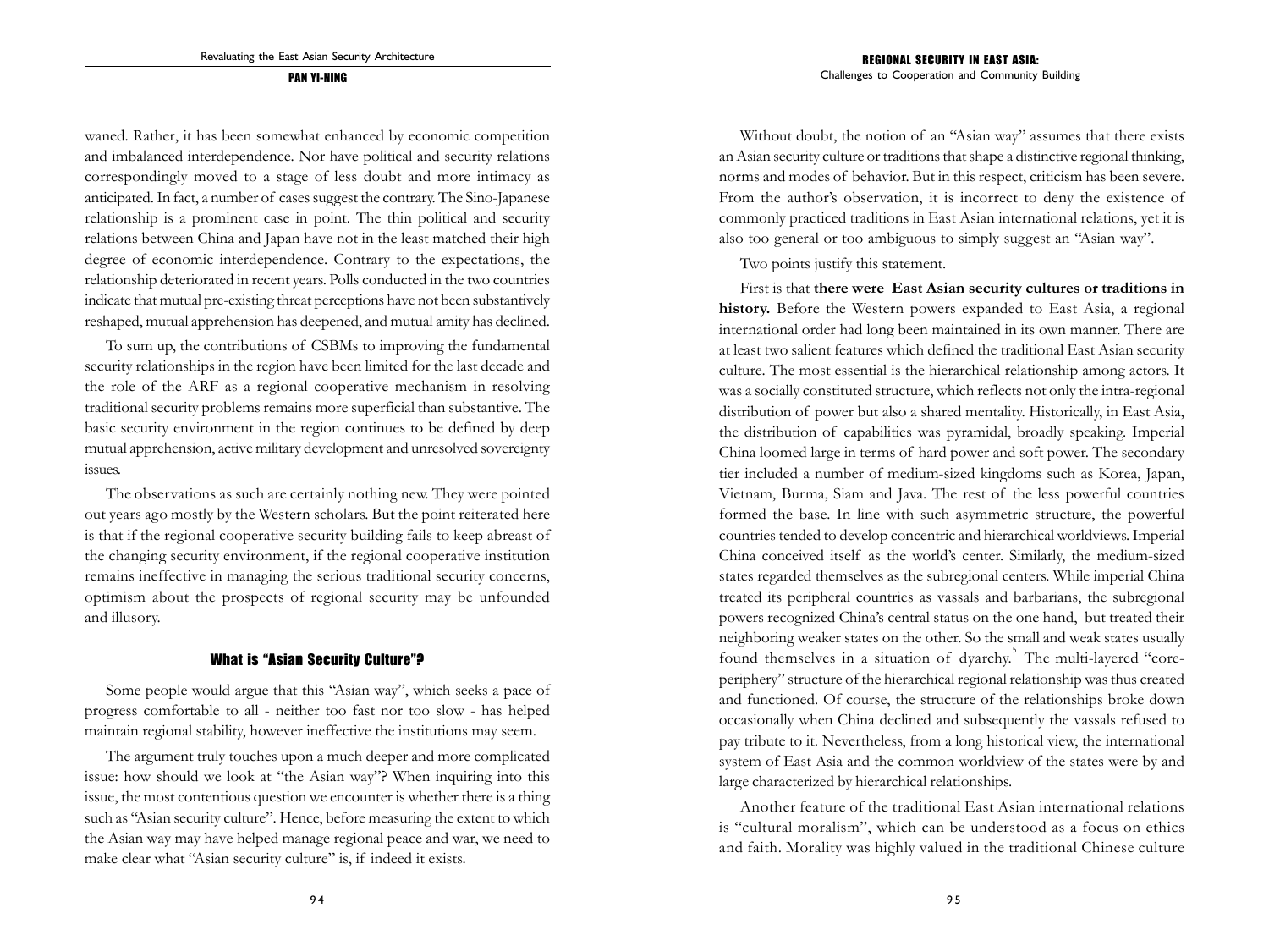waned. Rather, it has been somewhat enhanced by economic competition and imbalanced interdependence. Nor have political and security relations correspondingly moved to a stage of less doubt and more intimacy as anticipated. In fact, a number of cases suggest the contrary. The Sino-Japanese relationship is a prominent case in point. The thin political and security relations between China and Japan have not in the least matched their high degree of economic interdependence. Contrary to the expectations, the relationship deteriorated in recent years. Polls conducted in the two countries indicate that mutual pre-existing threat perceptions have not been substantively reshaped, mutual apprehension has deepened, and mutual amity has declined.

To sum up, the contributions of CSBMs to improving the fundamental security relationships in the region have been limited for the last decade and the role of the ARF as a regional cooperative mechanism in resolving traditional security problems remains more superficial than substantive. The basic security environment in the region continues to be defined by deep mutual apprehension, active military development and unresolved sovereignty issues.

The observations as such are certainly nothing new. They were pointed out years ago mostly by the Western scholars. But the point reiterated here is that if the regional cooperative security building fails to keep abreast of the changing security environment, if the regional cooperative institution remains ineffective in managing the serious traditional security concerns, optimism about the prospects of regional security may be unfounded and illusory.

## What is "Asian Security Culture"?

Some people would argue that this "Asian way", which seeks a pace of progress comfortable to all - neither too fast nor too slow - has helped maintain regional stability, however ineffective the institutions may seem.

The argument truly touches upon a much deeper and more complicated issue: how should we look at "the Asian way"? When inquiring into this issue, the most contentious question we encounter is whether there is a thing such as "Asian security culture". Hence, before measuring the extent to which the Asian way may have helped manage regional peace and war, we need to make clear what "Asian security culture" is, if indeed it exists.

Without doubt, the notion of an "Asian way" assumes that there exists an Asian security culture or traditions that shape a distinctive regional thinking, norms and modes of behavior. But in this respect, criticism has been severe. From the author's observation, it is incorrect to deny the existence of commonly practiced traditions in East Asian international relations, yet it is also too general or too ambiguous to simply suggest an "Asian way".

Two points justify this statement.

First is that **there were East Asian security cultures or traditions in history.** Before the Western powers expanded to East Asia, a regional international order had long been maintained in its own manner. There are at least two salient features which defined the traditional East Asian security culture. The most essential is the hierarchical relationship among actors. It was a socially constituted structure, which reflects not only the intra-regional distribution of power but also a shared mentality. Historically, in East Asia, the distribution of capabilities was pyramidal, broadly speaking. Imperial China loomed large in terms of hard power and soft power. The secondary tier included a number of medium-sized kingdoms such as Korea, Japan, Vietnam, Burma, Siam and Java. The rest of the less powerful countries formed the base. In line with such asymmetric structure, the powerful countries tended to develop concentric and hierarchical worldviews. Imperial China conceived itself as the world's center. Similarly, the medium-sized states regarded themselves as the subregional centers. While imperial China treated its peripheral countries as vassals and barbarians, the subregional powers recognized China's central status on the one hand, but treated their neighboring weaker states on the other. So the small and weak states usually found themselves in a situation of dyarchy.[5] The multi-layered "core-periphery" structure of the hierarchical regional relationship was thus created and functioned. Of course, the structure of the relationships broke down occasionally when China declined and subsequently the vassals refused to pay tribute to it. Nevertheless, from a long historical view, the international system of East Asia and the common worldview of the states were by and large characterized by hierarchical relationships.

Another feature of the traditional East Asian international relations is "cultural moralism", which can be understood as a focus on ethics and faith. Morality was highly valued in the traditional Chinese culture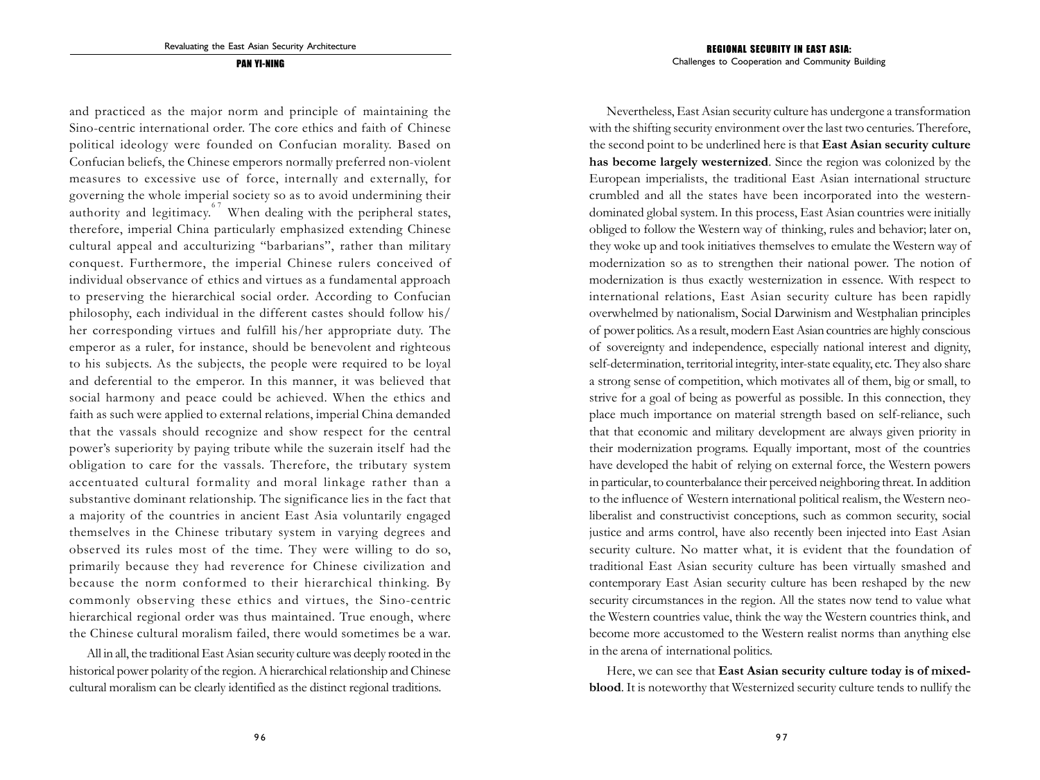and practiced as the major norm and principle of maintaining the Sino-centric international order. The core ethics and faith of Chinese political ideology were founded on Confucian morality. Based on Confucian beliefs, the Chinese emperors normally preferred non-violent measures to excessive use of force, internally and externally, for governing the whole imperial society so as to avoid undermining their authority and legitimacy.[67] When dealing with the peripheral states, therefore, imperial China particularly emphasized extending Chinese cultural appeal and acculturizing "barbarians", rather than military conquest. Furthermore, the imperial Chinese rulers conceived of individual observance of ethics and virtues as a fundamental approach to preserving the hierarchical social order. According to Confucian philosophy, each individual in the different castes should follow his/her corresponding virtues and fulfill his/her appropriate duty. The emperor as a ruler, for instance, should be benevolent and righteous to his subjects. As the subjects, the people were required to be loyal and deferential to the emperor. In this manner, it was believed that social harmony and peace could be achieved. When the ethics and faith as such were applied to external relations, imperial China demanded that the vassals should recognize and show respect for the central power's superiority by paying tribute while the suzerain itself had the obligation to care for the vassals. Therefore, the tributary system accentuated cultural formality and moral linkage rather than a substantive dominant relationship. The significance lies in the fact that a majority of the countries in ancient East Asia voluntarily engaged themselves in the Chinese tributary system in varying degrees and observed its rules most of the time. They were willing to do so, primarily because they had reverence for Chinese civilization and because the norm conformed to their hierarchical thinking. By commonly observing these ethics and virtues, the Sino-centric hierarchical regional order was thus maintained. True enough, where the Chinese cultural moralism failed, there would sometimes be a war.

All in all, the traditional East Asian security culture was deeply rooted in the historical power polarity of the region. A hierarchical relationship and Chinese cultural moralism can be clearly identified as the distinct regional traditions.

Nevertheless, East Asian security culture has undergone a transformation with the shifting security environment over the last two centuries. Therefore, the second point to be underlined here is that **East Asian security culture has become largely westernized**. Since the region was colonized by the European imperialists, the traditional East Asian international structure crumbled and all the states have been incorporated into the western-dominated global system. In this process, East Asian countries were initially obliged to follow the Western way of thinking, rules and behavior; later on, they woke up and took initiatives themselves to emulate the Western way of modernization so as to strengthen their national power. The notion of modernization is thus exactly westernization in essence. With respect to international relations, East Asian security culture has been rapidly overwhelmed by nationalism, Social Darwinism and Westphalian principles of power politics. As a result, modern East Asian countries are highly conscious of sovereignty and independence, especially national interest and dignity, self-determination, territorial integrity, inter-state equality, etc. They also share a strong sense of competition, which motivates all of them, big or small, to strive for a goal of being as powerful as possible. In this connection, they place much importance on material strength based on self-reliance, such that that economic and military development are always given priority in their modernization programs. Equally important, most of the countries have developed the habit of relying on external force, the Western powers in particular, to counterbalance their perceived neighboring threat. In addition to the influence of Western international political realism, the Western neo-liberalist and constructivist conceptions, such as common security, social justice and arms control, have also recently been injected into East Asian security culture. No matter what, it is evident that the foundation of traditional East Asian security culture has been virtually smashed and contemporary East Asian security culture has been reshaped by the new security circumstances in the region. All the states now tend to value what the Western countries value, think the way the Western countries think, and become more accustomed to the Western realist norms than anything else in the arena of international politics.

Here, we can see that **East Asian security culture today is of mixed-blood**. It is noteworthy that Westernized security culture tends to nullify the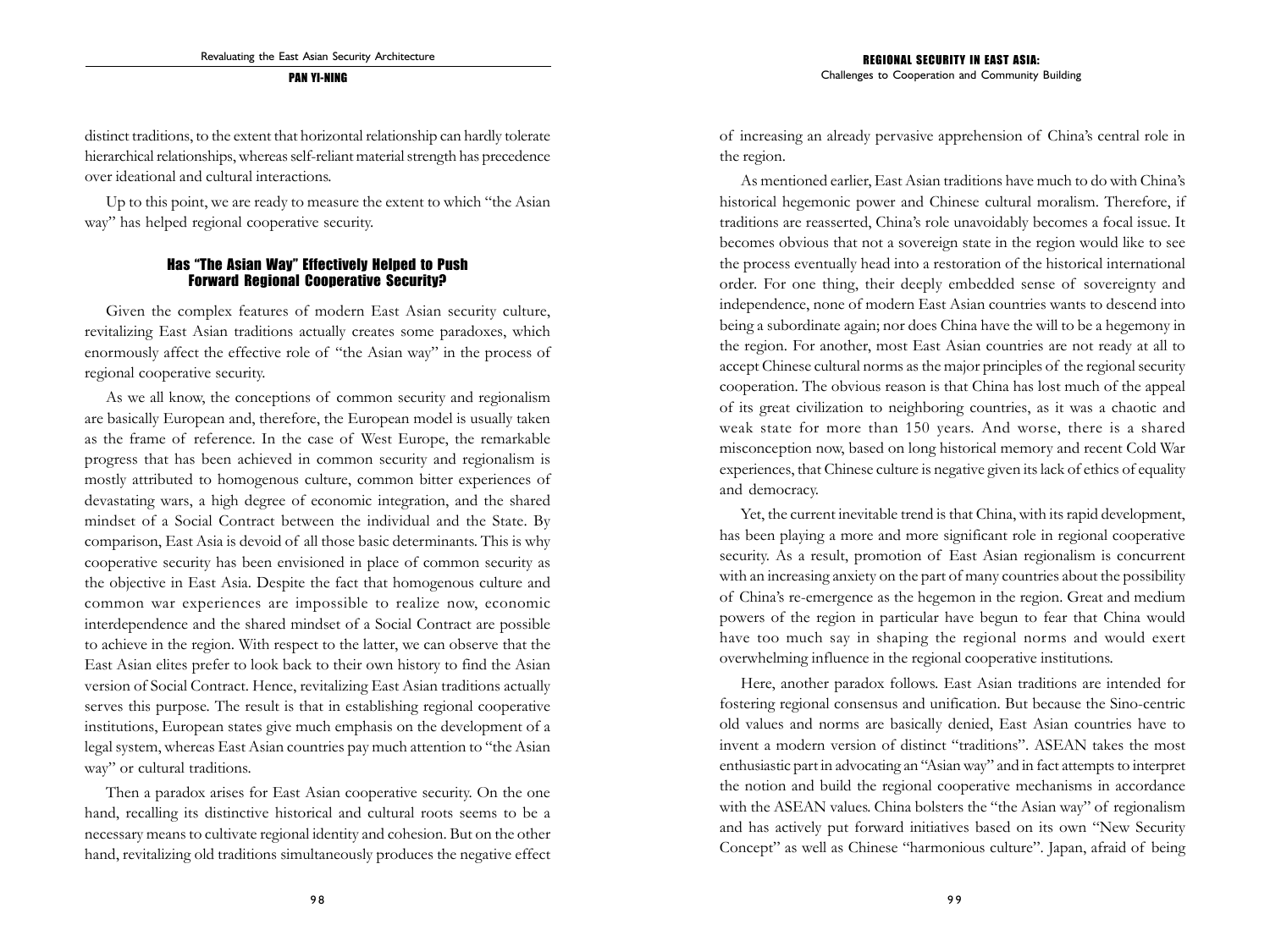distinct traditions, to the extent that horizontal relationship can hardly tolerate hierarchical relationships, whereas self-reliant material strength has precedence over ideational and cultural interactions.

Up to this point, we are ready to measure the extent to which "the Asian way" has helped regional cooperative security.

## Has "The Asian Way" Effectively Helped to Push Forward Regional Cooperative Security?

Given the complex features of modern East Asian security culture, revitalizing East Asian traditions actually creates some paradoxes, which enormously affect the effective role of "the Asian way" in the process of regional cooperative security.

As we all know, the conceptions of common security and regionalism are basically European and, therefore, the European model is usually taken as the frame of reference. In the case of West Europe, the remarkable progress that has been achieved in common security and regionalism is mostly attributed to homogenous culture, common bitter experiences of devastating wars, a high degree of economic integration, and the shared mindset of a Social Contract between the individual and the State. By comparison, East Asia is devoid of all those basic determinants. This is why cooperative security has been envisioned in place of common security as the objective in East Asia. Despite the fact that homogenous culture and common war experiences are impossible to realize now, economic interdependence and the shared mindset of a Social Contract are possible to achieve in the region. With respect to the latter, we can observe that the East Asian elites prefer to look back to their own history to find the Asian version of Social Contract. Hence, revitalizing East Asian traditions actually serves this purpose. The result is that in establishing regional cooperative institutions, European states give much emphasis on the development of a legal system, whereas East Asian countries pay much attention to "the Asian way" or cultural traditions.

Then a paradox arises for East Asian cooperative security. On the one hand, recalling its distinctive historical and cultural roots seems to be a necessary means to cultivate regional identity and cohesion. But on the other hand, revitalizing old traditions simultaneously produces the negative effect of increasing an already pervasive apprehension of China's central role in the region.

As mentioned earlier, East Asian traditions have much to do with China's historical hegemonic power and Chinese cultural moralism. Therefore, if traditions are reasserted, China's role unavoidably becomes a focal issue. It becomes obvious that not a sovereign state in the region would like to see the process eventually head into a restoration of the historical international order. For one thing, their deeply embedded sense of sovereignty and independence, none of modern East Asian countries wants to descend into being a subordinate again; nor does China have the will to be a hegemony in the region. For another, most East Asian countries are not ready at all to accept Chinese cultural norms as the major principles of the regional security cooperation. The obvious reason is that China has lost much of the appeal of its great civilization to neighboring countries, as it was a chaotic and weak state for more than 150 years. And worse, there is a shared misconception now, based on long historical memory and recent Cold War experiences, that Chinese culture is negative given its lack of ethics of equality and democracy.

Yet, the current inevitable trend is that China, with its rapid development, has been playing a more and more significant role in regional cooperative security. As a result, promotion of East Asian regionalism is concurrent with an increasing anxiety on the part of many countries about the possibility of China's re-emergence as the hegemon in the region. Great and medium powers of the region in particular have begun to fear that China would have too much say in shaping the regional norms and would exert overwhelming influence in the regional cooperative institutions.

Here, another paradox follows. East Asian traditions are intended for fostering regional consensus and unification. But because the Sino-centric old values and norms are basically denied, East Asian countries have to invent a modern version of distinct "traditions". ASEAN takes the most enthusiastic part in advocating an "Asian way" and in fact attempts to interpret the notion and build the regional cooperative mechanisms in accordance with the ASEAN values. China bolsters the "the Asian way" of regionalism and has actively put forward initiatives based on its own "New Security Concept" as well as Chinese "harmonious culture". Japan, afraid of being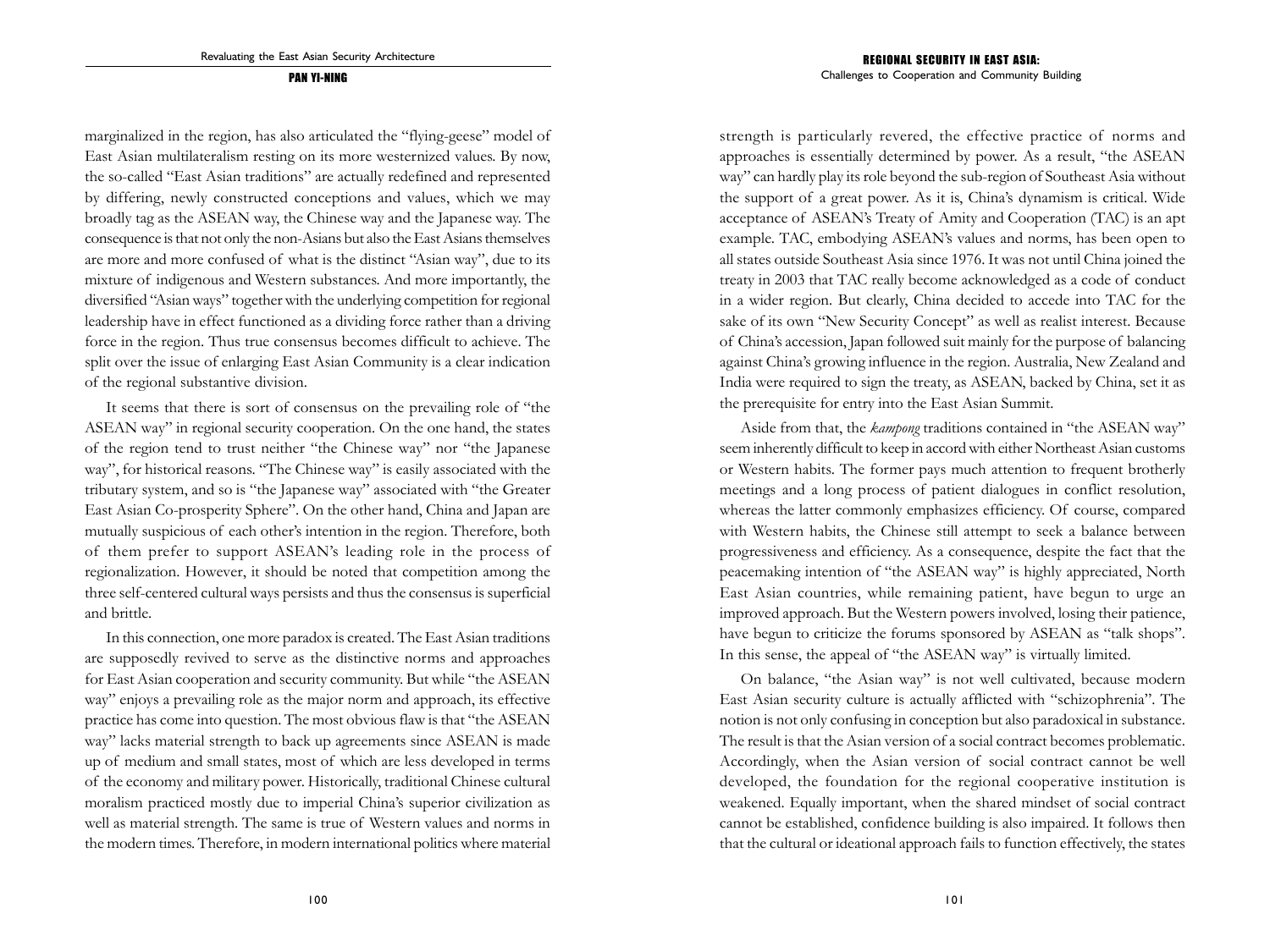marginalized in the region, has also articulated the "flying-geese" model of East Asian multilateralism resting on its more westernized values. By now, the so-called "East Asian traditions" are actually redefined and represented by differing, newly constructed conceptions and values, which we may broadly tag as the ASEAN way, the Chinese way and the Japanese way. The consequence is that not only the non-Asians but also the East Asians themselves are more and more confused of what is the distinct "Asian way", due to its mixture of indigenous and Western substances. And more importantly, the diversified "Asian ways" together with the underlying competition for regional leadership have in effect functioned as a dividing force rather than a driving force in the region. Thus true consensus becomes difficult to achieve. The split over the issue of enlarging East Asian Community is a clear indication of the regional substantive division.

It seems that there is sort of consensus on the prevailing role of "the ASEAN way" in regional security cooperation. On the one hand, the states of the region tend to trust neither "the Chinese way" nor "the Japanese way", for historical reasons. "The Chinese way" is easily associated with the tributary system, and so is "the Japanese way" associated with "the Greater East Asian Co-prosperity Sphere". On the other hand, China and Japan are mutually suspicious of each other's intention in the region. Therefore, both of them prefer to support ASEAN's leading role in the process of regionalization. However, it should be noted that competition among the three self-centered cultural ways persists and thus the consensus is superficial and brittle.

In this connection, one more paradox is created. The East Asian traditions are supposedly revived to serve as the distinctive norms and approaches for East Asian cooperation and security community. But while "the ASEAN way" enjoys a prevailing role as the major norm and approach, its effective practice has come into question. The most obvious flaw is that "the ASEAN way" lacks material strength to back up agreements since ASEAN is made up of medium and small states, most of which are less developed in terms of the economy and military power. Historically, traditional Chinese cultural moralism practiced mostly due to imperial China's superior civilization as well as material strength. The same is true of Western values and norms in the modern times. Therefore, in modern international politics where material strength is particularly revered, the effective practice of norms and approaches is essentially determined by power. As a result, "the ASEAN way" can hardly play its role beyond the sub-region of Southeast Asia without the support of a great power. As it is, China's dynamism is critical. Wide acceptance of ASEAN's Treaty of Amity and Cooperation (TAC) is an apt example. TAC, embodying ASEAN's values and norms, has been open to all states outside Southeast Asia since 1976. It was not until China joined the treaty in 2003 that TAC really become acknowledged as a code of conduct in a wider region. But clearly, China decided to accede into TAC for the sake of its own "New Security Concept" as well as realist interest. Because of China's accession, Japan followed suit mainly for the purpose of balancing against China's growing influence in the region. Australia, New Zealand and India were required to sign the treaty, as ASEAN, backed by China, set it as the prerequisite for entry into the East Asian Summit.

Aside from that, the *kampong* traditions contained in "the ASEAN way" seem inherently difficult to keep in accord with either Northeast Asian customs or Western habits. The former pays much attention to frequent brotherly meetings and a long process of patient dialogues in conflict resolution, whereas the latter commonly emphasizes efficiency. Of course, compared with Western habits, the Chinese still attempt to seek a balance between progressiveness and efficiency. As a consequence, despite the fact that the peacemaking intention of "the ASEAN way" is highly appreciated, North East Asian countries, while remaining patient, have begun to urge an improved approach. But the Western powers involved, losing their patience, have begun to criticize the forums sponsored by ASEAN as "talk shops". In this sense, the appeal of "the ASEAN way" is virtually limited.

On balance, "the Asian way" is not well cultivated, because modern East Asian security culture is actually afflicted with "schizophrenia". The notion is not only confusing in conception but also paradoxical in substance. The result is that the Asian version of a social contract becomes problematic. Accordingly, when the Asian version of social contract cannot be well developed, the foundation for the regional cooperative institution is weakened. Equally important, when the shared mindset of social contract cannot be established, confidence building is also impaired. It follows then that the cultural or ideational approach fails to function effectively, the states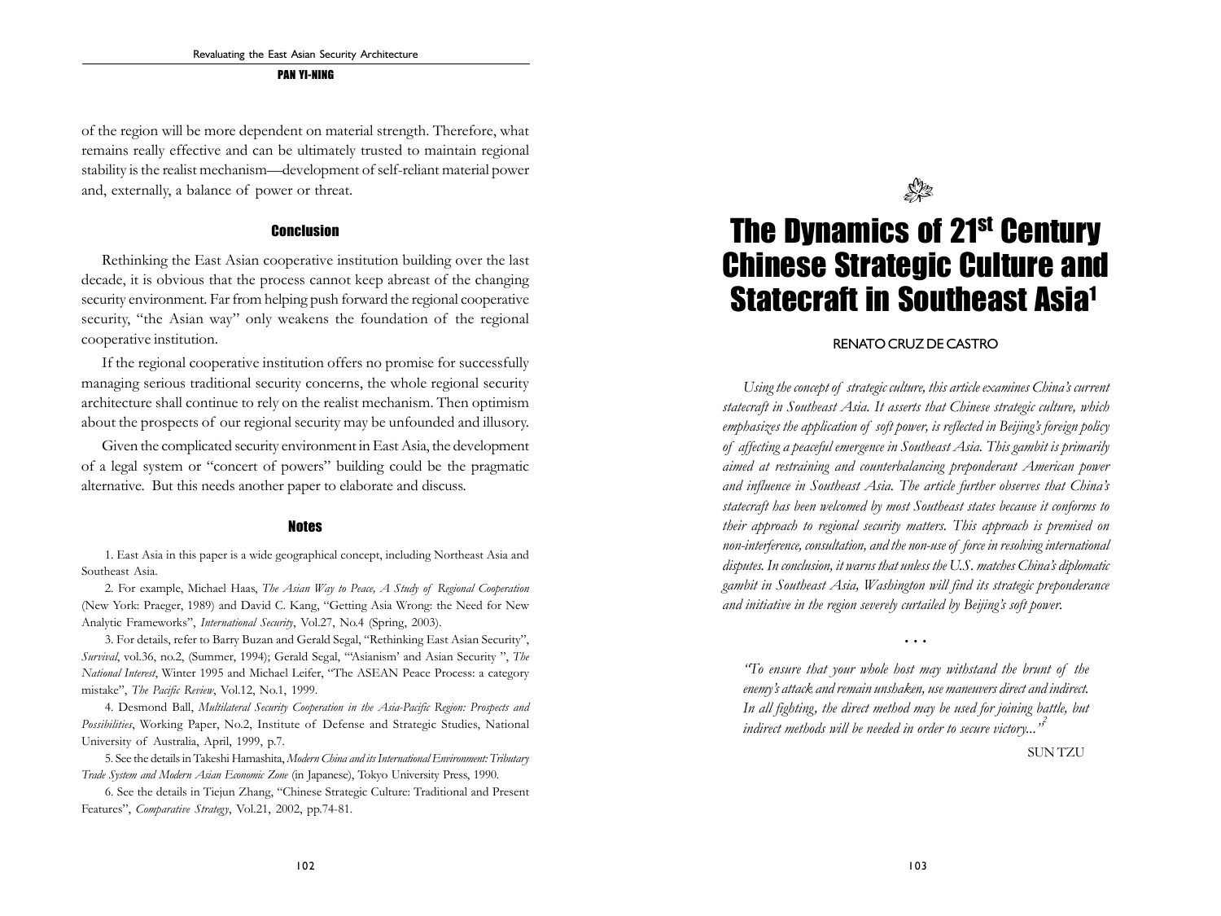of the region will be more dependent on material strength. Therefore, what remains really effective and can be ultimately trusted to maintain regional stability is the realist mechanism—development of self-reliant material power and, externally, a balance of power or threat.

## Conclusion

Rethinking the East Asian cooperative institution building over the last decade, it is obvious that the process cannot keep abreast of the changing security environment. Far from helping push forward the regional cooperative security, "the Asian way" only weakens the foundation of the regional cooperative institution.

If the regional cooperative institution offers no promise for successfully managing serious traditional security concerns, the whole regional security architecture shall continue to rely on the realist mechanism. Then optimism about the prospects of our regional security may be unfounded and illusory.

Given the complicated security environment in East Asia, the development of a legal system or "concert of powers" building could be the pragmatic alternative. But this needs another paper to elaborate and discuss.

## Notes

1. East Asia in this paper is a wide geographical concept, including Northeast Asia and Southeast Asia.

2. For example, Michael Haas, *The Asian Way to Peace, A Study of Regional Cooperation* (New York: Praeger, 1989) and David C. Kang, "Getting Asia Wrong: the Need for New Analytic Frameworks", *International Security*, Vol.27, No.4 (Spring, 2003).

3. For details, refer to Barry Buzan and Gerald Segal, "Rethinking East Asian Security", *Survival*, vol.36, no.2, (Summer, 1994); Gerald Segal, "'Asianism' and Asian Security ", *The National Interest*, Winter 1995 and Michael Leifer, "The ASEAN Peace Process: a category mistake", *The Pacific Review*, Vol.12, No.1, 1999.

4. Desmond Ball, *Multilateral Security Cooperation in the Asia-Pacific Region: Prospects and Possibilities*, Working Paper, No.2, Institute of Defense and Strategic Studies, National University of Australia, April, 1999, p.7.

5. See the details in Takeshi Hamashita, *Modern China and its International Environment: Tributary Trade System and Modern Asian Economic Zone* (in Japanese), Tokyo University Press, 1990.

6. See the details in Tiejun Zhang, "Chinese Strategic Culture: Traditional and Present Features", *Comparative Strategy*, Vol.21, 2002, pp.74-81.

# The Dynamics of 21st Century Chinese Strategic Culture and Statecraft in Southeast Asia[1]

RENATO CRUZ DE CASTRO

*Using the concept of strategic culture, this article examines China's current statecraft in Southeast Asia. It asserts that Chinese strategic culture, which emphasizes the application of soft power, is reflected in Beijing's foreign policy of affecting a peaceful emergence in Southeast Asia. This gambit is primarily aimed at restraining and counterbalancing preponderant American power and influence in Southeast Asia. The article further observes that China's statecraft has been welcomed by most Southeast states because it conforms to their approach to regional security matters. This approach is premised on non-interference, consultation, and the non-use of force in resolving international disputes. In conclusion, it warns that unless the U.S. matches China's diplomatic gambit in Southeast Asia, Washington will find its strategic preponderance and initiative in the region severely curtailed by Beijing's soft power.*

...

*"To ensure that your whole host may withstand the brunt of the enemy's attack and remain unshaken, use maneuvers direct and indirect. In all fighting, the direct method may be used for joining battle, but indirect methods will be needed in order to secure victory..."*[2]

SUN TZU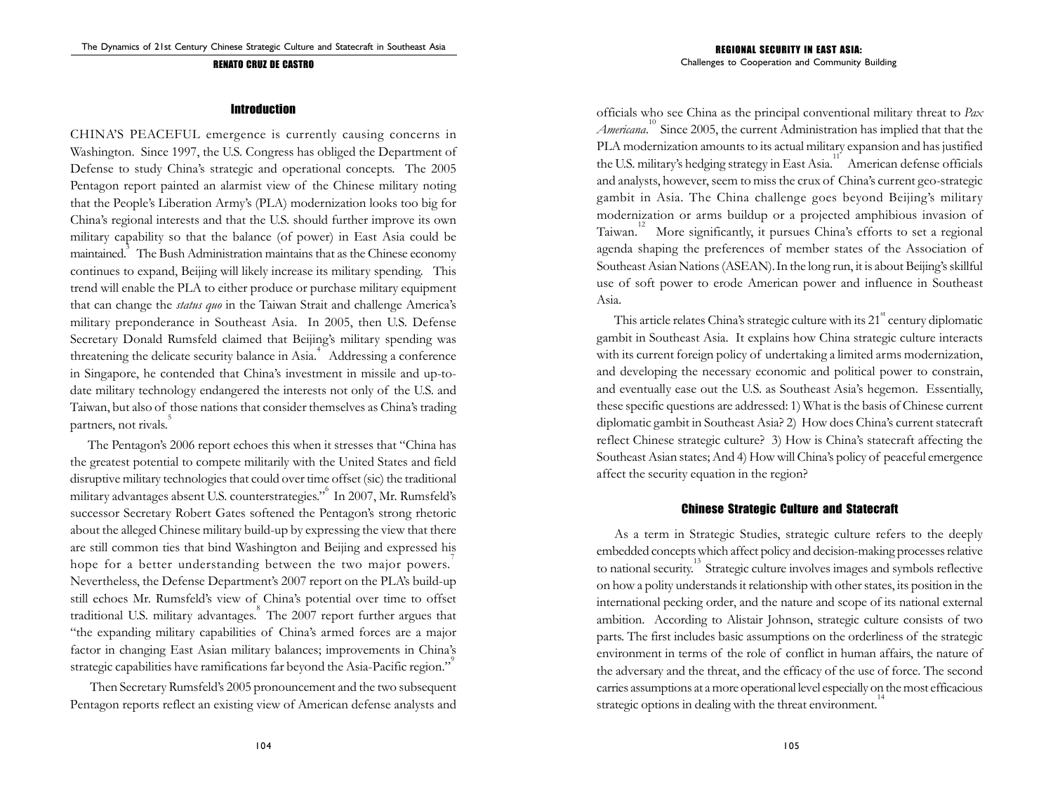## Introduction

CHINA'S PEACEFUL emergence is currently causing concerns in Washington. Since 1997, the U.S. Congress has obliged the Department of Defense to study China's strategic and operational concepts. The 2005 Pentagon report painted an alarmist view of the Chinese military noting that the People's Liberation Army's (PLA) modernization looks too big for China's regional interests and that the U.S. should further improve its own military capability so that the balance (of power) in East Asia could be maintained.[3] The Bush Administration maintains that as the Chinese economy continues to expand, Beijing will likely increase its military spending. This trend will enable the PLA to either produce or purchase military equipment that can change the *status quo* in the Taiwan Strait and challenge America's military preponderance in Southeast Asia. In 2005, then U.S. Defense Secretary Donald Rumsfeld claimed that Beijing's military spending was threatening the delicate security balance in Asia.[4] Addressing a conference in Singapore, he contended that China's investment in missile and up-to-date military technology endangered the interests not only of the U.S. and Taiwan, but also of those nations that consider themselves as China's trading partners, not rivals.[5]

The Pentagon's 2006 report echoes this when it stresses that "China has the greatest potential to compete militarily with the United States and field disruptive military technologies that could over time offset (sic) the traditional military advantages absent U.S. counterstrategies."[6] In 2007, Mr. Rumsfeld's successor Secretary Robert Gates softened the Pentagon's strong rhetoric about the alleged Chinese military build-up by expressing the view that there are still common ties that bind Washington and Beijing and expressed his hope for a better understanding between the two major powers.[7] Nevertheless, the Defense Department's 2007 report on the PLA's build-up still echoes Mr. Rumsfeld's view of China's potential over time to offset traditional U.S. military advantages.[8] The 2007 report further argues that "the expanding military capabilities of China's armed forces are a major factor in changing East Asian military balances; improvements in China's strategic capabilities have ramifications far beyond the Asia-Pacific region."[9]

Then Secretary Rumsfeld's 2005 pronouncement and the two subsequent Pentagon reports reflect an existing view of American defense analysts and officials who see China as the principal conventional military threat to *Pax Americana*.[10] Since 2005, the current Administration has implied that that the PLA modernization amounts to its actual military expansion and has justified the U.S. military's hedging strategy in East Asia.[11] American defense officials and analysts, however, seem to miss the crux of China's current geo-strategic gambit in Asia. The China challenge goes beyond Beijing's military modernization or arms buildup or a projected amphibious invasion of Taiwan.[12] More significantly, it pursues China's efforts to set a regional agenda shaping the preferences of member states of the Association of Southeast Asian Nations (ASEAN). In the long run, it is about Beijing's skillful use of soft power to erode American power and influence in Southeast Asia.

This article relates China's strategic culture with its 21st century diplomatic gambit in Southeast Asia. It explains how China strategic culture interacts with its current foreign policy of undertaking a limited arms modernization, and developing the necessary economic and political power to constrain, and eventually ease out the U.S. as Southeast Asia's hegemon. Essentially, these specific questions are addressed: 1) What is the basis of Chinese current diplomatic gambit in Southeast Asia? 2) How does China's current statecraft reflect Chinese strategic culture? 3) How is China's statecraft affecting the Southeast Asian states; And 4) How will China's policy of peaceful emergence affect the security equation in the region?

## Chinese Strategic Culture and Statecraft

As a term in Strategic Studies, strategic culture refers to the deeply embedded concepts which affect policy and decision-making processes relative to national security.[13] Strategic culture involves images and symbols reflective on how a polity understands it relationship with other states, its position in the international pecking order, and the nature and scope of its national external ambition. According to Alistair Johnson, strategic culture consists of two parts. The first includes basic assumptions on the orderliness of the strategic environment in terms of the role of conflict in human affairs, the nature of the adversary and the threat, and the efficacy of the use of force. The second carries assumptions at a more operational level especially on the most efficacious strategic options in dealing with the threat environment.[14]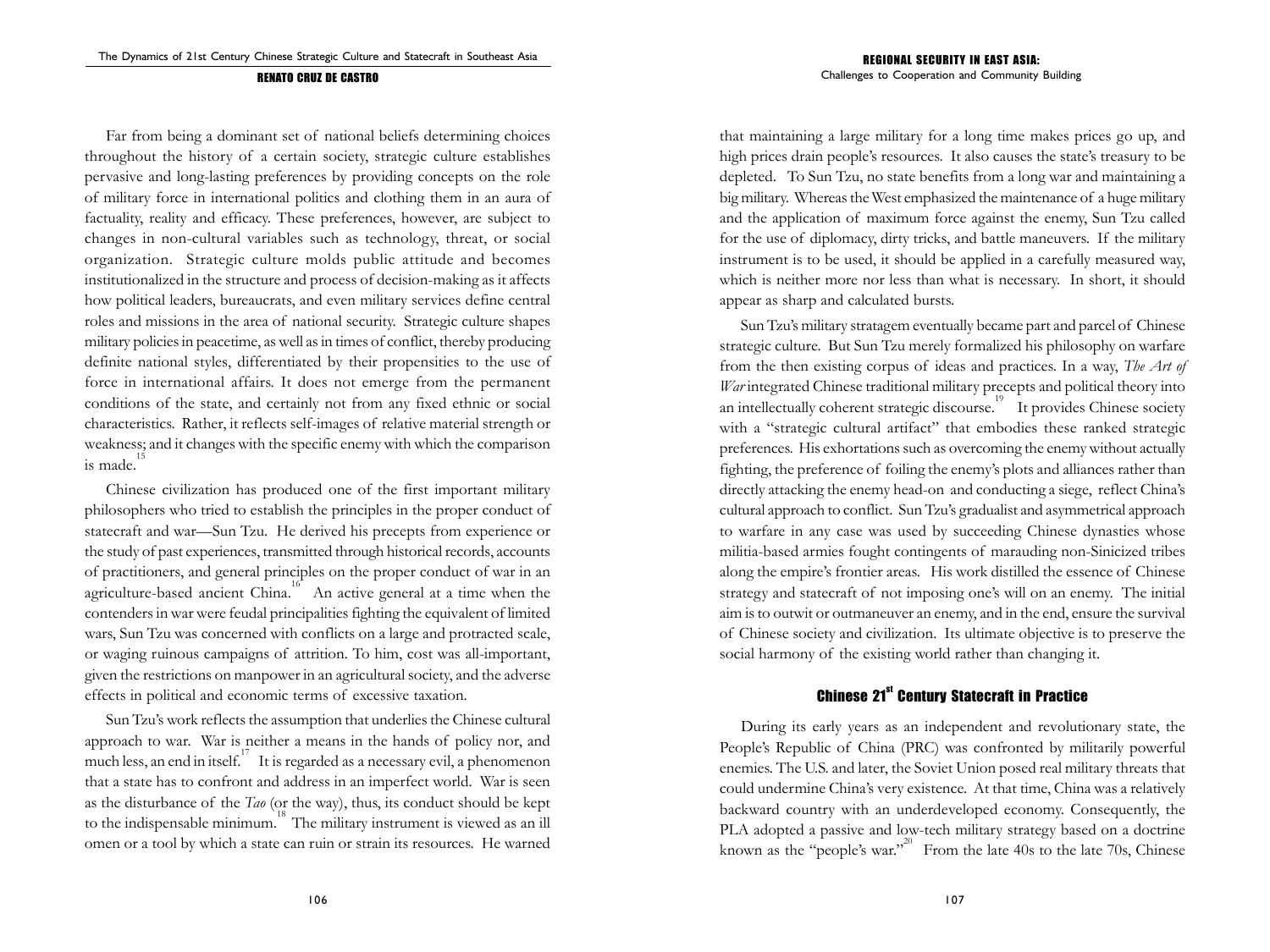Far from being a dominant set of national beliefs determining choices throughout the history of a certain society, strategic culture establishes pervasive and long-lasting preferences by providing concepts on the role of military force in international politics and clothing them in an aura of factuality, reality and efficacy. These preferences, however, are subject to changes in non-cultural variables such as technology, threat, or social organization. Strategic culture molds public attitude and becomes institutionalized in the structure and process of decision-making as it affects how political leaders, bureaucrats, and even military services define central roles and missions in the area of national security. Strategic culture shapes military policies in peacetime, as well as in times of conflict, thereby producing definite national styles, differentiated by their propensities to the use of force in international affairs. It does not emerge from the permanent conditions of the state, and certainly not from any fixed ethnic or social characteristics. Rather, it reflects self-images of relative material strength or weakness; and it changes with the specific enemy with which the comparison is made.[15]

Chinese civilization has produced one of the first important military philosophers who tried to establish the principles in the proper conduct of statecraft and war—Sun Tzu. He derived his precepts from experience or the study of past experiences, transmitted through historical records, accounts of practitioners, and general principles on the proper conduct of war in an agriculture-based ancient China.[16] An active general at a time when the contenders in war were feudal principalities fighting the equivalent of limited wars, Sun Tzu was concerned with conflicts on a large and protracted scale, or waging ruinous campaigns of attrition. To him, cost was all-important, given the restrictions on manpower in an agricultural society, and the adverse effects in political and economic terms of excessive taxation.

Sun Tzu's work reflects the assumption that underlies the Chinese cultural approach to war. War is neither a means in the hands of policy nor, and much less, an end in itself.[17] It is regarded as a necessary evil, a phenomenon that a state has to confront and address in an imperfect world. War is seen as the disturbance of the *Tao* (or the way), thus, its conduct should be kept to the indispensable minimum.[18] The military instrument is viewed as an ill omen or a tool by which a state can ruin or strain its resources. He warned that maintaining a large military for a long time makes prices go up, and high prices drain people's resources. It also causes the state's treasury to be depleted. To Sun Tzu, no state benefits from a long war and maintaining a big military. Whereas the West emphasized the maintenance of a huge military and the application of maximum force against the enemy, Sun Tzu called for the use of diplomacy, dirty tricks, and battle maneuvers. If the military instrument is to be used, it should be applied in a carefully measured way, which is neither more nor less than what is necessary. In short, it should appear as sharp and calculated bursts.

Sun Tzu's military stratagem eventually became part and parcel of Chinese strategic culture. But Sun Tzu merely formalized his philosophy on warfare from the then existing corpus of ideas and practices. In a way, *The Art of War* integrated Chinese traditional military precepts and political theory into an intellectually coherent strategic discourse.[19] It provides Chinese society with a "strategic cultural artifact" that embodies these ranked strategic preferences. His exhortations such as overcoming the enemy without actually fighting, the preference of foiling the enemy's plots and alliances rather than directly attacking the enemy head-on and conducting a siege, reflect China's cultural approach to conflict. Sun Tzu's gradualist and asymmetrical approach to warfare in any case was used by succeeding Chinese dynasties whose militia-based armies fought contingents of marauding non-Sinicized tribes along the empire's frontier areas. His work distilled the essence of Chinese strategy and statecraft of not imposing one's will on an enemy. The initial aim is to outwit or outmaneuver an enemy, and in the end, ensure the survival of Chinese society and civilization. Its ultimate objective is to preserve the social harmony of the existing world rather than changing it.

## Chinese 21st Century Statecraft in Practice

During its early years as an independent and revolutionary state, the People's Republic of China (PRC) was confronted by militarily powerful enemies. The U.S. and later, the Soviet Union posed real military threats that could undermine China's very existence. At that time, China was a relatively backward country with an underdeveloped economy. Consequently, the PLA adopted a passive and low-tech military strategy based on a doctrine known as the "people's war."[20] From the late 40s to the late 70s, Chinese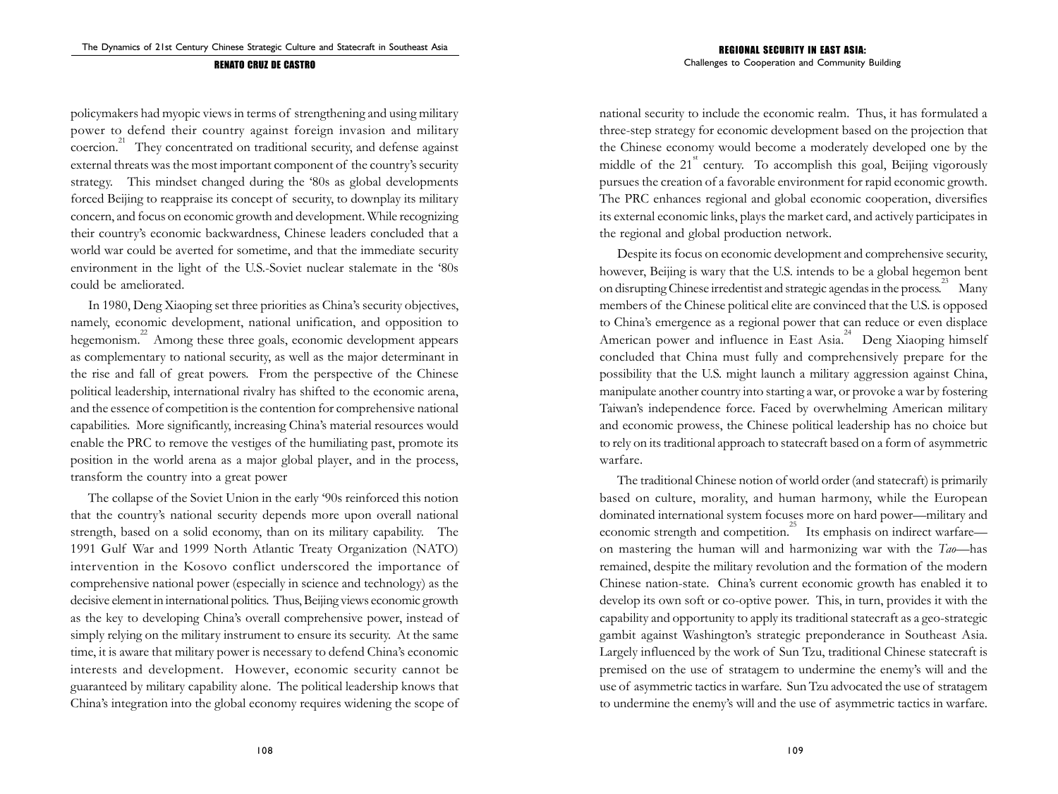policymakers had myopic views in terms of strengthening and using military power to defend their country against foreign invasion and military coercion.[21] They concentrated on traditional security, and defense against external threats was the most important component of the country's security strategy. This mindset changed during the '80s as global developments forced Beijing to reappraise its concept of security, to downplay its military concern, and focus on economic growth and development. While recognizing their country's economic backwardness, Chinese leaders concluded that a world war could be averted for sometime, and that the immediate security environment in the light of the U.S.-Soviet nuclear stalemate in the '80s could be ameliorated.

In 1980, Deng Xiaoping set three priorities as China's security objectives, namely, economic development, national unification, and opposition to hegemonism.[22] Among these three goals, economic development appears as complementary to national security, as well as the major determinant in the rise and fall of great powers. From the perspective of the Chinese political leadership, international rivalry has shifted to the economic arena, and the essence of competition is the contention for comprehensive national capabilities. More significantly, increasing China's material resources would enable the PRC to remove the vestiges of the humiliating past, promote its position in the world arena as a major global player, and in the process, transform the country into a great power

The collapse of the Soviet Union in the early '90s reinforced this notion that the country's national security depends more upon overall national strength, based on a solid economy, than on its military capability. The 1991 Gulf War and 1999 North Atlantic Treaty Organization (NATO) intervention in the Kosovo conflict underscored the importance of comprehensive national power (especially in science and technology) as the decisive element in international politics. Thus, Beijing views economic growth as the key to developing China's overall comprehensive power, instead of simply relying on the military instrument to ensure its security. At the same time, it is aware that military power is necessary to defend China's economic interests and development. However, economic security cannot be guaranteed by military capability alone. The political leadership knows that China's integration into the global economy requires widening the scope of national security to include the economic realm. Thus, it has formulated a three-step strategy for economic development based on the projection that the Chinese economy would become a moderately developed one by the middle of the 21st century. To accomplish this goal, Beijing vigorously pursues the creation of a favorable environment for rapid economic growth. The PRC enhances regional and global economic cooperation, diversifies its external economic links, plays the market card, and actively participates in the regional and global production network.

Despite its focus on economic development and comprehensive security, however, Beijing is wary that the U.S. intends to be a global hegemon bent on disrupting Chinese irredentist and strategic agendas in the process.[23] Many members of the Chinese political elite are convinced that the U.S. is opposed to China's emergence as a regional power that can reduce or even displace American power and influence in East Asia.[24] Deng Xiaoping himself concluded that China must fully and comprehensively prepare for the possibility that the U.S. might launch a military aggression against China, manipulate another country into starting a war, or provoke a war by fostering Taiwan's independence force. Faced by overwhelming American military and economic prowess, the Chinese political leadership has no choice but to rely on its traditional approach to statecraft based on a form of asymmetric warfare.

The traditional Chinese notion of world order (and statecraft) is primarily based on culture, morality, and human harmony, while the European dominated international system focuses more on hard power—military and economic strength and competition.[25] Its emphasis on indirect warfare—on mastering the human will and harmonizing war with the *Tao*—has remained, despite the military revolution and the formation of the modern Chinese nation-state. China's current economic growth has enabled it to develop its own soft or co-optive power. This, in turn, provides it with the capability and opportunity to apply its traditional statecraft as a geo-strategic gambit against Washington's strategic preponderance in Southeast Asia. Largely influenced by the work of Sun Tzu, traditional Chinese statecraft is premised on the use of stratagem to undermine the enemy's will and the use of asymmetric tactics in warfare. Sun Tzu advocated the use of stratagem to undermine the enemy's will and the use of asymmetric tactics in warfare.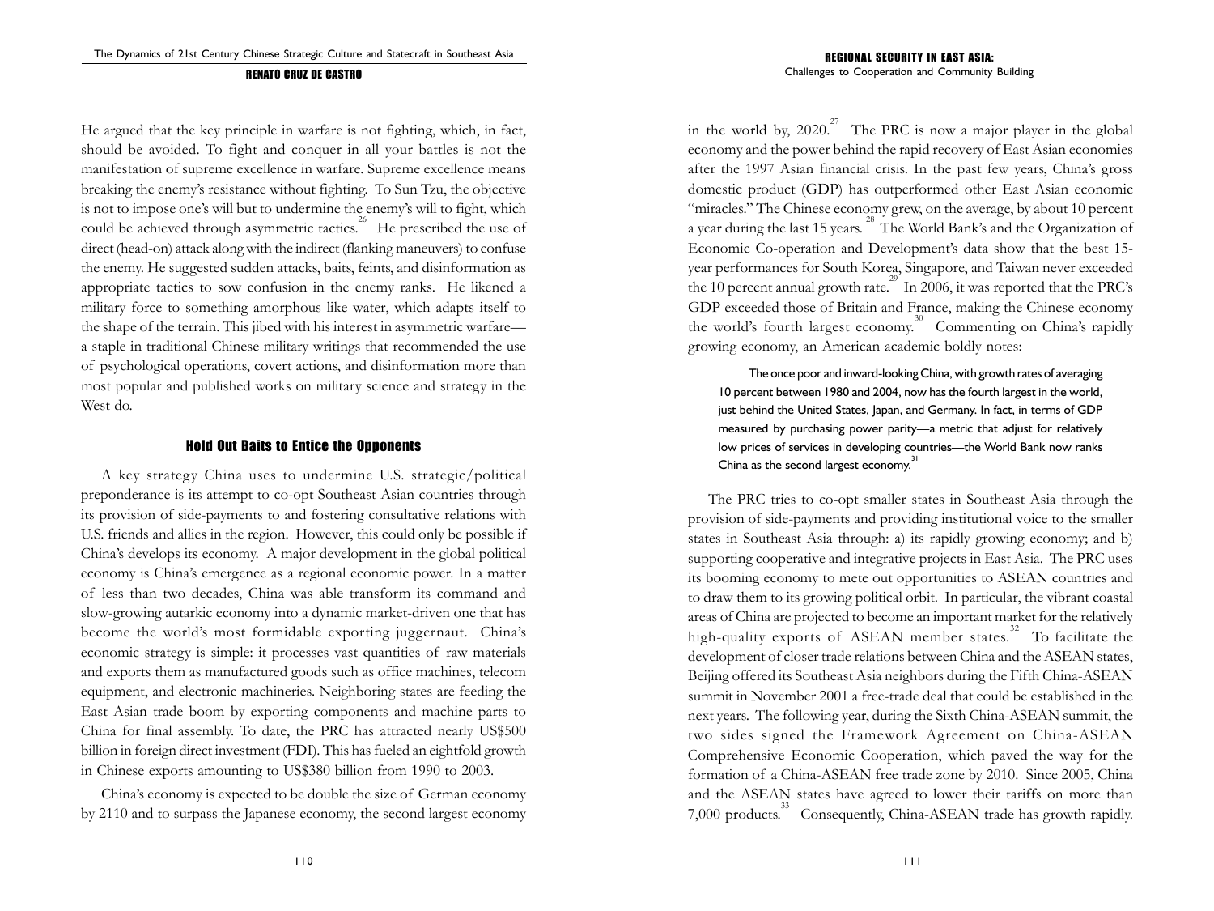He argued that the key principle in warfare is not fighting, which, in fact, should be avoided. To fight and conquer in all your battles is not the manifestation of supreme excellence in warfare. Supreme excellence means breaking the enemy's resistance without fighting. To Sun Tzu, the objective is not to impose one's will but to undermine the enemy's will to fight, which could be achieved through asymmetric tactics.[26] He prescribed the use of direct (head-on) attack along with the indirect (flanking maneuvers) to confuse the enemy. He suggested sudden attacks, baits, feints, and disinformation as appropriate tactics to sow confusion in the enemy ranks. He likened a military force to something amorphous like water, which adapts itself to the shape of the terrain. This jibed with his interest in asymmetric warfare—a staple in traditional Chinese military writings that recommended the use of psychological operations, covert actions, and disinformation more than most popular and published works on military science and strategy in the West do.

## Hold Out Baits to Entice the Opponents

A key strategy China uses to undermine U.S. strategic/political preponderance is its attempt to co-opt Southeast Asian countries through its provision of side-payments to and fostering consultative relations with U.S. friends and allies in the region. However, this could only be possible if China's develops its economy. A major development in the global political economy is China's emergence as a regional economic power. In a matter of less than two decades, China was able transform its command and slow-growing autarkic economy into a dynamic market-driven one that has become the world's most formidable exporting juggernaut. China's economic strategy is simple: it processes vast quantities of raw materials and exports them as manufactured goods such as office machines, telecom equipment, and electronic machineries. Neighboring states are feeding the East Asian trade boom by exporting components and machine parts to China for final assembly. To date, the PRC has attracted nearly US$500 billion in foreign direct investment (FDI). This has fueled an eightfold growth in Chinese exports amounting to US$380 billion from 1990 to 2003.

China's economy is expected to be double the size of German economy by 2110 and to surpass the Japanese economy, the second largest economy in the world by, 2020.[27] The PRC is now a major player in the global economy and the power behind the rapid recovery of East Asian economies after the 1997 Asian financial crisis. In the past few years, China's gross domestic product (GDP) has outperformed other East Asian economic "miracles." The Chinese economy grew, on the average, by about 10 percent a year during the last 15 years.[28] The World Bank's and the Organization of Economic Co-operation and Development's data show that the best 15-year performances for South Korea, Singapore, and Taiwan never exceeded the 10 percent annual growth rate.[29] In 2006, it was reported that the PRC's GDP exceeded those of Britain and France, making the Chinese economy the world's fourth largest economy.[30] Commenting on China's rapidly growing economy, an American academic boldly notes:

> The once poor and inward-looking China, with growth rates of averaging 10 percent between 1980 and 2004, now has the fourth largest in the world, just behind the United States, Japan, and Germany. In fact, in terms of GDP measured by purchasing power parity—a metric that adjust for relatively low prices of services in developing countries—the World Bank now ranks China as the second largest economy.[31]

The PRC tries to co-opt smaller states in Southeast Asia through the provision of side-payments and providing institutional voice to the smaller states in Southeast Asia through: a) its rapidly growing economy; and b) supporting cooperative and integrative projects in East Asia. The PRC uses its booming economy to mete out opportunities to ASEAN countries and to draw them to its growing political orbit. In particular, the vibrant coastal areas of China are projected to become an important market for the relatively high-quality exports of ASEAN member states.[32] To facilitate the development of closer trade relations between China and the ASEAN states, Beijing offered its Southeast Asia neighbors during the Fifth China-ASEAN summit in November 2001 a free-trade deal that could be established in the next years. The following year, during the Sixth China-ASEAN summit, the two sides signed the Framework Agreement on China-ASEAN Comprehensive Economic Cooperation, which paved the way for the formation of a China-ASEAN free trade zone by 2010. Since 2005, China and the ASEAN states have agreed to lower their tariffs on more than 7,000 products.[33] Consequently, China-ASEAN trade has growth rapidly.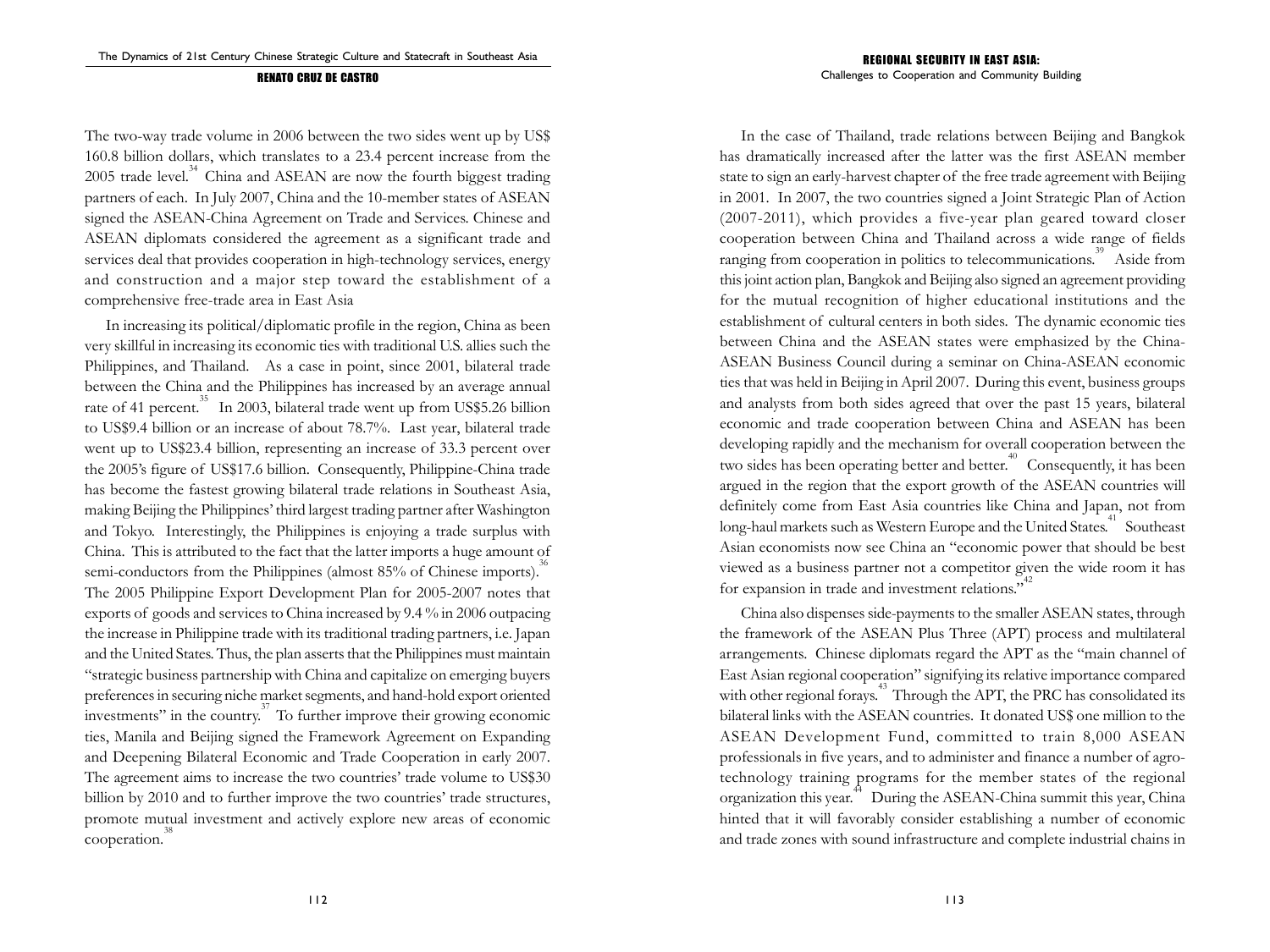The two-way trade volume in 2006 between the two sides went up by US$ 160.8 billion dollars, which translates to a 23.4 percent increase from the 2005 trade level.[34] China and ASEAN are now the fourth biggest trading partners of each. In July 2007, China and the 10-member states of ASEAN signed the ASEAN-China Agreement on Trade and Services. Chinese and ASEAN diplomats considered the agreement as a significant trade and services deal that provides cooperation in high-technology services, energy and construction and a major step toward the establishment of a comprehensive free-trade area in East Asia

In increasing its political/diplomatic profile in the region, China as been very skillful in increasing its economic ties with traditional U.S. allies such the Philippines, and Thailand. As a case in point, since 2001, bilateral trade between the China and the Philippines has increased by an average annual rate of 41 percent.[35] In 2003, bilateral trade went up from US$5.26 billion to US$9.4 billion or an increase of about 78.7%. Last year, bilateral trade went up to US$23.4 billion, representing an increase of 33.3 percent over the 2005's figure of US$17.6 billion. Consequently, Philippine-China trade has become the fastest growing bilateral trade relations in Southeast Asia, making Beijing the Philippines' third largest trading partner after Washington and Tokyo. Interestingly, the Philippines is enjoying a trade surplus with China. This is attributed to the fact that the latter imports a huge amount of semi-conductors from the Philippines (almost 85% of Chinese imports).[36] The 2005 Philippine Export Development Plan for 2005-2007 notes that exports of goods and services to China increased by 9.4 % in 2006 outpacing the increase in Philippine trade with its traditional trading partners, i.e. Japan and the United States. Thus, the plan asserts that the Philippines must maintain "strategic business partnership with China and capitalize on emerging buyers preferences in securing niche market segments, and hand-hold export oriented investments" in the country.[37] To further improve their growing economic ties, Manila and Beijing signed the Framework Agreement on Expanding and Deepening Bilateral Economic and Trade Cooperation in early 2007. The agreement aims to increase the two countries' trade volume to US$30 billion by 2010 and to further improve the two countries' trade structures, promote mutual investment and actively explore new areas of economic cooperation.[38]

In the case of Thailand, trade relations between Beijing and Bangkok has dramatically increased after the latter was the first ASEAN member state to sign an early-harvest chapter of the free trade agreement with Beijing in 2001. In 2007, the two countries signed a Joint Strategic Plan of Action (2007-2011), which provides a five-year plan geared toward closer cooperation between China and Thailand across a wide range of fields ranging from cooperation in politics to telecommunications.[39] Aside from this joint action plan, Bangkok and Beijing also signed an agreement providing for the mutual recognition of higher educational institutions and the establishment of cultural centers in both sides. The dynamic economic ties between China and the ASEAN states were emphasized by the China-ASEAN Business Council during a seminar on China-ASEAN economic ties that was held in Beijing in April 2007. During this event, business groups and analysts from both sides agreed that over the past 15 years, bilateral economic and trade cooperation between China and ASEAN has been developing rapidly and the mechanism for overall cooperation between the two sides has been operating better and better.[40] Consequently, it has been argued in the region that the export growth of the ASEAN countries will definitely come from East Asia countries like China and Japan, not from long-haul markets such as Western Europe and the United States.[41] Southeast Asian economists now see China an "economic power that should be best viewed as a business partner not a competitor given the wide room it has for expansion in trade and investment relations."[42]

China also dispenses side-payments to the smaller ASEAN states, through the framework of the ASEAN Plus Three (APT) process and multilateral arrangements. Chinese diplomats regard the APT as the "main channel of East Asian regional cooperation" signifying its relative importance compared with other regional forays.[43] Through the APT, the PRC has consolidated its bilateral links with the ASEAN countries. It donated US$ one million to the ASEAN Development Fund, committed to train 8,000 ASEAN professionals in five years, and to administer and finance a number of agro-technology training programs for the member states of the regional organization this year.[44] During the ASEAN-China summit this year, China hinted that it will favorably consider establishing a number of economic and trade zones with sound infrastructure and complete industrial chains in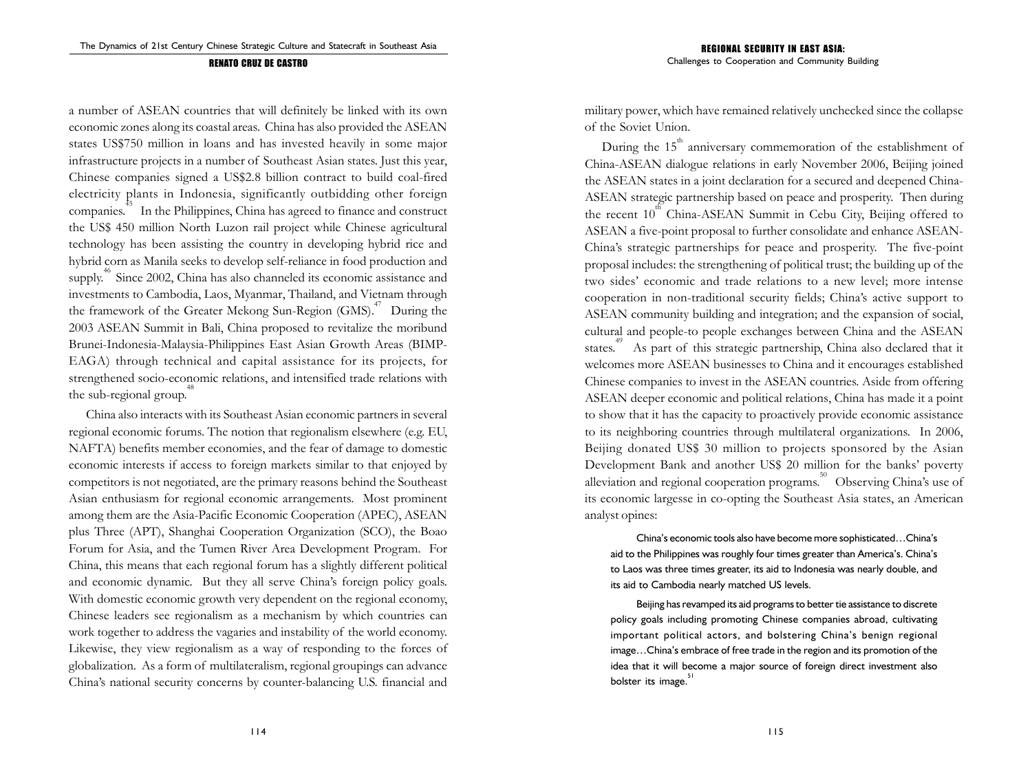a number of ASEAN countries that will definitely be linked with its own economic zones along its coastal areas. China has also provided the ASEAN states US$750 million in loans and has invested heavily in some major infrastructure projects in a number of Southeast Asian states. Just this year, Chinese companies signed a US$2.8 billion contract to build coal-fired electricity plants in Indonesia, significantly outbidding other foreign companies.[45] In the Philippines, China has agreed to finance and construct the US$ 450 million North Luzon rail project while Chinese agricultural technology has been assisting the country in developing hybrid rice and hybrid corn as Manila seeks to develop self-reliance in food production and supply.[46] Since 2002, China has also channeled its economic assistance and investments to Cambodia, Laos, Myanmar, Thailand, and Vietnam through the framework of the Greater Mekong Sun-Region (GMS).[47] During the 2003 ASEAN Summit in Bali, China proposed to revitalize the moribund Brunei-Indonesia-Malaysia-Philippines East Asian Growth Areas (BIMP-EAGA) through technical and capital assistance for its projects, for strengthened socio-economic relations, and intensified trade relations with the sub-regional group.[48]

China also interacts with its Southeast Asian economic partners in several regional economic forums. The notion that regionalism elsewhere (e.g. EU, NAFTA) benefits member economies, and the fear of damage to domestic economic interests if access to foreign markets similar to that enjoyed by competitors is not negotiated, are the primary reasons behind the Southeast Asian enthusiasm for regional economic arrangements. Most prominent among them are the Asia-Pacific Economic Cooperation (APEC), ASEAN plus Three (APT), Shanghai Cooperation Organization (SCO), the Boao Forum for Asia, and the Tumen River Area Development Program. For China, this means that each regional forum has a slightly different political and economic dynamic. But they all serve China's foreign policy goals. With domestic economic growth very dependent on the regional economy, Chinese leaders see regionalism as a mechanism by which countries can work together to address the vagaries and instability of the world economy. Likewise, they view regionalism as a way of responding to the forces of globalization. As a form of multilateralism, regional groupings can advance China's national security concerns by counter-balancing U.S. financial and military power, which have remained relatively unchecked since the collapse of the Soviet Union.

During the 15th anniversary commemoration of the establishment of China-ASEAN dialogue relations in early November 2006, Beijing joined the ASEAN states in a joint declaration for a secured and deepened China-ASEAN strategic partnership based on peace and prosperity. Then during the recent 10th China-ASEAN Summit in Cebu City, Beijing offered to ASEAN a five-point proposal to further consolidate and enhance ASEAN-China's strategic partnerships for peace and prosperity. The five-point proposal includes: the strengthening of political trust; the building up of the two sides' economic and trade relations to a new level; more intense cooperation in non-traditional security fields; China's active support to ASEAN community building and integration; and the expansion of social, cultural and people-to people exchanges between China and the ASEAN states.[49] As part of this strategic partnership, China also declared that it welcomes more ASEAN businesses to China and it encourages established Chinese companies to invest in the ASEAN countries. Aside from offering ASEAN deeper economic and political relations, China has made it a point to show that it has the capacity to proactively provide economic assistance to its neighboring countries through multilateral organizations. In 2006, Beijing donated US$ 30 million to projects sponsored by the Asian Development Bank and another US$ 20 million for the banks' poverty alleviation and regional cooperation programs.[50] Observing China's use of its economic largesse in co-opting the Southeast Asia states, an American analyst opines:

> China's economic tools also have become more sophisticated…China's aid to the Philippines was roughly four times greater than America's. China's to Laos was three times greater, its aid to Indonesia was nearly double, and its aid to Cambodia nearly matched US levels.
>
> Beijing has revamped its aid programs to better tie assistance to discrete policy goals including promoting Chinese companies abroad, cultivating important political actors, and bolstering China's benign regional image…China's embrace of free trade in the region and its promotion of the idea that it will become a major source of foreign direct investment also bolster its image.[51]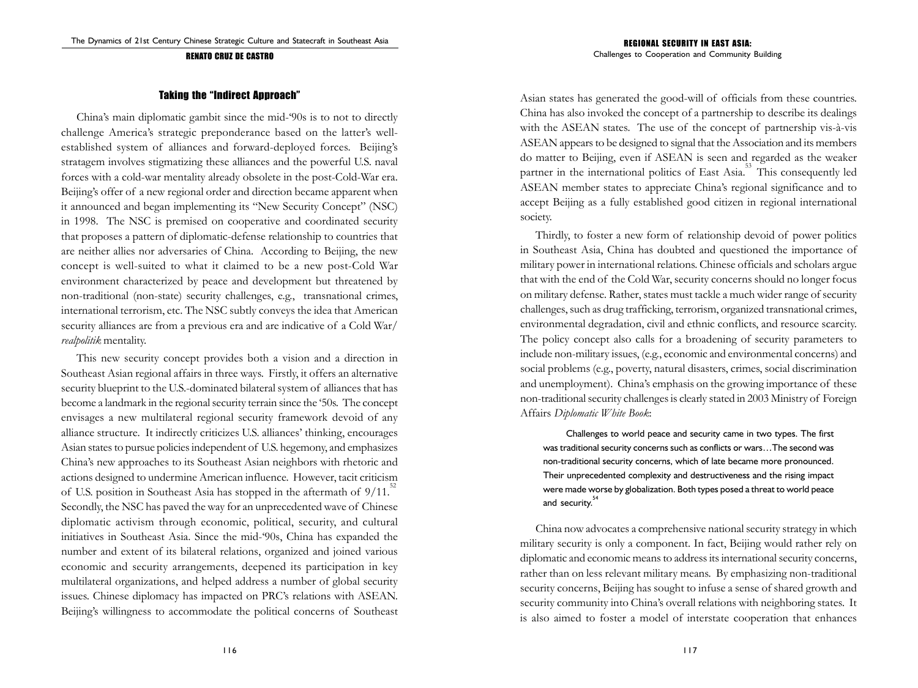### Taking the "Indirect Approach"

China's main diplomatic gambit since the mid-'90s is to not to directly challenge America's strategic preponderance based on the latter's well-established system of alliances and forward-deployed forces. Beijing's stratagem involves stigmatizing these alliances and the powerful U.S. naval forces with a cold-war mentality already obsolete in the post-Cold-War era. Beijing's offer of a new regional order and direction became apparent when it announced and began implementing its "New Security Concept" (NSC) in 1998. The NSC is premised on cooperative and coordinated security that proposes a pattern of diplomatic-defense relationship to countries that are neither allies nor adversaries of China. According to Beijing, the new concept is well-suited to what it claimed to be a new post-Cold War environment characterized by peace and development but threatened by non-traditional (non-state) security challenges, e.g., transnational crimes, international terrorism, etc. The NSC subtly conveys the idea that American security alliances are from a previous era and are indicative of a Cold War/ *realpolitik* mentality.

This new security concept provides both a vision and a direction in Southeast Asian regional affairs in three ways. Firstly, it offers an alternative security blueprint to the U.S.-dominated bilateral system of alliances that has become a landmark in the regional security terrain since the '50s. The concept envisages a new multilateral regional security framework devoid of any alliance structure. It indirectly criticizes U.S. alliances' thinking, encourages Asian states to pursue policies independent of U.S. hegemony, and emphasizes China's new approaches to its Southeast Asian neighbors with rhetoric and actions designed to undermine American influence. However, tacit criticism of U.S. position in Southeast Asia has stopped in the aftermath of 9/11.[52] Secondly, the NSC has paved the way for an unprecedented wave of Chinese diplomatic activism through economic, political, security, and cultural initiatives in Southeast Asia. Since the mid-'90s, China has expanded the number and extent of its bilateral relations, organized and joined various economic and security arrangements, deepened its participation in key multilateral organizations, and helped address a number of global security issues. Chinese diplomacy has impacted on PRC's relations with ASEAN. Beijing's willingness to accommodate the political concerns of Southeast Asian states has generated the good-will of officials from these countries. China has also invoked the concept of a partnership to describe its dealings with the ASEAN states. The use of the concept of partnership vis-à-vis ASEAN appears to be designed to signal that the Association and its members do matter to Beijing, even if ASEAN is seen and regarded as the weaker partner in the international politics of East Asia.[53] This consequently led ASEAN member states to appreciate China's regional significance and to accept Beijing as a fully established good citizen in regional international society.

Thirdly, to foster a new form of relationship devoid of power politics in Southeast Asia, China has doubted and questioned the importance of military power in international relations. Chinese officials and scholars argue that with the end of the Cold War, security concerns should no longer focus on military defense. Rather, states must tackle a much wider range of security challenges, such as drug trafficking, terrorism, organized transnational crimes, environmental degradation, civil and ethnic conflicts, and resource scarcity. The policy concept also calls for a broadening of security parameters to include non-military issues, (e.g., economic and environmental concerns) and social problems (e.g., poverty, natural disasters, crimes, social discrimination and unemployment). China's emphasis on the growing importance of these non-traditional security challenges is clearly stated in 2003 Ministry of Foreign Affairs *Diplomatic White Book*:

> Challenges to world peace and security came in two types. The first was traditional security concerns such as conflicts or wars…The second was non-traditional security concerns, which of late became more pronounced. Their unprecedented complexity and destructiveness and the rising impact were made worse by globalization. Both types posed a threat to world peace and security.[54]

China now advocates a comprehensive national security strategy in which military security is only a component. In fact, Beijing would rather rely on diplomatic and economic means to address its international security concerns, rather than on less relevant military means. By emphasizing non-traditional security concerns, Beijing has sought to infuse a sense of shared growth and security community into China's overall relations with neighboring states. It is also aimed to foster a model of interstate cooperation that enhances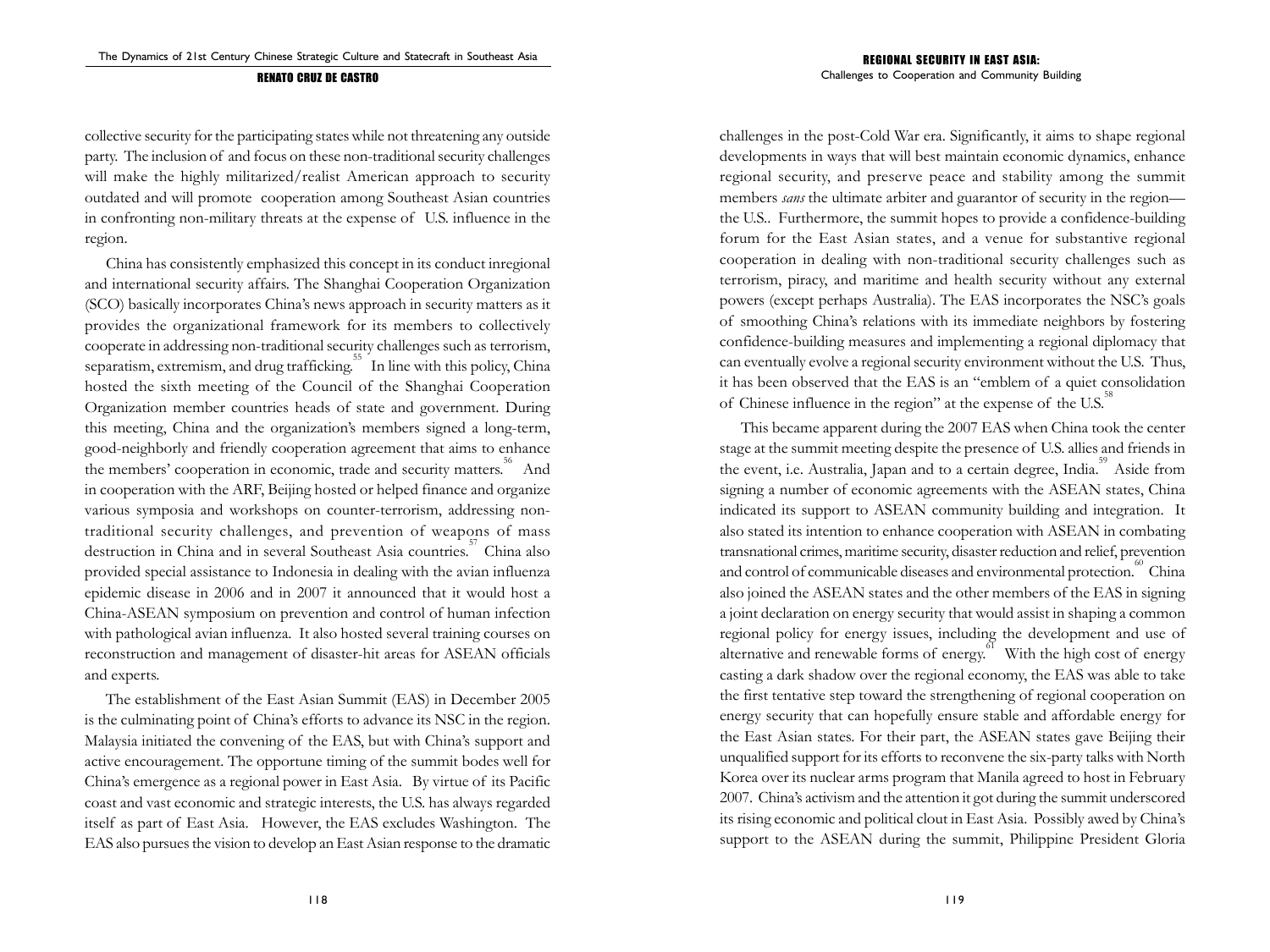collective security for the participating states while not threatening any outside party. The inclusion of and focus on these non-traditional security challenges will make the highly militarized/realist American approach to security outdated and will promote cooperation among Southeast Asian countries in confronting non-military threats at the expense of U.S. influence in the region.

China has consistently emphasized this concept in its conduct inregional and international security affairs. The Shanghai Cooperation Organization (SCO) basically incorporates China's news approach in security matters as it provides the organizational framework for its members to collectively cooperate in addressing non-traditional security challenges such as terrorism, separatism, extremism, and drug trafficking.[55] In line with this policy, China hosted the sixth meeting of the Council of the Shanghai Cooperation Organization member countries heads of state and government. During this meeting, China and the organization's members signed a long-term, good-neighborly and friendly cooperation agreement that aims to enhance the members' cooperation in economic, trade and security matters.[56] And in cooperation with the ARF, Beijing hosted or helped finance and organize various symposia and workshops on counter-terrorism, addressing non-traditional security challenges, and prevention of weapons of mass destruction in China and in several Southeast Asia countries.[57] China also provided special assistance to Indonesia in dealing with the avian influenza epidemic disease in 2006 and in 2007 it announced that it would host a China-ASEAN symposium on prevention and control of human infection with pathological avian influenza. It also hosted several training courses on reconstruction and management of disaster-hit areas for ASEAN officials and experts.

The establishment of the East Asian Summit (EAS) in December 2005 is the culminating point of China's efforts to advance its NSC in the region. Malaysia initiated the convening of the EAS, but with China's support and active encouragement. The opportune timing of the summit bodes well for China's emergence as a regional power in East Asia. By virtue of its Pacific coast and vast economic and strategic interests, the U.S. has always regarded itself as part of East Asia. However, the EAS excludes Washington. The EAS also pursues the vision to develop an East Asian response to the dramatic challenges in the post-Cold War era. Significantly, it aims to shape regional developments in ways that will best maintain economic dynamics, enhance regional security, and preserve peace and stability among the summit members *sans* the ultimate arbiter and guarantor of security in the region—the U.S.. Furthermore, the summit hopes to provide a confidence-building forum for the East Asian states, and a venue for substantive regional cooperation in dealing with non-traditional security challenges such as terrorism, piracy, and maritime and health security without any external powers (except perhaps Australia). The EAS incorporates the NSC's goals of smoothing China's relations with its immediate neighbors by fostering confidence-building measures and implementing a regional diplomacy that can eventually evolve a regional security environment without the U.S. Thus, it has been observed that the EAS is an "emblem of a quiet consolidation of Chinese influence in the region" at the expense of the U.S.[58]

This became apparent during the 2007 EAS when China took the center stage at the summit meeting despite the presence of U.S. allies and friends in the event, i.e. Australia, Japan and to a certain degree, India.[59] Aside from signing a number of economic agreements with the ASEAN states, China indicated its support to ASEAN community building and integration. It also stated its intention to enhance cooperation with ASEAN in combating transnational crimes, maritime security, disaster reduction and relief, prevention and control of communicable diseases and environmental protection.[60] China also joined the ASEAN states and the other members of the EAS in signing a joint declaration on energy security that would assist in shaping a common regional policy for energy issues, including the development and use of alternative and renewable forms of energy.[61] With the high cost of energy casting a dark shadow over the regional economy, the EAS was able to take the first tentative step toward the strengthening of regional cooperation on energy security that can hopefully ensure stable and affordable energy for the East Asian states. For their part, the ASEAN states gave Beijing their unqualified support for its efforts to reconvene the six-party talks with North Korea over its nuclear arms program that Manila agreed to host in February 2007. China's activism and the attention it got during the summit underscored its rising economic and political clout in East Asia. Possibly awed by China's support to the ASEAN during the summit, Philippine President Gloria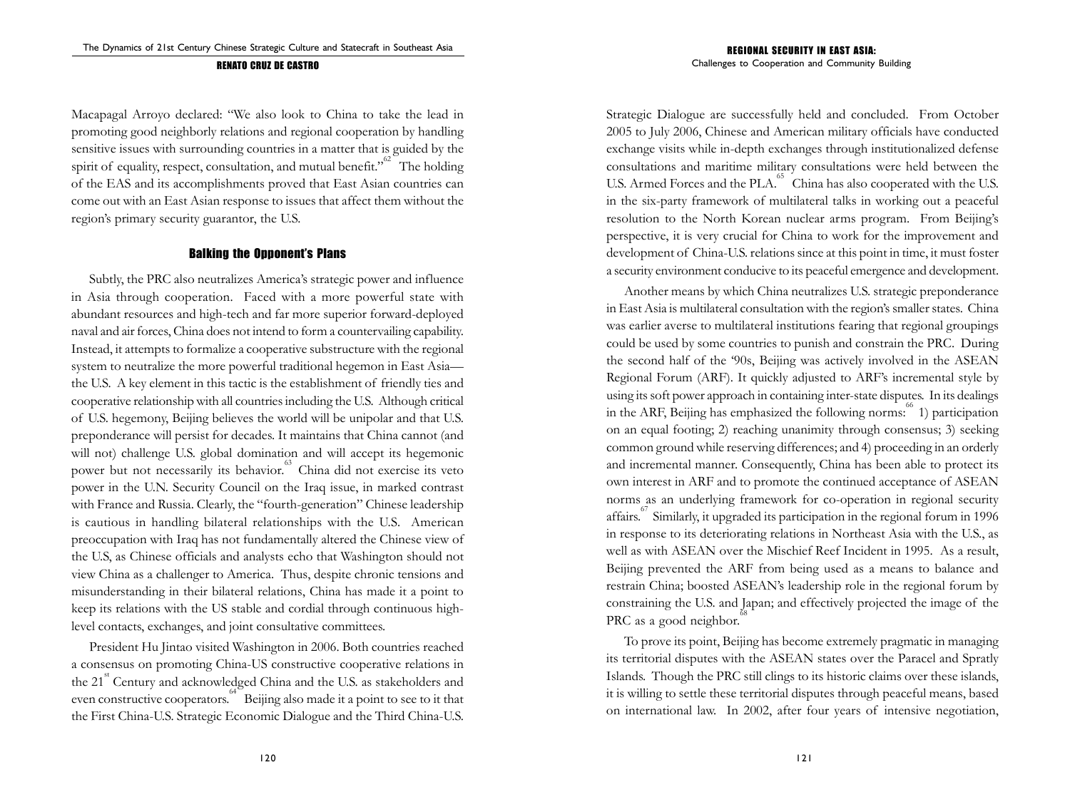Macapagal Arroyo declared: "We also look to China to take the lead in promoting good neighborly relations and regional cooperation by handling sensitive issues with surrounding countries in a matter that is guided by the spirit of equality, respect, consultation, and mutual benefit."[62] The holding of the EAS and its accomplishments proved that East Asian countries can come out with an East Asian response to issues that affect them without the region's primary security guarantor, the U.S.

## Balking the Opponent's Plans

Subtly, the PRC also neutralizes America's strategic power and influence in Asia through cooperation. Faced with a more powerful state with abundant resources and high-tech and far more superior forward-deployed naval and air forces, China does not intend to form a countervailing capability. Instead, it attempts to formalize a cooperative substructure with the regional system to neutralize the more powerful traditional hegemon in East Asia—the U.S. A key element in this tactic is the establishment of friendly ties and cooperative relationship with all countries including the U.S. Although critical of U.S. hegemony, Beijing believes the world will be unipolar and that U.S. preponderance will persist for decades. It maintains that China cannot (and will not) challenge U.S. global domination and will accept its hegemonic power but not necessarily its behavior.[63] China did not exercise its veto power in the U.N. Security Council on the Iraq issue, in marked contrast with France and Russia. Clearly, the "fourth-generation" Chinese leadership is cautious in handling bilateral relationships with the U.S. American preoccupation with Iraq has not fundamentally altered the Chinese view of the U.S, as Chinese officials and analysts echo that Washington should not view China as a challenger to America. Thus, despite chronic tensions and misunderstanding in their bilateral relations, China has made it a point to keep its relations with the US stable and cordial through continuous high-level contacts, exchanges, and joint consultative committees.

President Hu Jintao visited Washington in 2006. Both countries reached a consensus on promoting China-US constructive cooperative relations in the 21st Century and acknowledged China and the U.S. as stakeholders and even constructive cooperators.[64] Beijing also made it a point to see to it that the First China-U.S. Strategic Economic Dialogue and the Third China-U.S. Strategic Dialogue are successfully held and concluded. From October 2005 to July 2006, Chinese and American military officials have conducted exchange visits while in-depth exchanges through institutionalized defense consultations and maritime military consultations were held between the U.S. Armed Forces and the PLA.[65] China has also cooperated with the U.S. in the six-party framework of multilateral talks in working out a peaceful resolution to the North Korean nuclear arms program. From Beijing's perspective, it is very crucial for China to work for the improvement and development of China-U.S. relations since at this point in time, it must foster a security environment conducive to its peaceful emergence and development.

Another means by which China neutralizes U.S. strategic preponderance in East Asia is multilateral consultation with the region's smaller states. China was earlier averse to multilateral institutions fearing that regional groupings could be used by some countries to punish and constrain the PRC. During the second half of the '90s, Beijing was actively involved in the ASEAN Regional Forum (ARF). It quickly adjusted to ARF's incremental style by using its soft power approach in containing inter-state disputes. In its dealings in the ARF, Beijing has emphasized the following norms:[66] 1) participation on an equal footing; 2) reaching unanimity through consensus; 3) seeking common ground while reserving differences; and 4) proceeding in an orderly and incremental manner. Consequently, China has been able to protect its own interest in ARF and to promote the continued acceptance of ASEAN norms as an underlying framework for co-operation in regional security affairs.[67] Similarly, it upgraded its participation in the regional forum in 1996 in response to its deteriorating relations in Northeast Asia with the U.S., as well as with ASEAN over the Mischief Reef Incident in 1995. As a result, Beijing prevented the ARF from being used as a means to balance and restrain China; boosted ASEAN's leadership role in the regional forum by constraining the U.S. and Japan; and effectively projected the image of the PRC as a good neighbor.[68]

To prove its point, Beijing has become extremely pragmatic in managing its territorial disputes with the ASEAN states over the Paracel and Spratly Islands. Though the PRC still clings to its historic claims over these islands, it is willing to settle these territorial disputes through peaceful means, based on international law. In 2002, after four years of intensive negotiation,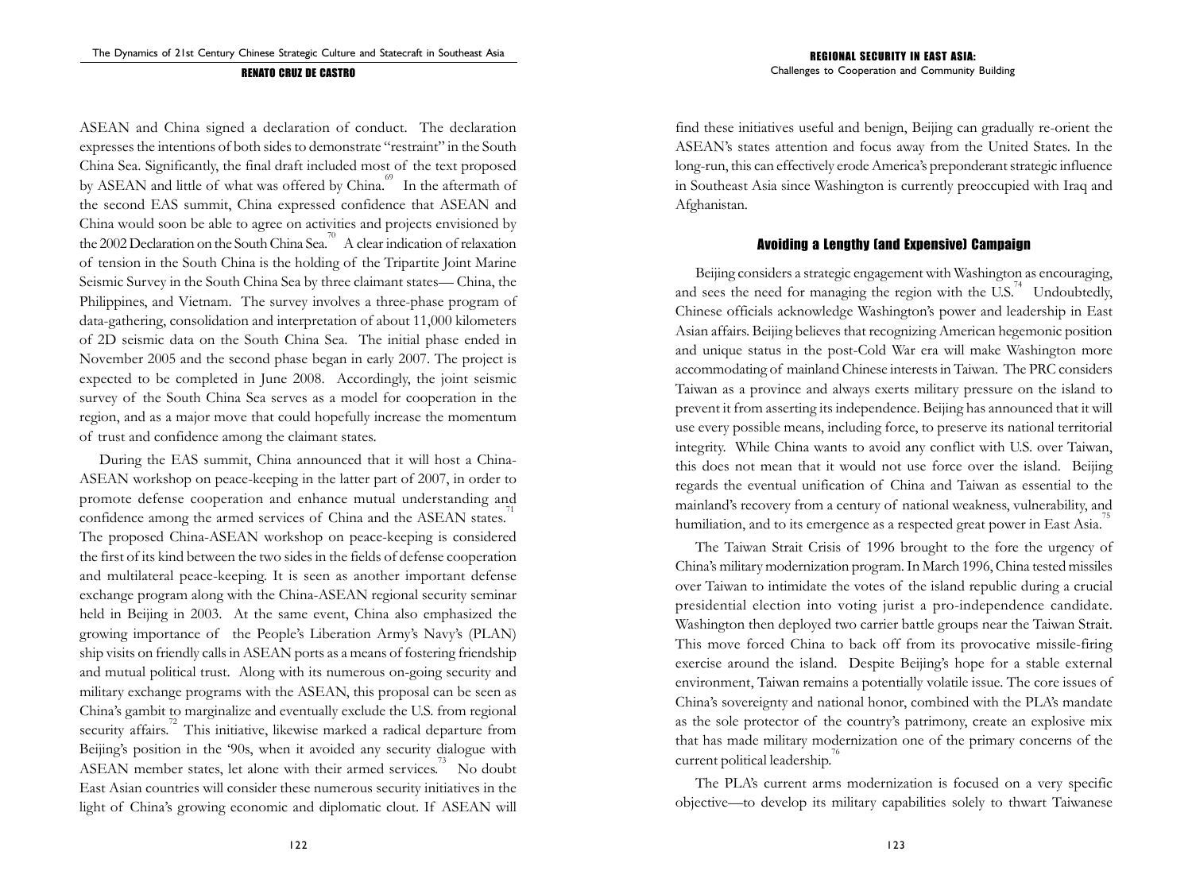ASEAN and China signed a declaration of conduct. The declaration expresses the intentions of both sides to demonstrate "restraint" in the South China Sea. Significantly, the final draft included most of the text proposed by ASEAN and little of what was offered by China.[69] In the aftermath of the second EAS summit, China expressed confidence that ASEAN and China would soon be able to agree on activities and projects envisioned by the 2002 Declaration on the South China Sea.[70] A clear indication of relaxation of tension in the South China is the holding of the Tripartite Joint Marine Seismic Survey in the South China Sea by three claimant states— China, the Philippines, and Vietnam. The survey involves a three-phase program of data-gathering, consolidation and interpretation of about 11,000 kilometers of 2D seismic data on the South China Sea. The initial phase ended in November 2005 and the second phase began in early 2007. The project is expected to be completed in June 2008. Accordingly, the joint seismic survey of the South China Sea serves as a model for cooperation in the region, and as a major move that could hopefully increase the momentum of trust and confidence among the claimant states.

During the EAS summit, China announced that it will host a China-ASEAN workshop on peace-keeping in the latter part of 2007, in order to promote defense cooperation and enhance mutual understanding and confidence among the armed services of China and the ASEAN states.[71] The proposed China-ASEAN workshop on peace-keeping is considered the first of its kind between the two sides in the fields of defense cooperation and multilateral peace-keeping. It is seen as another important defense exchange program along with the China-ASEAN regional security seminar held in Beijing in 2003. At the same event, China also emphasized the growing importance of the People's Liberation Army's Navy's (PLAN) ship visits on friendly calls in ASEAN ports as a means of fostering friendship and mutual political trust. Along with its numerous on-going security and military exchange programs with the ASEAN, this proposal can be seen as China's gambit to marginalize and eventually exclude the U.S. from regional security affairs.[72] This initiative, likewise marked a radical departure from Beijing's position in the '90s, when it avoided any security dialogue with ASEAN member states, let alone with their armed services.[73] No doubt East Asian countries will consider these numerous security initiatives in the light of China's growing economic and diplomatic clout. If ASEAN will find these initiatives useful and benign, Beijing can gradually re-orient the ASEAN's states attention and focus away from the United States. In the long-run, this can effectively erode America's preponderant strategic influence in Southeast Asia since Washington is currently preoccupied with Iraq and Afghanistan.

## Avoiding a Lengthy (and Expensive) Campaign

Beijing considers a strategic engagement with Washington as encouraging, and sees the need for managing the region with the U.S.[74] Undoubtedly, Chinese officials acknowledge Washington's power and leadership in East Asian affairs. Beijing believes that recognizing American hegemonic position and unique status in the post-Cold War era will make Washington more accommodating of mainland Chinese interests in Taiwan. The PRC considers Taiwan as a province and always exerts military pressure on the island to prevent it from asserting its independence. Beijing has announced that it will use every possible means, including force, to preserve its national territorial integrity. While China wants to avoid any conflict with U.S. over Taiwan, this does not mean that it would not use force over the island. Beijing regards the eventual unification of China and Taiwan as essential to the mainland's recovery from a century of national weakness, vulnerability, and humiliation, and to its emergence as a respected great power in East Asia.[75]

The Taiwan Strait Crisis of 1996 brought to the fore the urgency of China's military modernization program. In March 1996, China tested missiles over Taiwan to intimidate the votes of the island republic during a crucial presidential election into voting jurist a pro-independence candidate. Washington then deployed two carrier battle groups near the Taiwan Strait. This move forced China to back off from its provocative missile-firing exercise around the island. Despite Beijing's hope for a stable external environment, Taiwan remains a potentially volatile issue. The core issues of China's sovereignty and national honor, combined with the PLA's mandate as the sole protector of the country's patrimony, create an explosive mix that has made military modernization one of the primary concerns of the current political leadership.[76]

The PLA's current arms modernization is focused on a very specific objective—to develop its military capabilities solely to thwart Taiwanese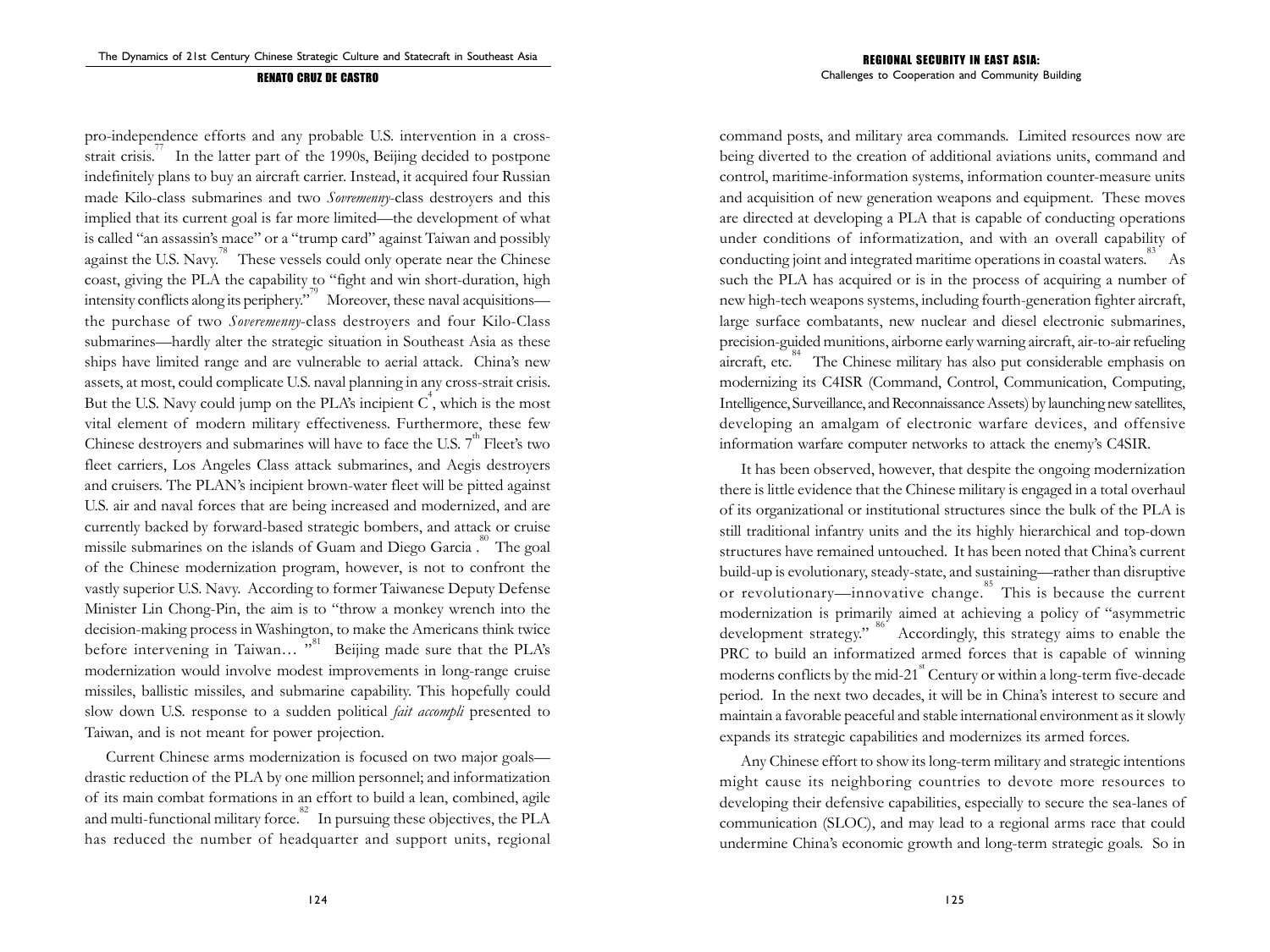pro-independence efforts and any probable U.S. intervention in a cross-strait crisis.[77] In the latter part of the 1990s, Beijing decided to postpone indefinitely plans to buy an aircraft carrier. Instead, it acquired four Russian made Kilo-class submarines and two *Sovremenny*-class destroyers and this implied that its current goal is far more limited—the development of what is called "an assassin's mace" or a "trump card" against Taiwan and possibly against the U.S. Navy.[78] These vessels could only operate near the Chinese coast, giving the PLA the capability to "fight and win short-duration, high intensity conflicts along its periphery."[79] Moreover, these naval acquisitions—the purchase of two *Soveremenny*-class destroyers and four Kilo-Class submarines—hardly alter the strategic situation in Southeast Asia as these ships have limited range and are vulnerable to aerial attack. China's new assets, at most, could complicate U.S. naval planning in any cross-strait crisis. But the U.S. Navy could jump on the PLA's incipient $C^4$, which is the most vital element of modern military effectiveness. Furthermore, these few Chinese destroyers and submarines will have to face the U.S. $7^{th}$ Fleet's two fleet carriers, Los Angeles Class attack submarines, and Aegis destroyers and cruisers. The PLAN's incipient brown-water fleet will be pitted against U.S. air and naval forces that are being increased and modernized, and are currently backed by forward-based strategic bombers, and attack or cruise missile submarines on the islands of Guam and Diego Garcia .[80] The goal of the Chinese modernization program, however, is not to confront the vastly superior U.S. Navy. According to former Taiwanese Deputy Defense Minister Lin Chong-Pin, the aim is to "throw a monkey wrench into the decision-making process in Washington, to make the Americans think twice before intervening in Taiwan… "[81] Beijing made sure that the PLA's modernization would involve modest improvements in long-range cruise missiles, ballistic missiles, and submarine capability. This hopefully could slow down U.S. response to a sudden political *fait accompli* presented to Taiwan, and is not meant for power projection.

Current Chinese arms modernization is focused on two major goals—drastic reduction of the PLA by one million personnel; and informatization of its main combat formations in an effort to build a lean, combined, agile and multi-functional military force.[82] In pursuing these objectives, the PLA has reduced the number of headquarter and support units, regional command posts, and military area commands. Limited resources now are being diverted to the creation of additional aviations units, command and control, maritime-information systems, information counter-measure units and acquisition of new generation weapons and equipment. These moves are directed at developing a PLA that is capable of conducting operations under conditions of informatization, and with an overall capability of conducting joint and integrated maritime operations in coastal waters.[83] As such the PLA has acquired or is in the process of acquiring a number of new high-tech weapons systems, including fourth-generation fighter aircraft, large surface combatants, new nuclear and diesel electronic submarines, precision-guided munitions, airborne early warning aircraft, air-to-air refueling aircraft, etc.[84] The Chinese military has also put considerable emphasis on modernizing its C4ISR (Command, Control, Communication, Computing, Intelligence, Surveillance, and Reconnaissance Assets) by launching new satellites, developing an amalgam of electronic warfare devices, and offensive information warfare computer networks to attack the enemy's C4SIR.

It has been observed, however, that despite the ongoing modernization there is little evidence that the Chinese military is engaged in a total overhaul of its organizational or institutional structures since the bulk of the PLA is still traditional infantry units and the its highly hierarchical and top-down structures have remained untouched. It has been noted that China's current build-up is evolutionary, steady-state, and sustaining—rather than disruptive or revolutionary—innovative change.[85] This is because the current modernization is primarily aimed at achieving a policy of "asymmetric development strategy."[86] Accordingly, this strategy aims to enable the PRC to build an informatized armed forces that is capable of winning moderns conflicts by the mid-$21^{st}$ Century or within a long-term five-decade period. In the next two decades, it will be in China's interest to secure and maintain a favorable peaceful and stable international environment as it slowly expands its strategic capabilities and modernizes its armed forces.

Any Chinese effort to show its long-term military and strategic intentions might cause its neighboring countries to devote more resources to developing their defensive capabilities, especially to secure the sea-lanes of communication (SLOC), and may lead to a regional arms race that could undermine China's economic growth and long-term strategic goals. So in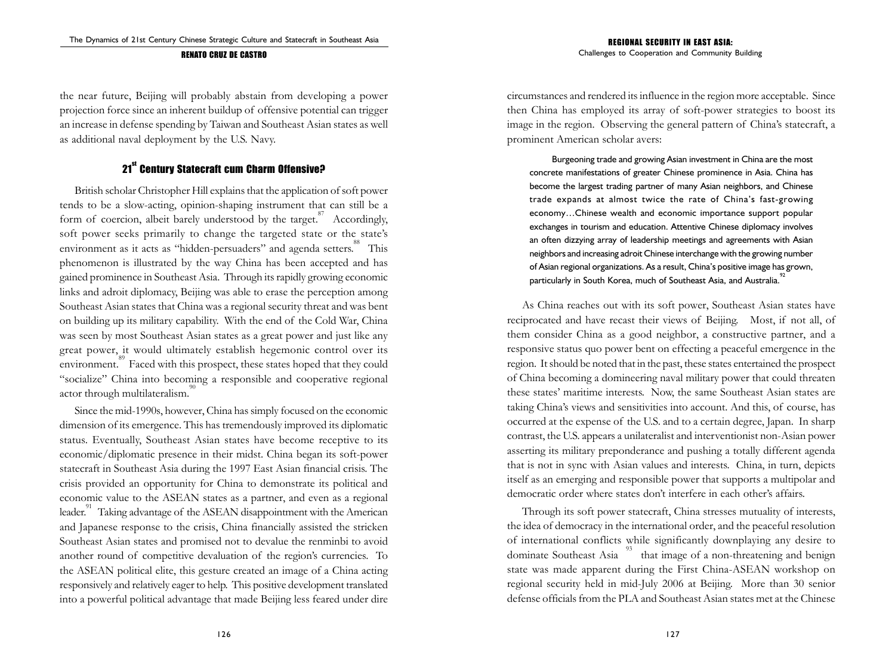the near future, Beijing will probably abstain from developing a power projection force since an inherent buildup of offensive potential can trigger an increase in defense spending by Taiwan and Southeast Asian states as well as additional naval deployment by the U.S. Navy.

## 21st Century Statecraft cum Charm Offensive?

British scholar Christopher Hill explains that the application of soft power tends to be a slow-acting, opinion-shaping instrument that can still be a form of coercion, albeit barely understood by the target.[87] Accordingly, soft power seeks primarily to change the targeted state or the state's environment as it acts as "hidden-persuaders" and agenda setters.[88] This phenomenon is illustrated by the way China has been accepted and has gained prominence in Southeast Asia. Through its rapidly growing economic links and adroit diplomacy, Beijing was able to erase the perception among Southeast Asian states that China was a regional security threat and was bent on building up its military capability. With the end of the Cold War, China was seen by most Southeast Asian states as a great power and just like any great power, it would ultimately establish hegemonic control over its environment.[89] Faced with this prospect, these states hoped that they could "socialize" China into becoming a responsible and cooperative regional actor through multilateralism.[90]

Since the mid-1990s, however, China has simply focused on the economic dimension of its emergence. This has tremendously improved its diplomatic status. Eventually, Southeast Asian states have become receptive to its economic/diplomatic presence in their midst. China began its soft-power statecraft in Southeast Asia during the 1997 East Asian financial crisis. The crisis provided an opportunity for China to demonstrate its political and economic value to the ASEAN states as a partner, and even as a regional leader.[91] Taking advantage of the ASEAN disappointment with the American and Japanese response to the crisis, China financially assisted the stricken Southeast Asian states and promised not to devalue the renminbi to avoid another round of competitive devaluation of the region's currencies. To the ASEAN political elite, this gesture created an image of a China acting responsively and relatively eager to help. This positive development translated into a powerful political advantage that made Beijing less feared under dire circumstances and rendered its influence in the region more acceptable. Since then China has employed its array of soft-power strategies to boost its image in the region. Observing the general pattern of China's statecraft, a prominent American scholar avers:

> Burgeoning trade and growing Asian investment in China are the most concrete manifestations of greater Chinese prominence in Asia. China has become the largest trading partner of many Asian neighbors, and Chinese trade expands at almost twice the rate of China's fast-growing economy…Chinese wealth and economic importance support popular exchanges in tourism and education. Attentive Chinese diplomacy involves an often dizzying array of leadership meetings and agreements with Asian neighbors and increasing adroit Chinese interchange with the growing number of Asian regional organizations. As a result, China's positive image has grown, particularly in South Korea, much of Southeast Asia, and Australia.[92]

As China reaches out with its soft power, Southeast Asian states have reciprocated and have recast their views of Beijing. Most, if not all, of them consider China as a good neighbor, a constructive partner, and a responsive status quo power bent on effecting a peaceful emergence in the region. It should be noted that in the past, these states entertained the prospect of China becoming a domineering naval military power that could threaten these states' maritime interests. Now, the same Southeast Asian states are taking China's views and sensitivities into account. And this, of course, has occurred at the expense of the U.S. and to a certain degree, Japan. In sharp contrast, the U.S. appears a unilateralist and interventionist non-Asian power asserting its military preponderance and pushing a totally different agenda that is not in sync with Asian values and interests. China, in turn, depicts itself as an emerging and responsible power that supports a multipolar and democratic order where states don't interfere in each other's affairs.

Through its soft power statecraft, China stresses mutuality of interests, the idea of democracy in the international order, and the peaceful resolution of international conflicts while significantly downplaying any desire to dominate Southeast Asia[93] that image of a non-threatening and benign state was made apparent during the First China-ASEAN workshop on regional security held in mid-July 2006 at Beijing. More than 30 senior defense officials from the PLA and Southeast Asian states met at the Chinese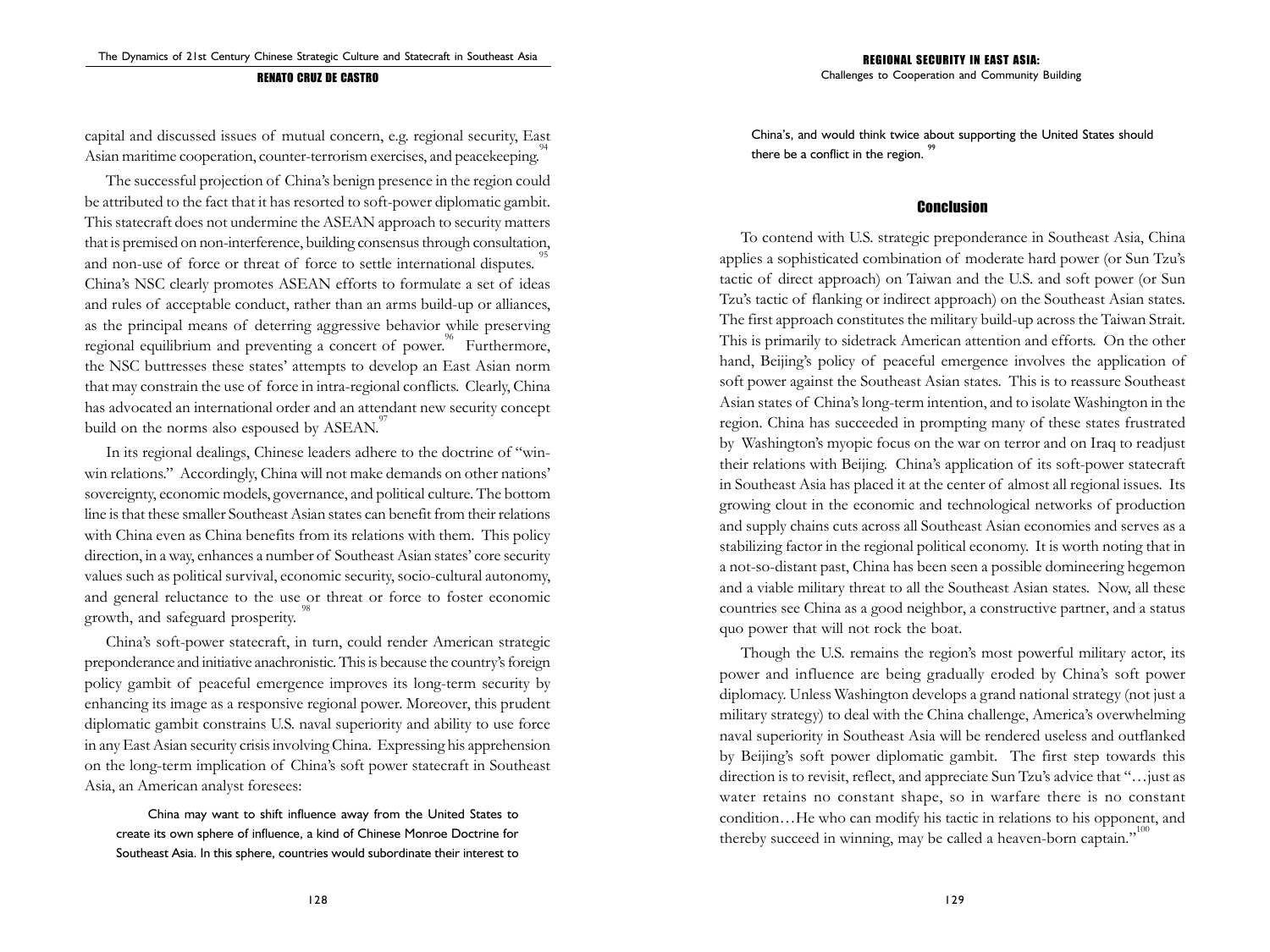capital and discussed issues of mutual concern, e.g. regional security, East Asian maritime cooperation, counter-terrorism exercises, and peacekeeping.[94]

The successful projection of China's benign presence in the region could be attributed to the fact that it has resorted to soft-power diplomatic gambit. This statecraft does not undermine the ASEAN approach to security matters that is premised on non-interference, building consensus through consultation, and non-use of force or threat of force to settle international disputes.[95] China's NSC clearly promotes ASEAN efforts to formulate a set of ideas and rules of acceptable conduct, rather than an arms build-up or alliances, as the principal means of deterring aggressive behavior while preserving regional equilibrium and preventing a concert of power.[96] Furthermore, the NSC buttresses these states' attempts to develop an East Asian norm that may constrain the use of force in intra-regional conflicts. Clearly, China has advocated an international order and an attendant new security concept build on the norms also espoused by ASEAN.[97]

In its regional dealings, Chinese leaders adhere to the doctrine of "win-win relations." Accordingly, China will not make demands on other nations' sovereignty, economic models, governance, and political culture. The bottom line is that these smaller Southeast Asian states can benefit from their relations with China even as China benefits from its relations with them. This policy direction, in a way, enhances a number of Southeast Asian states' core security values such as political survival, economic security, socio-cultural autonomy, and general reluctance to the use or threat or force to foster economic growth, and safeguard prosperity.[98]

China's soft-power statecraft, in turn, could render American strategic preponderance and initiative anachronistic. This is because the country's foreign policy gambit of peaceful emergence improves its long-term security by enhancing its image as a responsive regional power. Moreover, this prudent diplomatic gambit constrains U.S. naval superiority and ability to use force in any East Asian security crisis involving China. Expressing his apprehension on the long-term implication of China's soft power statecraft in Southeast Asia, an American analyst foresees:

> China may want to shift influence away from the United States to create its own sphere of influence, a kind of Chinese Monroe Doctrine for Southeast Asia. In this sphere, countries would subordinate their interest to China's, and would think twice about supporting the United States should there be a conflict in the region.[99]

## Conclusion

To contend with U.S. strategic preponderance in Southeast Asia, China applies a sophisticated combination of moderate hard power (or Sun Tzu's tactic of direct approach) on Taiwan and the U.S. and soft power (or Sun Tzu's tactic of flanking or indirect approach) on the Southeast Asian states. The first approach constitutes the military build-up across the Taiwan Strait. This is primarily to sidetrack American attention and efforts. On the other hand, Beijing's policy of peaceful emergence involves the application of soft power against the Southeast Asian states. This is to reassure Southeast Asian states of China's long-term intention, and to isolate Washington in the region. China has succeeded in prompting many of these states frustrated by Washington's myopic focus on the war on terror and on Iraq to readjust their relations with Beijing. China's application of its soft-power statecraft in Southeast Asia has placed it at the center of almost all regional issues. Its growing clout in the economic and technological networks of production and supply chains cuts across all Southeast Asian economies and serves as a stabilizing factor in the regional political economy. It is worth noting that in a not-so-distant past, China has been seen a possible domineering hegemon and a viable military threat to all the Southeast Asian states. Now, all these countries see China as a good neighbor, a constructive partner, and a status quo power that will not rock the boat.

Though the U.S. remains the region's most powerful military actor, its power and influence are being gradually eroded by China's soft power diplomacy. Unless Washington develops a grand national strategy (not just a military strategy) to deal with the China challenge, America's overwhelming naval superiority in Southeast Asia will be rendered useless and outflanked by Beijing's soft power diplomatic gambit. The first step towards this direction is to revisit, reflect, and appreciate Sun Tzu's advice that "…just as water retains no constant shape, so in warfare there is no constant condition…He who can modify his tactic in relations to his opponent, and thereby succeed in winning, may be called a heaven-born captain."[100]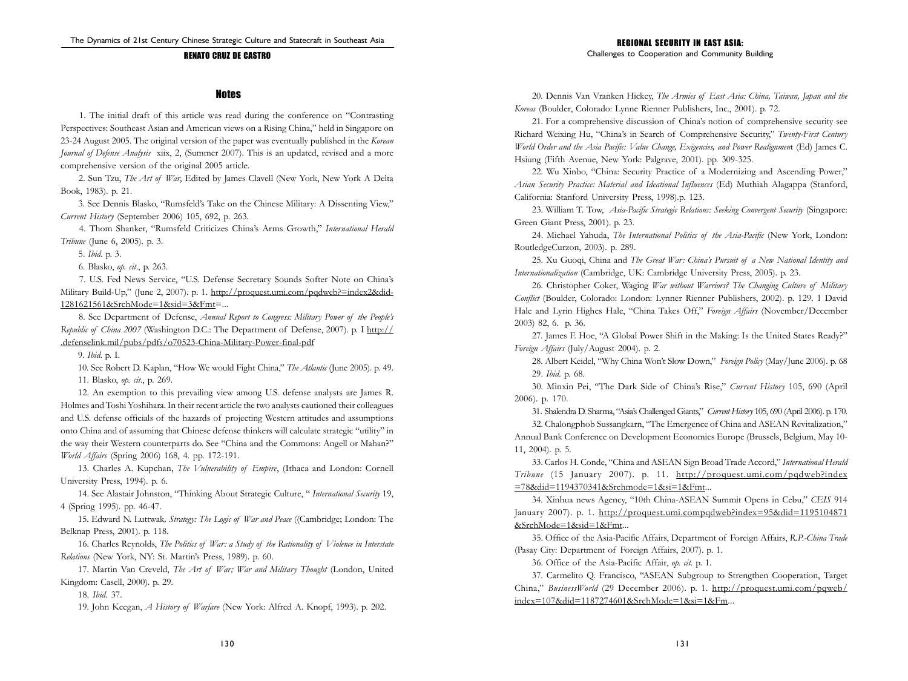## Notes

1. The initial draft of this article was read during the conference on "Contrasting Perspectives: Southeast Asian and American views on a Rising China," held in Singapore on 23-24 August 2005. The original version of the paper was eventually published in the *Korean Journal of Defense Analysis* xiix, 2, (Summer 2007). This is an updated, revised and a more comprehensive version of the original 2005 article.

2. Sun Tzu, *The Art of War*, Edited by James Clavell (New York, New York A Delta Book, 1983). p. 21.

3. See Dennis Blasko, "Rumsfeld's Take on the Chinese Military: A Dissenting View," *Current History* (September 2006) 105, 692, p. 263.

4. Thom Shanker, "Rumsfeld Criticizes China's Arms Growth," *International Herald Tribune* (June 6, 2005). p. 3.

5. *Ibid.* p. 3.

6. Blasko, *op. cit.*, p. 263.

7. U.S. Fed News Service, "U.S. Defense Secretary Sounds Softer Note on China's Military Build-Up," (June 2, 2007). p. 1. http://proquest.umi.com/pqdweb?=index2&did-1281621561&SrchMode=1&sid=3&Fmt=...

8. See Department of Defense, *Annual Report to Congress: Military Power of the People's Republic of China 2007* (Washington D.C.: The Department of Defense, 2007). p. I http://.defenselink.mil/pubs/pdfs/o70523-China-Military-Power-final-pdf

9. *Ibid.* p. I.

10. See Robert D. Kaplan, "How We would Fight China," *The Atlantic* (June 2005). p. 49.

11. Blasko, *op. cit.*, p. 269.

12. An exemption to this prevailing view among U.S. defense analysts are James R. Holmes and Toshi Yoshihara. In their recent article the two analysts cautioned their colleagues and U.S. defense officials of the hazards of projecting Western attitudes and assumptions onto China and of assuming that Chinese defense thinkers will calculate strategic "utility" in the way their Western counterparts do. See "China and the Commons: Angell or Mahan?" *World Affairs* (Spring 2006) 168, 4. pp. 172-191.

13. Charles A. Kupchan, *The Vulnerability of Empire*, (Ithaca and London: Cornell University Press, 1994). p. 6.

14. See Alastair Johnston, "Thinking About Strategic Culture, " *International Security* 19, 4 (Spring 1995). pp. 46-47.

15. Edward N. Luttwak*, Strategy: The Logic of War and Peace* ((Cambridge; London: The Belknap Press, 2001). p. 118.

16. Charles Reynolds, *The Politics of War: a Study of the Rationality of Violence in Interstate Relations* (New York, NY: St. Martin's Press, 1989). p. 60.

17. Martin Van Creveld, *The Art of War; War and Military Thought* (London, United Kingdom: Casell, 2000). p. 29.

18. *Ibid.* 37.

19. John Keegan, *A History of Warfare* (New York: Alfred A. Knopf, 1993). p. 202.

20. Dennis Van Vranken Hickey, *The Armies of East Asia: China, Taiwan, Japan and the Koreas* (Boulder, Colorado: Lynne Rienner Publishers, Inc., 2001). p. 72.

21. For a comprehensive discussion of China's notion of comprehensive security see Richard Weixing Hu, "China's in Search of Comprehensive Security," *Twenty-First Century World Order and the Asia Pacific: Value Change, Exigencies, and Power Realignment* (Ed) James C. Hsiung (Fifth Avenue, New York: Palgrave, 2001). pp. 309-325.

22. Wu Xinbo, "China: Security Practice of a Modernizing and Ascending Power," *Asian Security Practice: Material and Ideational Influences* (Ed) Muthiah Alagappa (Stanford, California: Stanford University Press, 1998).p. 123.

23. William T. Tow, *Asia-Pacific Strategic Relations: Seeking Convergent Security* (Singapore: Green Giant Press, 2001). p. 23.

24. Michael Yahuda, *The International Politics of the Asia-Pacific* (New York, London: RoutledgeCurzon, 2003). p. 289.

25. Xu Guoqi, China and *The Great War: China's Pursuit of a New National Identity and Internationalization* (Cambridge, UK: Cambridge University Press, 2005). p. 23.

26. Christopher Coker, Waging *War without Warriors? The Changing Culture of Military Conflict* (Boulder, Colorado: London: Lynner Rienner Publishers, 2002). p. 129. 1 David Hale and Lyrin Highes Hale, "China Takes Off," *Foreign Affairs* (November/December 2003) 82, 6. p. 36.

27. James F. Hoe, "A Global Power Shift in the Making: Is the United States Ready?" *Foreign Affairs* (July/August 2004). p. 2.

28. Albert Keidel, "Why China Won't Slow Down," *Foreign Policy* (May/June 2006). p. 68

29. *Ibid.* p. 68.

30. Minxin Pei, "The Dark Side of China's Rise," *Current History* 105, 690 (April 2006). p. 170.

31. Shalendra D. Sharma, "Asia's Challenged Giants," *Current History* 105, 690 (April 2006). p. 170.

32. Chalongphob Sussangkarn, "The Emergence of China and ASEAN Revitalization," Annual Bank Conference on Development Economics Europe (Brussels, Belgium, May 10-11, 2004). p. 5.

33. Carlos H. Conde, "China and ASEAN Sign Broad Trade Accord," *International Herald Tribune* (15 January 2007). p. 11. http://proquest.umi.com/pqdweb?index=78&did=1194370341&Srchmode=1&si=1&Fmt...

34. Xinhua news Agency, "10th China-ASEAN Summit Opens in Cebu," *CEIS* 914 January 2007). p. 1. http://proquest.umi.compqdweb?index=95&did=1195104871&SrchMode=1&sid=1&Fmt...

35. Office of the Asia-Pacific Affairs, Department of Foreign Affairs, *R.P.-China Trade* (Pasay City: Department of Foreign Affairs, 2007). p. 1.

36. Office of the Asia-Pacific Affair, *op. cit.* p. 1.

37. Carmelito Q. Francisco, "ASEAN Subgroup to Strengthen Cooperation, Target China," *BusinessWorld* (29 December 2006). p. 1. http://proquest.umi.com/pqweb/index=107&did=1187274601&SrchMode=1&si=1&Fm...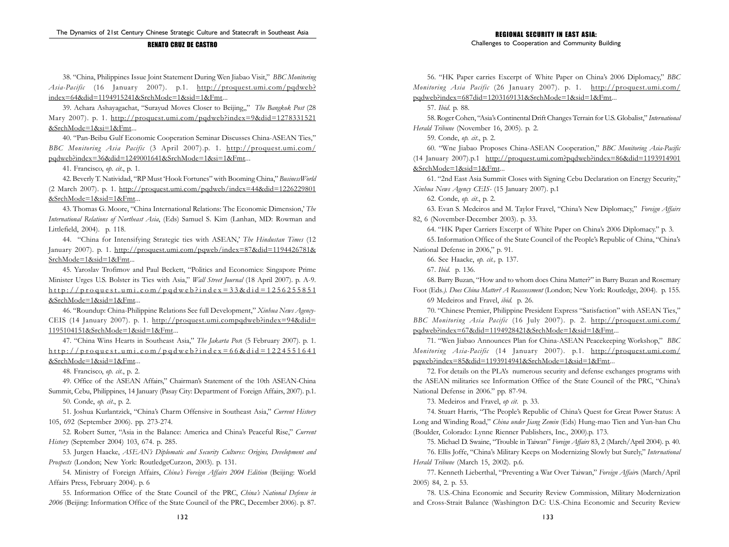38. "China, Philippines Issue Joint Statement During Wen Jiabao Visit," *BBC Monitoring Asia-Pacific* (16 January 2007). p.1. http://proquest.umi.com/pqdweb?index=64&did=1194915241&SrchMode=1&sid=1&Fmt...

39. Achara Ashayagachat, "Surayud Moves Closer to Beijing,," *The Bangkok Post* (28 Mary 2007). p. 1. http://proquest.umi.com/pqdweb?index=9&did=1278331521&SrchMode=1&si=1&Fmt...

40. "Pan-Beibu Gulf Economic Cooperation Seminar Discusses China-ASEAN Ties," *BBC Monitoring Asia Pacific* (3 April 2007).p. 1. http://proquest.umi.com/pqdweb?index=36&did=1249001641&SrchMode=1&si=1&Fmt...

41. Francisco, *op. cit*., p. 1.

42. Beverly T. Natividad, "RP Must 'Hook Fortunes" with Booming China," *BusinessWorld* (2 March 2007). p. 1. http://proquest.umi.com/pqdweb/index=44&did=1226229801&SrchMode=1&sid=1&Fmt...

43. Thomas G. Moore, "China International Relations: The Economic Dimension,' *The International Relations of Northeast Asia*, (Eds) Samuel S. Kim (Lanhan, MD: Rowman and Littlefield, 2004). p. 118.

44. "China for Intensifying Strategic ties with ASEAN,' *The Hindustan Times* (12 January 2007). p. 1. http://proquest.umi.com/pqweb/index=87&did=1194426781&SrchMode=1&sid=1&Fmt...

45. Yaroslav Trofimov and Paul Beckett, "Politics and Economics: Singapore Prime Minister Urges U.S. Bolster its Ties with Asia," *Wall Street Journal* (18 April 2007). p. A-9. http://proquest.umi.com/pqdweb?index=33&did=1256255851&SrchMode=1&sid=1&Fmt...

46. "Roundup: China-Philippine Relations See full Development," *Xinhua News Agency*-CEIS (14 January 2007). p. 1. http://proquest.umi.compqdweb?index=94&did=1195104151&SrchMode=1&sid=1&Fmt...

47. "China Wins Hearts in Southeast Asia," *The Jakarta Pos*t (5 February 2007). p. 1. http://proquest.umi.com/pqdweb?index=66&did=1224551641&SrchMode=1&sid=1&Fmt...

48. Francisco, *op. cit*., p. 2.

49. Office of the ASEAN Affairs," Chairman's Statement of the 10th ASEAN-China Summit, Cebu, Philippines, 14 January (Pasay City: Department of Foreign Affairs, 2007). p.1.

50. Conde, *op. cit*., p. 2.

51. Joshua Kurlantzick, "China's Charm Offensive in Southeast Asia," *Current History* 105, 692 (September 2006). pp. 273-274.

52. Robert Sutter, "Asia in the Balance: America and China's Peaceful Rise," *Current History* (September 2004) 103, 674. p. 285.

53. Jurgen Haacke, *ASEAN's Diplomatic and Security Cultures: Origins, Development and Prospects* (London; New York: RoutledgeCurzon, 2003). p. 131.

54. Ministry of Foreign Affairs, *China's Foreign Affairs 2004 Edition* (Beijing: World Affairs Press, February 2004). p. 6

55. Information Office of the State Council of the PRC, *China's National Defense in 2006* (Beijing: Information Office of the State Council of the PRC, December 2006). p. 87.

56. "HK Paper carries Excerpt of White Paper on China's 2006 Diplomacy," *BBC Monitoring Asia Pacific* (26 January 2007). p. 1. http://proquest.umi.com/pqdweb?index=687did=1203169131&SrchMode=1&sid=1&Fmt...

57. *Ibid.* p. 88.

58. Roger Cohen, "Asia's Continental Drift Changes Terrain for U.S. Globalist," *International Herald Tribune* (November 16, 2005). p. 2.

59. Conde, *op. cit*., p. 2.

60. "Wne Jiabao Proposes China-ASEAN Cooperation," *BBC Monitoring Asia-Pacific* (14 January 2007).p.1 http://proquest.umi.com?pqdweb?index=86&did=1193914901&SrchMode=1&sid=1&Fmt...

61. "2nd East Asia Summit Closes with Signing Cebu Declaration on Energy Security," *Xinhua News Agency CEIS-* (15 January 2007). p.1

62. Conde, *op. cit*., p. 2.

63. Evan S. Medeiros and M. Taylor Fravel, "China's New Diplomacy," *Foreign Affairs* 82, 6 (November-December 2003). p. 33.

64. "HK Paper Carriers Excerpt of White Paper on China's 2006 Diplomacy." p. 3.

65. Information Office of the State Council of the People's Republic of China, "China's National Defense in 2006," p. 91.

66. See Haacke, *op. cit.,* p. 137.

67. *Ibid.* p. 136.

68. Barry Buzan, "How and to whom does China Matter?" in Barry Buzan and Rosemary Foot (Eds*.). Does China Matter? A Reassessment* (London; New York: Routledge, 2004). p. 155.

69 Medeiros and Fravel, *ibid.* p. 26.

70. "Chinese Premier, Philippine President Express "Satisfaction" with ASEAN Ties," *BBC Monitoring Asia Pacific* (16 July 2007). p. 2. http://proquest.umi.com/pqdweb?index=67&did=1194928421&SrchMode=1&sid=1&Fmt...

71. "Wen Jiabao Announces Plan for China-ASEAN Peacekeeping Workshop," *BBC Monitoring Asia-Pacific* (14 January 2007). p.1. http://proquest.umi.com/pqweb?index=85&did=1193914941&SrchMode=1&sid=1&Fmt...

72. For details on the PLA's numerous security and defense exchanges programs with the ASEAN militaries see Information Office of the State Council of the PRC, "China's National Defense in 2006." pp. 87-94.

73. Medeiros and Fravel, *op cit*. p. 33.

74. Stuart Harris, "The People's Republic of China's Quest for Great Power Status: A Long and Winding Road," *China under Jiang Zemin* (Eds) Hung-mao Tien and Yun-han Chu (Boulder, Colorado: Lynne Rienner Publishers, Inc., 2000).p. 173.

75. Michael D. Swaine, "Trouble in Taiwan" *Foreign Affairs* 83, 2 (March/April 2004). p. 40.

76. Ellis Joffe, "China's Military Keeps on Modernizing Slowly but Surely," *International Herald Tribune* (March 15, 2002). p.6.

77. Kenneth Lieberthal, "Preventing a War Over Taiwan," *Foreign Affair*s (March/April 2005) 84, 2. p. 53.

78. U.S.-China Economic and Security Review Commission, Military Modernization and Cross-Strait Balance (Washington D.C: U.S.-China Economic and Security Review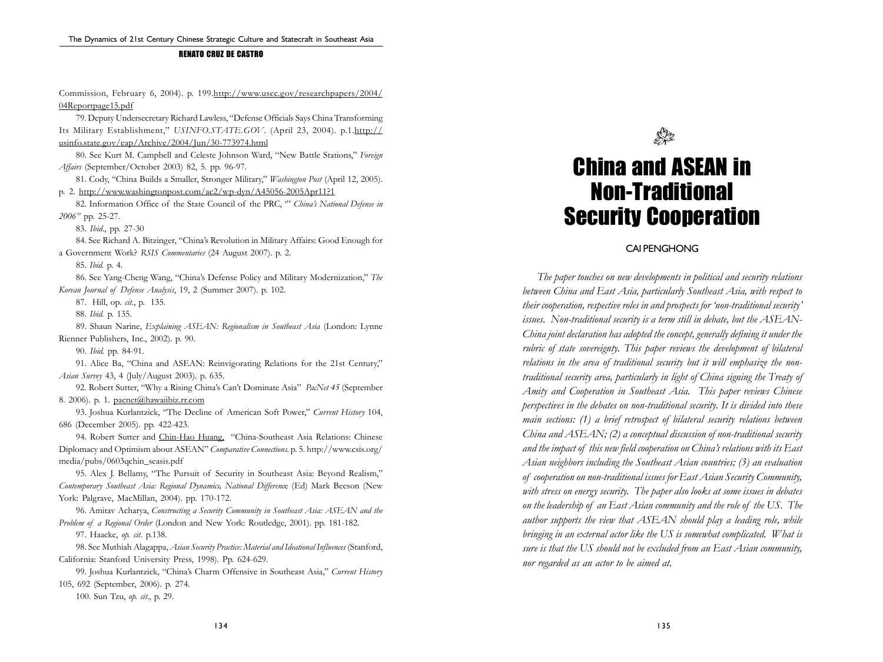Commission, February 6, 2004). p. 199.http://www.uscc.gov/researchpapers/2004/04Reportpage15.pdf

79. Deputy Undersecretary Richard Lawless, "Defense Officials Says China Transforming Its Military Establishment," *USINFO.STATE.GOV*. (April 23, 2004). p.1.http://usinfo.state.gov/eap/Archive/2004/Jun/30-773974.html

80. See Kurt M. Campbell and Celeste Johnson Ward, "New Battle Stations," *Foreign Affairs* (September/October 2003) 82, 5. pp. 96-97.

81. Cody, "China Builds a Smaller, Stronger Military," *Washington Post* (April 12, 2005). p. 2. http://www.washingtonpost.com/ac2/wp-dyn/A45056-2005Apr11?1

82. Information Office of the State Council of the PRC, "" *China's National Defense in 2006"* pp. 25-27.

83. *Ibid*., pp. 27-30

84. See Richard A. Bitzinger, "China's Revolution in Military Affairs: Good Enough for a Government Work? *RSIS Commentaries* (24 August 2007). p. 2.

85. *Ibid.* p. 4.

86. See Yang-Cheng Wang, "China's Defense Policy and Military Modernization," *The Korean Journal of Defense Analysis*, 19, 2 (Summer 2007). p. 102.

87. Hill, op. *cit.*, p. 135.

88. *Ibid.* p. 135.

89. Shaun Narine, *Explaining ASEAN: Regionalism in Southeast Asia* (London: Lynne Rienner Publishers, Inc., 2002). p. 90.

90. *Ibid.* pp. 84-91.

91. Alice Ba, "China and ASEAN: Reinvigorating Relations for the 21st Century," *Asian Survey* 43, 4 (July/August 2003). p. 635.

92. Robert Sutter, "Why a Rising China's Can't Dominate Asia" *PacNet 45* (September 8. 2006). p. 1. pacnet@hawaiibiz.rr.com

93. Joshua Kurlantzick, "The Decline of American Soft Power," *Current History* 104, 686 (December 2005). pp. 422-423.

94. Robert Sutter and Chin-Hao Huang, "China-Southeast Asia Relations: Chinese Diplomacy and Optimism about ASEAN" *Comparative Connections.* p. 5. http://www.csis.org/media/pubs/0603qchin_seasis.pdf

95. Alex J. Bellamy, "The Pursuit of Security in Southeast Asia: Beyond Realism," *Contemporary Southeast Asia: Regional Dynamics, National Difference* (Ed) Mark Beeson (New York: Palgrave, MacMillan, 2004). pp. 170-172.

96. Amitav Acharya, *Constructing a Security Community in Southeast Asia: ASEAN and the Problem of a Regional Order* (London and New York: Routledge, 2001). pp. 181-182.

97. Haacke, *op. cit*. p.138.

98. See Muthiah Alagappa, *Asian Security Practice: Material and Ideational Influences* (Stanford, California: Stanford University Press, 1998). Pp. 624-629.

99. Joshua Kurlantzick, "China's Charm Offensive in Southeast Asia," *Current History* 105, 692 (September, 2006). p. 274.

100. Sun Tzu, *op. cit*., p. 29.

# China and ASEAN in Non-Traditional Security Cooperation

CAI PENGHONG

*The paper touches on new developments in political and security relations between China and East Asia, particularly Southeast Asia, with respect to their cooperation, respective roles in and prospects for 'non-traditional security' issues. Non-traditional security is a term still in debate, but the ASEAN-China joint declaration has adopted the concept, generally defining it under the rubric of state sovereignty. This paper reviews the development of bilateral relations in the area of traditional security but it will emphasize the non-traditional security area, particularly in light of China signing the Treaty of Amity and Cooperation in Southeast Asia. This paper reviews Chinese perspectives in the debates on non-traditional security. It is divided into these main sections: (1) a brief retrospect of bilateral security relations between China and ASEAN; (2) a conceptual discussion of non-traditional security and the impact of this new field cooperation on China's relations with its East Asian neighbors including the Southeast Asian countries; (3) an evaluation of cooperation on non-traditional issues for East Asian Security Community, with stress on energy security. The paper also looks at some issues in debates on the leadership of an East Asian community and the role of the US. The author supports the view that ASEAN should play a leading role, while bringing in an external actor like the US is somewhat complicated. What is sure is that the US should not be excluded from an East Asian community, nor regarded as an actor to be aimed at.*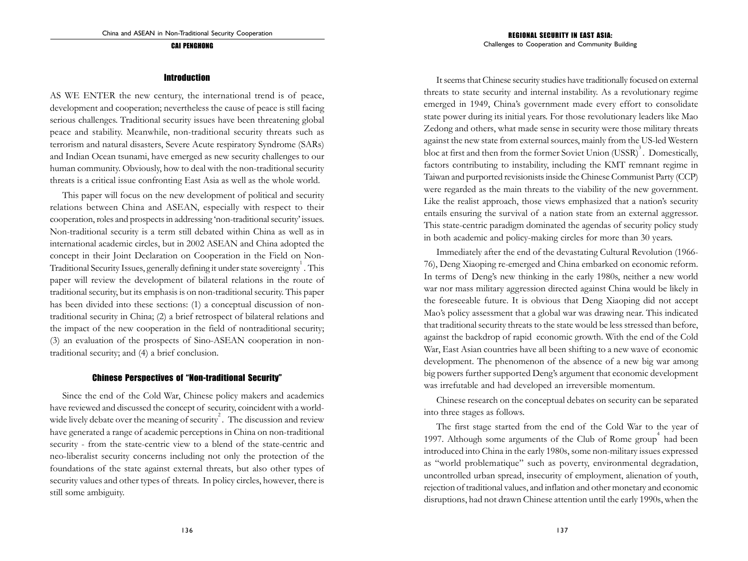## Introduction

AS WE ENTER the new century, the international trend is of peace, development and cooperation; nevertheless the cause of peace is still facing serious challenges. Traditional security issues have been threatening global peace and stability. Meanwhile, non-traditional security threats such as terrorism and natural disasters, Severe Acute respiratory Syndrome (SARs) and Indian Ocean tsunami, have emerged as new security challenges to our human community. Obviously, how to deal with the non-traditional security threats is a critical issue confronting East Asia as well as the whole world.

This paper will focus on the new development of political and security relations between China and ASEAN, especially with respect to their cooperation, roles and prospects in addressing 'non-traditional security' issues. Non-traditional security is a term still debated within China as well as in international academic circles, but in 2002 ASEAN and China adopted the concept in their Joint Declaration on Cooperation in the Field on Non-Traditional Security Issues, generally defining it under state sovereignty[1]. This paper will review the development of bilateral relations in the route of traditional security, but its emphasis is on non-traditional security. This paper has been divided into these sections: (1) a conceptual discussion of non-traditional security in China; (2) a brief retrospect of bilateral relations and the impact of the new cooperation in the field of nontraditional security; (3) an evaluation of the prospects of Sino-ASEAN cooperation in non-traditional security; and (4) a brief conclusion.

## Chinese Perspectives of "Non-traditional Security"

Since the end of the Cold War, Chinese policy makers and academics have reviewed and discussed the concept of security, coincident with a world-wide lively debate over the meaning of security[2]. The discussion and review have generated a range of academic perceptions in China on non-traditional security - from the state-centric view to a blend of the state-centric and neo-liberalist security concerns including not only the protection of the foundations of the state against external threats, but also other types of security values and other types of threats. In policy circles, however, there is still some ambiguity.

It seems that Chinese security studies have traditionally focused on external threats to state security and internal instability. As a revolutionary regime emerged in 1949, China's government made every effort to consolidate state power during its initial years. For those revolutionary leaders like Mao Zedong and others, what made sense in security were those military threats against the new state from external sources, mainly from the US-led Western bloc at first and then from the former Soviet Union (USSR)[3]. Domestically, factors contributing to instability, including the KMT remnant regime in Taiwan and purported revisionists inside the Chinese Communist Party (CCP) were regarded as the main threats to the viability of the new government. Like the realist approach, those views emphasized that a nation's security entails ensuring the survival of a nation state from an external aggressor. This state-centric paradigm dominated the agendas of security policy study in both academic and policy-making circles for more than 30 years.

Immediately after the end of the devastating Cultural Revolution (1966-76), Deng Xiaoping re-emerged and China embarked on economic reform. In terms of Deng's new thinking in the early 1980s, neither a new world war nor mass military aggression directed against China would be likely in the foreseeable future. It is obvious that Deng Xiaoping did not accept Mao's policy assessment that a global war was drawing near. This indicated that traditional security threats to the state would be less stressed than before, against the backdrop of rapid economic growth. With the end of the Cold War, East Asian countries have all been shifting to a new wave of economic development. The phenomenon of the absence of a new big war among big powers further supported Deng's argument that economic development was irrefutable and had developed an irreversible momentum.

Chinese research on the conceptual debates on security can be separated into three stages as follows.

The first stage started from the end of the Cold War to the year of 1997. Although some arguments of the Club of Rome group[4] had been introduced into China in the early 1980s, some non-military issues expressed as "world problematique" such as poverty, environmental degradation, uncontrolled urban spread, insecurity of employment, alienation of youth, rejection of traditional values, and inflation and other monetary and economic disruptions, had not drawn Chinese attention until the early 1990s, when the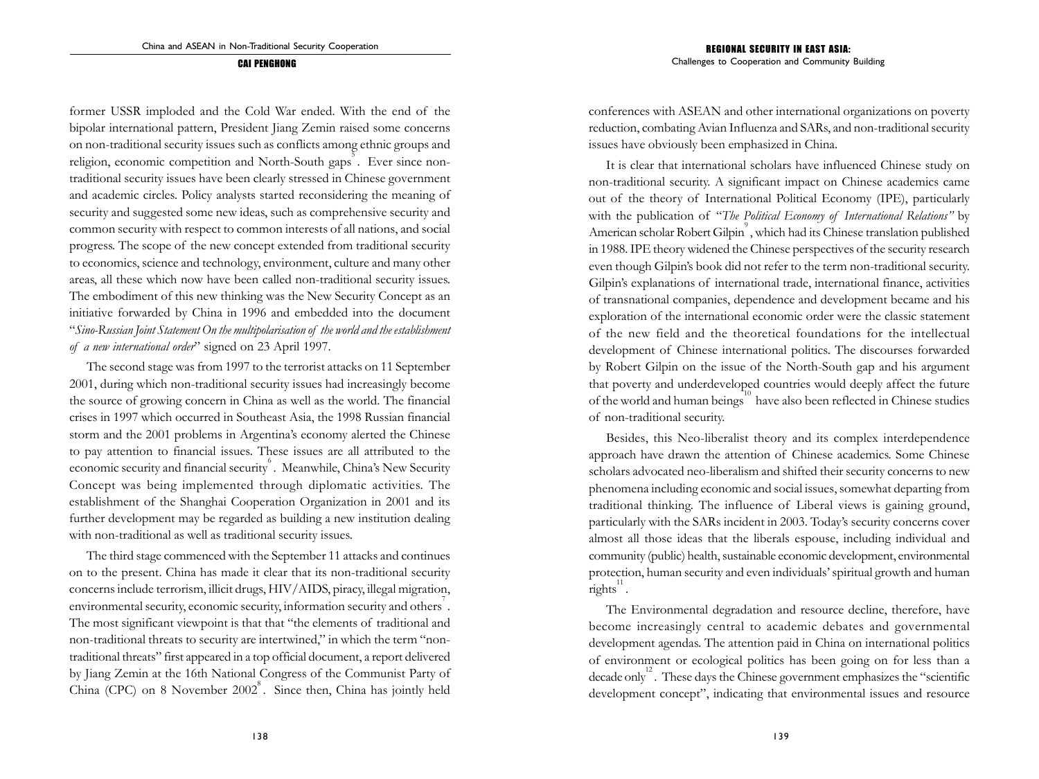former USSR imploded and the Cold War ended. With the end of the bipolar international pattern, President Jiang Zemin raised some concerns on non-traditional security issues such as conflicts among ethnic groups and religion, economic competition and North-South gaps[5]. Ever since non-traditional security issues have been clearly stressed in Chinese government and academic circles. Policy analysts started reconsidering the meaning of security and suggested some new ideas, such as comprehensive security and common security with respect to common interests of all nations, and social progress. The scope of the new concept extended from traditional security to economics, science and technology, environment, culture and many other areas, all these which now have been called non-traditional security issues. The embodiment of this new thinking was the New Security Concept as an initiative forwarded by China in 1996 and embedded into the document "*Sino-Russian Joint Statement On the multipolarisation of the world and the establishment of a new international order*" signed on 23 April 1997.

The second stage was from 1997 to the terrorist attacks on 11 September 2001, during which non-traditional security issues had increasingly become the source of growing concern in China as well as the world. The financial crises in 1997 which occurred in Southeast Asia, the 1998 Russian financial storm and the 2001 problems in Argentina's economy alerted the Chinese to pay attention to financial issues. These issues are all attributed to the economic security and financial security[6]. Meanwhile, China's New Security Concept was being implemented through diplomatic activities. The establishment of the Shanghai Cooperation Organization in 2001 and its further development may be regarded as building a new institution dealing with non-traditional as well as traditional security issues.

The third stage commenced with the September 11 attacks and continues on to the present. China has made it clear that its non-traditional security concerns include terrorism, illicit drugs, HIV/AIDS, piracy, illegal migration, environmental security, economic security, information security and others[7]. The most significant viewpoint is that that "the elements of traditional and non-traditional threats to security are intertwined," in which the term "non-traditional threats" first appeared in a top official document, a report delivered by Jiang Zemin at the 16th National Congress of the Communist Party of China (CPC) on 8 November 2002[8]. Since then, China has jointly held conferences with ASEAN and other international organizations on poverty reduction, combating Avian Influenza and SARs, and non-traditional security issues have obviously been emphasized in China.

It is clear that international scholars have influenced Chinese study on non-traditional security. A significant impact on Chinese academics came out of the theory of International Political Economy (IPE), particularly with the publication of "*The Political Economy of International Relations"* by American scholar Robert Gilpin[9], which had its Chinese translation published in 1988. IPE theory widened the Chinese perspectives of the security research even though Gilpin's book did not refer to the term non-traditional security. Gilpin's explanations of international trade, international finance, activities of transnational companies, dependence and development became and his exploration of the international economic order were the classic statement of the new field and the theoretical foundations for the intellectual development of Chinese international politics. The discourses forwarded by Robert Gilpin on the issue of the North-South gap and his argument that poverty and underdeveloped countries would deeply affect the future of the world and human beings[10] have also been reflected in Chinese studies of non-traditional security.

Besides, this Neo-liberalist theory and its complex interdependence approach have drawn the attention of Chinese academics. Some Chinese scholars advocated neo-liberalism and shifted their security concerns to new phenomena including economic and social issues, somewhat departing from traditional thinking. The influence of Liberal views is gaining ground, particularly with the SARs incident in 2003. Today's security concerns cover almost all those ideas that the liberals espouse, including individual and community (public) health, sustainable economic development, environmental protection, human security and even individuals' spiritual growth and human rights[11].

The Environmental degradation and resource decline, therefore, have become increasingly central to academic debates and governmental development agendas. The attention paid in China on international politics of environment or ecological politics has been going on for less than a decade only[12]. These days the Chinese government emphasizes the "scientific development concept", indicating that environmental issues and resource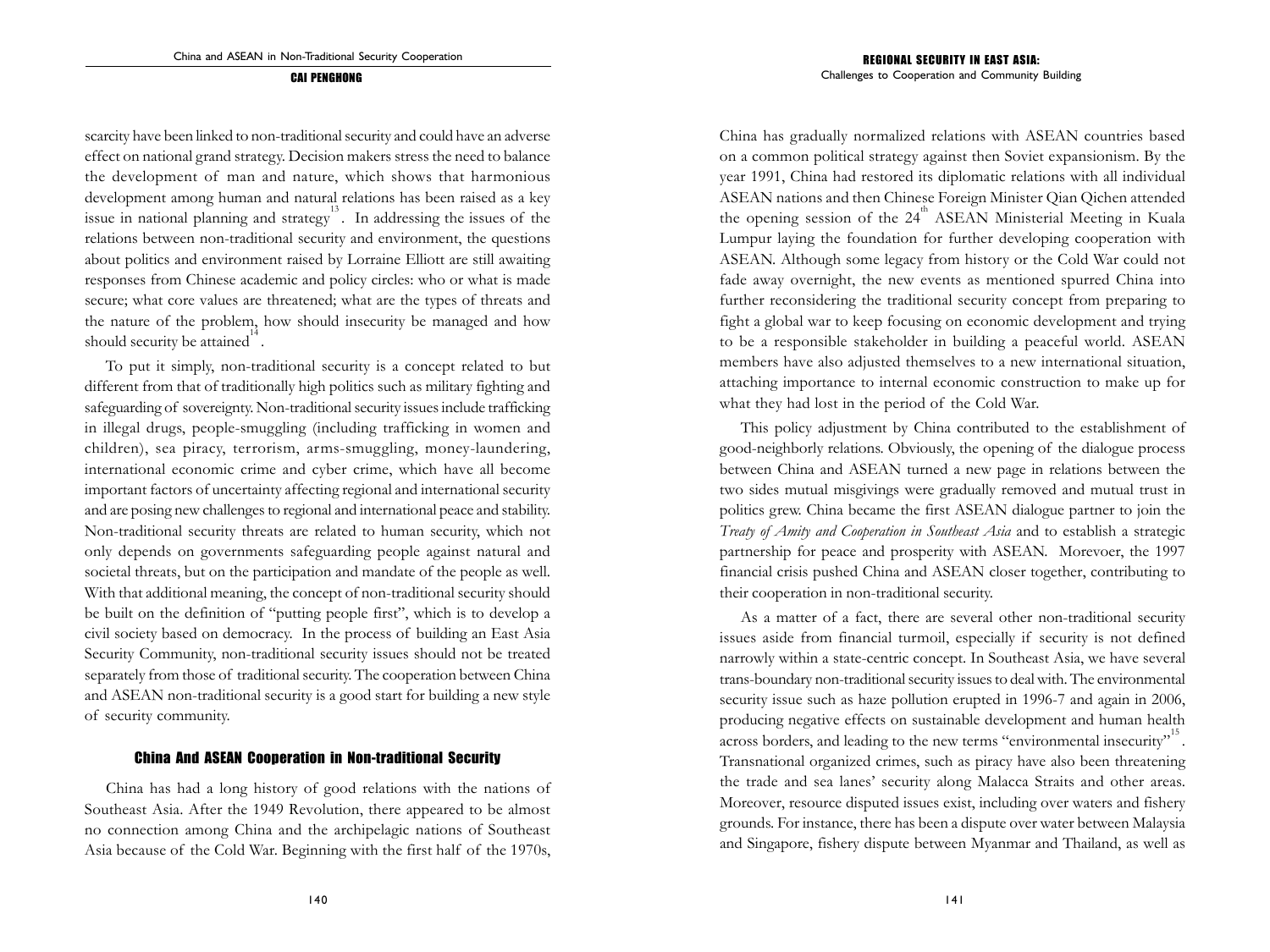scarcity have been linked to non-traditional security and could have an adverse effect on national grand strategy. Decision makers stress the need to balance the development of man and nature, which shows that harmonious development among human and natural relations has been raised as a key issue in national planning and strategy[13]. In addressing the issues of the relations between non-traditional security and environment, the questions about politics and environment raised by Lorraine Elliott are still awaiting responses from Chinese academic and policy circles: who or what is made secure; what core values are threatened; what are the types of threats and the nature of the problem, how should insecurity be managed and how should security be attained[14].

To put it simply, non-traditional security is a concept related to but different from that of traditionally high politics such as military fighting and safeguarding of sovereignty. Non-traditional security issues include trafficking in illegal drugs, people-smuggling (including trafficking in women and children), sea piracy, terrorism, arms-smuggling, money-laundering, international economic crime and cyber crime, which have all become important factors of uncertainty affecting regional and international security and are posing new challenges to regional and international peace and stability. Non-traditional security threats are related to human security, which not only depends on governments safeguarding people against natural and societal threats, but on the participation and mandate of the people as well. With that additional meaning, the concept of non-traditional security should be built on the definition of "putting people first", which is to develop a civil society based on democracy. In the process of building an East Asia Security Community, non-traditional security issues should not be treated separately from those of traditional security. The cooperation between China and ASEAN non-traditional security is a good start for building a new style of security community.

## China And ASEAN Cooperation in Non-traditional Security

China has had a long history of good relations with the nations of Southeast Asia. After the 1949 Revolution, there appeared to be almost no connection among China and the archipelagic nations of Southeast Asia because of the Cold War. Beginning with the first half of the 1970s, China has gradually normalized relations with ASEAN countries based on a common political strategy against then Soviet expansionism. By the year 1991, China had restored its diplomatic relations with all individual ASEAN nations and then Chinese Foreign Minister Qian Qichen attended the opening session of the 24th ASEAN Ministerial Meeting in Kuala Lumpur laying the foundation for further developing cooperation with ASEAN. Although some legacy from history or the Cold War could not fade away overnight, the new events as mentioned spurred China into further reconsidering the traditional security concept from preparing to fight a global war to keep focusing on economic development and trying to be a responsible stakeholder in building a peaceful world. ASEAN members have also adjusted themselves to a new international situation, attaching importance to internal economic construction to make up for what they had lost in the period of the Cold War.

This policy adjustment by China contributed to the establishment of good-neighborly relations. Obviously, the opening of the dialogue process between China and ASEAN turned a new page in relations between the two sides mutual misgivings were gradually removed and mutual trust in politics grew. China became the first ASEAN dialogue partner to join the *Treaty of Amity and Cooperation in Southeast Asia* and to establish a strategic partnership for peace and prosperity with ASEAN. Morevoer, the 1997 financial crisis pushed China and ASEAN closer together, contributing to their cooperation in non-traditional security.

As a matter of a fact, there are several other non-traditional security issues aside from financial turmoil, especially if security is not defined narrowly within a state-centric concept. In Southeast Asia, we have several trans-boundary non-traditional security issues to deal with. The environmental security issue such as haze pollution erupted in 1996-7 and again in 2006, producing negative effects on sustainable development and human health across borders, and leading to the new terms "environmental insecurity"[15]. Transnational organized crimes, such as piracy have also been threatening the trade and sea lanes' security along Malacca Straits and other areas. Moreover, resource disputed issues exist, including over waters and fishery grounds. For instance, there has been a dispute over water between Malaysia and Singapore, fishery dispute between Myanmar and Thailand, as well as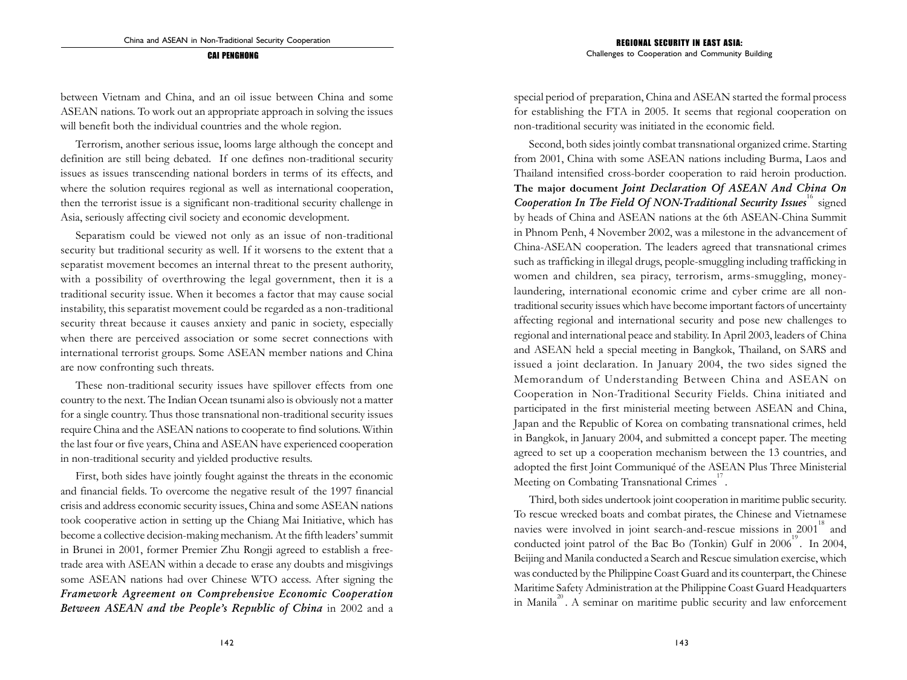between Vietnam and China, and an oil issue between China and some ASEAN nations. To work out an appropriate approach in solving the issues will benefit both the individual countries and the whole region.

Terrorism, another serious issue, looms large although the concept and definition are still being debated. If one defines non-traditional security issues as issues transcending national borders in terms of its effects, and where the solution requires regional as well as international cooperation, then the terrorist issue is a significant non-traditional security challenge in Asia, seriously affecting civil society and economic development.

Separatism could be viewed not only as an issue of non-traditional security but traditional security as well. If it worsens to the extent that a separatist movement becomes an internal threat to the present authority, with a possibility of overthrowing the legal government, then it is a traditional security issue. When it becomes a factor that may cause social instability, this separatist movement could be regarded as a non-traditional security threat because it causes anxiety and panic in society, especially when there are perceived association or some secret connections with international terrorist groups. Some ASEAN member nations and China are now confronting such threats.

These non-traditional security issues have spillover effects from one country to the next. The Indian Ocean tsunami also is obviously not a matter for a single country. Thus those transnational non-traditional security issues require China and the ASEAN nations to cooperate to find solutions. Within the last four or five years, China and ASEAN have experienced cooperation in non-traditional security and yielded productive results.

First, both sides have jointly fought against the threats in the economic and financial fields. To overcome the negative result of the 1997 financial crisis and address economic security issues, China and some ASEAN nations took cooperative action in setting up the Chiang Mai Initiative, which has become a collective decision-making mechanism. At the fifth leaders' summit in Brunei in 2001, former Premier Zhu Rongji agreed to establish a free-trade area with ASEAN within a decade to erase any doubts and misgivings some ASEAN nations had over Chinese WTO access. After signing the ***Framework Agreement on Comprehensive Economic Cooperation Between ASEAN and the People's Republic of China*** in 2002 and a special period of preparation, China and ASEAN started the formal process for establishing the FTA in 2005. It seems that regional cooperation on non-traditional security was initiated in the economic field.

Second, both sides jointly combat transnational organized crime. Starting from 2001, China with some ASEAN nations including Burma, Laos and Thailand intensified cross-border cooperation to raid heroin production. **The major document *Joint Declaration Of ASEAN And China On Cooperation In The Field Of NON-Traditional Security Issues*** [16] signed by heads of China and ASEAN nations at the 6th ASEAN-China Summit in Phnom Penh, 4 November 2002, was a milestone in the advancement of China-ASEAN cooperation. The leaders agreed that transnational crimes such as trafficking in illegal drugs, people-smuggling including trafficking in women and children, sea piracy, terrorism, arms-smuggling, money-laundering, international economic crime and cyber crime are all non-traditional security issues which have become important factors of uncertainty affecting regional and international security and pose new challenges to regional and international peace and stability. In April 2003, leaders of China and ASEAN held a special meeting in Bangkok, Thailand, on SARS and issued a joint declaration. In January 2004, the two sides signed the Memorandum of Understanding Between China and ASEAN on Cooperation in Non-Traditional Security Fields. China initiated and participated in the first ministerial meeting between ASEAN and China, Japan and the Republic of Korea on combating transnational crimes, held in Bangkok, in January 2004, and submitted a concept paper. The meeting agreed to set up a cooperation mechanism between the 13 countries, and adopted the first Joint Communiqué of the ASEAN Plus Three Ministerial Meeting on Combating Transnational Crimes[17].

Third, both sides undertook joint cooperation in maritime public security. To rescue wrecked boats and combat pirates, the Chinese and Vietnamese navies were involved in joint search-and-rescue missions in 2001[18] and conducted joint patrol of the Bac Bo (Tonkin) Gulf in 2006[19]. In 2004, Beijing and Manila conducted a Search and Rescue simulation exercise, which was conducted by the Philippine Coast Guard and its counterpart, the Chinese Maritime Safety Administration at the Philippine Coast Guard Headquarters in Manila[20]. A seminar on maritime public security and law enforcement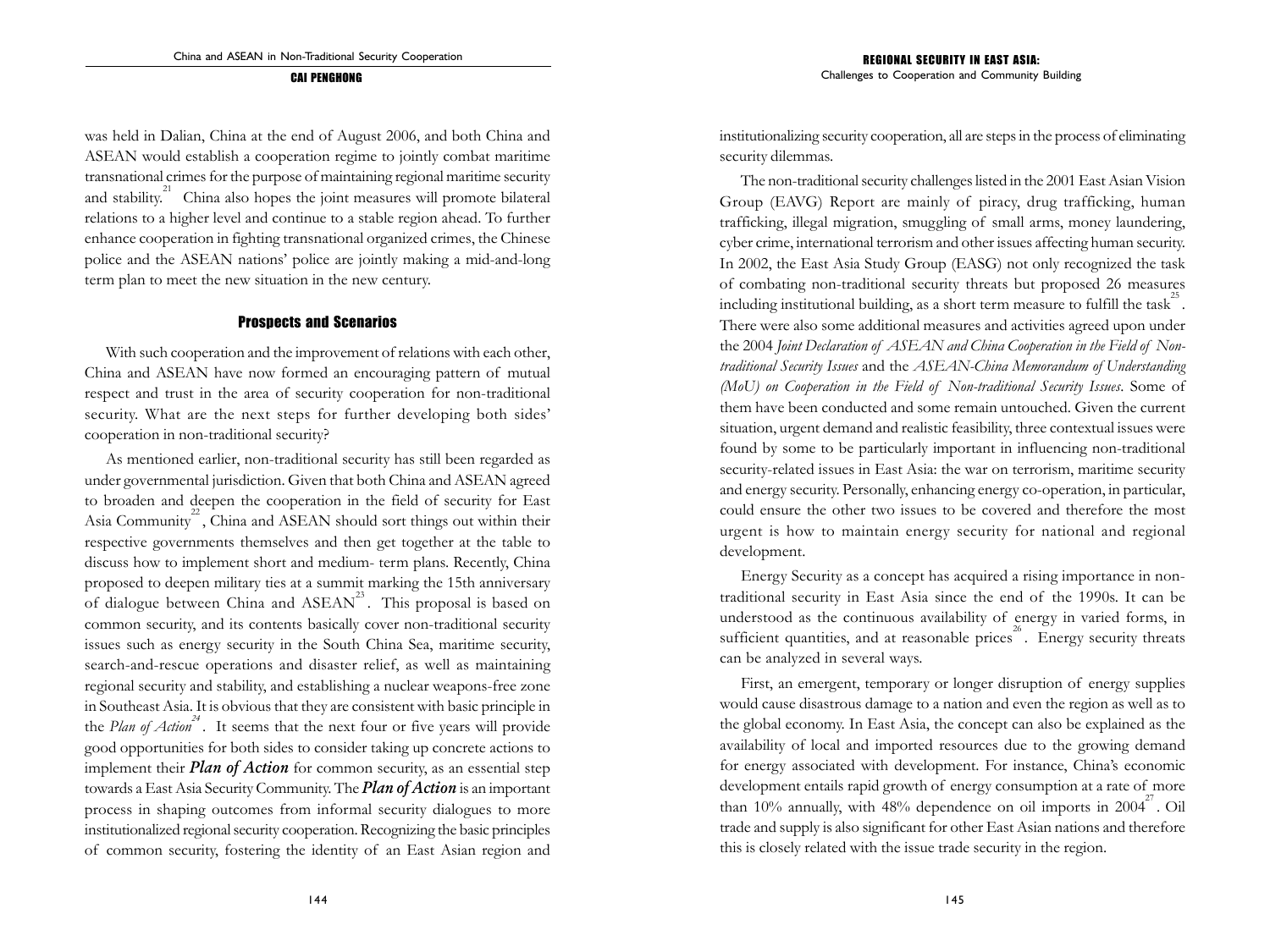was held in Dalian, China at the end of August 2006, and both China and ASEAN would establish a cooperation regime to jointly combat maritime transnational crimes for the purpose of maintaining regional maritime security and stability.[21] China also hopes the joint measures will promote bilateral relations to a higher level and continue to a stable region ahead. To further enhance cooperation in fighting transnational organized crimes, the Chinese police and the ASEAN nations' police are jointly making a mid-and-long term plan to meet the new situation in the new century.

## Prospects and Scenarios

With such cooperation and the improvement of relations with each other, China and ASEAN have now formed an encouraging pattern of mutual respect and trust in the area of security cooperation for non-traditional security. What are the next steps for further developing both sides' cooperation in non-traditional security?

As mentioned earlier, non-traditional security has still been regarded as under governmental jurisdiction. Given that both China and ASEAN agreed to broaden and deepen the cooperation in the field of security for East Asia Community[22], China and ASEAN should sort things out within their respective governments themselves and then get together at the table to discuss how to implement short and medium- term plans. Recently, China proposed to deepen military ties at a summit marking the 15th anniversary of dialogue between China and ASEAN[23]. This proposal is based on common security, and its contents basically cover non-traditional security issues such as energy security in the South China Sea, maritime security, search-and-rescue operations and disaster relief, as well as maintaining regional security and stability, and establishing a nuclear weapons-free zone in Southeast Asia. It is obvious that they are consistent with basic principle in the *Plan of Action*[24]. It seems that the next four or five years will provide good opportunities for both sides to consider taking up concrete actions to implement their ***Plan of Action*** for common security, as an essential step towards a East Asia Security Community. The ***Plan of Action*** is an important process in shaping outcomes from informal security dialogues to more institutionalized regional security cooperation. Recognizing the basic principles of common security, fostering the identity of an East Asian region and institutionalizing security cooperation, all are steps in the process of eliminating security dilemmas.

The non-traditional security challenges listed in the 2001 East Asian Vision Group (EAVG) Report are mainly of piracy, drug trafficking, human trafficking, illegal migration, smuggling of small arms, money laundering, cyber crime, international terrorism and other issues affecting human security. In 2002, the East Asia Study Group (EASG) not only recognized the task of combating non-traditional security threats but proposed 26 measures including institutional building, as a short term measure to fulfill the task[25]. There were also some additional measures and activities agreed upon under the 2004 *Joint Declaration of ASEAN and China Cooperation in the Field of Non-traditional Security Issues* and the *ASEAN-China Memorandum of Understanding (MoU) on Cooperation in the Field of Non-traditional Security Issues*. Some of them have been conducted and some remain untouched. Given the current situation, urgent demand and realistic feasibility, three contextual issues were found by some to be particularly important in influencing non-traditional security-related issues in East Asia: the war on terrorism, maritime security and energy security. Personally, enhancing energy co-operation, in particular, could ensure the other two issues to be covered and therefore the most urgent is how to maintain energy security for national and regional development.

Energy Security as a concept has acquired a rising importance in non-traditional security in East Asia since the end of the 1990s. It can be understood as the continuous availability of energy in varied forms, in sufficient quantities, and at reasonable prices[26]. Energy security threats can be analyzed in several ways.

First, an emergent, temporary or longer disruption of energy supplies would cause disastrous damage to a nation and even the region as well as to the global economy. In East Asia, the concept can also be explained as the availability of local and imported resources due to the growing demand for energy associated with development. For instance, China's economic development entails rapid growth of energy consumption at a rate of more than 10% annually, with 48% dependence on oil imports in 2004[27]. Oil trade and supply is also significant for other East Asian nations and therefore this is closely related with the issue trade security in the region.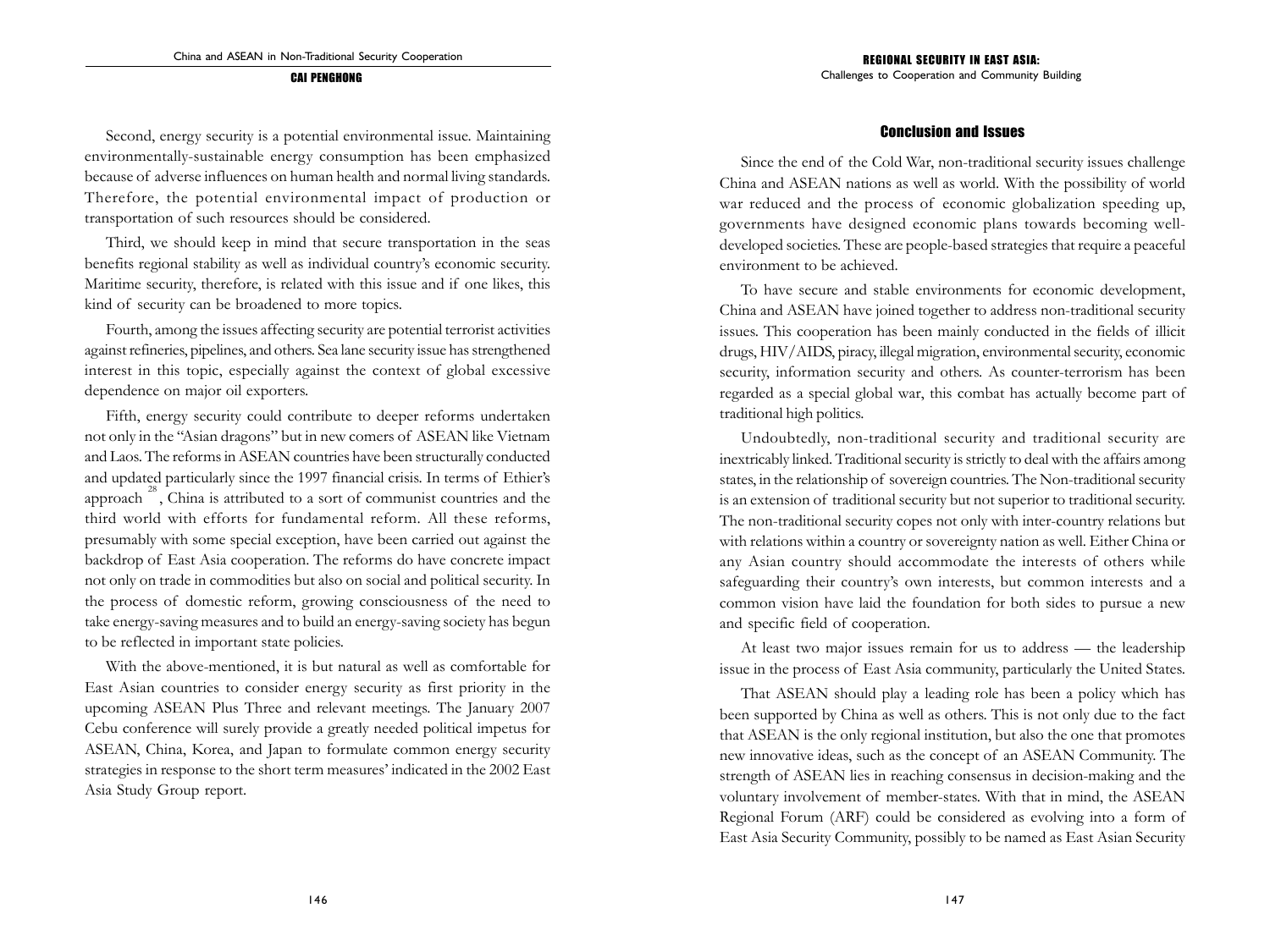Second, energy security is a potential environmental issue. Maintaining environmentally-sustainable energy consumption has been emphasized because of adverse influences on human health and normal living standards. Therefore, the potential environmental impact of production or transportation of such resources should be considered.

Third, we should keep in mind that secure transportation in the seas benefits regional stability as well as individual country's economic security. Maritime security, therefore, is related with this issue and if one likes, this kind of security can be broadened to more topics.

Fourth, among the issues affecting security are potential terrorist activities against refineries, pipelines, and others. Sea lane security issue has strengthened interest in this topic, especially against the context of global excessive dependence on major oil exporters.

Fifth, energy security could contribute to deeper reforms undertaken not only in the "Asian dragons" but in new comers of ASEAN like Vietnam and Laos. The reforms in ASEAN countries have been structurally conducted and updated particularly since the 1997 financial crisis. In terms of Ethier's approach [28], China is attributed to a sort of communist countries and the third world with efforts for fundamental reform. All these reforms, presumably with some special exception, have been carried out against the backdrop of East Asia cooperation. The reforms do have concrete impact not only on trade in commodities but also on social and political security. In the process of domestic reform, growing consciousness of the need to take energy-saving measures and to build an energy-saving society has begun to be reflected in important state policies.

With the above-mentioned, it is but natural as well as comfortable for East Asian countries to consider energy security as first priority in the upcoming ASEAN Plus Three and relevant meetings. The January 2007 Cebu conference will surely provide a greatly needed political impetus for ASEAN, China, Korea, and Japan to formulate common energy security strategies in response to the short term measures' indicated in the 2002 East Asia Study Group report.

## Conclusion and Issues

Since the end of the Cold War, non-traditional security issues challenge China and ASEAN nations as well as world. With the possibility of world war reduced and the process of economic globalization speeding up, governments have designed economic plans towards becoming well-developed societies. These are people-based strategies that require a peaceful environment to be achieved.

To have secure and stable environments for economic development, China and ASEAN have joined together to address non-traditional security issues. This cooperation has been mainly conducted in the fields of illicit drugs, HIV/AIDS, piracy, illegal migration, environmental security, economic security, information security and others. As counter-terrorism has been regarded as a special global war, this combat has actually become part of traditional high politics.

Undoubtedly, non-traditional security and traditional security are inextricably linked. Traditional security is strictly to deal with the affairs among states, in the relationship of sovereign countries. The Non-traditional security is an extension of traditional security but not superior to traditional security. The non-traditional security copes not only with inter-country relations but with relations within a country or sovereignty nation as well. Either China or any Asian country should accommodate the interests of others while safeguarding their country's own interests, but common interests and a common vision have laid the foundation for both sides to pursue a new and specific field of cooperation.

At least two major issues remain for us to address — the leadership issue in the process of East Asia community, particularly the United States.

That ASEAN should play a leading role has been a policy which has been supported by China as well as others. This is not only due to the fact that ASEAN is the only regional institution, but also the one that promotes new innovative ideas, such as the concept of an ASEAN Community. The strength of ASEAN lies in reaching consensus in decision-making and the voluntary involvement of member-states. With that in mind, the ASEAN Regional Forum (ARF) could be considered as evolving into a form of East Asia Security Community, possibly to be named as East Asian Security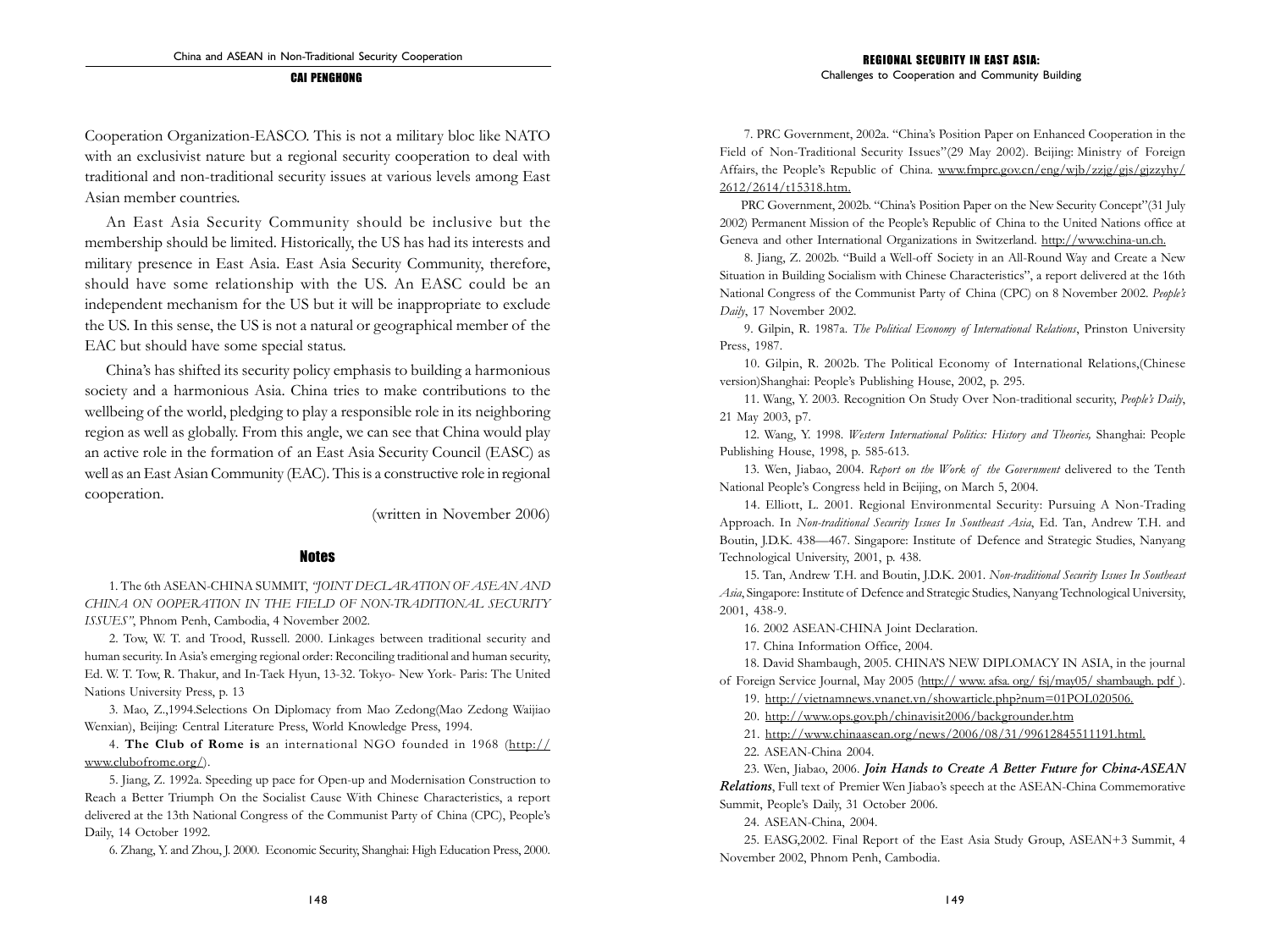Cooperation Organization-EASCO. This is not a military bloc like NATO with an exclusivist nature but a regional security cooperation to deal with traditional and non-traditional security issues at various levels among East Asian member countries.

An East Asia Security Community should be inclusive but the membership should be limited. Historically, the US has had its interests and military presence in East Asia. East Asia Security Community, therefore, should have some relationship with the US. An EASC could be an independent mechanism for the US but it will be inappropriate to exclude the US. In this sense, the US is not a natural or geographical member of the EAC but should have some special status.

China's has shifted its security policy emphasis to building a harmonious society and a harmonious Asia. China tries to make contributions to the wellbeing of the world, pledging to play a responsible role in its neighboring region as well as globally. From this angle, we can see that China would play an active role in the formation of an East Asia Security Council (EASC) as well as an East Asian Community (EAC). This is a constructive role in regional cooperation.

(written in November 2006)

## Notes

1. The 6th ASEAN-CHINA SUMMIT, *"JOINT DECLARATION OF ASEAN AND CHINA ON OOPERATION IN THE FIELD OF NON-TRADITIONAL SECURITY ISSUES"*, Phnom Penh, Cambodia, 4 November 2002.

2. Tow, W. T. and Trood, Russell. 2000. Linkages between traditional security and human security. In Asia's emerging regional order: Reconciling traditional and human security, Ed. W. T. Tow, R. Thakur, and In-Taek Hyun, 13-32. Tokyo- New York- Paris: The United Nations University Press, p. 13

3. Mao, Z.,1994.Selections On Diplomacy from Mao Zedong(Mao Zedong Waijiao Wenxian), Beijing: Central Literature Press, World Knowledge Press, 1994.

4. **The Club of Rome is** an international NGO founded in 1968 (http://www.clubofrome.org/).

5. Jiang, Z. 1992a. Speeding up pace for Open-up and Modernisation Construction to Reach a Better Triumph On the Socialist Cause With Chinese Characteristics, a report delivered at the 13th National Congress of the Communist Party of China (CPC), People's Daily, 14 October 1992.

6. Zhang, Y. and Zhou, J. 2000. Economic Security, Shanghai: High Education Press, 2000.

7. PRC Government, 2002a. "China's Position Paper on Enhanced Cooperation in the Field of Non-Traditional Security Issues"(29 May 2002). Beijing: Ministry of Foreign Affairs, the People's Republic of China. www.fmprc.gov.cn/eng/wjb/zzjg/gjs/gjzzyhy/2612/2614/t15318.htm.

PRC Government, 2002b. "China's Position Paper on the New Security Concept"(31 July 2002) Permanent Mission of the People's Republic of China to the United Nations office at Geneva and other International Organizations in Switzerland. http://www.china-un.ch.

8. Jiang, Z. 2002b. "Build a Well-off Society in an All-Round Way and Create a New Situation in Building Socialism with Chinese Characteristics", a report delivered at the 16th National Congress of the Communist Party of China (CPC) on 8 November 2002. *People's Daily*, 17 November 2002.

9. Gilpin, R. 1987a. *The Political Economy of International Relations*, Prinston University Press, 1987.

10. Gilpin, R. 2002b. The Political Economy of International Relations,(Chinese version)Shanghai: People's Publishing House, 2002, p. 295.

11. Wang, Y. 2003. Recognition On Study Over Non-traditional security, *People's Daily*, 21 May 2003, p7.

12. Wang, Y. 1998. *Western International Politics: History and Theories,* Shanghai: People Publishing House, 1998, p. 585-613.

13. Wen, Jiabao, 2004. *Report on the Work of the Government* delivered to the Tenth National People's Congress held in Beijing, on March 5, 2004.

14. Elliott, L. 2001. Regional Environmental Security: Pursuing A Non-Trading Approach. In *Non-traditional Security Issues In Southeast Asia*, Ed. Tan, Andrew T.H. and Boutin, J.D.K. 438—467. Singapore: Institute of Defence and Strategic Studies, Nanyang Technological University, 2001, p. 438.

15. Tan, Andrew T.H. and Boutin, J.D.K. 2001. *Non-traditional Security Issues In Southeast Asia*, Singapore: Institute of Defence and Strategic Studies, Nanyang Technological University, 2001, 438-9.

16. 2002 ASEAN-CHINA Joint Declaration.

17. China Information Office, 2004.

18. David Shambaugh, 2005. CHINA'S NEW DIPLOMACY IN ASIA, in the journal of Foreign Service Journal, May 2005 (http:// www. afsa. org/ fsj/may05/ shambaugh. pdf ).

19. http://vietnamnews.vnanet.vn/showarticle.php?num=01POL020506.

20. http://www.ops.gov.ph/chinavisit2006/backgrounder.htm

21. http://www.chinaasean.org/news/2006/08/31/99612845511191.html.

22. ASEAN-China 2004.

23. Wen, Jiabao, 2006. ***Join Hands to Create A Better Future for China-ASEAN Relations***, Full text of Premier Wen Jiabao's speech at the ASEAN-China Commemorative Summit, People's Daily, 31 October 2006.

24. ASEAN-China, 2004.

25. EASG,2002. Final Report of the East Asia Study Group, ASEAN+3 Summit, 4 November 2002, Phnom Penh, Cambodia.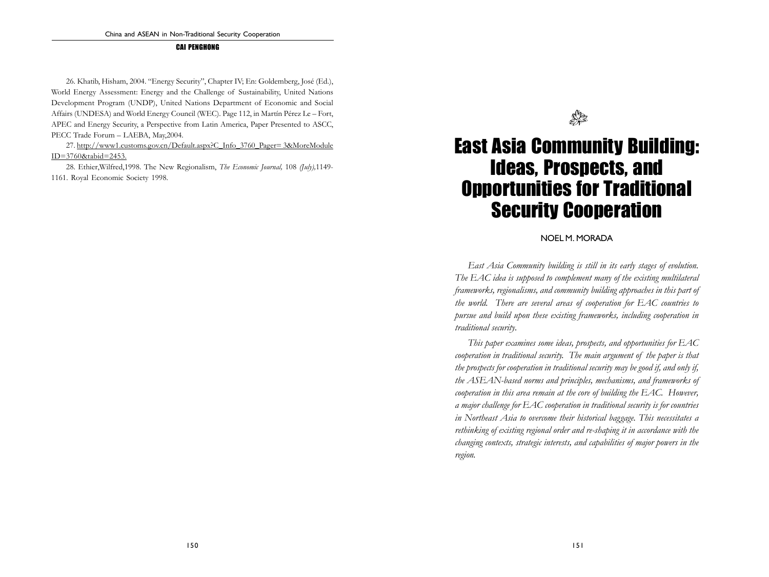26. Khatib, Hisham, 2004. "Energy Security", Chapter IV; En: Goldemberg, José (Ed.), World Energy Assessment: Energy and the Challenge of Sustainability, United Nations Development Program (UNDP), United Nations Department of Economic and Social Affairs (UNDESA) and World Energy Council (WEC). Page 112, in Martín Pérez Le – Fort, APEC and Energy Security, a Perspective from Latin America, Paper Presented to ASCC, PECC Trade Forum – LAEBA, May,2004.

27. http://www1.customs.gov.cn/Default.aspx?C_Info_3760_Pager= 3&MoreModule ID=3760&tabid=2453.

28. Ethier,Wilfred,1998. The New Regionalism, *The Economic Journal,* 108 *(July),*1149-1161. Royal Economic Society 1998.

# East Asia Community Building: Ideas, Prospects, and Opportunities for Traditional Security Cooperation

NOEL M. MORADA

*East Asia Community building is still in its early stages of evolution. The EAC idea is supposed to complement many of the existing multilateral frameworks, regionalisms, and community building approaches in this part of the world. There are several areas of cooperation for EAC countries to pursue and build upon these existing frameworks, including cooperation in traditional security.*

*This paper examines some ideas, prospects, and opportunities for EAC cooperation in traditional security. The main argument of the paper is that the prospects for cooperation in traditional security may be good if, and only if, the ASEAN-based norms and principles, mechanisms, and frameworks of cooperation in this area remain at the core of building the EAC. However, a major challenge for EAC cooperation in traditional security is for countries in Northeast Asia to overcome their historical baggage. This necessitates a rethinking of existing regional order and re-shaping it in accordance with the changing contexts, strategic interests, and capabilities of major powers in the region.*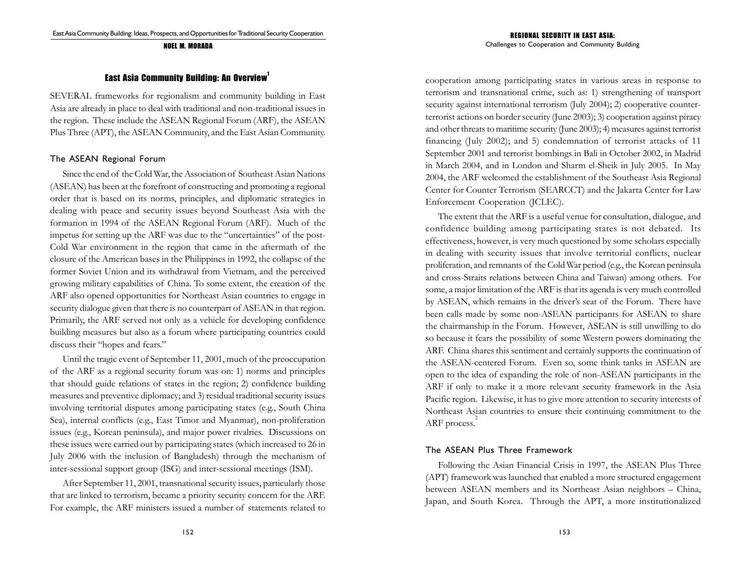## East Asia Community Building: An Overview[1]

SEVERAL frameworks for regionalism and community building in East Asia are already in place to deal with traditional and non-traditional issues in the region. These include the ASEAN Regional Forum (ARF), the ASEAN Plus Three (APT), the ASEAN Community, and the East Asian Community.

### The ASEAN Regional Forum

Since the end of the Cold War, the Association of Southeast Asian Nations (ASEAN) has been at the forefront of constructing and promoting a regional order that is based on its norms, principles, and diplomatic strategies in dealing with peace and security issues beyond Southeast Asia with the formation in 1994 of the ASEAN Regional Forum (ARF). Much of the impetus for setting up the ARF was due to the "uncertainties" of the post-Cold War environment in the region that came in the aftermath of the closure of the American bases in the Philippines in 1992, the collapse of the former Soviet Union and its withdrawal from Vietnam, and the perceived growing military capabilities of China. To some extent, the creation of the ARF also opened opportunities for Northeast Asian countries to engage in security dialogue given that there is no counterpart of ASEAN in that region. Primarily, the ARF served not only as a vehicle for developing confidence building measures but also as a forum where participating countries could discuss their "hopes and fears."

Until the tragic event of September 11, 2001, much of the preoccupation of the ARF as a regional security forum was on: 1) norms and principles that should guide relations of states in the region; 2) confidence building measures and preventive diplomacy; and 3) residual traditional security issues involving territorial disputes among participating states (e.g., South China Sea), internal conflicts (e.g., East Timor and Myanmar), non-proliferation issues (e.g., Korean peninsula), and major power rivalries. Discussions on these issues were carried out by participating states (which increased to 26 in July 2006 with the inclusion of Bangladesh) through the mechanism of inter-sessional support group (ISG) and inter-sessional meetings (ISM).

After September 11, 2001, transnational security issues, particularly those that are linked to terrorism, became a priority security concern for the ARF. For example, the ARF ministers issued a number of statements related to cooperation among participating states in various areas in response to terrorism and transnational crime, such as: 1) strengthening of transport security against international terrorism (July 2004); 2) cooperative counter-terrorist actions on border security (June 2003); 3) cooperation against piracy and other threats to maritime security (June 2003); 4) measures against terrorist financing (July 2002); and 5) condemnation of terrorist attacks of 11 September 2001 and terrorist bombings in Bali in October 2002, in Madrid in March 2004, and in London and Sharm el-Sheik in July 2005. In May 2004, the ARF welcomed the establishment of the Southeast Asia Regional Center for Counter Terrorism (SEARCCT) and the Jakarta Center for Law Enforcement Cooperation (JCLEC).

The extent that the ARF is a useful venue for consultation, dialogue, and confidence building among participating states is not debated. Its effectiveness, however, is very much questioned by some scholars especially in dealing with security issues that involve territorial conflicts, nuclear proliferation, and remnants of the Cold War period (e.g., the Korean peninsula and cross-Straits relations between China and Taiwan) among others. For some, a major limitation of the ARF is that its agenda is very much controlled by ASEAN, which remains in the driver's seat of the Forum. There have been calls made by some non-ASEAN participants for ASEAN to share the chairmanship in the Forum. However, ASEAN is still unwilling to do so because it fears the possibility of some Western powers dominating the ARF. China shares this sentiment and certainly supports the continuation of the ASEAN-centered Forum. Even so, some think tanks in ASEAN are open to the idea of expanding the role of non-ASEAN participants in the ARF if only to make it a more relevant security framework in the Asia Pacific region. Likewise, it has to give more attention to security interests of Northeast Asian countries to ensure their continuing commitment to the ARF process.[2]

### The ASEAN Plus Three Framework

Following the Asian Financial Crisis in 1997, the ASEAN Plus Three (APT) framework was launched that enabled a more structured engagement between ASEAN members and its Northeast Asian neighbors – China, Japan, and South Korea. Through the APT, a more institutionalized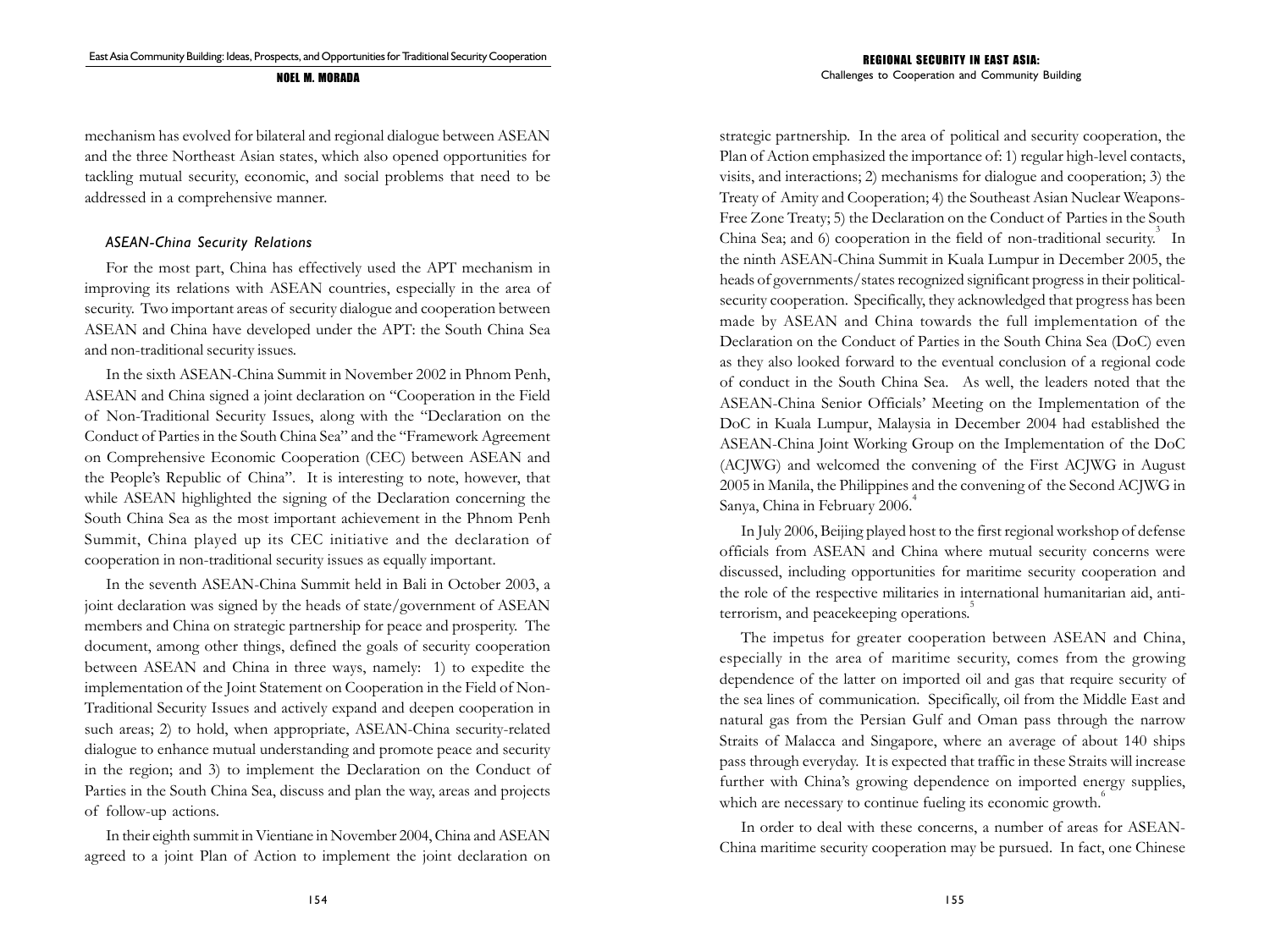mechanism has evolved for bilateral and regional dialogue between ASEAN and the three Northeast Asian states, which also opened opportunities for tackling mutual security, economic, and social problems that need to be addressed in a comprehensive manner.

### *ASEAN-China Security Relations*

For the most part, China has effectively used the APT mechanism in improving its relations with ASEAN countries, especially in the area of security. Two important areas of security dialogue and cooperation between ASEAN and China have developed under the APT: the South China Sea and non-traditional security issues.

In the sixth ASEAN-China Summit in November 2002 in Phnom Penh, ASEAN and China signed a joint declaration on "Cooperation in the Field of Non-Traditional Security Issues, along with the "Declaration on the Conduct of Parties in the South China Sea" and the "Framework Agreement on Comprehensive Economic Cooperation (CEC) between ASEAN and the People's Republic of China". It is interesting to note, however, that while ASEAN highlighted the signing of the Declaration concerning the South China Sea as the most important achievement in the Phnom Penh Summit, China played up its CEC initiative and the declaration of cooperation in non-traditional security issues as equally important.

In the seventh ASEAN-China Summit held in Bali in October 2003, a joint declaration was signed by the heads of state/government of ASEAN members and China on strategic partnership for peace and prosperity. The document, among other things, defined the goals of security cooperation between ASEAN and China in three ways, namely: 1) to expedite the implementation of the Joint Statement on Cooperation in the Field of Non-Traditional Security Issues and actively expand and deepen cooperation in such areas; 2) to hold, when appropriate, ASEAN-China security-related dialogue to enhance mutual understanding and promote peace and security in the region; and 3) to implement the Declaration on the Conduct of Parties in the South China Sea, discuss and plan the way, areas and projects of follow-up actions.

In their eighth summit in Vientiane in November 2004, China and ASEAN agreed to a joint Plan of Action to implement the joint declaration on strategic partnership. In the area of political and security cooperation, the Plan of Action emphasized the importance of: 1) regular high-level contacts, visits, and interactions; 2) mechanisms for dialogue and cooperation; 3) the Treaty of Amity and Cooperation; 4) the Southeast Asian Nuclear Weapons-Free Zone Treaty; 5) the Declaration on the Conduct of Parties in the South China Sea; and 6) cooperation in the field of non-traditional security.[3] In the ninth ASEAN-China Summit in Kuala Lumpur in December 2005, the heads of governments/states recognized significant progress in their political-security cooperation. Specifically, they acknowledged that progress has been made by ASEAN and China towards the full implementation of the Declaration on the Conduct of Parties in the South China Sea (DoC) even as they also looked forward to the eventual conclusion of a regional code of conduct in the South China Sea. As well, the leaders noted that the ASEAN-China Senior Officials' Meeting on the Implementation of the DoC in Kuala Lumpur, Malaysia in December 2004 had established the ASEAN-China Joint Working Group on the Implementation of the DoC (ACJWG) and welcomed the convening of the First ACJWG in August 2005 in Manila, the Philippines and the convening of the Second ACJWG in Sanya, China in February 2006.[4]

In July 2006, Beijing played host to the first regional workshop of defense officials from ASEAN and China where mutual security concerns were discussed, including opportunities for maritime security cooperation and the role of the respective militaries in international humanitarian aid, anti-terrorism, and peacekeeping operations.[5]

The impetus for greater cooperation between ASEAN and China, especially in the area of maritime security, comes from the growing dependence of the latter on imported oil and gas that require security of the sea lines of communication. Specifically, oil from the Middle East and natural gas from the Persian Gulf and Oman pass through the narrow Straits of Malacca and Singapore, where an average of about 140 ships pass through everyday. It is expected that traffic in these Straits will increase further with China's growing dependence on imported energy supplies, which are necessary to continue fueling its economic growth.[6]

In order to deal with these concerns, a number of areas for ASEAN-China maritime security cooperation may be pursued. In fact, one Chinese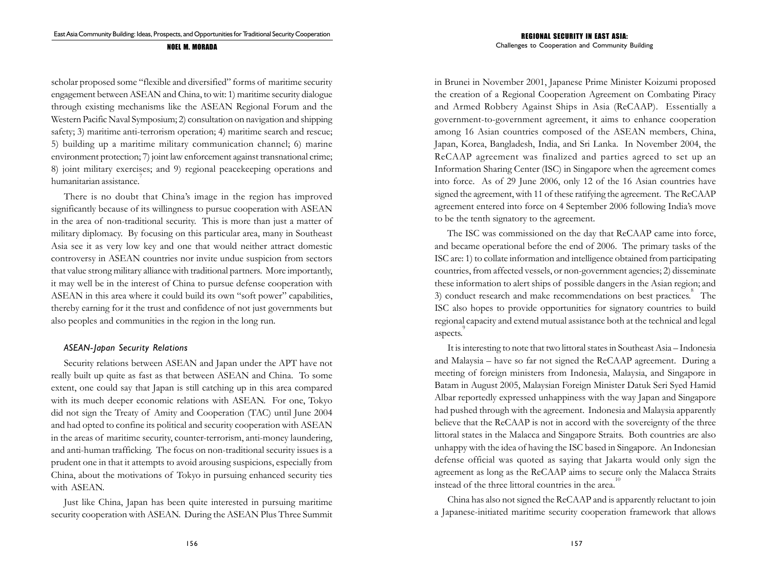scholar proposed some "flexible and diversified" forms of maritime security engagement between ASEAN and China, to wit: 1) maritime security dialogue through existing mechanisms like the ASEAN Regional Forum and the Western Pacific Naval Symposium; 2) consultation on navigation and shipping safety; 3) maritime anti-terrorism operation; 4) maritime search and rescue; 5) building up a maritime military communication channel; 6) marine environment protection; 7) joint law enforcement against transnational crime; 8) joint military exercises; and 9) regional peacekeeping operations and humanitarian assistance.[7]

There is no doubt that China's image in the region has improved significantly because of its willingness to pursue cooperation with ASEAN in the area of non-traditional security. This is more than just a matter of military diplomacy. By focusing on this particular area, many in Southeast Asia see it as very low key and one that would neither attract domestic controversy in ASEAN countries nor invite undue suspicion from sectors that value strong military alliance with traditional partners. More importantly, it may well be in the interest of China to pursue defense cooperation with ASEAN in this area where it could build its own "soft power" capabilities, thereby earning for it the trust and confidence of not just governments but also peoples and communities in the region in the long run.

### *ASEAN-Japan Security Relations*

Security relations between ASEAN and Japan under the APT have not really built up quite as fast as that between ASEAN and China. To some extent, one could say that Japan is still catching up in this area compared with its much deeper economic relations with ASEAN. For one, Tokyo did not sign the Treaty of Amity and Cooperation (TAC) until June 2004 and had opted to confine its political and security cooperation with ASEAN in the areas of maritime security, counter-terrorism, anti-money laundering, and anti-human trafficking. The focus on non-traditional security issues is a prudent one in that it attempts to avoid arousing suspicions, especially from China, about the motivations of Tokyo in pursuing enhanced security ties with ASEAN.

Just like China, Japan has been quite interested in pursuing maritime security cooperation with ASEAN. During the ASEAN Plus Three Summit in Brunei in November 2001, Japanese Prime Minister Koizumi proposed the creation of a Regional Cooperation Agreement on Combating Piracy and Armed Robbery Against Ships in Asia (ReCAAP). Essentially a government-to-government agreement, it aims to enhance cooperation among 16 Asian countries composed of the ASEAN members, China, Japan, Korea, Bangladesh, India, and Sri Lanka. In November 2004, the ReCAAP agreement was finalized and parties agreed to set up an Information Sharing Center (ISC) in Singapore when the agreement comes into force. As of 29 June 2006, only 12 of the 16 Asian countries have signed the agreement, with 11 of these ratifying the agreement. The ReCAAP agreement entered into force on 4 September 2006 following India's move to be the tenth signatory to the agreement.

The ISC was commissioned on the day that ReCAAP came into force, and became operational before the end of 2006. The primary tasks of the ISC are: 1) to collate information and intelligence obtained from participating countries, from affected vessels, or non-government agencies; 2) disseminate these information to alert ships of possible dangers in the Asian region; and 3) conduct research and make recommendations on best practices.[8] The ISC also hopes to provide opportunities for signatory countries to build regional capacity and extend mutual assistance both at the technical and legal aspects.[9]

It is interesting to note that two littoral states in Southeast Asia – Indonesia and Malaysia – have so far not signed the ReCAAP agreement. During a meeting of foreign ministers from Indonesia, Malaysia, and Singapore in Batam in August 2005, Malaysian Foreign Minister Datuk Seri Syed Hamid Albar reportedly expressed unhappiness with the way Japan and Singapore had pushed through with the agreement. Indonesia and Malaysia apparently believe that the ReCAAP is not in accord with the sovereignty of the three littoral states in the Malacca and Singapore Straits. Both countries are also unhappy with the idea of having the ISC based in Singapore. An Indonesian defense official was quoted as saying that Jakarta would only sign the agreement as long as the ReCAAP aims to secure only the Malacca Straits instead of the three littoral countries in the area.[10]

China has also not signed the ReCAAP and is apparently reluctant to join a Japanese-initiated maritime security cooperation framework that allows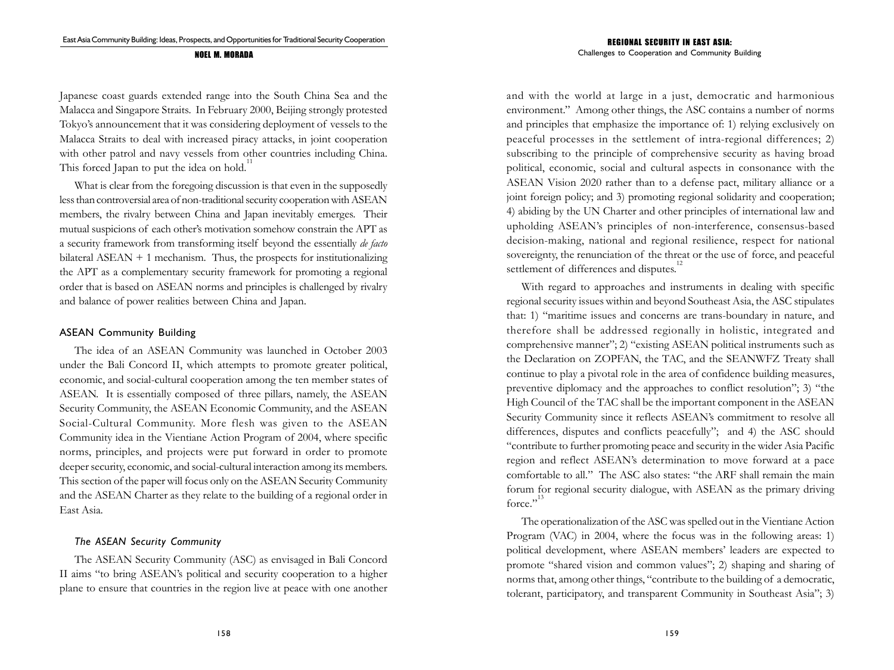Japanese coast guards extended range into the South China Sea and the Malacca and Singapore Straits. In February 2000, Beijing strongly protested Tokyo's announcement that it was considering deployment of vessels to the Malacca Straits to deal with increased piracy attacks, in joint cooperation with other patrol and navy vessels from other countries including China. This forced Japan to put the idea on hold.[11]

What is clear from the foregoing discussion is that even in the supposedly less than controversial area of non-traditional security cooperation with ASEAN members, the rivalry between China and Japan inevitably emerges. Their mutual suspicions of each other's motivation somehow constrain the APT as a security framework from transforming itself beyond the essentially *de facto* bilateral ASEAN + 1 mechanism. Thus, the prospects for institutionalizing the APT as a complementary security framework for promoting a regional order that is based on ASEAN norms and principles is challenged by rivalry and balance of power realities between China and Japan.

## ASEAN Community Building

The idea of an ASEAN Community was launched in October 2003 under the Bali Concord II, which attempts to promote greater political, economic, and social-cultural cooperation among the ten member states of ASEAN. It is essentially composed of three pillars, namely, the ASEAN Security Community, the ASEAN Economic Community, and the ASEAN Social-Cultural Community. More flesh was given to the ASEAN Community idea in the Vientiane Action Program of 2004, where specific norms, principles, and projects were put forward in order to promote deeper security, economic, and social-cultural interaction among its members. This section of the paper will focus only on the ASEAN Security Community and the ASEAN Charter as they relate to the building of a regional order in East Asia.

### *The ASEAN Security Community*

The ASEAN Security Community (ASC) as envisaged in Bali Concord II aims "to bring ASEAN's political and security cooperation to a higher plane to ensure that countries in the region live at peace with one another and with the world at large in a just, democratic and harmonious environment." Among other things, the ASC contains a number of norms and principles that emphasize the importance of: 1) relying exclusively on peaceful processes in the settlement of intra-regional differences; 2) subscribing to the principle of comprehensive security as having broad political, economic, social and cultural aspects in consonance with the ASEAN Vision 2020 rather than to a defense pact, military alliance or a joint foreign policy; and 3) promoting regional solidarity and cooperation; 4) abiding by the UN Charter and other principles of international law and upholding ASEAN's principles of non-interference, consensus-based decision-making, national and regional resilience, respect for national sovereignty, the renunciation of the threat or the use of force, and peaceful settlement of differences and disputes.[12]

With regard to approaches and instruments in dealing with specific regional security issues within and beyond Southeast Asia, the ASC stipulates that: 1) "maritime issues and concerns are trans-boundary in nature, and therefore shall be addressed regionally in holistic, integrated and comprehensive manner"; 2) "existing ASEAN political instruments such as the Declaration on ZOPFAN, the TAC, and the SEANWFZ Treaty shall continue to play a pivotal role in the area of confidence building measures, preventive diplomacy and the approaches to conflict resolution"; 3) "the High Council of the TAC shall be the important component in the ASEAN Security Community since it reflects ASEAN's commitment to resolve all differences, disputes and conflicts peacefully"; and 4) the ASC should "contribute to further promoting peace and security in the wider Asia Pacific region and reflect ASEAN's determination to move forward at a pace comfortable to all." The ASC also states: "the ARF shall remain the main forum for regional security dialogue, with ASEAN as the primary driving force."[13]

The operationalization of the ASC was spelled out in the Vientiane Action Program (VAC) in 2004, where the focus was in the following areas: 1) political development, where ASEAN members' leaders are expected to promote "shared vision and common values"; 2) shaping and sharing of norms that, among other things, "contribute to the building of a democratic, tolerant, participatory, and transparent Community in Southeast Asia"; 3)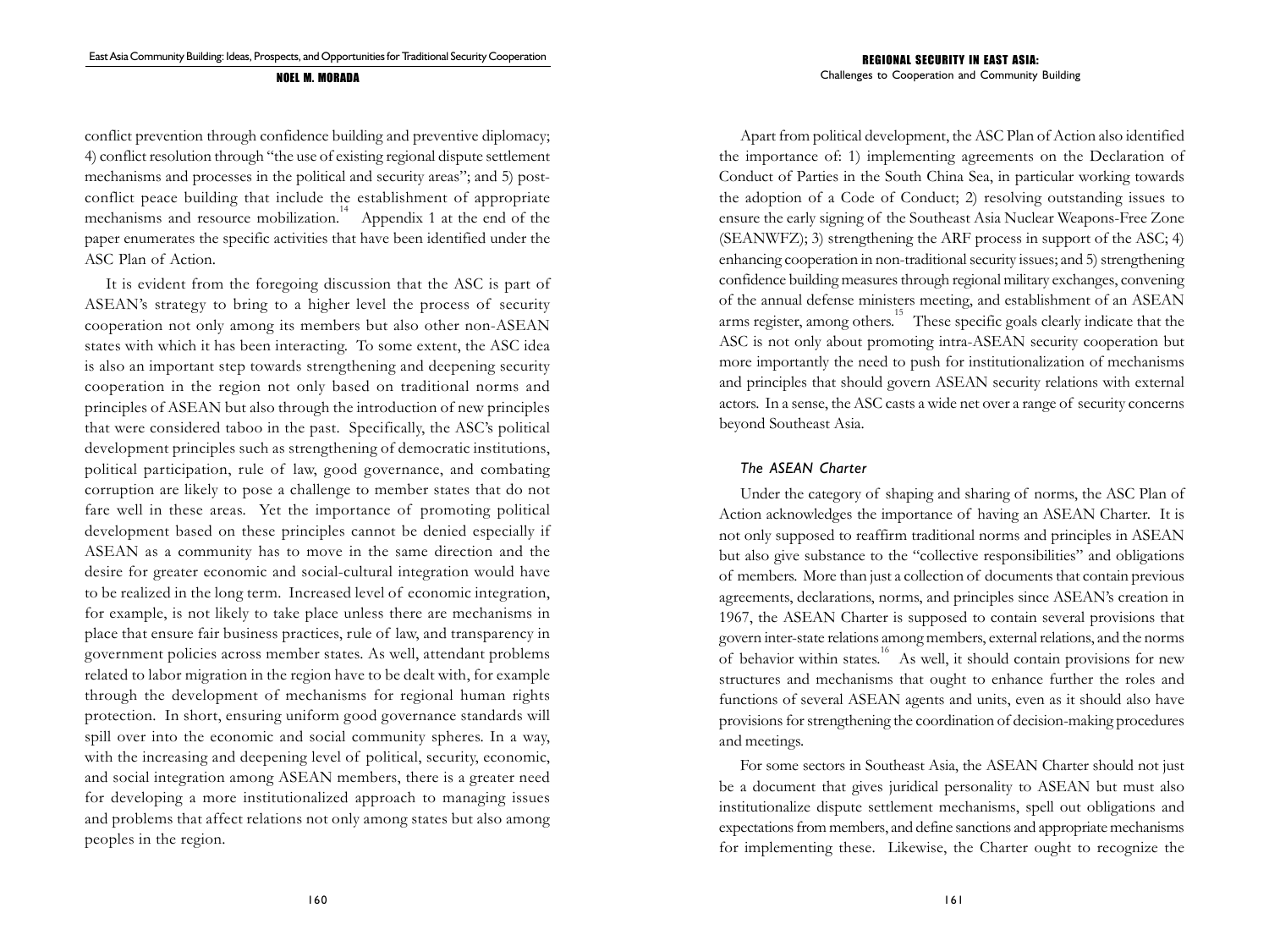conflict prevention through confidence building and preventive diplomacy; 4) conflict resolution through "the use of existing regional dispute settlement mechanisms and processes in the political and security areas"; and 5) post-conflict peace building that include the establishment of appropriate mechanisms and resource mobilization.[14] Appendix 1 at the end of the paper enumerates the specific activities that have been identified under the ASC Plan of Action.

It is evident from the foregoing discussion that the ASC is part of ASEAN's strategy to bring to a higher level the process of security cooperation not only among its members but also other non-ASEAN states with which it has been interacting. To some extent, the ASC idea is also an important step towards strengthening and deepening security cooperation in the region not only based on traditional norms and principles of ASEAN but also through the introduction of new principles that were considered taboo in the past. Specifically, the ASC's political development principles such as strengthening of democratic institutions, political participation, rule of law, good governance, and combating corruption are likely to pose a challenge to member states that do not fare well in these areas. Yet the importance of promoting political development based on these principles cannot be denied especially if ASEAN as a community has to move in the same direction and the desire for greater economic and social-cultural integration would have to be realized in the long term. Increased level of economic integration, for example, is not likely to take place unless there are mechanisms in place that ensure fair business practices, rule of law, and transparency in government policies across member states. As well, attendant problems related to labor migration in the region have to be dealt with, for example through the development of mechanisms for regional human rights protection. In short, ensuring uniform good governance standards will spill over into the economic and social community spheres. In a way, with the increasing and deepening level of political, security, economic, and social integration among ASEAN members, there is a greater need for developing a more institutionalized approach to managing issues and problems that affect relations not only among states but also among peoples in the region.

Apart from political development, the ASC Plan of Action also identified the importance of: 1) implementing agreements on the Declaration of Conduct of Parties in the South China Sea, in particular working towards the adoption of a Code of Conduct; 2) resolving outstanding issues to ensure the early signing of the Southeast Asia Nuclear Weapons-Free Zone (SEANWFZ); 3) strengthening the ARF process in support of the ASC; 4) enhancing cooperation in non-traditional security issues; and 5) strengthening confidence building measures through regional military exchanges, convening of the annual defense ministers meeting, and establishment of an ASEAN arms register, among others.[15] These specific goals clearly indicate that the ASC is not only about promoting intra-ASEAN security cooperation but more importantly the need to push for institutionalization of mechanisms and principles that should govern ASEAN security relations with external actors. In a sense, the ASC casts a wide net over a range of security concerns beyond Southeast Asia.

### *The ASEAN Charter*

Under the category of shaping and sharing of norms, the ASC Plan of Action acknowledges the importance of having an ASEAN Charter. It is not only supposed to reaffirm traditional norms and principles in ASEAN but also give substance to the "collective responsibilities" and obligations of members. More than just a collection of documents that contain previous agreements, declarations, norms, and principles since ASEAN's creation in 1967, the ASEAN Charter is supposed to contain several provisions that govern inter-state relations among members, external relations, and the norms of behavior within states.[16] As well, it should contain provisions for new structures and mechanisms that ought to enhance further the roles and functions of several ASEAN agents and units, even as it should also have provisions for strengthening the coordination of decision-making procedures and meetings.

For some sectors in Southeast Asia, the ASEAN Charter should not just be a document that gives juridical personality to ASEAN but must also institutionalize dispute settlement mechanisms, spell out obligations and expectations from members, and define sanctions and appropriate mechanisms for implementing these. Likewise, the Charter ought to recognize the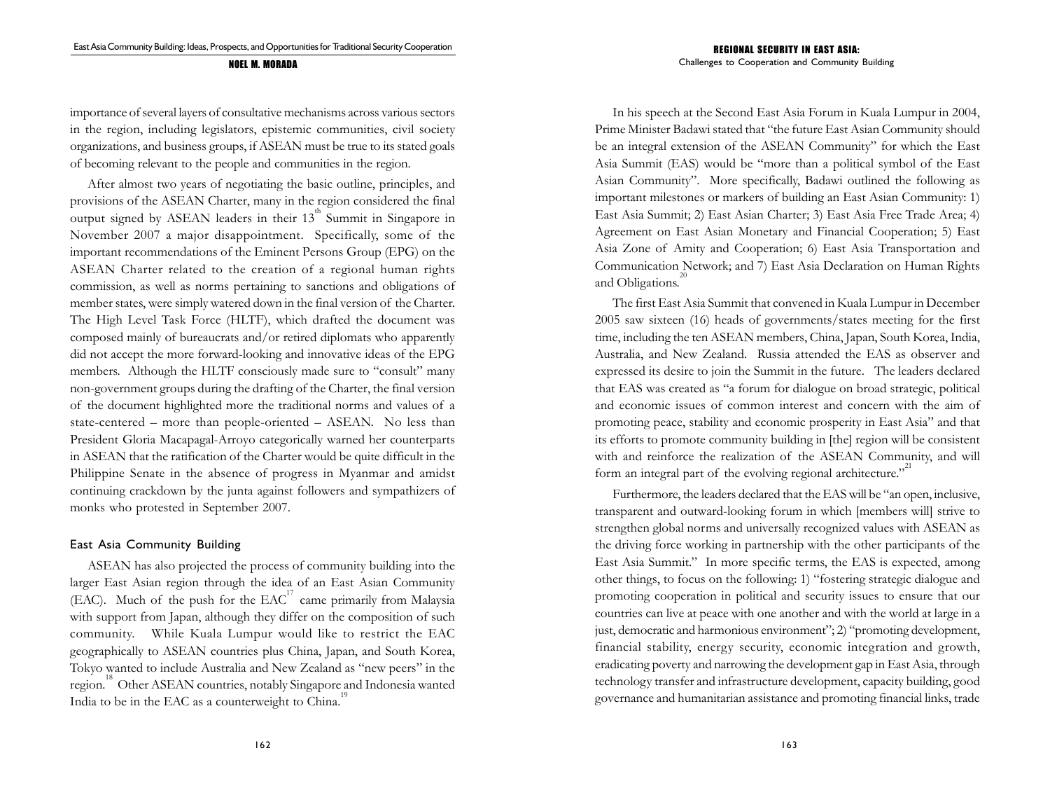importance of several layers of consultative mechanisms across various sectors in the region, including legislators, epistemic communities, civil society organizations, and business groups, if ASEAN must be true to its stated goals of becoming relevant to the people and communities in the region.

After almost two years of negotiating the basic outline, principles, and provisions of the ASEAN Charter, many in the region considered the final output signed by ASEAN leaders in their 13th Summit in Singapore in November 2007 a major disappointment. Specifically, some of the important recommendations of the Eminent Persons Group (EPG) on the ASEAN Charter related to the creation of a regional human rights commission, as well as norms pertaining to sanctions and obligations of member states, were simply watered down in the final version of the Charter. The High Level Task Force (HLTF), which drafted the document was composed mainly of bureaucrats and/or retired diplomats who apparently did not accept the more forward-looking and innovative ideas of the EPG members. Although the HLTF consciously made sure to "consult" many non-government groups during the drafting of the Charter, the final version of the document highlighted more the traditional norms and values of a state-centered – more than people-oriented – ASEAN. No less than President Gloria Macapagal-Arroyo categorically warned her counterparts in ASEAN that the ratification of the Charter would be quite difficult in the Philippine Senate in the absence of progress in Myanmar and amidst continuing crackdown by the junta against followers and sympathizers of monks who protested in September 2007.

## East Asia Community Building

ASEAN has also projected the process of community building into the larger East Asian region through the idea of an East Asian Community (EAC). Much of the push for the EAC[17] came primarily from Malaysia with support from Japan, although they differ on the composition of such community. While Kuala Lumpur would like to restrict the EAC geographically to ASEAN countries plus China, Japan, and South Korea, Tokyo wanted to include Australia and New Zealand as "new peers" in the region.[18] Other ASEAN countries, notably Singapore and Indonesia wanted India to be in the EAC as a counterweight to China.[19]

In his speech at the Second East Asia Forum in Kuala Lumpur in 2004, Prime Minister Badawi stated that "the future East Asian Community should be an integral extension of the ASEAN Community" for which the East Asia Summit (EAS) would be "more than a political symbol of the East Asian Community". More specifically, Badawi outlined the following as important milestones or markers of building an East Asian Community: 1) East Asia Summit; 2) East Asian Charter; 3) East Asia Free Trade Area; 4) Agreement on East Asian Monetary and Financial Cooperation; 5) East Asia Zone of Amity and Cooperation; 6) East Asia Transportation and Communication Network; and 7) East Asia Declaration on Human Rights and Obligations.[20]

The first East Asia Summit that convened in Kuala Lumpur in December 2005 saw sixteen (16) heads of governments/states meeting for the first time, including the ten ASEAN members, China, Japan, South Korea, India, Australia, and New Zealand. Russia attended the EAS as observer and expressed its desire to join the Summit in the future. The leaders declared that EAS was created as "a forum for dialogue on broad strategic, political and economic issues of common interest and concern with the aim of promoting peace, stability and economic prosperity in East Asia" and that its efforts to promote community building in [the] region will be consistent with and reinforce the realization of the ASEAN Community, and will form an integral part of the evolving regional architecture."[21]

Furthermore, the leaders declared that the EAS will be "an open, inclusive, transparent and outward-looking forum in which [members will] strive to strengthen global norms and universally recognized values with ASEAN as the driving force working in partnership with the other participants of the East Asia Summit." In more specific terms, the EAS is expected, among other things, to focus on the following: 1) "fostering strategic dialogue and promoting cooperation in political and security issues to ensure that our countries can live at peace with one another and with the world at large in a just, democratic and harmonious environment"; 2) "promoting development, financial stability, energy security, economic integration and growth, eradicating poverty and narrowing the development gap in East Asia, through technology transfer and infrastructure development, capacity building, good governance and humanitarian assistance and promoting financial links, trade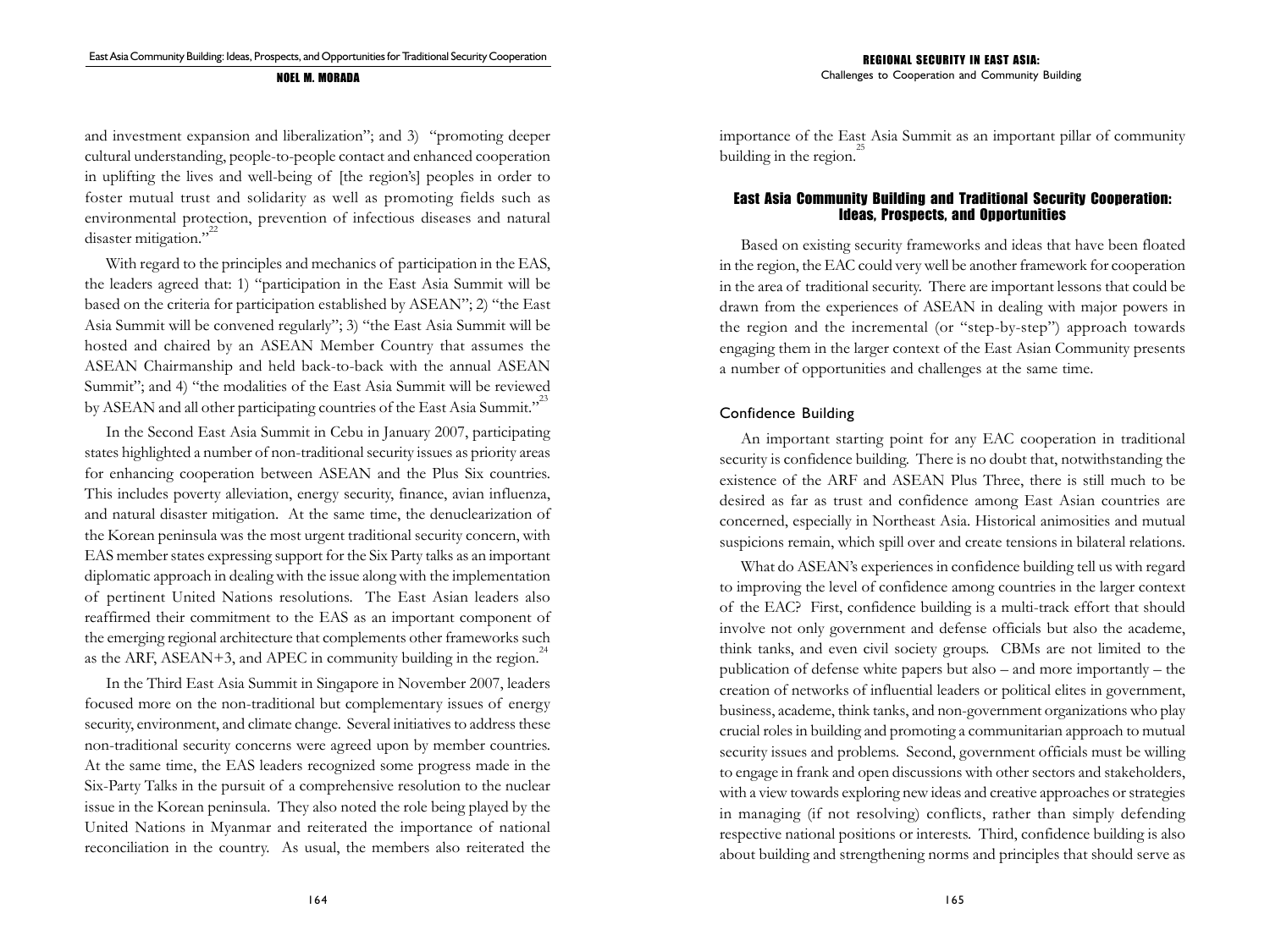and investment expansion and liberalization"; and 3) "promoting deeper cultural understanding, people-to-people contact and enhanced cooperation in uplifting the lives and well-being of [the region's] peoples in order to foster mutual trust and solidarity as well as promoting fields such as environmental protection, prevention of infectious diseases and natural disaster mitigation."[22]

With regard to the principles and mechanics of participation in the EAS, the leaders agreed that: 1) "participation in the East Asia Summit will be based on the criteria for participation established by ASEAN"; 2) "the East Asia Summit will be convened regularly"; 3) "the East Asia Summit will be hosted and chaired by an ASEAN Member Country that assumes the ASEAN Chairmanship and held back-to-back with the annual ASEAN Summit"; and 4) "the modalities of the East Asia Summit will be reviewed by ASEAN and all other participating countries of the East Asia Summit."[23]

In the Second East Asia Summit in Cebu in January 2007, participating states highlighted a number of non-traditional security issues as priority areas for enhancing cooperation between ASEAN and the Plus Six countries. This includes poverty alleviation, energy security, finance, avian influenza, and natural disaster mitigation. At the same time, the denuclearization of the Korean peninsula was the most urgent traditional security concern, with EAS member states expressing support for the Six Party talks as an important diplomatic approach in dealing with the issue along with the implementation of pertinent United Nations resolutions. The East Asian leaders also reaffirmed their commitment to the EAS as an important component of the emerging regional architecture that complements other frameworks such as the ARF, ASEAN+3, and APEC in community building in the region.[24]

In the Third East Asia Summit in Singapore in November 2007, leaders focused more on the non-traditional but complementary issues of energy security, environment, and climate change. Several initiatives to address these non-traditional security concerns were agreed upon by member countries. At the same time, the EAS leaders recognized some progress made in the Six-Party Talks in the pursuit of a comprehensive resolution to the nuclear issue in the Korean peninsula. They also noted the role being played by the United Nations in Myanmar and reiterated the importance of national reconciliation in the country. As usual, the members also reiterated the importance of the East Asia Summit as an important pillar of community building in the region.[25]

## East Asia Community Building and Traditional Security Cooperation: Ideas, Prospects, and Opportunities

Based on existing security frameworks and ideas that have been floated in the region, the EAC could very well be another framework for cooperation in the area of traditional security. There are important lessons that could be drawn from the experiences of ASEAN in dealing with major powers in the region and the incremental (or "step-by-step") approach towards engaging them in the larger context of the East Asian Community presents a number of opportunities and challenges at the same time.

### Confidence Building

An important starting point for any EAC cooperation in traditional security is confidence building. There is no doubt that, notwithstanding the existence of the ARF and ASEAN Plus Three, there is still much to be desired as far as trust and confidence among East Asian countries are concerned, especially in Northeast Asia. Historical animosities and mutual suspicions remain, which spill over and create tensions in bilateral relations.

What do ASEAN's experiences in confidence building tell us with regard to improving the level of confidence among countries in the larger context of the EAC? First, confidence building is a multi-track effort that should involve not only government and defense officials but also the academe, think tanks, and even civil society groups. CBMs are not limited to the publication of defense white papers but also – and more importantly – the creation of networks of influential leaders or political elites in government, business, academe, think tanks, and non-government organizations who play crucial roles in building and promoting a communitarian approach to mutual security issues and problems. Second, government officials must be willing to engage in frank and open discussions with other sectors and stakeholders, with a view towards exploring new ideas and creative approaches or strategies in managing (if not resolving) conflicts, rather than simply defending respective national positions or interests. Third, confidence building is also about building and strengthening norms and principles that should serve as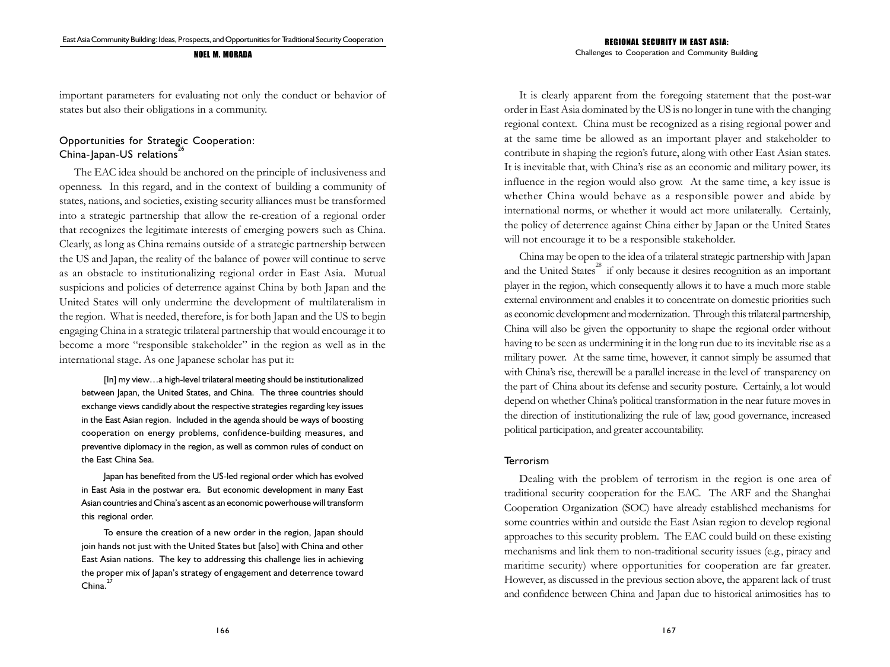important parameters for evaluating not only the conduct or behavior of states but also their obligations in a community.

## Opportunities for Strategic Cooperation: China-Japan-US relations[26]

The EAC idea should be anchored on the principle of inclusiveness and openness. In this regard, and in the context of building a community of states, nations, and societies, existing security alliances must be transformed into a strategic partnership that allow the re-creation of a regional order that recognizes the legitimate interests of emerging powers such as China. Clearly, as long as China remains outside of a strategic partnership between the US and Japan, the reality of the balance of power will continue to serve as an obstacle to institutionalizing regional order in East Asia. Mutual suspicions and policies of deterrence against China by both Japan and the United States will only undermine the development of multilateralism in the region. What is needed, therefore, is for both Japan and the US to begin engaging China in a strategic trilateral partnership that would encourage it to become a more "responsible stakeholder" in the region as well as in the international stage. As one Japanese scholar has put it:

> [In] my view…a high-level trilateral meeting should be institutionalized between Japan, the United States, and China. The three countries should exchange views candidly about the respective strategies regarding key issues in the East Asian region. Included in the agenda should be ways of boosting cooperation on energy problems, confidence-building measures, and preventive diplomacy in the region, as well as common rules of conduct on the East China Sea.
>
> Japan has benefited from the US-led regional order which has evolved in East Asia in the postwar era. But economic development in many East Asian countries and China's ascent as an economic powerhouse will transform this regional order.
>
> To ensure the creation of a new order in the region, Japan should join hands not just with the United States but [also] with China and other East Asian nations. The key to addressing this challenge lies in achieving the proper mix of Japan's strategy of engagement and deterrence toward China.[27]

It is clearly apparent from the foregoing statement that the post-war order in East Asia dominated by the US is no longer in tune with the changing regional context. China must be recognized as a rising regional power and at the same time be allowed as an important player and stakeholder to contribute in shaping the region's future, along with other East Asian states. It is inevitable that, with China's rise as an economic and military power, its influence in the region would also grow. At the same time, a key issue is whether China would behave as a responsible power and abide by international norms, or whether it would act more unilaterally. Certainly, the policy of deterrence against China either by Japan or the United States will not encourage it to be a responsible stakeholder.

China may be open to the idea of a trilateral strategic partnership with Japan and the United States[28] if only because it desires recognition as an important player in the region, which consequently allows it to have a much more stable external environment and enables it to concentrate on domestic priorities such as economic development and modernization. Through this trilateral partnership, China will also be given the opportunity to shape the regional order without having to be seen as undermining it in the long run due to its inevitable rise as a military power. At the same time, however, it cannot simply be assumed that with China's rise, therewill be a parallel increase in the level of transparency on the part of China about its defense and security posture. Certainly, a lot would depend on whether China's political transformation in the near future moves in the direction of institutionalizing the rule of law, good governance, increased political participation, and greater accountability.

## Terrorism

Dealing with the problem of terrorism in the region is one area of traditional security cooperation for the EAC. The ARF and the Shanghai Cooperation Organization (SOC) have already established mechanisms for some countries within and outside the East Asian region to develop regional approaches to this security problem. The EAC could build on these existing mechanisms and link them to non-traditional security issues (e.g., piracy and maritime security) where opportunities for cooperation are far greater. However, as discussed in the previous section above, the apparent lack of trust and confidence between China and Japan due to historical animosities has to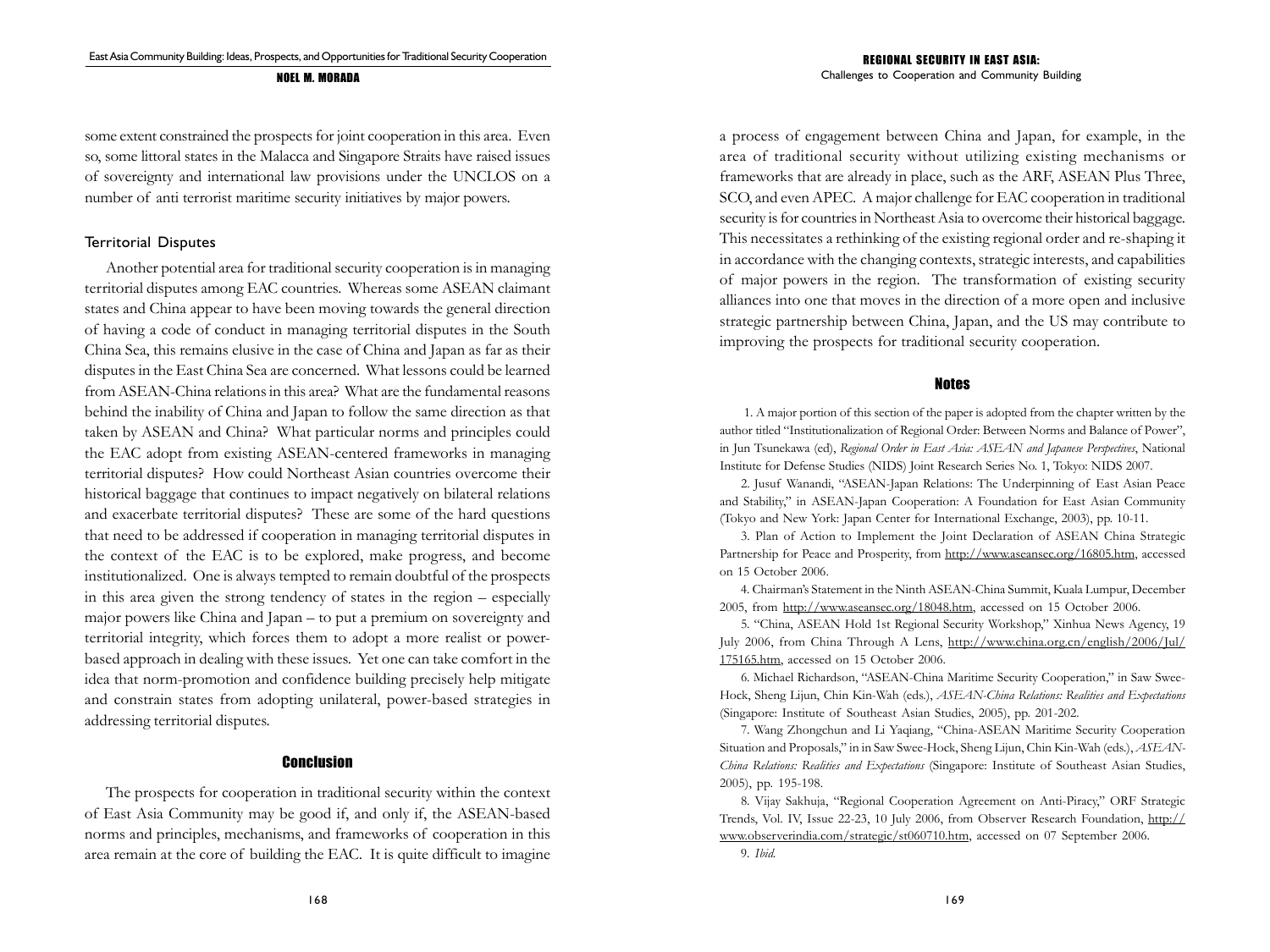some extent constrained the prospects for joint cooperation in this area. Even so, some littoral states in the Malacca and Singapore Straits have raised issues of sovereignty and international law provisions under the UNCLOS on a number of anti terrorist maritime security initiatives by major powers.

### Territorial Disputes

Another potential area for traditional security cooperation is in managing territorial disputes among EAC countries. Whereas some ASEAN claimant states and China appear to have been moving towards the general direction of having a code of conduct in managing territorial disputes in the South China Sea, this remains elusive in the case of China and Japan as far as their disputes in the East China Sea are concerned. What lessons could be learned from ASEAN-China relations in this area? What are the fundamental reasons behind the inability of China and Japan to follow the same direction as that taken by ASEAN and China? What particular norms and principles could the EAC adopt from existing ASEAN-centered frameworks in managing territorial disputes? How could Northeast Asian countries overcome their historical baggage that continues to impact negatively on bilateral relations and exacerbate territorial disputes? These are some of the hard questions that need to be addressed if cooperation in managing territorial disputes in the context of the EAC is to be explored, make progress, and become institutionalized. One is always tempted to remain doubtful of the prospects in this area given the strong tendency of states in the region – especially major powers like China and Japan – to put a premium on sovereignty and territorial integrity, which forces them to adopt a more realist or power-based approach in dealing with these issues. Yet one can take comfort in the idea that norm-promotion and confidence building precisely help mitigate and constrain states from adopting unilateral, power-based strategies in addressing territorial disputes.

## Conclusion

The prospects for cooperation in traditional security within the context of East Asia Community may be good if, and only if, the ASEAN-based norms and principles, mechanisms, and frameworks of cooperation in this area remain at the core of building the EAC. It is quite difficult to imagine a process of engagement between China and Japan, for example, in the area of traditional security without utilizing existing mechanisms or frameworks that are already in place, such as the ARF, ASEAN Plus Three, SCO, and even APEC. A major challenge for EAC cooperation in traditional security is for countries in Northeast Asia to overcome their historical baggage. This necessitates a rethinking of the existing regional order and re-shaping it in accordance with the changing contexts, strategic interests, and capabilities of major powers in the region. The transformation of existing security alliances into one that moves in the direction of a more open and inclusive strategic partnership between China, Japan, and the US may contribute to improving the prospects for traditional security cooperation.

## Notes

1. A major portion of this section of the paper is adopted from the chapter written by the author titled "Institutionalization of Regional Order: Between Norms and Balance of Power", in Jun Tsunekawa (ed), *Regional Order in East Asia: ASEAN and Japanese Perspectives*, National Institute for Defense Studies (NIDS) Joint Research Series No. 1, Tokyo: NIDS 2007.

2. Jusuf Wanandi, "ASEAN-Japan Relations: The Underpinning of East Asian Peace and Stability," in ASEAN-Japan Cooperation: A Foundation for East Asian Community (Tokyo and New York: Japan Center for International Exchange, 2003), pp. 10-11.

3. Plan of Action to Implement the Joint Declaration of ASEAN China Strategic Partnership for Peace and Prosperity, from http://www.aseansec.org/16805.htm, accessed on 15 October 2006.

4. Chairman's Statement in the Ninth ASEAN-China Summit, Kuala Lumpur, December 2005, from http://www.aseansec.org/18048.htm, accessed on 15 October 2006.

5. "China, ASEAN Hold 1st Regional Security Workshop," Xinhua News Agency, 19 July 2006, from China Through A Lens, http://www.china.org.cn/english/2006/Jul/175165.htm, accessed on 15 October 2006.

6. Michael Richardson, "ASEAN-China Maritime Security Cooperation," in Saw Swee-Hock, Sheng Lijun, Chin Kin-Wah (eds.), *ASEAN-China Relations: Realities and Expectations* (Singapore: Institute of Southeast Asian Studies, 2005), pp. 201-202.

7. Wang Zhongchun and Li Yaqiang, "China-ASEAN Maritime Security Cooperation Situation and Proposals," in in Saw Swee-Hock, Sheng Lijun, Chin Kin-Wah (eds.), *ASEAN-China Relations: Realities and Expectations* (Singapore: Institute of Southeast Asian Studies, 2005), pp. 195-198.

8. Vijay Sakhuja, "Regional Cooperation Agreement on Anti-Piracy," ORF Strategic Trends, Vol. IV, Issue 22-23, 10 July 2006, from Observer Research Foundation, http://www.observerindia.com/strategic/st060710.htm, accessed on 07 September 2006.

9. *Ibid.*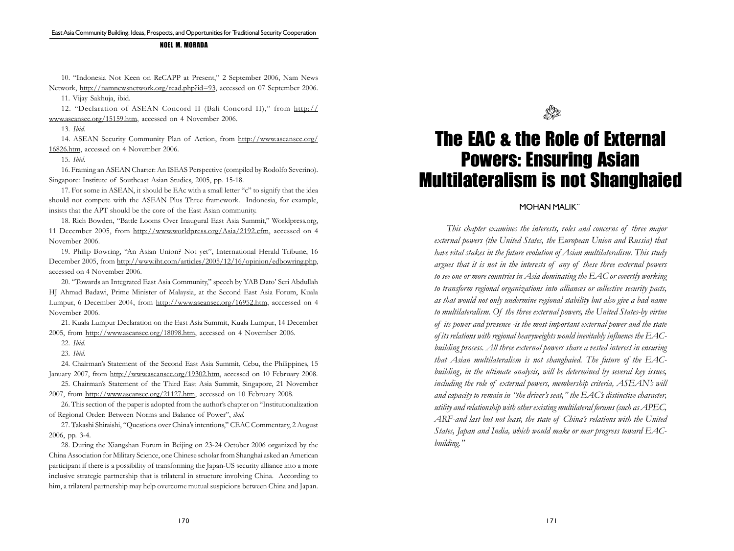10. "Indonesia Not Keen on ReCAPP at Present," 2 September 2006, Nam News Network, http://namnewsnetwork.org/read.php?id=93, accessed on 07 September 2006.

11. Vijay Sakhuja, ibid.

12. "Declaration of ASEAN Concord II (Bali Concord II)," from http://www.aseansec.org/15159.htm, accessed on 4 November 2006.

13. *Ibid*.

14. ASEAN Security Community Plan of Action, from http://www.aseansec.org/16826.htm, accessed on 4 November 2006.

15. *Ibid*.

16. Framing an ASEAN Charter: An ISEAS Perspective (compiled by Rodolfo Severino). Singapore: Institute of Southeast Asian Studies, 2005, pp. 15-18.

17. For some in ASEAN, it should be EAc with a small letter "c" to signify that the idea should not compete with the ASEAN Plus Three framework. Indonesia, for example, insists that the APT should be the core of the East Asian community.

18. Rich Bowden, "Battle Looms Over Inaugural East Asia Summit," Worldpress.org, 11 December 2005, from http://www.worldpress.org/Asia/2192.cfm, accessed on 4 November 2006.

19. Philip Bowring, "An Asian Union? Not yet", International Herald Tribune, 16 December 2005, from http://www.iht.com/articles/2005/12/16/opinion/edbowring.php, accessed on 4 November 2006.

20. "Towards an Integrated East Asia Community," speech by YAB Dato' Seri Abdullah HJ Ahmad Badawi, Prime Minister of Malaysia, at the Second East Asia Forum, Kuala Lumpur, 6 December 2004, from http://www.aseansec.org/16952.htm, acccessed on 4 November 2006.

21. Kuala Lumpur Declaration on the East Asia Summit, Kuala Lumpur, 14 December 2005, from http://www.aseansec.org/18098.htm, accessed on 4 November 2006.

22. *Ibid*.

23. *Ibid*.

24. Chairman's Statement of the Second East Asia Summit, Cebu, the Philippines, 15 January 2007, from http://www.aseansec.org/19302.htm, accessed on 10 February 2008.

25. Chairman's Statement of the Third East Asia Summit, Singapore, 21 November 2007, from http://www.aseansec.org/21127.htm, accessed on 10 February 2008.

26. This section of the paper is adopted from the author's chapter on "Institutionalization of Regional Order: Between Norms and Balance of Power", *ibid.*

27. Takashi Shiraishi, "Questions over China's intentions," CEAC Commentary, 2 August 2006, pp. 3-4.

28. During the Xiangshan Forum in Beijing on 23-24 October 2006 organized by the China Association for Military Science, one Chinese scholar from Shanghai asked an American participant if there is a possibility of transforming the Japan-US security alliance into a more inclusive strategic partnership that is trilateral in structure involving China. According to him, a trilateral partnership may help overcome mutual suspicions between China and Japan.

# The EAC & the Role of External Powers: Ensuring Asian Multilateralism is not Shanghaied

MOHAN MALIK**

*This chapter examines the interests, roles and concerns of three major external powers (the United States, the European Union and Russia) that have vital stakes in the future evolution of Asian multilateralism. This study argues that it is not in the interests of any of these three external powers to see one or more countries in Asia dominating the EAC or covertly working to transform regional organizations into alliances or collective security pacts, as that would not only undermine regional stability but also give a bad name to multilateralism. Of the three external powers, the United States-by virtue of its power and presence -is the most important external power and the state of its relations with regional heavyweights would inevitably influence the EAC-building process. All three external powers share a vested interest in ensuring that Asian multilateralism is not shanghaied. The future of the EAC-building, in the ultimate analysis, will be determined by several key issues, including the role of external powers, membership criteria, ASEAN's will and capacity to remain in "the driver's seat," the EAC's distinctive character, utility and relationship with other existing multilateral forums (such as APEC, ARF-and last but not least, the state of China's relations with the United States, Japan and India, which would make or mar progress toward EAC-building."*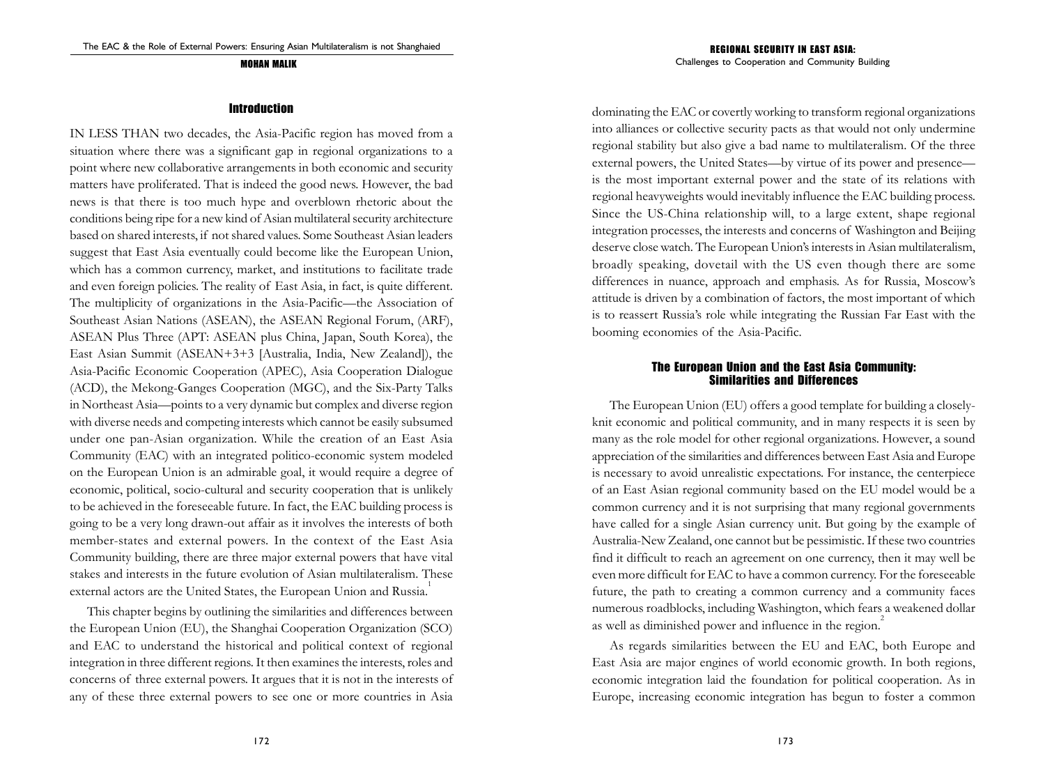## Introduction

IN LESS THAN two decades, the Asia-Pacific region has moved from a situation where there was a significant gap in regional organizations to a point where new collaborative arrangements in both economic and security matters have proliferated. That is indeed the good news. However, the bad news is that there is too much hype and overblown rhetoric about the conditions being ripe for a new kind of Asian multilateral security architecture based on shared interests, if not shared values. Some Southeast Asian leaders suggest that East Asia eventually could become like the European Union, which has a common currency, market, and institutions to facilitate trade and even foreign policies. The reality of East Asia, in fact, is quite different. The multiplicity of organizations in the Asia-Pacific—the Association of Southeast Asian Nations (ASEAN), the ASEAN Regional Forum, (ARF), ASEAN Plus Three (APT: ASEAN plus China, Japan, South Korea), the East Asian Summit (ASEAN+3+3 [Australia, India, New Zealand]), the Asia-Pacific Economic Cooperation (APEC), Asia Cooperation Dialogue (ACD), the Mekong-Ganges Cooperation (MGC), and the Six-Party Talks in Northeast Asia—points to a very dynamic but complex and diverse region with diverse needs and competing interests which cannot be easily subsumed under one pan-Asian organization. While the creation of an East Asia Community (EAC) with an integrated politico-economic system modeled on the European Union is an admirable goal, it would require a degree of economic, political, socio-cultural and security cooperation that is unlikely to be achieved in the foreseeable future. In fact, the EAC building process is going to be a very long drawn-out affair as it involves the interests of both member-states and external powers. In the context of the East Asia Community building, there are three major external powers that have vital stakes and interests in the future evolution of Asian multilateralism. These external actors are the United States, the European Union and Russia.[1]

This chapter begins by outlining the similarities and differences between the European Union (EU), the Shanghai Cooperation Organization (SCO) and EAC to understand the historical and political context of regional integration in three different regions. It then examines the interests, roles and concerns of three external powers. It argues that it is not in the interests of any of these three external powers to see one or more countries in Asia dominating the EAC or covertly working to transform regional organizations into alliances or collective security pacts as that would not only undermine regional stability but also give a bad name to multilateralism. Of the three external powers, the United States—by virtue of its power and presence—is the most important external power and the state of its relations with regional heavyweights would inevitably influence the EAC building process. Since the US-China relationship will, to a large extent, shape regional integration processes, the interests and concerns of Washington and Beijing deserve close watch. The European Union's interests in Asian multilateralism, broadly speaking, dovetail with the US even though there are some differences in nuance, approach and emphasis. As for Russia, Moscow's attitude is driven by a combination of factors, the most important of which is to reassert Russia's role while integrating the Russian Far East with the booming economies of the Asia-Pacific.

## The European Union and the East Asia Community: Similarities and Differences

The European Union (EU) offers a good template for building a closely-knit economic and political community, and in many respects it is seen by many as the role model for other regional organizations. However, a sound appreciation of the similarities and differences between East Asia and Europe is necessary to avoid unrealistic expectations. For instance, the centerpiece of an East Asian regional community based on the EU model would be a common currency and it is not surprising that many regional governments have called for a single Asian currency unit. But going by the example of Australia-New Zealand, one cannot but be pessimistic. If these two countries find it difficult to reach an agreement on one currency, then it may well be even more difficult for EAC to have a common currency. For the foreseeable future, the path to creating a common currency and a community faces numerous roadblocks, including Washington, which fears a weakened dollar as well as diminished power and influence in the region.[2]

As regards similarities between the EU and EAC, both Europe and East Asia are major engines of world economic growth. In both regions, economic integration laid the foundation for political cooperation. As in Europe, increasing economic integration has begun to foster a common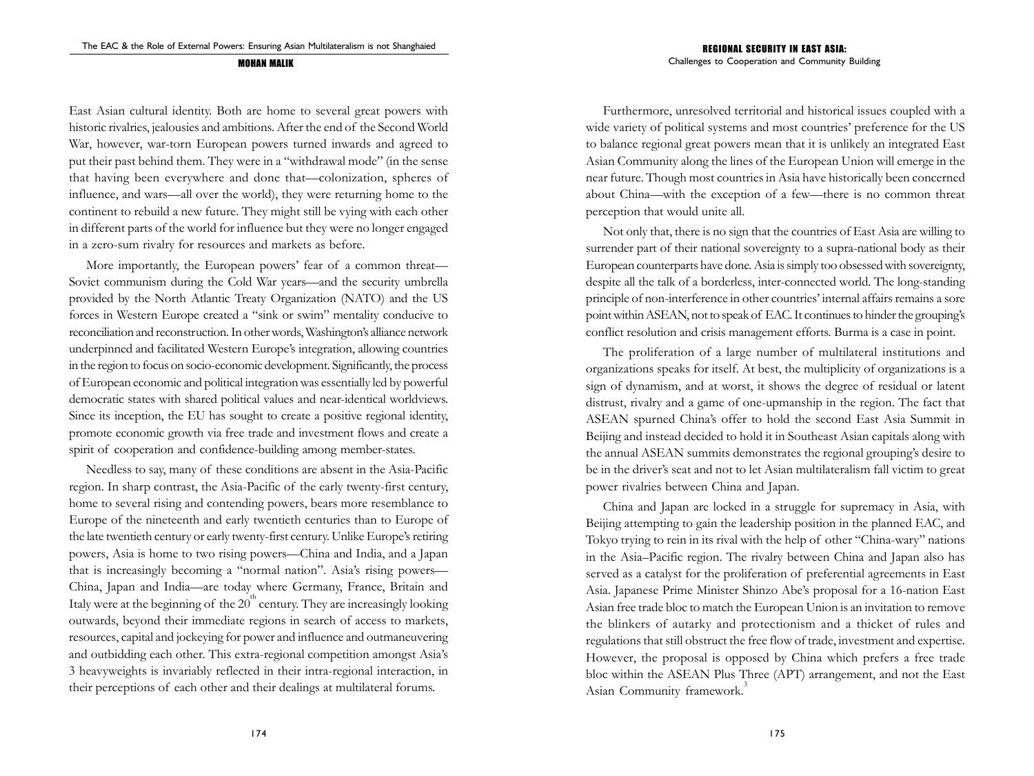East Asian cultural identity. Both are home to several great powers with historic rivalries, jealousies and ambitions. After the end of the Second World War, however, war-torn European powers turned inwards and agreed to put their past behind them. They were in a "withdrawal mode" (in the sense that having been everywhere and done that—colonization, spheres of influence, and wars—all over the world), they were returning home to the continent to rebuild a new future. They might still be vying with each other in different parts of the world for influence but they were no longer engaged in a zero-sum rivalry for resources and markets as before.

More importantly, the European powers' fear of a common threat—Soviet communism during the Cold War years—and the security umbrella provided by the North Atlantic Treaty Organization (NATO) and the US forces in Western Europe created a "sink or swim" mentality conducive to reconciliation and reconstruction. In other words, Washington's alliance network underpinned and facilitated Western Europe's integration, allowing countries in the region to focus on socio-economic development. Significantly, the process of European economic and political integration was essentially led by powerful democratic states with shared political values and near-identical worldviews. Since its inception, the EU has sought to create a positive regional identity, promote economic growth via free trade and investment flows and create a spirit of cooperation and confidence-building among member-states.

Needless to say, many of these conditions are absent in the Asia-Pacific region. In sharp contrast, the Asia-Pacific of the early twenty-first century, home to several rising and contending powers, bears more resemblance to Europe of the nineteenth and early twentieth centuries than to Europe of the late twentieth century or early twenty-first century. Unlike Europe's retiring powers, Asia is home to two rising powers—China and India, and a Japan that is increasingly becoming a "normal nation". Asia's rising powers—China, Japan and India—are today where Germany, France, Britain and Italy were at the beginning of the 20th century. They are increasingly looking outwards, beyond their immediate regions in search of access to markets, resources, capital and jockeying for power and influence and outmaneuvering and outbidding each other. This extra-regional competition amongst Asia's 3 heavyweights is invariably reflected in their intra-regional interaction, in their perceptions of each other and their dealings at multilateral forums.

Furthermore, unresolved territorial and historical issues coupled with a wide variety of political systems and most countries' preference for the US to balance regional great powers mean that it is unlikely an integrated East Asian Community along the lines of the European Union will emerge in the near future. Though most countries in Asia have historically been concerned about China—with the exception of a few—there is no common threat perception that would unite all.

Not only that, there is no sign that the countries of East Asia are willing to surrender part of their national sovereignty to a supra-national body as their European counterparts have done. Asia is simply too obsessed with sovereignty, despite all the talk of a borderless, inter-connected world. The long-standing principle of non-interference in other countries' internal affairs remains a sore point within ASEAN, not to speak of EAC. It continues to hinder the grouping's conflict resolution and crisis management efforts. Burma is a case in point.

The proliferation of a large number of multilateral institutions and organizations speaks for itself. At best, the multiplicity of organizations is a sign of dynamism, and at worst, it shows the degree of residual or latent distrust, rivalry and a game of one-upmanship in the region. The fact that ASEAN spurned China's offer to hold the second East Asia Summit in Beijing and instead decided to hold it in Southeast Asian capitals along with the annual ASEAN summits demonstrates the regional grouping's desire to be in the driver's seat and not to let Asian multilateralism fall victim to great power rivalries between China and Japan.

China and Japan are locked in a struggle for supremacy in Asia, with Beijing attempting to gain the leadership position in the planned EAC, and Tokyo trying to rein in its rival with the help of other "China-wary" nations in the Asia–Pacific region. The rivalry between China and Japan also has served as a catalyst for the proliferation of preferential agreements in East Asia. Japanese Prime Minister Shinzo Abe's proposal for a 16-nation East Asian free trade bloc to match the European Union is an invitation to remove the blinkers of autarky and protectionism and a thicket of rules and regulations that still obstruct the free flow of trade, investment and expertise. However, the proposal is opposed by China which prefers a free trade bloc within the ASEAN Plus Three (APT) arrangement, and not the East Asian Community framework.[3]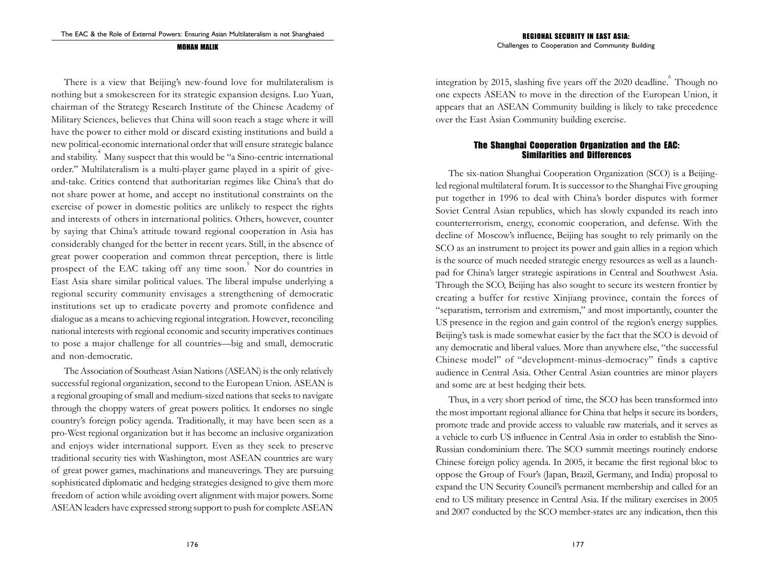There is a view that Beijing's new-found love for multilateralism is nothing but a smokescreen for its strategic expansion designs. Luo Yuan, chairman of the Strategy Research Institute of the Chinese Academy of Military Sciences, believes that China will soon reach a stage where it will have the power to either mold or discard existing institutions and build a new political-economic international order that will ensure strategic balance and stability.[4] Many suspect that this would be "a Sino-centric international order." Multilateralism is a multi-player game played in a spirit of give-and-take. Critics contend that authoritarian regimes like China's that do not share power at home, and accept no institutional constraints on the exercise of power in domestic politics are unlikely to respect the rights and interests of others in international politics. Others, however, counter by saying that China's attitude toward regional cooperation in Asia has considerably changed for the better in recent years. Still, in the absence of great power cooperation and common threat perception, there is little prospect of the EAC taking off any time soon.[5] Nor do countries in East Asia share similar political values. The liberal impulse underlying a regional security community envisages a strengthening of democratic institutions set up to eradicate poverty and promote confidence and dialogue as a means to achieving regional integration. However, reconciling national interests with regional economic and security imperatives continues to pose a major challenge for all countries—big and small, democratic and non-democratic.

The Association of Southeast Asian Nations (ASEAN) is the only relatively successful regional organization, second to the European Union. ASEAN is a regional grouping of small and medium-sized nations that seeks to navigate through the choppy waters of great powers politics. It endorses no single country's foreign policy agenda. Traditionally, it may have been seen as a pro-West regional organization but it has become an inclusive organization and enjoys wider international support. Even as they seek to preserve traditional security ties with Washington, most ASEAN countries are wary of great power games, machinations and maneuverings. They are pursuing sophisticated diplomatic and hedging strategies designed to give them more freedom of action while avoiding overt alignment with major powers. Some ASEAN leaders have expressed strong support to push for complete ASEAN integration by 2015, slashing five years off the 2020 deadline.[6] Though no one expects ASEAN to move in the direction of the European Union, it appears that an ASEAN Community building is likely to take precedence over the East Asian Community building exercise.

## The Shanghai Cooperation Organization and the EAC: Similarities and Differences

The six-nation Shanghai Cooperation Organization (SCO) is a Beijing-led regional multilateral forum. It is successor to the Shanghai Five grouping put together in 1996 to deal with China's border disputes with former Soviet Central Asian republics, which has slowly expanded its reach into counterterrorism, energy, economic cooperation, and defense. With the decline of Moscow's influence, Beijing has sought to rely primarily on the SCO as an instrument to project its power and gain allies in a region which is the source of much needed strategic energy resources as well as a launch-pad for China's larger strategic aspirations in Central and Southwest Asia. Through the SCO, Beijing has also sought to secure its western frontier by creating a buffer for restive Xinjiang province, contain the forces of "separatism, terrorism and extremism," and most importantly, counter the US presence in the region and gain control of the region's energy supplies. Beijing's task is made somewhat easier by the fact that the SCO is devoid of any democratic and liberal values. More than anywhere else, "the successful Chinese model" of "development-minus-democracy" finds a captive audience in Central Asia. Other Central Asian countries are minor players and some are at best hedging their bets.

Thus, in a very short period of time, the SCO has been transformed into the most important regional alliance for China that helps it secure its borders, promote trade and provide access to valuable raw materials, and it serves as a vehicle to curb US influence in Central Asia in order to establish the Sino-Russian condominium there. The SCO summit meetings routinely endorse Chinese foreign policy agenda. In 2005, it became the first regional bloc to oppose the Group of Four's (Japan, Brazil, Germany, and India) proposal to expand the UN Security Council's permanent membership and called for an end to US military presence in Central Asia. If the military exercises in 2005 and 2007 conducted by the SCO member-states are any indication, then this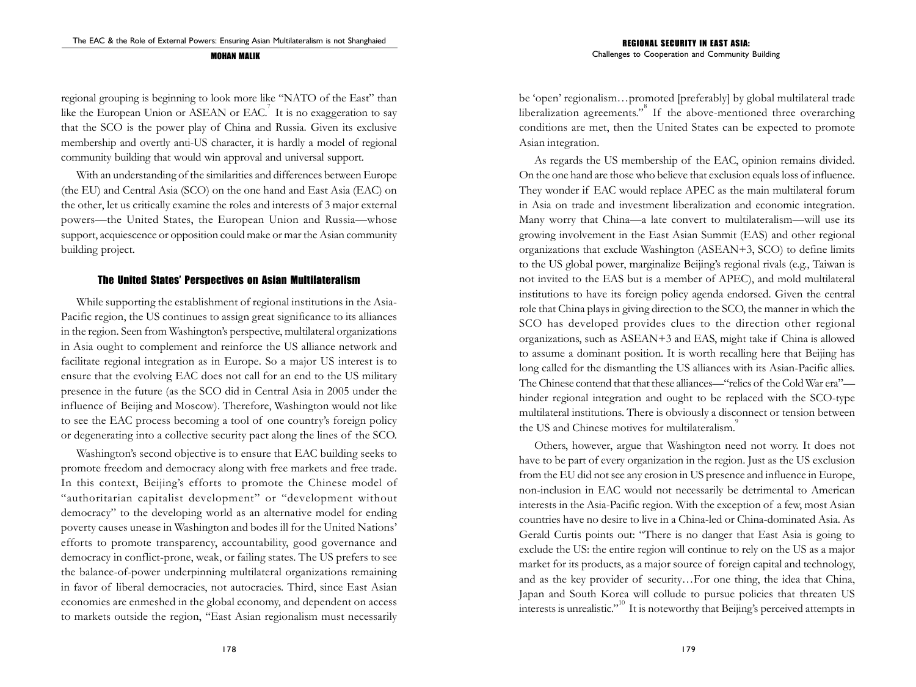regional grouping is beginning to look more like "NATO of the East" than like the European Union or ASEAN or EAC.[7] It is no exaggeration to say that the SCO is the power play of China and Russia. Given its exclusive membership and overtly anti-US character, it is hardly a model of regional community building that would win approval and universal support.

With an understanding of the similarities and differences between Europe (the EU) and Central Asia (SCO) on the one hand and East Asia (EAC) on the other, let us critically examine the roles and interests of 3 major external powers—the United States, the European Union and Russia—whose support, acquiescence or opposition could make or mar the Asian community building project.

## The United States' Perspectives on Asian Multilateralism

While supporting the establishment of regional institutions in the Asia-Pacific region, the US continues to assign great significance to its alliances in the region. Seen from Washington's perspective, multilateral organizations in Asia ought to complement and reinforce the US alliance network and facilitate regional integration as in Europe. So a major US interest is to ensure that the evolving EAC does not call for an end to the US military presence in the future (as the SCO did in Central Asia in 2005 under the influence of Beijing and Moscow). Therefore, Washington would not like to see the EAC process becoming a tool of one country's foreign policy or degenerating into a collective security pact along the lines of the SCO.

Washington's second objective is to ensure that EAC building seeks to promote freedom and democracy along with free markets and free trade. In this context, Beijing's efforts to promote the Chinese model of "authoritarian capitalist development" or "development without democracy" to the developing world as an alternative model for ending poverty causes unease in Washington and bodes ill for the United Nations' efforts to promote transparency, accountability, good governance and democracy in conflict-prone, weak, or failing states. The US prefers to see the balance-of-power underpinning multilateral organizations remaining in favor of liberal democracies, not autocracies. Third, since East Asian economies are enmeshed in the global economy, and dependent on access to markets outside the region, "East Asian regionalism must necessarily be 'open' regionalism…promoted [preferably] by global multilateral trade liberalization agreements."[8] If the above-mentioned three overarching conditions are met, then the United States can be expected to promote Asian integration.

As regards the US membership of the EAC, opinion remains divided. On the one hand are those who believe that exclusion equals loss of influence. They wonder if EAC would replace APEC as the main multilateral forum in Asia on trade and investment liberalization and economic integration. Many worry that China—a late convert to multilateralism—will use its growing involvement in the East Asian Summit (EAS) and other regional organizations that exclude Washington (ASEAN+3, SCO) to define limits to the US global power, marginalize Beijing's regional rivals (e.g., Taiwan is not invited to the EAS but is a member of APEC), and mold multilateral institutions to have its foreign policy agenda endorsed. Given the central role that China plays in giving direction to the SCO, the manner in which the SCO has developed provides clues to the direction other regional organizations, such as ASEAN+3 and EAS, might take if China is allowed to assume a dominant position. It is worth recalling here that Beijing has long called for the dismantling the US alliances with its Asian-Pacific allies. The Chinese contend that that these alliances—"relics of the Cold War era"—hinder regional integration and ought to be replaced with the SCO-type multilateral institutions. There is obviously a disconnect or tension between the US and Chinese motives for multilateralism.[9]

Others, however, argue that Washington need not worry. It does not have to be part of every organization in the region. Just as the US exclusion from the EU did not see any erosion in US presence and influence in Europe, non-inclusion in EAC would not necessarily be detrimental to American interests in the Asia-Pacific region. With the exception of a few, most Asian countries have no desire to live in a China-led or China-dominated Asia. As Gerald Curtis points out: "There is no danger that East Asia is going to exclude the US: the entire region will continue to rely on the US as a major market for its products, as a major source of foreign capital and technology, and as the key provider of security…For one thing, the idea that China, Japan and South Korea will collude to pursue policies that threaten US interests is unrealistic."[10] It is noteworthy that Beijing's perceived attempts in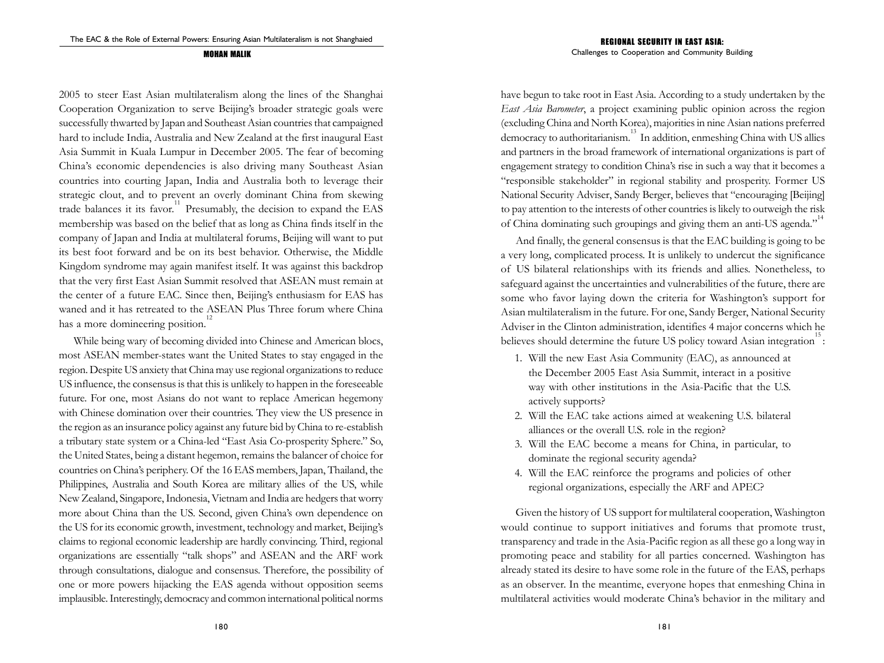2005 to steer East Asian multilateralism along the lines of the Shanghai Cooperation Organization to serve Beijing's broader strategic goals were successfully thwarted by Japan and Southeast Asian countries that campaigned hard to include India, Australia and New Zealand at the first inaugural East Asia Summit in Kuala Lumpur in December 2005. The fear of becoming China's economic dependencies is also driving many Southeast Asian countries into courting Japan, India and Australia both to leverage their strategic clout, and to prevent an overly dominant China from skewing trade balances it its favor.[11] Presumably, the decision to expand the EAS membership was based on the belief that as long as China finds itself in the company of Japan and India at multilateral forums, Beijing will want to put its best foot forward and be on its best behavior. Otherwise, the Middle Kingdom syndrome may again manifest itself. It was against this backdrop that the very first East Asian Summit resolved that ASEAN must remain at the center of a future EAC. Since then, Beijing's enthusiasm for EAS has waned and it has retreated to the ASEAN Plus Three forum where China has a more domineering position.[12]

While being wary of becoming divided into Chinese and American blocs, most ASEAN member-states want the United States to stay engaged in the region. Despite US anxiety that China may use regional organizations to reduce US influence, the consensus is that this is unlikely to happen in the foreseeable future. For one, most Asians do not want to replace American hegemony with Chinese domination over their countries. They view the US presence in the region as an insurance policy against any future bid by China to re-establish a tributary state system or a China-led "East Asia Co-prosperity Sphere." So, the United States, being a distant hegemon, remains the balancer of choice for countries on China's periphery. Of the 16 EAS members, Japan, Thailand, the Philippines, Australia and South Korea are military allies of the US, while New Zealand, Singapore, Indonesia, Vietnam and India are hedgers that worry more about China than the US. Second, given China's own dependence on the US for its economic growth, investment, technology and market, Beijing's claims to regional economic leadership are hardly convincing. Third, regional organizations are essentially "talk shops" and ASEAN and the ARF work through consultations, dialogue and consensus. Therefore, the possibility of one or more powers hijacking the EAS agenda without opposition seems implausible. Interestingly, democracy and common international political norms have begun to take root in East Asia. According to a study undertaken by the *East Asia Barometer*, a project examining public opinion across the region (excluding China and North Korea), majorities in nine Asian nations preferred democracy to authoritarianism.[13] In addition, enmeshing China with US allies and partners in the broad framework of international organizations is part of engagement strategy to condition China's rise in such a way that it becomes a "responsible stakeholder" in regional stability and prosperity. Former US National Security Adviser, Sandy Berger, believes that "encouraging [Beijing] to pay attention to the interests of other countries is likely to outweigh the risk of China dominating such groupings and giving them an anti-US agenda."[14]

And finally, the general consensus is that the EAC building is going to be a very long, complicated process. It is unlikely to undercut the significance of US bilateral relationships with its friends and allies. Nonetheless, to safeguard against the uncertainties and vulnerabilities of the future, there are some who favor laying down the criteria for Washington's support for Asian multilateralism in the future. For one, Sandy Berger, National Security Adviser in the Clinton administration, identifies 4 major concerns which he believes should determine the future US policy toward Asian integration[15]:

1. Will the new East Asia Community (EAC), as announced at the December 2005 East Asia Summit, interact in a positive way with other institutions in the Asia-Pacific that the U.S. actively supports?
2. Will the EAC take actions aimed at weakening U.S. bilateral alliances or the overall U.S. role in the region?
3. Will the EAC become a means for China, in particular, to dominate the regional security agenda?
4. Will the EAC reinforce the programs and policies of other regional organizations, especially the ARF and APEC?

Given the history of US support for multilateral cooperation, Washington would continue to support initiatives and forums that promote trust, transparency and trade in the Asia-Pacific region as all these go a long way in promoting peace and stability for all parties concerned. Washington has already stated its desire to have some role in the future of the EAS, perhaps as an observer. In the meantime, everyone hopes that enmeshing China in multilateral activities would moderate China's behavior in the military and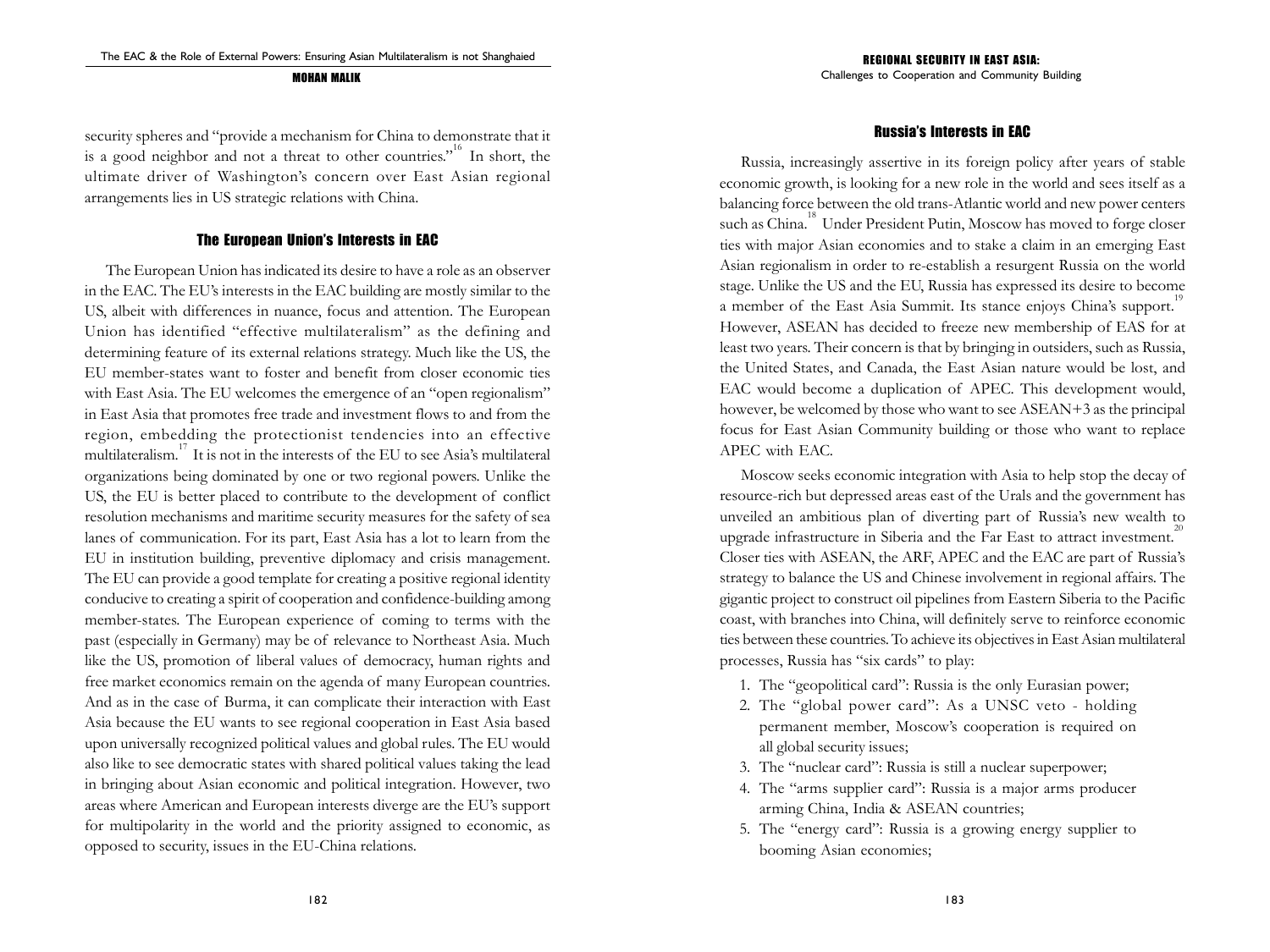security spheres and "provide a mechanism for China to demonstrate that it is a good neighbor and not a threat to other countries."[16] In short, the ultimate driver of Washington's concern over East Asian regional arrangements lies in US strategic relations with China.

### The European Union's Interests in EAC

The European Union has indicated its desire to have a role as an observer in the EAC. The EU's interests in the EAC building are mostly similar to the US, albeit with differences in nuance, focus and attention. The European Union has identified "effective multilateralism" as the defining and determining feature of its external relations strategy. Much like the US, the EU member-states want to foster and benefit from closer economic ties with East Asia. The EU welcomes the emergence of an "open regionalism" in East Asia that promotes free trade and investment flows to and from the region, embedding the protectionist tendencies into an effective multilateralism.[17] It is not in the interests of the EU to see Asia's multilateral organizations being dominated by one or two regional powers. Unlike the US, the EU is better placed to contribute to the development of conflict resolution mechanisms and maritime security measures for the safety of sea lanes of communication. For its part, East Asia has a lot to learn from the EU in institution building, preventive diplomacy and crisis management. The EU can provide a good template for creating a positive regional identity conducive to creating a spirit of cooperation and confidence-building among member-states. The European experience of coming to terms with the past (especially in Germany) may be of relevance to Northeast Asia. Much like the US, promotion of liberal values of democracy, human rights and free market economics remain on the agenda of many European countries. And as in the case of Burma, it can complicate their interaction with East Asia because the EU wants to see regional cooperation in East Asia based upon universally recognized political values and global rules. The EU would also like to see democratic states with shared political values taking the lead in bringing about Asian economic and political integration. However, two areas where American and European interests diverge are the EU's support for multipolarity in the world and the priority assigned to economic, as opposed to security, issues in the EU-China relations.

### Russia's Interests in EAC

Russia, increasingly assertive in its foreign policy after years of stable economic growth, is looking for a new role in the world and sees itself as a balancing force between the old trans-Atlantic world and new power centers such as China.[18] Under President Putin, Moscow has moved to forge closer ties with major Asian economies and to stake a claim in an emerging East Asian regionalism in order to re-establish a resurgent Russia on the world stage. Unlike the US and the EU, Russia has expressed its desire to become a member of the East Asia Summit. Its stance enjoys China's support.[19] However, ASEAN has decided to freeze new membership of EAS for at least two years. Their concern is that by bringing in outsiders, such as Russia, the United States, and Canada, the East Asian nature would be lost, and EAC would become a duplication of APEC. This development would, however, be welcomed by those who want to see ASEAN+3 as the principal focus for East Asian Community building or those who want to replace APEC with EAC.

Moscow seeks economic integration with Asia to help stop the decay of resource-rich but depressed areas east of the Urals and the government has unveiled an ambitious plan of diverting part of Russia's new wealth to upgrade infrastructure in Siberia and the Far East to attract investment.[20] Closer ties with ASEAN, the ARF, APEC and the EAC are part of Russia's strategy to balance the US and Chinese involvement in regional affairs. The gigantic project to construct oil pipelines from Eastern Siberia to the Pacific coast, with branches into China, will definitely serve to reinforce economic ties between these countries. To achieve its objectives in East Asian multilateral processes, Russia has "six cards" to play:

1. The "geopolitical card": Russia is the only Eurasian power;
2. The "global power card": As a UNSC veto - holding permanent member, Moscow's cooperation is required on all global security issues;
3. The "nuclear card": Russia is still a nuclear superpower;
4. The "arms supplier card": Russia is a major arms producer arming China, India & ASEAN countries;
5. The "energy card": Russia is a growing energy supplier to booming Asian economies;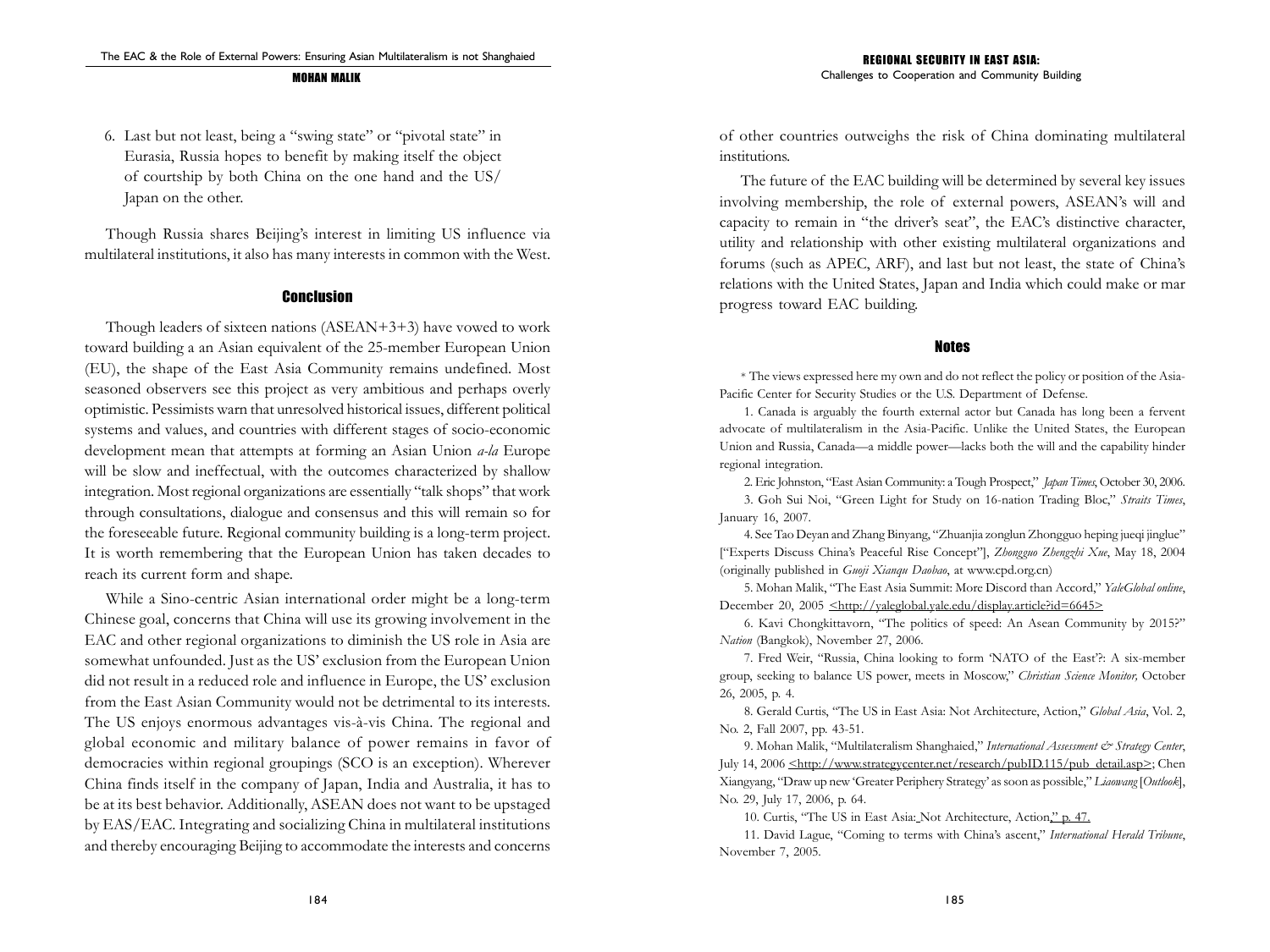6. Last but not least, being a "swing state" or "pivotal state" in Eurasia, Russia hopes to benefit by making itself the object of courtship by both China on the one hand and the US/ Japan on the other.

Though Russia shares Beijing's interest in limiting US influence via multilateral institutions, it also has many interests in common with the West.

## Conclusion

Though leaders of sixteen nations (ASEAN+3+3) have vowed to work toward building a an Asian equivalent of the 25-member European Union (EU), the shape of the East Asia Community remains undefined. Most seasoned observers see this project as very ambitious and perhaps overly optimistic. Pessimists warn that unresolved historical issues, different political systems and values, and countries with different stages of socio-economic development mean that attempts at forming an Asian Union *a-la* Europe will be slow and ineffectual, with the outcomes characterized by shallow integration. Most regional organizations are essentially "talk shops" that work through consultations, dialogue and consensus and this will remain so for the foreseeable future. Regional community building is a long-term project. It is worth remembering that the European Union has taken decades to reach its current form and shape.

While a Sino-centric Asian international order might be a long-term Chinese goal, concerns that China will use its growing involvement in the EAC and other regional organizations to diminish the US role in Asia are somewhat unfounded. Just as the US' exclusion from the European Union did not result in a reduced role and influence in Europe, the US' exclusion from the East Asian Community would not be detrimental to its interests. The US enjoys enormous advantages vis-à-vis China. The regional and global economic and military balance of power remains in favor of democracies within regional groupings (SCO is an exception). Wherever China finds itself in the company of Japan, India and Australia, it has to be at its best behavior. Additionally, ASEAN does not want to be upstaged by EAS/EAC. Integrating and socializing China in multilateral institutions and thereby encouraging Beijing to accommodate the interests and concerns of other countries outweighs the risk of China dominating multilateral institutions.

The future of the EAC building will be determined by several key issues involving membership, the role of external powers, ASEAN's will and capacity to remain in "the driver's seat", the EAC's distinctive character, utility and relationship with other existing multilateral organizations and forums (such as APEC, ARF), and last but not least, the state of China's relations with the United States, Japan and India which could make or mar progress toward EAC building.

## Notes

\* The views expressed here my own and do not reflect the policy or position of the Asia-Pacific Center for Security Studies or the U.S. Department of Defense.

1. Canada is arguably the fourth external actor but Canada has long been a fervent advocate of multilateralism in the Asia-Pacific. Unlike the United States, the European Union and Russia, Canada—a middle power—lacks both the will and the capability hinder regional integration.

2. Eric Johnston, "East Asian Community: a Tough Prospect," *Japan Times*, October 30, 2006.

3. Goh Sui Noi, "Green Light for Study on 16-nation Trading Bloc," *Straits Times*, January 16, 2007.

4. See Tao Deyan and Zhang Binyang, "Zhuanjia zonglun Zhongguo heping jueqi jinglue" ["Experts Discuss China's Peaceful Rise Concept"], *Zhongguo Zhengzhi Xue*, May 18, 2004 (originally published in *Guoji Xianqu Daobao*, at www.cpd.org.cn)

5. Mohan Malik, "The East Asia Summit: More Discord than Accord," *YaleGlobal online*, December 20, 2005 <http://yaleglobal.yale.edu/display.article?id=6645>

6. Kavi Chongkittavorn, "The politics of speed: An Asean Community by 2015?" *Nation* (Bangkok), November 27, 2006.

7. Fred Weir, "Russia, China looking to form 'NATO of the East'?: A six-member group, seeking to balance US power, meets in Moscow," *Christian Science Monitor,* October 26, 2005, p. 4.

8. Gerald Curtis, "The US in East Asia: Not Architecture, Action," *Global Asia*, Vol. 2, No. 2, Fall 2007, pp. 43-51.

9. Mohan Malik, "Multilateralism Shanghaied," *International Assessment & Strategy Center*, July 14, 2006 <http://www.strategycenter.net/research/pubID.115/pub_detail.asp>; Chen Xiangyang, "Draw up new 'Greater Periphery Strategy' as soon as possible," *Liaowang* [*Outlook*], No. 29, July 17, 2006, p. 64.

10. Curtis, "The US in East Asia: Not Architecture, Action," p. 47.

11. David Lague, "Coming to terms with China's ascent," *International Herald Tribune*, November 7, 2005.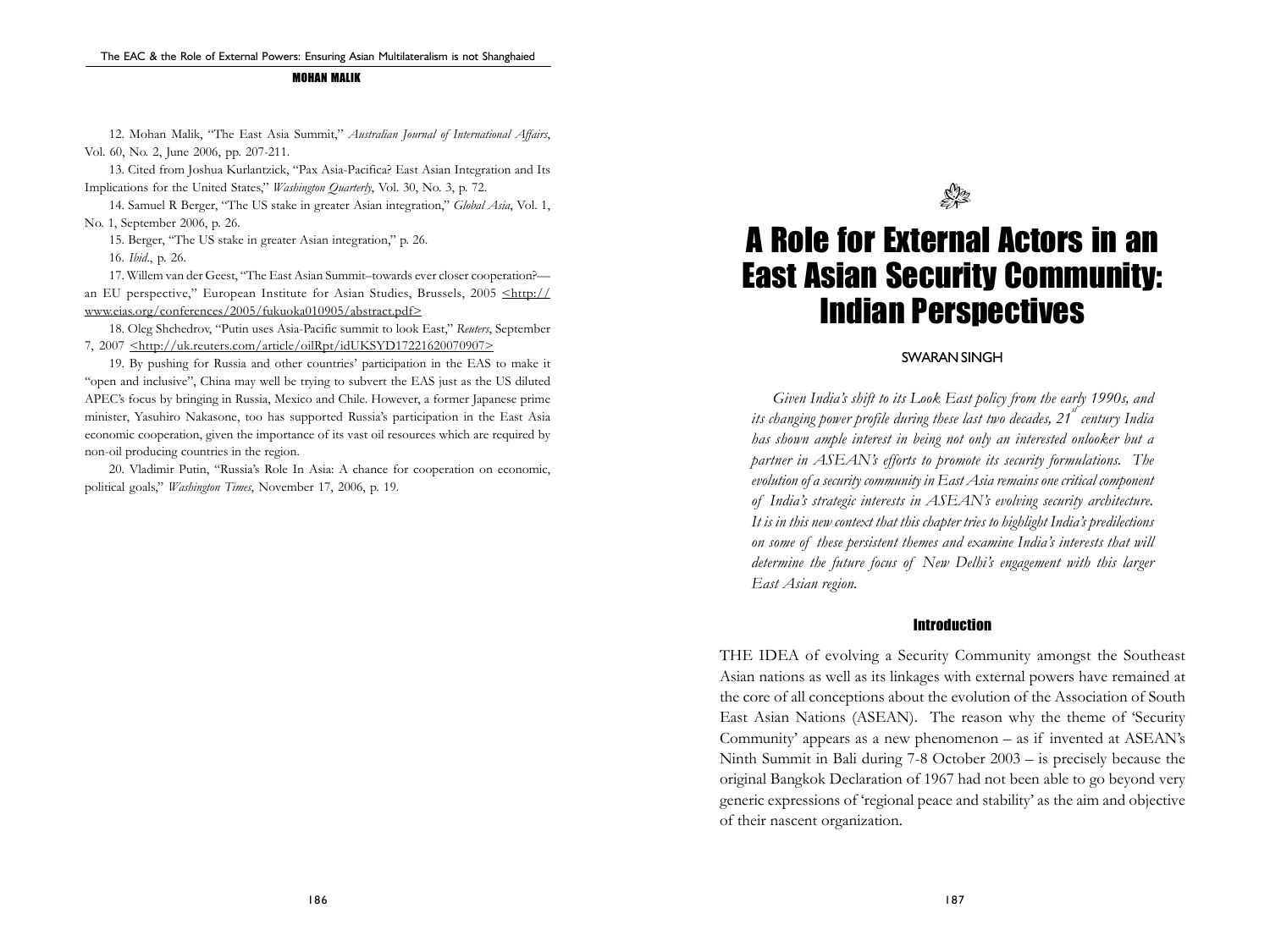12. Mohan Malik, "The East Asia Summit," *Australian Journal of International Affairs*, Vol. 60, No. 2, June 2006, pp. 207-211.

13. Cited from Joshua Kurlantzick, "Pax Asia-Pacifica? East Asian Integration and Its Implications for the United States," *Washington Quarterly*, Vol. 30, No. 3, p. 72.

14. Samuel R Berger, "The US stake in greater Asian integration," *Global Asia*, Vol. 1, No. 1, September 2006, p. 26.

15. Berger, "The US stake in greater Asian integration," p. 26.

16. *Ibid*., p. 26.

17. Willem van der Geest, "The East Asian Summit–towards ever closer cooperation?—an EU perspective," European Institute for Asian Studies, Brussels, 2005 <http://www.eias.org/conferences/2005/fukuoka010905/abstract.pdf>

18. Oleg Shchedrov, "Putin uses Asia-Pacific summit to look East," *Reuters*, September 7, 2007 <http://uk.reuters.com/article/oilRpt/idUKSYD17221620070907>

19. By pushing for Russia and other countries' participation in the EAS to make it "open and inclusive", China may well be trying to subvert the EAS just as the US diluted APEC's focus by bringing in Russia, Mexico and Chile. However, a former Japanese prime minister, Yasuhiro Nakasone, too has supported Russia's participation in the East Asia economic cooperation, given the importance of its vast oil resources which are required by non-oil producing countries in the region.

20. Vladimir Putin, "Russia's Role In Asia: A chance for cooperation on economic, political goals," *Washington Times*, November 17, 2006, p. 19.

# A Role for External Actors in an East Asian Security Community: Indian Perspectives

SWARAN SINGH

*Given India's shift to its Look East policy from the early 1990s, and its changing power profile during these last two decades, 21st century India has shown ample interest in being not only an interested onlooker but a partner in ASEAN's efforts to promote its security formulations. The evolution of a security community in East Asia remains one critical component of India's strategic interests in ASEAN's evolving security architecture. It is in this new context that this chapter tries to highlight India's predilections on some of these persistent themes and examine India's interests that will determine the future focus of New Delhi's engagement with this larger East Asian region.*

## Introduction

THE IDEA of evolving a Security Community amongst the Southeast Asian nations as well as its linkages with external powers have remained at the core of all conceptions about the evolution of the Association of South East Asian Nations (ASEAN). The reason why the theme of 'Security Community' appears as a new phenomenon – as if invented at ASEAN's Ninth Summit in Bali during 7-8 October 2003 – is precisely because the original Bangkok Declaration of 1967 had not been able to go beyond very generic expressions of 'regional peace and stability' as the aim and objective of their nascent organization.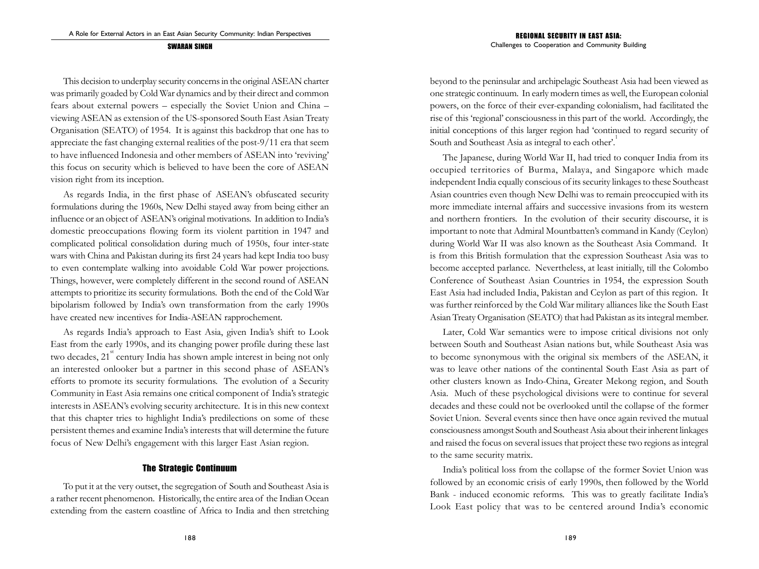This decision to underplay security concerns in the original ASEAN charter was primarily goaded by Cold War dynamics and by their direct and common fears about external powers – especially the Soviet Union and China – viewing ASEAN as extension of the US-sponsored South East Asian Treaty Organisation (SEATO) of 1954. It is against this backdrop that one has to appreciate the fast changing external realities of the post-9/11 era that seem to have influenced Indonesia and other members of ASEAN into 'reviving' this focus on security which is believed to have been the core of ASEAN vision right from its inception.

As regards India, in the first phase of ASEAN's obfuscated security formulations during the 1960s, New Delhi stayed away from being either an influence or an object of ASEAN's original motivations. In addition to India's domestic preoccupations flowing form its violent partition in 1947 and complicated political consolidation during much of 1950s, four inter-state wars with China and Pakistan during its first 24 years had kept India too busy to even contemplate walking into avoidable Cold War power projections. Things, however, were completely different in the second round of ASEAN attempts to prioritize its security formulations. Both the end of the Cold War bipolarism followed by India's own transformation from the early 1990s have created new incentives for India-ASEAN rapprochement.

As regards India's approach to East Asia, given India's shift to Look East from the early 1990s, and its changing power profile during these last two decades, 21st century India has shown ample interest in being not only an interested onlooker but a partner in this second phase of ASEAN's efforts to promote its security formulations. The evolution of a Security Community in East Asia remains one critical component of India's strategic interests in ASEAN's evolving security architecture. It is in this new context that this chapter tries to highlight India's predilections on some of these persistent themes and examine India's interests that will determine the future focus of New Delhi's engagement with this larger East Asian region.

## The Strategic Continuum

To put it at the very outset, the segregation of South and Southeast Asia is a rather recent phenomenon. Historically, the entire area of the Indian Ocean extending from the eastern coastline of Africa to India and then stretching beyond to the peninsular and archipelagic Southeast Asia had been viewed as one strategic continuum. In early modern times as well, the European colonial powers, on the force of their ever-expanding colonialism, had facilitated the rise of this 'regional' consciousness in this part of the world. Accordingly, the initial conceptions of this larger region had 'continued to regard security of South and Southeast Asia as integral to each other'.[1]

The Japanese, during World War II, had tried to conquer India from its occupied territories of Burma, Malaya, and Singapore which made independent India equally conscious of its security linkages to these Southeast Asian countries even though New Delhi was to remain preoccupied with its more immediate internal affairs and successive invasions from its western and northern frontiers. In the evolution of their security discourse, it is important to note that Admiral Mountbatten's command in Kandy (Ceylon) during World War II was also known as the Southeast Asia Command. It is from this British formulation that the expression Southeast Asia was to become accepted parlance. Nevertheless, at least initially, till the Colombo Conference of Southeast Asian Countries in 1954, the expression South East Asia had included India, Pakistan and Ceylon as part of this region. It was further reinforced by the Cold War military alliances like the South East Asian Treaty Organisation (SEATO) that had Pakistan as its integral member.

Later, Cold War semantics were to impose critical divisions not only between South and Southeast Asian nations but, while Southeast Asia was to become synonymous with the original six members of the ASEAN, it was to leave other nations of the continental South East Asia as part of other clusters known as Indo-China, Greater Mekong region, and South Asia. Much of these psychological divisions were to continue for several decades and these could not be overlooked until the collapse of the former Soviet Union. Several events since then have once again revived the mutual consciousness amongst South and Southeast Asia about their inherent linkages and raised the focus on several issues that project these two regions as integral to the same security matrix.

India's political loss from the collapse of the former Soviet Union was followed by an economic crisis of early 1990s, then followed by the World Bank - induced economic reforms. This was to greatly facilitate India's Look East policy that was to be centered around India's economic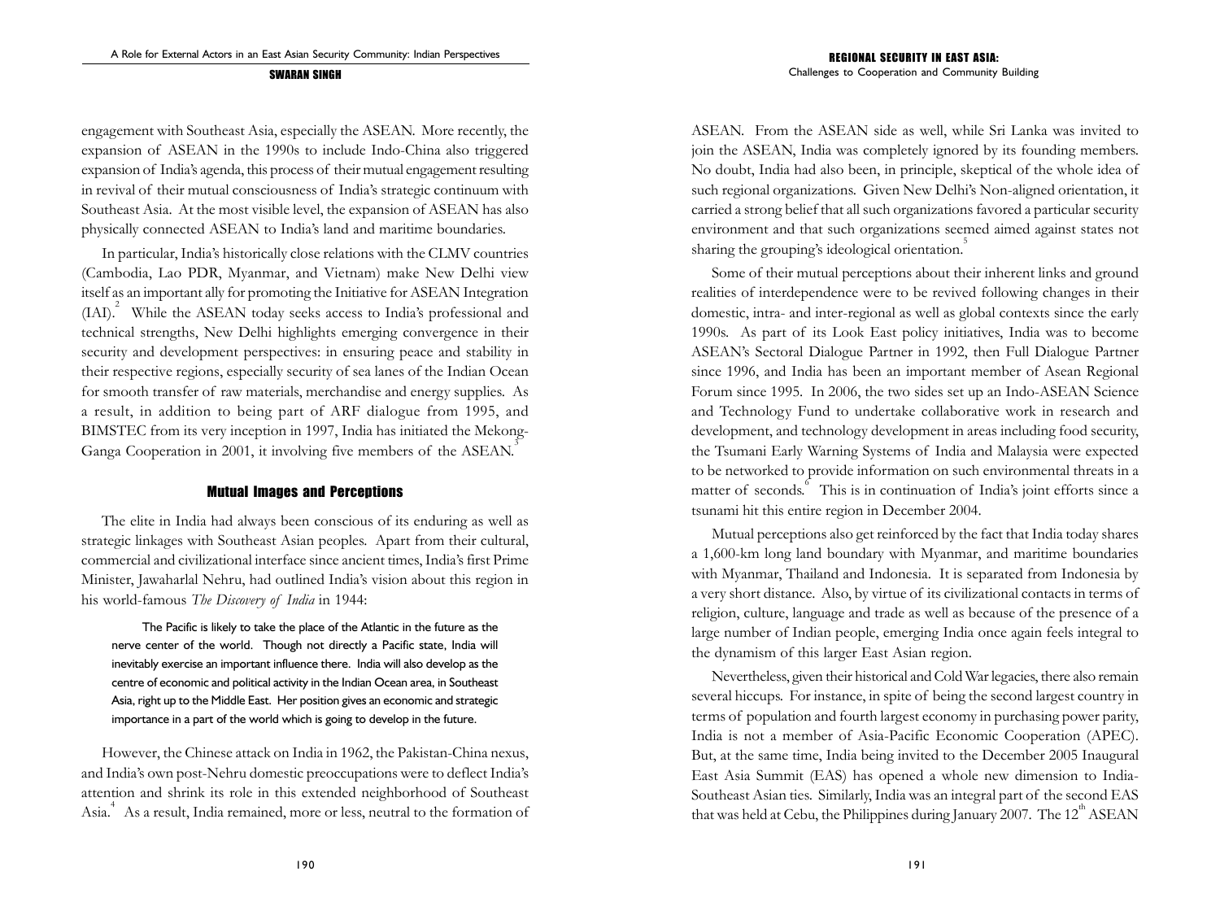engagement with Southeast Asia, especially the ASEAN. More recently, the expansion of ASEAN in the 1990s to include Indo-China also triggered expansion of India's agenda, this process of their mutual engagement resulting in revival of their mutual consciousness of India's strategic continuum with Southeast Asia. At the most visible level, the expansion of ASEAN has also physically connected ASEAN to India's land and maritime boundaries.

In particular, India's historically close relations with the CLMV countries (Cambodia, Lao PDR, Myanmar, and Vietnam) make New Delhi view itself as an important ally for promoting the Initiative for ASEAN Integration (IAI).[2] While the ASEAN today seeks access to India's professional and technical strengths, New Delhi highlights emerging convergence in their security and development perspectives: in ensuring peace and stability in their respective regions, especially security of sea lanes of the Indian Ocean for smooth transfer of raw materials, merchandise and energy supplies. As a result, in addition to being part of ARF dialogue from 1995, and BIMSTEC from its very inception in 1997, India has initiated the Mekong-Ganga Cooperation in 2001, it involving five members of the ASEAN.[3]

## Mutual Images and Perceptions

The elite in India had always been conscious of its enduring as well as strategic linkages with Southeast Asian peoples. Apart from their cultural, commercial and civilizational interface since ancient times, India's first Prime Minister, Jawaharlal Nehru, had outlined India's vision about this region in his world-famous *The Discovery of India* in 1944:

> The Pacific is likely to take the place of the Atlantic in the future as the nerve center of the world. Though not directly a Pacific state, India will inevitably exercise an important influence there. India will also develop as the centre of economic and political activity in the Indian Ocean area, in Southeast Asia, right up to the Middle East. Her position gives an economic and strategic importance in a part of the world which is going to develop in the future.

However, the Chinese attack on India in 1962, the Pakistan-China nexus, and India's own post-Nehru domestic preoccupations were to deflect India's attention and shrink its role in this extended neighborhood of Southeast Asia.[4] As a result, India remained, more or less, neutral to the formation of ASEAN. From the ASEAN side as well, while Sri Lanka was invited to join the ASEAN, India was completely ignored by its founding members. No doubt, India had also been, in principle, skeptical of the whole idea of such regional organizations. Given New Delhi's Non-aligned orientation, it carried a strong belief that all such organizations favored a particular security environment and that such organizations seemed aimed against states not sharing the grouping's ideological orientation.[5]

Some of their mutual perceptions about their inherent links and ground realities of interdependence were to be revived following changes in their domestic, intra- and inter-regional as well as global contexts since the early 1990s. As part of its Look East policy initiatives, India was to become ASEAN's Sectoral Dialogue Partner in 1992, then Full Dialogue Partner since 1996, and India has been an important member of Asean Regional Forum since 1995. In 2006, the two sides set up an Indo-ASEAN Science and Technology Fund to undertake collaborative work in research and development, and technology development in areas including food security, the Tsumani Early Warning Systems of India and Malaysia were expected to be networked to provide information on such environmental threats in a matter of seconds.[6] This is in continuation of India's joint efforts since a tsunami hit this entire region in December 2004.

Mutual perceptions also get reinforced by the fact that India today shares a 1,600-km long land boundary with Myanmar, and maritime boundaries with Myanmar, Thailand and Indonesia. It is separated from Indonesia by a very short distance. Also, by virtue of its civilizational contacts in terms of religion, culture, language and trade as well as because of the presence of a large number of Indian people, emerging India once again feels integral to the dynamism of this larger East Asian region.

Nevertheless, given their historical and Cold War legacies, there also remain several hiccups. For instance, in spite of being the second largest country in terms of population and fourth largest economy in purchasing power parity, India is not a member of Asia-Pacific Economic Cooperation (APEC). But, at the same time, India being invited to the December 2005 Inaugural East Asia Summit (EAS) has opened a whole new dimension to India-Southeast Asian ties. Similarly, India was an integral part of the second EAS that was held at Cebu, the Philippines during January 2007. The 12th ASEAN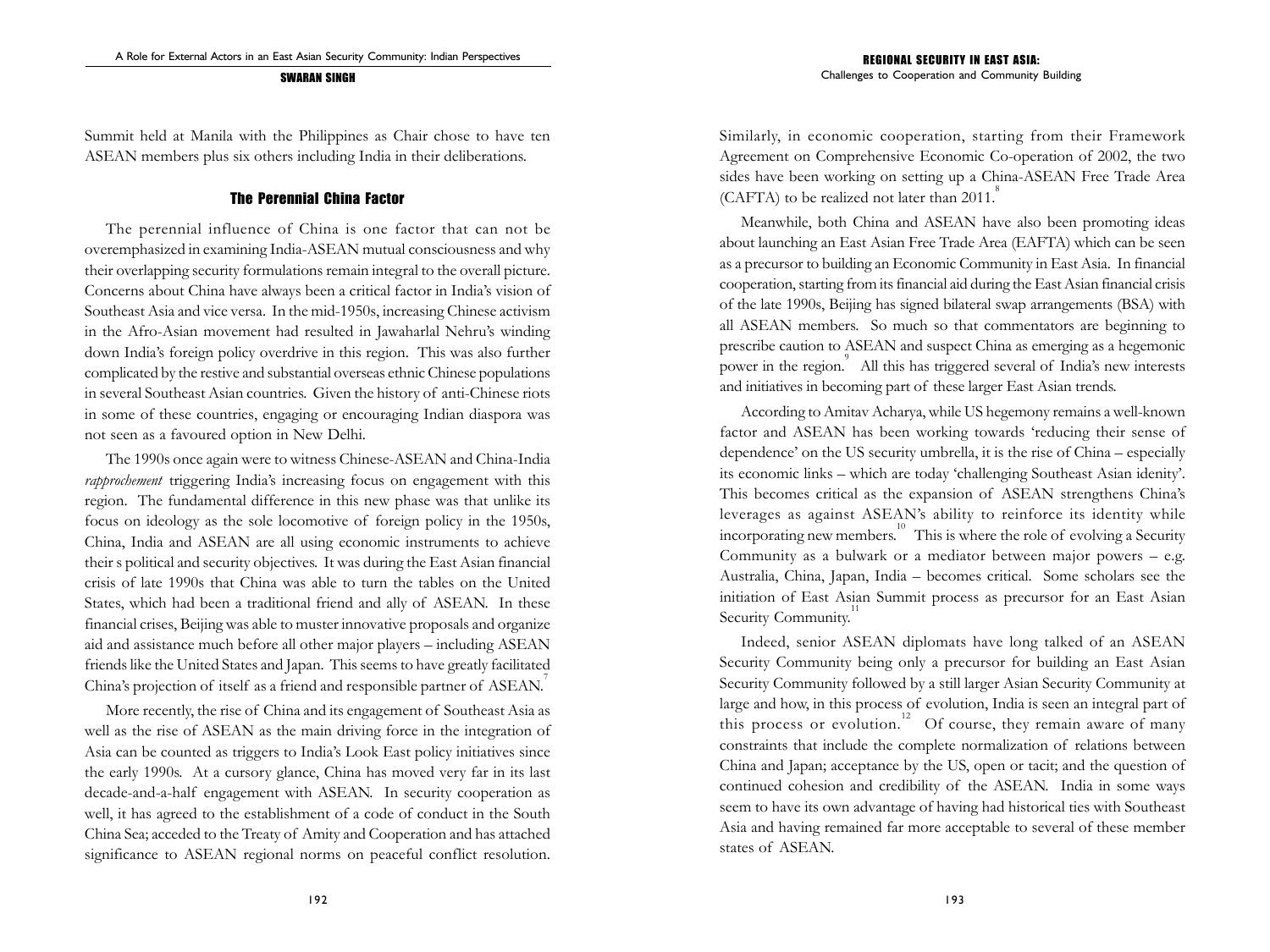Summit held at Manila with the Philippines as Chair chose to have ten ASEAN members plus six others including India in their deliberations.

## The Perennial China Factor

The perennial influence of China is one factor that can not be overemphasized in examining India-ASEAN mutual consciousness and why their overlapping security formulations remain integral to the overall picture. Concerns about China have always been a critical factor in India's vision of Southeast Asia and vice versa. In the mid-1950s, increasing Chinese activism in the Afro-Asian movement had resulted in Jawaharlal Nehru's winding down India's foreign policy overdrive in this region. This was also further complicated by the restive and substantial overseas ethnic Chinese populations in several Southeast Asian countries. Given the history of anti-Chinese riots in some of these countries, engaging or encouraging Indian diaspora was not seen as a favoured option in New Delhi.

The 1990s once again were to witness Chinese-ASEAN and China-India *rapprochement* triggering India's increasing focus on engagement with this region. The fundamental difference in this new phase was that unlike its focus on ideology as the sole locomotive of foreign policy in the 1950s, China, India and ASEAN are all using economic instruments to achieve their s political and security objectives. It was during the East Asian financial crisis of late 1990s that China was able to turn the tables on the United States, which had been a traditional friend and ally of ASEAN. In these financial crises, Beijing was able to muster innovative proposals and organize aid and assistance much before all other major players – including ASEAN friends like the United States and Japan. This seems to have greatly facilitated China's projection of itself as a friend and responsible partner of ASEAN.[7]

More recently, the rise of China and its engagement of Southeast Asia as well as the rise of ASEAN as the main driving force in the integration of Asia can be counted as triggers to India's Look East policy initiatives since the early 1990s. At a cursory glance, China has moved very far in its last decade-and-a-half engagement with ASEAN. In security cooperation as well, it has agreed to the establishment of a code of conduct in the South China Sea; acceded to the Treaty of Amity and Cooperation and has attached significance to ASEAN regional norms on peaceful conflict resolution. Similarly, in economic cooperation, starting from their Framework Agreement on Comprehensive Economic Co-operation of 2002, the two sides have been working on setting up a China-ASEAN Free Trade Area (CAFTA) to be realized not later than 2011.[8]

Meanwhile, both China and ASEAN have also been promoting ideas about launching an East Asian Free Trade Area (EAFTA) which can be seen as a precursor to building an Economic Community in East Asia. In financial cooperation, starting from its financial aid during the East Asian financial crisis of the late 1990s, Beijing has signed bilateral swap arrangements (BSA) with all ASEAN members. So much so that commentators are beginning to prescribe caution to ASEAN and suspect China as emerging as a hegemonic power in the region.[9] All this has triggered several of India's new interests and initiatives in becoming part of these larger East Asian trends.

According to Amitav Acharya, while US hegemony remains a well-known factor and ASEAN has been working towards 'reducing their sense of dependence' on the US security umbrella, it is the rise of China – especially its economic links – which are today 'challenging Southeast Asian idenity'. This becomes critical as the expansion of ASEAN strengthens China's leverages as against ASEAN's ability to reinforce its identity while incorporating new members.[10] This is where the role of evolving a Security Community as a bulwark or a mediator between major powers – e.g. Australia, China, Japan, India – becomes critical. Some scholars see the initiation of East Asian Summit process as precursor for an East Asian Security Community.[11]

Indeed, senior ASEAN diplomats have long talked of an ASEAN Security Community being only a precursor for building an East Asian Security Community followed by a still larger Asian Security Community at large and how, in this process of evolution, India is seen an integral part of this process or evolution.[12] Of course, they remain aware of many constraints that include the complete normalization of relations between China and Japan; acceptance by the US, open or tacit; and the question of continued cohesion and credibility of the ASEAN. India in some ways seem to have its own advantage of having had historical ties with Southeast Asia and having remained far more acceptable to several of these member states of ASEAN.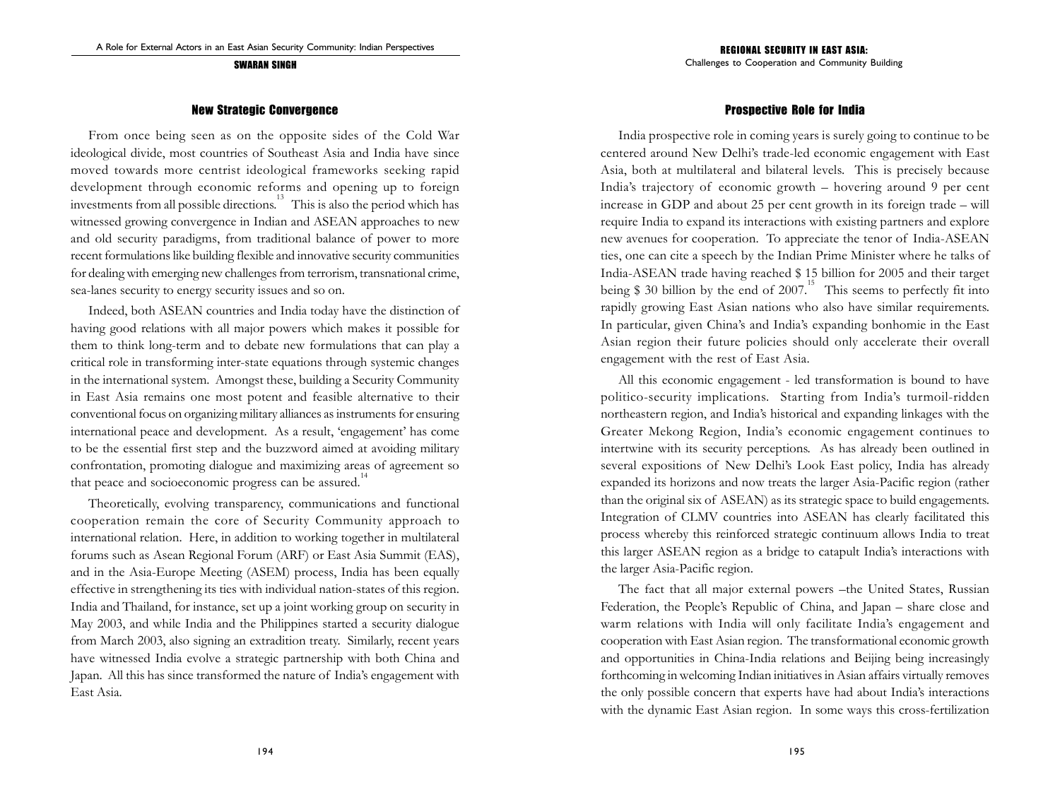## New Strategic Convergence

From once being seen as on the opposite sides of the Cold War ideological divide, most countries of Southeast Asia and India have since moved towards more centrist ideological frameworks seeking rapid development through economic reforms and opening up to foreign investments from all possible directions.[13] This is also the period which has witnessed growing convergence in Indian and ASEAN approaches to new and old security paradigms, from traditional balance of power to more recent formulations like building flexible and innovative security communities for dealing with emerging new challenges from terrorism, transnational crime, sea-lanes security to energy security issues and so on.

Indeed, both ASEAN countries and India today have the distinction of having good relations with all major powers which makes it possible for them to think long-term and to debate new formulations that can play a critical role in transforming inter-state equations through systemic changes in the international system. Amongst these, building a Security Community in East Asia remains one most potent and feasible alternative to their conventional focus on organizing military alliances as instruments for ensuring international peace and development. As a result, 'engagement' has come to be the essential first step and the buzzword aimed at avoiding military confrontation, promoting dialogue and maximizing areas of agreement so that peace and socioeconomic progress can be assured.[14]

Theoretically, evolving transparency, communications and functional cooperation remain the core of Security Community approach to international relation. Here, in addition to working together in multilateral forums such as Asean Regional Forum (ARF) or East Asia Summit (EAS), and in the Asia-Europe Meeting (ASEM) process, India has been equally effective in strengthening its ties with individual nation-states of this region. India and Thailand, for instance, set up a joint working group on security in May 2003, and while India and the Philippines started a security dialogue from March 2003, also signing an extradition treaty. Similarly, recent years have witnessed India evolve a strategic partnership with both China and Japan. All this has since transformed the nature of India's engagement with East Asia.

## Prospective Role for India

India prospective role in coming years is surely going to continue to be centered around New Delhi's trade-led economic engagement with East Asia, both at multilateral and bilateral levels. This is precisely because India's trajectory of economic growth – hovering around 9 per cent increase in GDP and about 25 per cent growth in its foreign trade – will require India to expand its interactions with existing partners and explore new avenues for cooperation. To appreciate the tenor of India-ASEAN ties, one can cite a speech by the Indian Prime Minister where he talks of India-ASEAN trade having reached $ 15 billion for 2005 and their target being $ 30 billion by the end of 2007.[15] This seems to perfectly fit into rapidly growing East Asian nations who also have similar requirements. In particular, given China's and India's expanding bonhomie in the East Asian region their future policies should only accelerate their overall engagement with the rest of East Asia.

All this economic engagement - led transformation is bound to have politico-security implications. Starting from India's turmoil-ridden northeastern region, and India's historical and expanding linkages with the Greater Mekong Region, India's economic engagement continues to intertwine with its security perceptions. As has already been outlined in several expositions of New Delhi's Look East policy, India has already expanded its horizons and now treats the larger Asia-Pacific region (rather than the original six of ASEAN) as its strategic space to build engagements. Integration of CLMV countries into ASEAN has clearly facilitated this process whereby this reinforced strategic continuum allows India to treat this larger ASEAN region as a bridge to catapult India's interactions with the larger Asia-Pacific region.

The fact that all major external powers –the United States, Russian Federation, the People's Republic of China, and Japan – share close and warm relations with India will only facilitate India's engagement and cooperation with East Asian region. The transformational economic growth and opportunities in China-India relations and Beijing being increasingly forthcoming in welcoming Indian initiatives in Asian affairs virtually removes the only possible concern that experts have had about India's interactions with the dynamic East Asian region. In some ways this cross-fertilization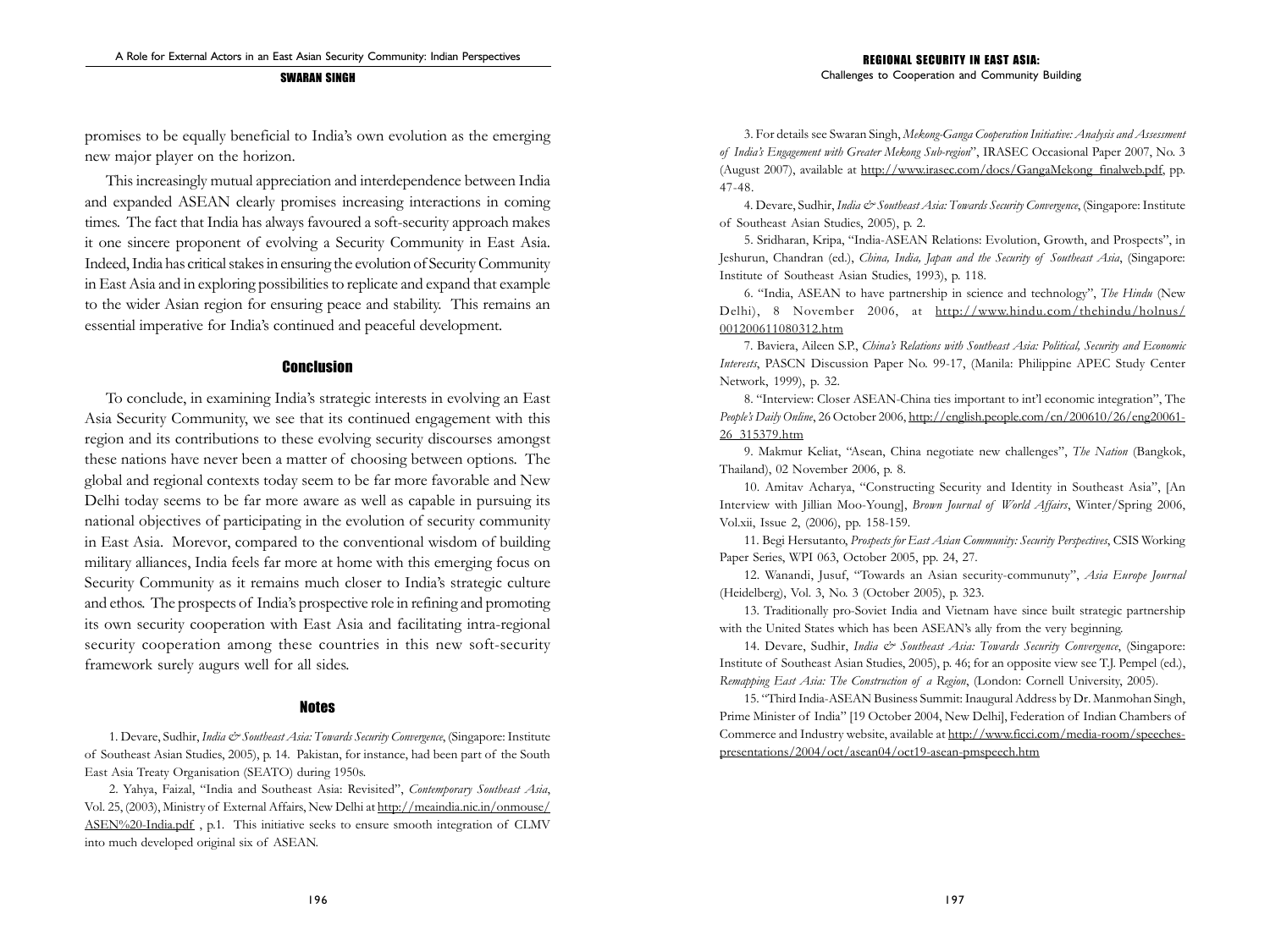promises to be equally beneficial to India's own evolution as the emerging new major player on the horizon.

This increasingly mutual appreciation and interdependence between India and expanded ASEAN clearly promises increasing interactions in coming times. The fact that India has always favoured a soft-security approach makes it one sincere proponent of evolving a Security Community in East Asia. Indeed, India has critical stakes in ensuring the evolution of Security Community in East Asia and in exploring possibilities to replicate and expand that example to the wider Asian region for ensuring peace and stability. This remains an essential imperative for India's continued and peaceful development.

## Conclusion

To conclude, in examining India's strategic interests in evolving an East Asia Security Community, we see that its continued engagement with this region and its contributions to these evolving security discourses amongst these nations have never been a matter of choosing between options. The global and regional contexts today seem to be far more favorable and New Delhi today seems to be far more aware as well as capable in pursuing its national objectives of participating in the evolution of security community in East Asia. Morevor, compared to the conventional wisdom of building military alliances, India feels far more at home with this emerging focus on Security Community as it remains much closer to India's strategic culture and ethos. The prospects of India's prospective role in refining and promoting its own security cooperation with East Asia and facilitating intra-regional security cooperation among these countries in this new soft-security framework surely augurs well for all sides.

## Notes

1. Devare, Sudhir, *India & Southeast Asia: Towards Security Convergence*, (Singapore: Institute of Southeast Asian Studies, 2005), p. 14. Pakistan, for instance, had been part of the South East Asia Treaty Organisation (SEATO) during 1950s.

2. Yahya, Faizal, "India and Southeast Asia: Revisited", *Contemporary Southeast Asia*, Vol. 25, (2003), Ministry of External Affairs, New Delhi at http://meaindia.nic.in/onmouse/ASEN%20-India.pdf , p.1. This initiative seeks to ensure smooth integration of CLMV into much developed original six of ASEAN.

3. For details see Swaran Singh, *Mekong-Ganga Cooperation Initiative: Analysis and Assessment of India's Engagement with Greater Mekong Sub-region*", IRASEC Occasional Paper 2007, No. 3 (August 2007), available at http://www.irasec.com/docs/GangaMekong_finalweb.pdf, pp. 47-48.

4. Devare, Sudhir, *India & Southeast Asia: Towards Security Convergence*, (Singapore: Institute of Southeast Asian Studies, 2005), p. 2.

5. Sridharan, Kripa, "India-ASEAN Relations: Evolution, Growth, and Prospects", in Jeshurun, Chandran (ed.), *China, India, Japan and the Security of Southeast Asia*, (Singapore: Institute of Southeast Asian Studies, 1993), p. 118.

6. "India, ASEAN to have partnership in science and technology", *The Hindu* (New Delhi), 8 November 2006, at http://www.hindu.com/thehindu/holnus/001200611080312.htm

7. Baviera, Aileen S.P., *China's Relations with Southeast Asia: Political, Security and Economic Interests*, PASCN Discussion Paper No. 99-17, (Manila: Philippine APEC Study Center Network, 1999), p. 32.

8. "Interview: Closer ASEAN-China ties important to int'l economic integration", The *People's Daily Online*, 26 October 2006, http://english.people.com/cn/200610/26/eng20061-26_315379.htm

9. Makmur Keliat, "Asean, China negotiate new challenges", *The Nation* (Bangkok, Thailand), 02 November 2006, p. 8.

10. Amitav Acharya, "Constructing Security and Identity in Southeast Asia", [An Interview with Jillian Moo-Young], *Brown Journal of World Affairs*, Winter/Spring 2006, Vol.xii, Issue 2, (2006), pp. 158-159.

11. Begi Hersutanto, *Prospects for East Asian Community: Security Perspectives*, CSIS Working Paper Series, WPI 063, October 2005, pp. 24, 27.

12. Wanandi, Jusuf, "Towards an Asian security-communuty", *Asia Europe Journal* (Heidelberg), Vol. 3, No. 3 (October 2005), p. 323.

13. Traditionally pro-Soviet India and Vietnam have since built strategic partnership with the United States which has been ASEAN's ally from the very beginning.

14. Devare, Sudhir, *India & Southeast Asia: Towards Security Convergence*, (Singapore: Institute of Southeast Asian Studies, 2005), p. 46; for an opposite view see T.J. Pempel (ed.), *Remapping East Asia: The Construction of a Region*, (London: Cornell University, 2005).

15. "Third India-ASEAN Business Summit: Inaugural Address by Dr. Manmohan Singh, Prime Minister of India" [19 October 2004, New Delhi], Federation of Indian Chambers of Commerce and Industry website, available at http://www.ficci.com/media-room/speeches-presentations/2004/oct/asean04/oct19-asean-pmspeech.htm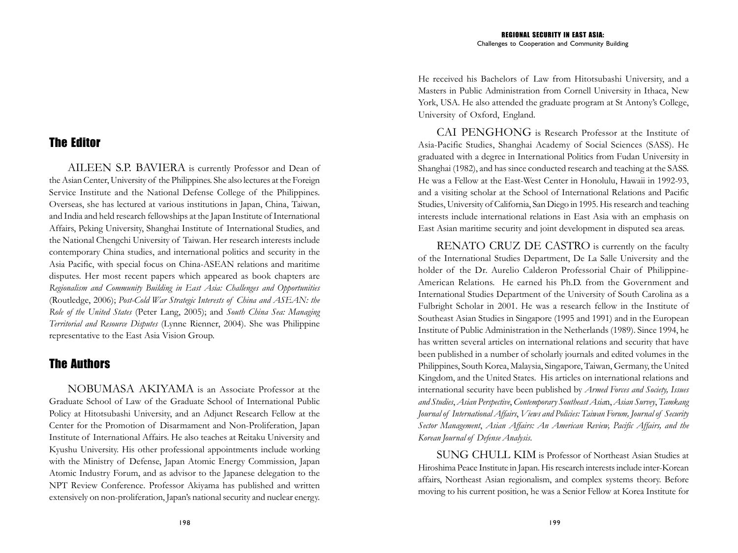## The Editor

AILEEN S.P. BAVIERA is currently Professor and Dean of the Asian Center, University of the Philippines. She also lectures at the Foreign Service Institute and the National Defense College of the Philippines. Overseas, she has lectured at various institutions in Japan, China, Taiwan, and India and held research fellowships at the Japan Institute of International Affairs, Peking University, Shanghai Institute of International Studies, and the National Chengchi University of Taiwan. Her research interests include contemporary China studies, and international politics and security in the Asia Pacific, with special focus on China-ASEAN relations and maritime disputes. Her most recent papers which appeared as book chapters are *Regionalism and Community Building in East Asia: Challenges and Opportunities* (Routledge, 2006); *Post-Cold War Strategic Interests of China and ASEAN: the Role of the United States* (Peter Lang, 2005); and *South China Sea: Managing Territorial and Resource Disputes* (Lynne Rienner, 2004). She was Philippine representative to the East Asia Vision Group.

## The Authors

NOBUMASA AKIYAMA is an Associate Professor at the Graduate School of Law of the Graduate School of International Public Policy at Hitotsubashi University, and an Adjunct Research Fellow at the Center for the Promotion of Disarmament and Non-Proliferation, Japan Institute of International Affairs. He also teaches at Reitaku University and Kyushu University. His other professional appointments include working with the Ministry of Defense, Japan Atomic Energy Commission, Japan Atomic Industry Forum, and as advisor to the Japanese delegation to the NPT Review Conference. Professor Akiyama has published and written extensively on non-proliferation, Japan's national security and nuclear energy. He received his Bachelors of Law from Hitotsubashi University, and a Masters in Public Administration from Cornell University in Ithaca, New York, USA. He also attended the graduate program at St Antony's College, University of Oxford, England.

CAI PENGHONG is Research Professor at the Institute of Asia-Pacific Studies, Shanghai Academy of Social Sciences (SASS). He graduated with a degree in International Politics from Fudan University in Shanghai (1982), and has since conducted research and teaching at the SASS. He was a Fellow at the East-West Center in Honolulu, Hawaii in 1992-93, and a visiting scholar at the School of International Relations and Pacific Studies, University of California, San Diego in 1995. His research and teaching interests include international relations in East Asia with an emphasis on East Asian maritime security and joint development in disputed sea areas.

RENATO CRUZ DE CASTRO is currently on the faculty of the International Studies Department, De La Salle University and the holder of the Dr. Aurelio Calderon Professorial Chair of Philippine-American Relations. He earned his Ph.D. from the Government and International Studies Department of the University of South Carolina as a Fulbright Scholar in 2001. He was a research fellow in the Institute of Southeast Asian Studies in Singapore (1995 and 1991) and in the European Institute of Public Administration in the Netherlands (1989). Since 1994, he has written several articles on international relations and security that have been published in a number of scholarly journals and edited volumes in the Philippines, South Korea, Malaysia, Singapore, Taiwan, Germany, the United Kingdom, and the United States. His articles on international relations and international security have been published by *Armed Forces and Society, Issues and Studies*, *Asian Perspective*, *Contemporary Southeast Asia*n, *Asian Survey*, *Tamkang Journal of International Affairs*, *Views and Policies: Taiwan Forum, Journal of Security Sector Management*, *Asian Affairs: An American Review, Pacific Affairs, and the Korean Journal of Defense Analysis*.

SUNG CHULL KIM is Professor of Northeast Asian Studies at Hiroshima Peace Institute in Japan. His research interests include inter-Korean affairs, Northeast Asian regionalism, and complex systems theory. Before moving to his current position, he was a Senior Fellow at Korea Institute for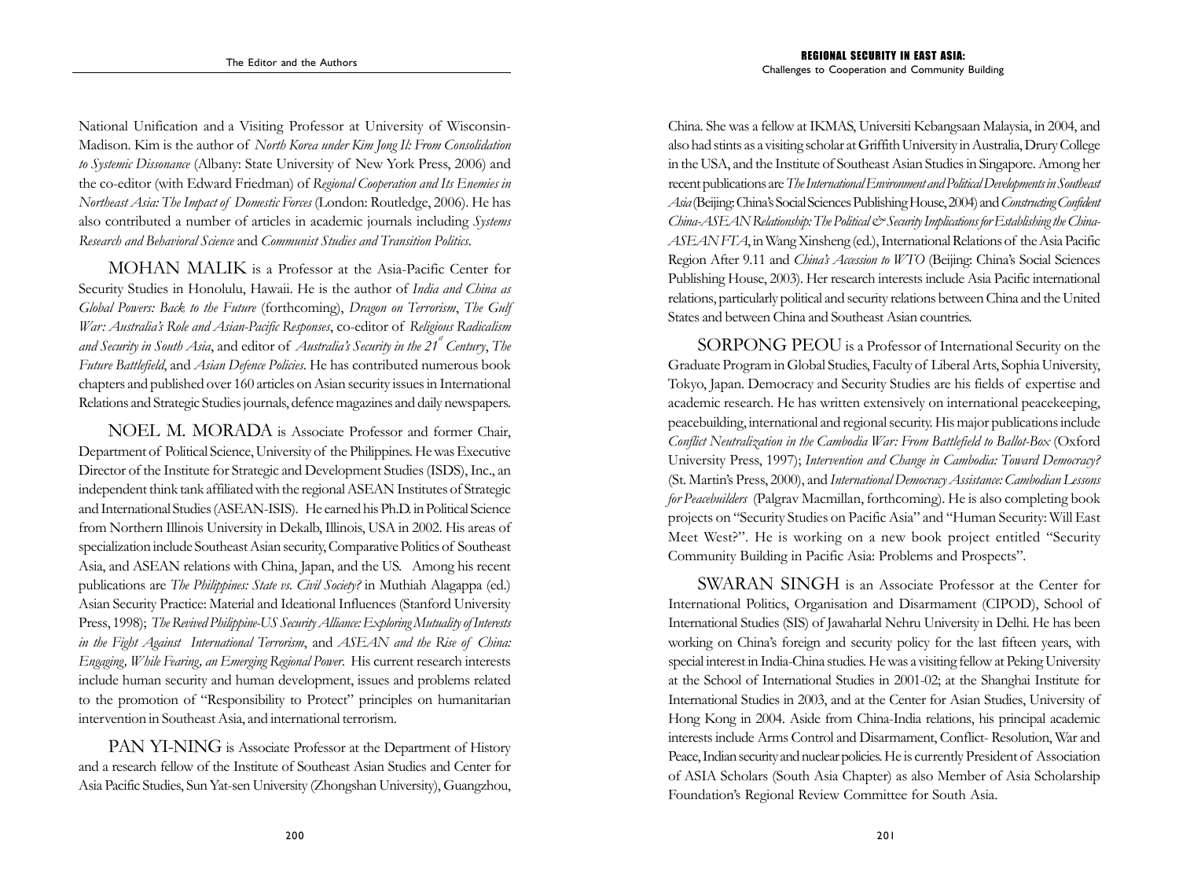National Unification and a Visiting Professor at University of Wisconsin-Madison. Kim is the author of *North Korea under Kim Jong Il: From Consolidation to Systemic Dissonance* (Albany: State University of New York Press, 2006) and the co-editor (with Edward Friedman) of *Regional Cooperation and Its Enemies in Northeast Asia: The Impact of Domestic Forces* (London: Routledge, 2006). He has also contributed a number of articles in academic journals including *Systems Research and Behavioral Science* and *Communist Studies and Transition Politics*.

MOHAN MALIK is a Professor at the Asia-Pacific Center for Security Studies in Honolulu, Hawaii. He is the author of *India and China as Global Powers: Back to the Future* (forthcoming), *Dragon on Terrorism*, *The Gulf War: Australia's Role and Asian-Pacific Responses*, co-editor of *Religious Radicalism and Security in South Asia*, and editor of *Australia's Security in the 21st Century*, *The Future Battlefield*, and *Asian Defence Policies*. He has contributed numerous book chapters and published over 160 articles on Asian security issues in International Relations and Strategic Studies journals, defence magazines and daily newspapers.

NOEL M. MORADA is Associate Professor and former Chair, Department of Political Science, University of the Philippines. He was Executive Director of the Institute for Strategic and Development Studies (ISDS), Inc., an independent think tank affiliated with the regional ASEAN Institutes of Strategic and International Studies (ASEAN-ISIS). He earned his Ph.D. in Political Science from Northern Illinois University in Dekalb, Illinois, USA in 2002. His areas of specialization include Southeast Asian security, Comparative Politics of Southeast Asia, and ASEAN relations with China, Japan, and the US. Among his recent publications are *The Philippines: State vs. Civil Society?* in Muthiah Alagappa (ed.) Asian Security Practice: Material and Ideational Influences (Stanford University Press, 1998); *The Revived Philippine-US Security Alliance: Exploring Mutuality of Interests in the Fight Against International Terrorism*, and *ASEAN and the Rise of China: Engaging, While Fearing, an Emerging Regional Power*. His current research interests include human security and human development, issues and problems related to the promotion of "Responsibility to Protect" principles on humanitarian intervention in Southeast Asia, and international terrorism.

PAN YI-NING is Associate Professor at the Department of History and a research fellow of the Institute of Southeast Asian Studies and Center for Asia Pacific Studies, Sun Yat-sen University (Zhongshan University), Guangzhou, China. She was a fellow at IKMAS, Universiti Kebangsaan Malaysia, in 2004, and also had stints as a visiting scholar at Griffith University in Australia, Drury College in the USA, and the Institute of Southeast Asian Studies in Singapore. Among her recent publications are *The International Environment and Political Developments in Southeast Asia* (Beijing: China's Social Sciences Publishing House, 2004) and *Constructing Confident China-ASEAN Relationship: The Political & Security Implications for Establishing the China-ASEAN FTA*, in Wang Xinsheng (ed.), International Relations of the Asia Pacific Region After 9.11 and *China's Accession to WTO* (Beijing: China's Social Sciences Publishing House, 2003). Her research interests include Asia Pacific international relations, particularly political and security relations between China and the United States and between China and Southeast Asian countries.

SORPONG PEOU is a Professor of International Security on the Graduate Program in Global Studies, Faculty of Liberal Arts, Sophia University, Tokyo, Japan. Democracy and Security Studies are his fields of expertise and academic research. He has written extensively on international peacekeeping, peacebuilding, international and regional security. His major publications include *Conflict Neutralization in the Cambodia War: From Battlefield to Ballot-Box* (Oxford University Press, 1997); *Intervention and Change in Cambodia: Toward Democracy?* (St. Martin's Press, 2000), and *International Democracy Assistance: Cambodian Lessons for Peacebuilders* (Palgrav Macmillan, forthcoming). He is also completing book projects on "Security Studies on Pacific Asia" and "Human Security: Will East Meet West?". He is working on a new book project entitled "Security Community Building in Pacific Asia: Problems and Prospects".

SWARAN SINGH is an Associate Professor at the Center for International Politics, Organisation and Disarmament (CIPOD), School of International Studies (SIS) of Jawaharlal Nehru University in Delhi. He has been working on China's foreign and security policy for the last fifteen years, with special interest in India-China studies. He was a visiting fellow at Peking University at the School of International Studies in 2001-02; at the Shanghai Institute for International Studies in 2003, and at the Center for Asian Studies, University of Hong Kong in 2004. Aside from China-India relations, his principal academic interests include Arms Control and Disarmament, Conflict- Resolution, War and Peace, Indian security and nuclear policies. He is currently President of Association of ASIA Scholars (South Asia Chapter) as also Member of Asia Scholarship Foundation's Regional Review Committee for South Asia.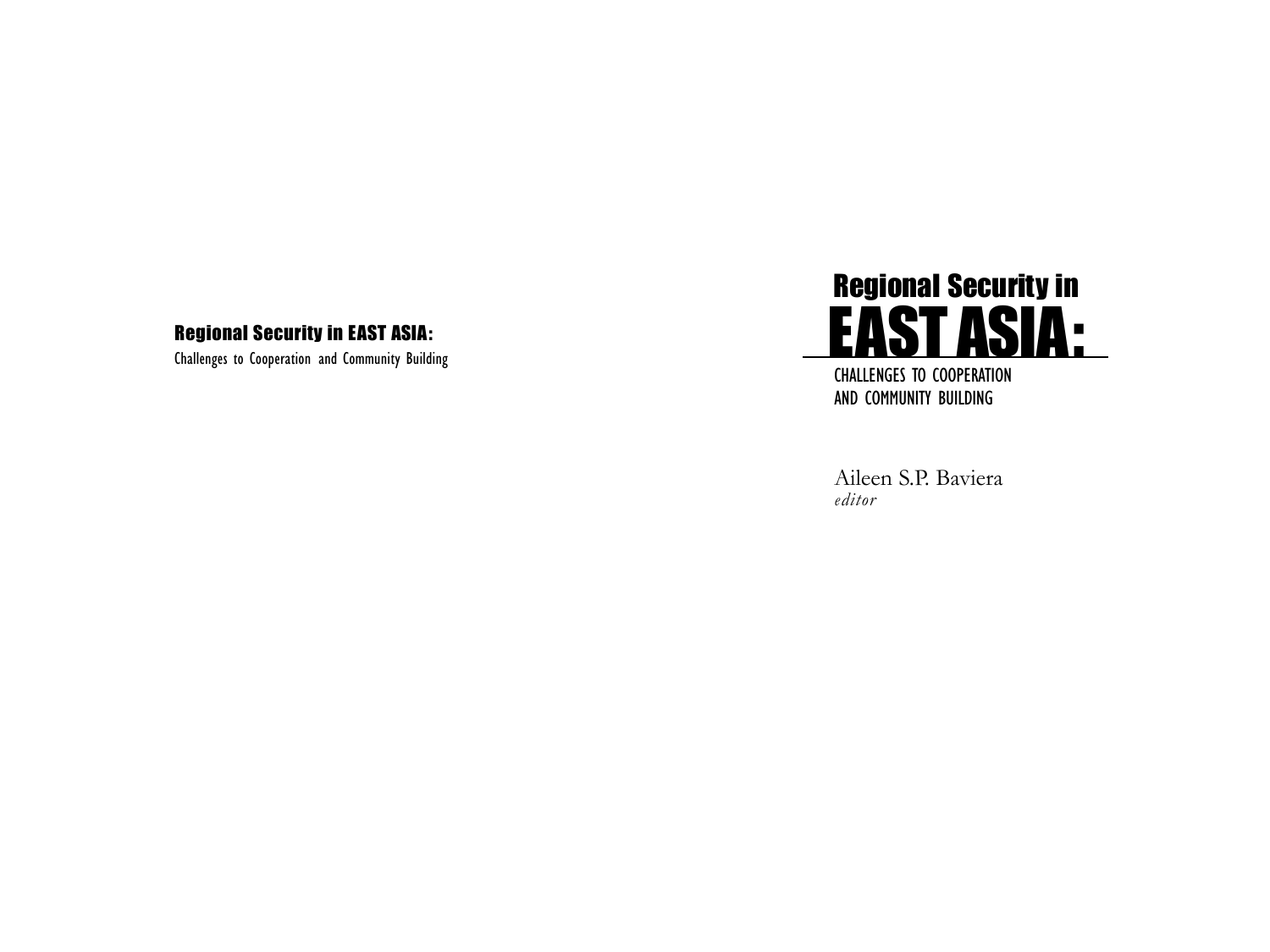**Regional Security in EAST ASIA:**

Challenges to Cooperation and Community Building

# Regional Security in EAST ASIA:

CHALLENGES TO COOPERATION
AND COMMUNITY BUILDING

Aileen S.P. Baviera
*editor*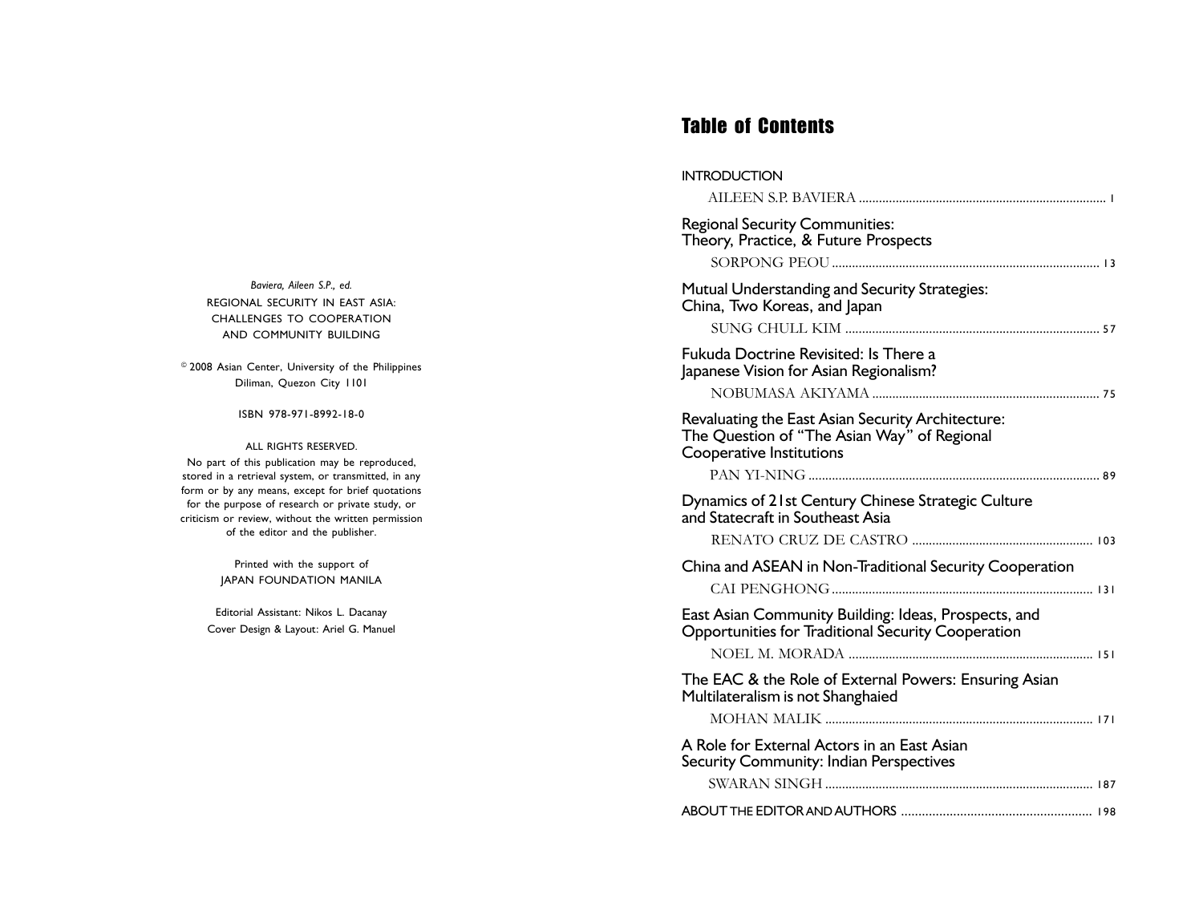*Baviera, Aileen S.P., ed.*

REGIONAL SECURITY IN EAST ASIA: CHALLENGES TO COOPERATION AND COMMUNITY BUILDING

© 2008 Asian Center, University of the Philippines
Diliman, Quezon City 1101

ISBN 978-971-8992-18-0

ALL RIGHTS RESERVED.

No part of this publication may be reproduced, stored in a retrieval system, or transmitted, in any form or by any means, except for brief quotations for the purpose of research or private study, or criticism or review, without the written permission of the editor and the publisher.

Printed with the support of
JAPAN FOUNDATION MANILA

Editorial Assistant: Nikos L. Dacanay
Cover Design & Layout: Ariel G. Manuel

# Table of Contents

INTRODUCTION
AILEEN S.P. BAVIERA ........................................................................ 1

Regional Security Communities:
Theory, Practice, & Future Prospects
SORPONG PEOU ........................................................................ 13

Mutual Understanding and Security Strategies:
China, Two Koreas, and Japan
SUNG CHULL KIM ........................................................................ 57

Fukuda Doctrine Revisited: Is There a
Japanese Vision for Asian Regionalism?
NOBUMASA AKIYAMA ........................................................................ 75

Revaluating the East Asian Security Architecture:
The Question of "The Asian Way" of Regional
Cooperative Institutions
PAN YI-NING ........................................................................ 89

Dynamics of 21st Century Chinese Strategic Culture
and Statecraft in Southeast Asia
RENATO CRUZ DE CASTRO ........................................................................ 103

China and ASEAN in Non-Traditional Security Cooperation
CAI PENGHONG ........................................................................ 131

East Asian Community Building: Ideas, Prospects, and
Opportunities for Traditional Security Cooperation
NOEL M. MORADA ........................................................................ 151

The EAC & the Role of External Powers: Ensuring Asian
Multilateralism is not Shanghaied
MOHAN MALIK ........................................................................ 171

A Role for External Actors in an East Asian
Security Community: Indian Perspectives
SWARAN SINGH ........................................................................ 187

ABOUT THE EDITOR AND AUTHORS ........................................................................ 198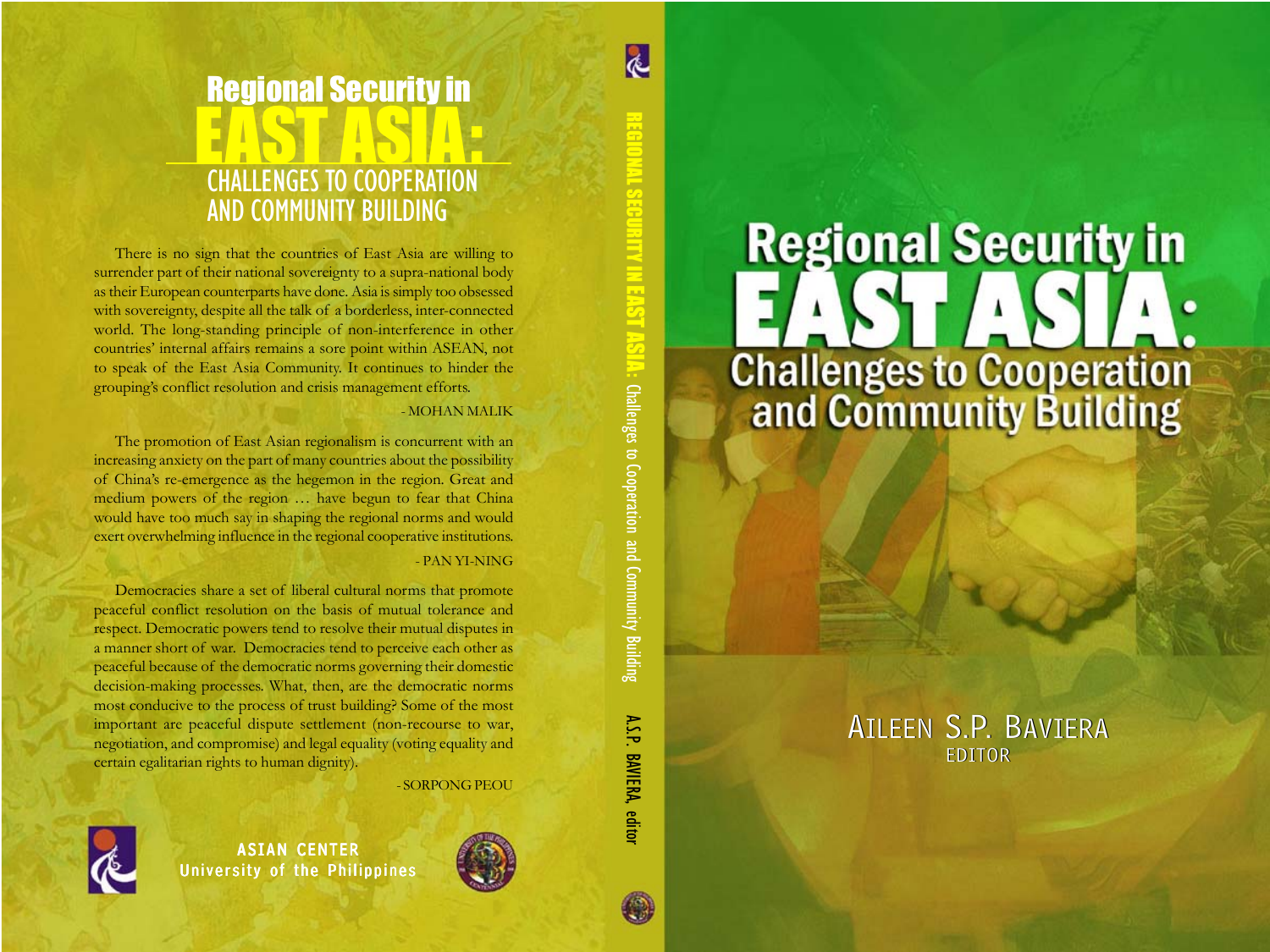# Regional Security in EAST ASIA: CHALLENGES TO COOPERATION AND COMMUNITY BUILDING

There is no sign that the countries of East Asia are willing to surrender part of their national sovereignty to a supra-national body as their European counterparts have done. Asia is simply too obsessed with sovereignty, despite all the talk of a borderless, inter-connected world. The long-standing principle of non-interference in other countries' internal affairs remains a sore point within ASEAN, not to speak of the East Asia Community. It continues to hinder the grouping's conflict resolution and crisis management efforts.

- MOHAN MALIK

The promotion of East Asian regionalism is concurrent with an increasing anxiety on the part of many countries about the possibility of China's re-emergence as the hegemon in the region. Great and medium powers of the region … have begun to fear that China would have too much say in shaping the regional norms and would exert overwhelming influence in the regional cooperative institutions.

- PAN YI-NING

Democracies share a set of liberal cultural norms that promote peaceful conflict resolution on the basis of mutual tolerance and respect. Democratic powers tend to resolve their mutual disputes in a manner short of war. Democracies tend to perceive each other as peaceful because of the democratic norms governing their domestic decision-making processes. What, then, are the democratic norms most conducive to the process of trust building? Some of the most important are peaceful dispute settlement (non-recourse to war, negotiation, and compromise) and legal equality (voting equality and certain egalitarian rights to human dignity).

- SORPONG PEOU

ASIAN CENTER
University of the Philippines

REGIONAL SECURITY IN EAST ASIA: Challenges to Cooperation and Community Building    A.S.P. BAVIERA, editor

# Regional Security in EAST ASIA: Challenges to Cooperation and Community Building

AILEEN S.P. BAVIERA
EDITOR